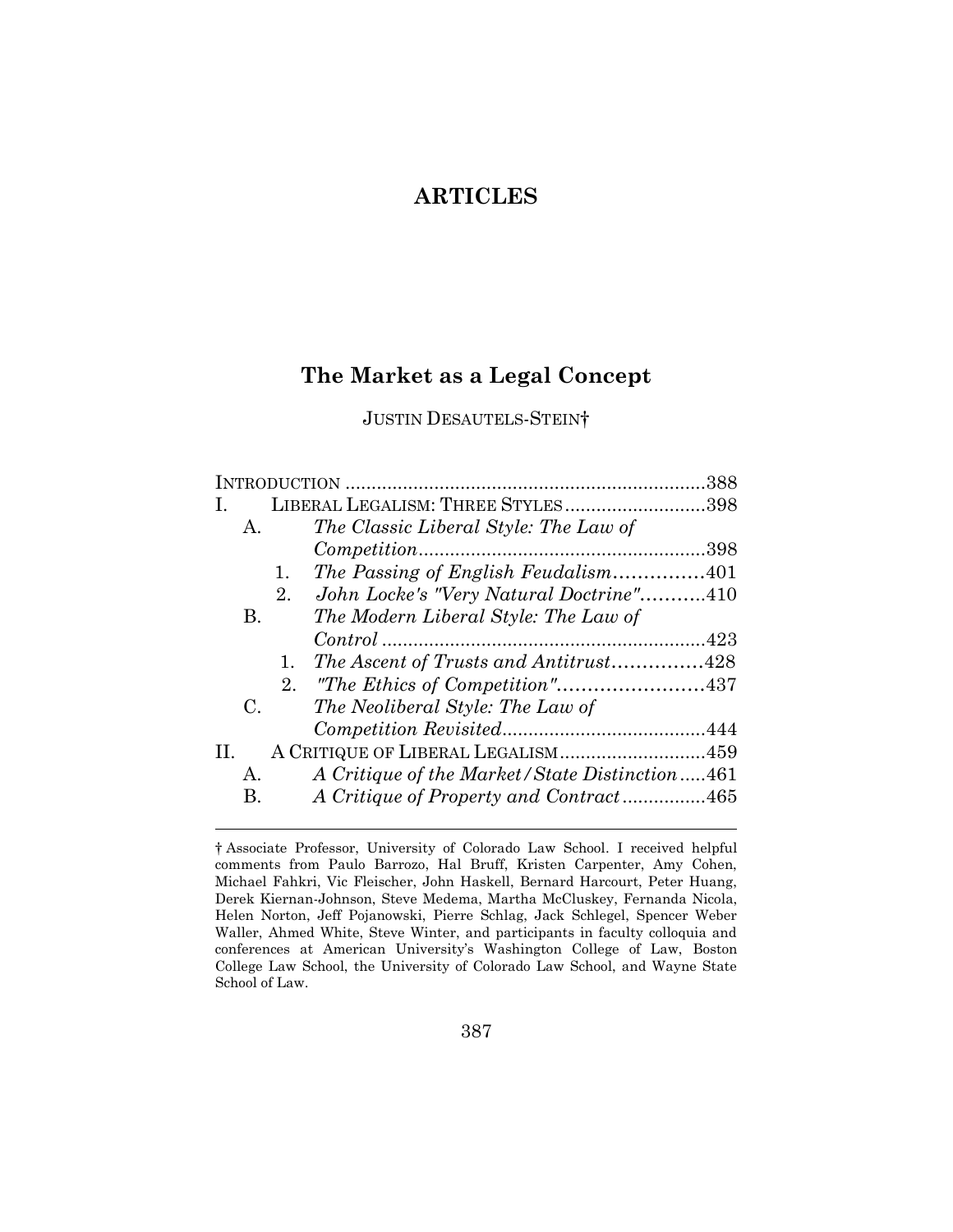# ARTICLES

## The Market as a Legal Concept

JUSTIN DESAUTELS-STEIN†

INTRODUCTION ....................................................................388
I. LIBERAL LEGALISM: THREE STYLES ..........................398
  A. *The Classic Liberal Style: The Law of Competition*......................................................398
    1. *The Passing of English Feudalism*...............401
    2. *John Locke's "Very Natural Doctrine"*...........410
  B. *The Modern Liberal Style: The Law of Control* ..............................................................423
    1. *The Ascent of Trusts and Antitrust*...............428
    2. *"The Ethics of Competition"*.........................437
  C. *The Neoliberal Style: The Law of Competition Revisited*......................................444
II. A CRITIQUE OF LIBERAL LEGALISM...........................459
  A. *A Critique of the Market/State Distinction*.....461
  B. *A Critique of Property and Contract*...............465

---

† Associate Professor, University of Colorado Law School. I received helpful comments from Paulo Barrozo, Hal Bruff, Kristen Carpenter, Amy Cohen, Michael Fahkri, Vic Fleischer, John Haskell, Bernard Harcourt, Peter Huang, Derek Kiernan-Johnson, Steve Medema, Martha McCluskey, Fernanda Nicola, Helen Norton, Jeff Pojanowski, Pierre Schlag, Jack Schlegel, Spencer Weber Waller, Ahmed White, Steve Winter, and participants in faculty colloquia and conferences at American University's Washington College of Law, Boston College Law School, the University of Colorado Law School, and Wayne State School of Law.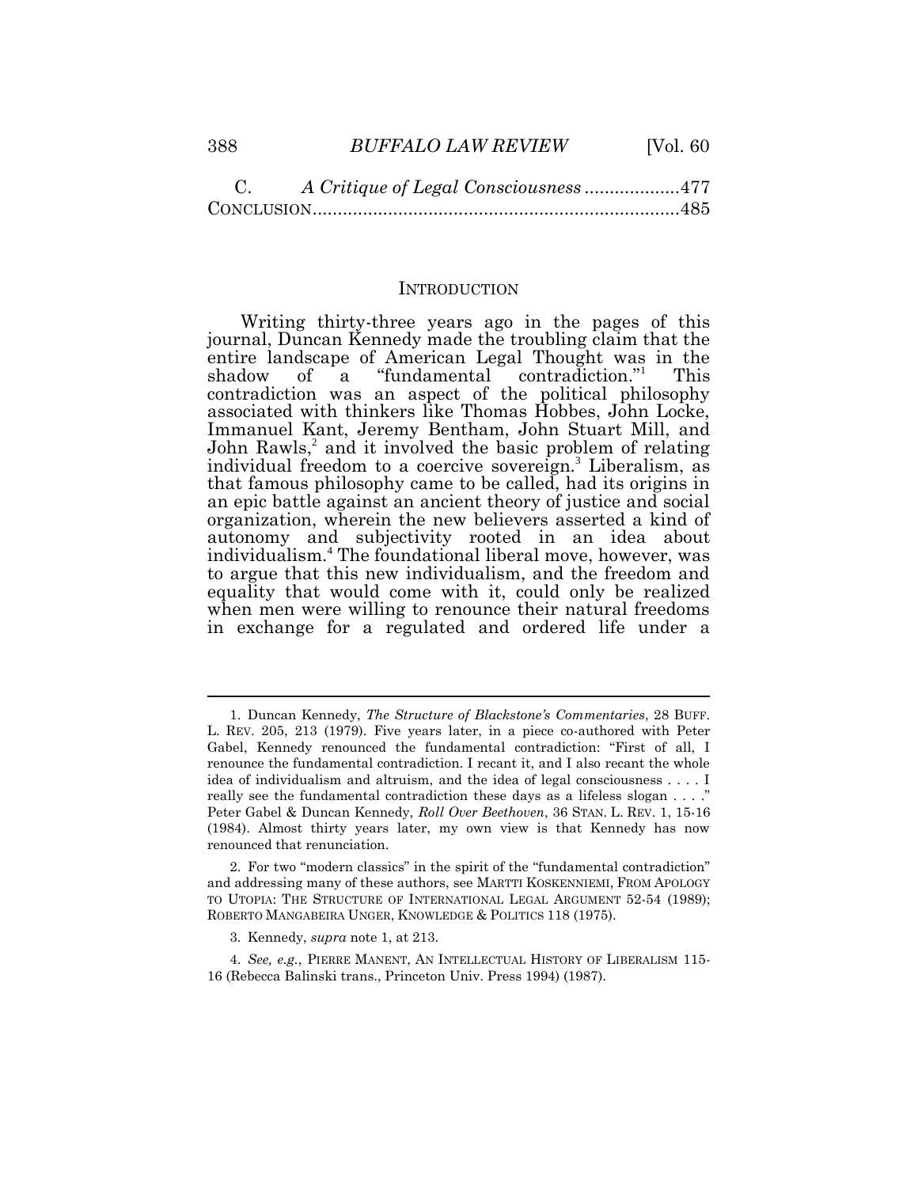C. *A Critique of Legal Consciousness* ..................477
CONCLUSION........................................................................485

## INTRODUCTION

Writing thirty-three years ago in the pages of this journal, Duncan Kennedy made the troubling claim that the entire landscape of American Legal Thought was in the shadow of a "fundamental contradiction."[1] This contradiction was an aspect of the political philosophy associated with thinkers like Thomas Hobbes, John Locke, Immanuel Kant, Jeremy Bentham, John Stuart Mill, and John Rawls,[2] and it involved the basic problem of relating individual freedom to a coercive sovereign.[3] Liberalism, as that famous philosophy came to be called, had its origins in an epic battle against an ancient theory of justice and social organization, wherein the new believers asserted a kind of autonomy and subjectivity rooted in an idea about individualism.[4] The foundational liberal move, however, was to argue that this new individualism, and the freedom and equality that would come with it, could only be realized when men were willing to renounce their natural freedoms in exchange for a regulated and ordered life under a

---

1. Duncan Kennedy, *The Structure of Blackstone's Commentaries*, 28 BUFF. L. REV. 205, 213 (1979). Five years later, in a piece co-authored with Peter Gabel, Kennedy renounced the fundamental contradiction: "First of all, I renounce the fundamental contradiction. I recant it, and I also recant the whole idea of individualism and altruism, and the idea of legal consciousness . . . . I really see the fundamental contradiction these days as a lifeless slogan . . . ." Peter Gabel & Duncan Kennedy, *Roll Over Beethoven*, 36 STAN. L. REV. 1, 15-16 (1984). Almost thirty years later, my own view is that Kennedy has now renounced that renunciation.

2. For two "modern classics" in the spirit of the "fundamental contradiction" and addressing many of these authors, see MARTTI KOSKENNIEMI, FROM APOLOGY TO UTOPIA: THE STRUCTURE OF INTERNATIONAL LEGAL ARGUMENT 52-54 (1989); ROBERTO MANGABEIRA UNGER, KNOWLEDGE & POLITICS 118 (1975).

3. Kennedy, *supra* note 1, at 213.

4. *See, e.g.*, PIERRE MANENT, AN INTELLECTUAL HISTORY OF LIBERALISM 115-16 (Rebecca Balinski trans., Princeton Univ. Press 1994) (1987).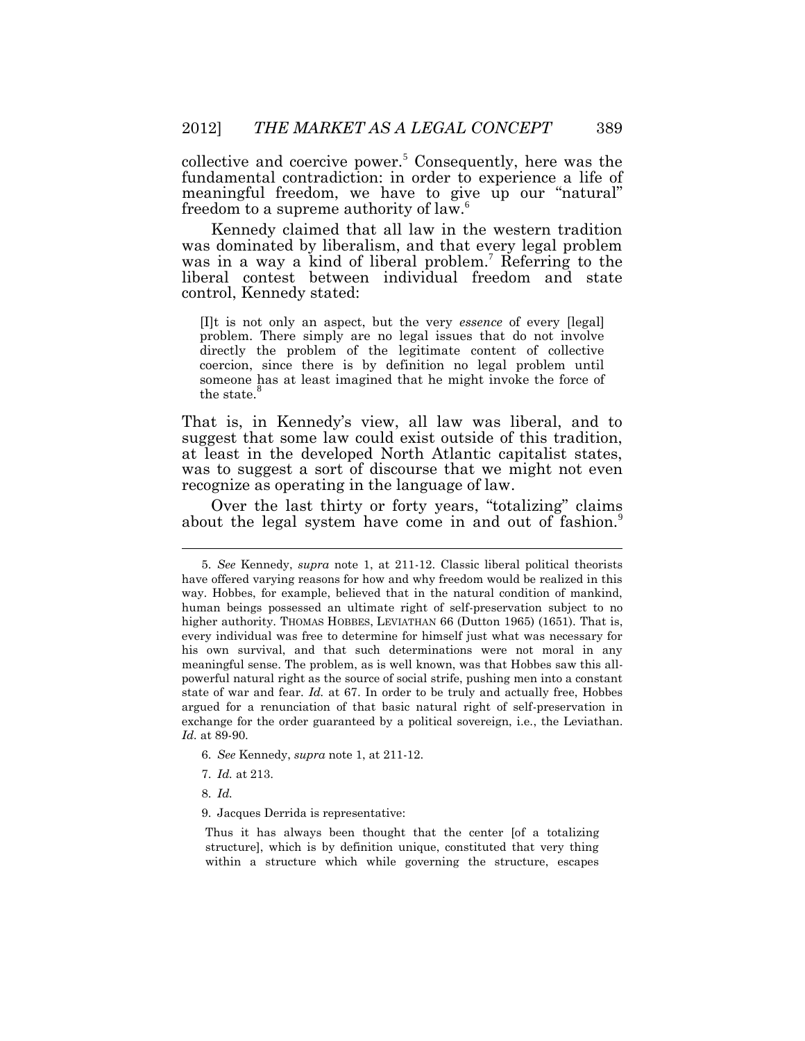collective and coercive power.[5] Consequently, here was the fundamental contradiction: in order to experience a life of meaningful freedom, we have to give up our "natural" freedom to a supreme authority of law.[6]

Kennedy claimed that all law in the western tradition was dominated by liberalism, and that every legal problem was in a way a kind of liberal problem.[7] Referring to the liberal contest between individual freedom and state control, Kennedy stated:

> [I]t is not only an aspect, but the very *essence* of every [legal] problem. There simply are no legal issues that do not involve directly the problem of the legitimate content of collective coercion, since there is by definition no legal problem until someone has at least imagined that he might invoke the force of the state.[8]

That is, in Kennedy's view, all law was liberal, and to suggest that some law could exist outside of this tradition, at least in the developed North Atlantic capitalist states, was to suggest a sort of discourse that we might not even recognize as operating in the language of law.

Over the last thirty or forty years, "totalizing" claims about the legal system have come in and out of fashion.[9]

---

5. *See* Kennedy, *supra* note 1, at 211-12. Classic liberal political theorists have offered varying reasons for how and why freedom would be realized in this way. Hobbes, for example, believed that in the natural condition of mankind, human beings possessed an ultimate right of self-preservation subject to no higher authority. THOMAS HOBBES, LEVIATHAN 66 (Dutton 1965) (1651). That is, every individual was free to determine for himself just what was necessary for his own survival, and that such determinations were not moral in any meaningful sense. The problem, as is well known, was that Hobbes saw this all-powerful natural right as the source of social strife, pushing men into a constant state of war and fear. *Id.* at 67. In order to be truly and actually free, Hobbes argued for a renunciation of that basic natural right of self-preservation in exchange for the order guaranteed by a political sovereign, i.e., the Leviathan. *Id.* at 89-90.

6. *See* Kennedy, *supra* note 1, at 211-12.

7. *Id.* at 213.

8. *Id.*

9. Jacques Derrida is representative:

> Thus it has always been thought that the center [of a totalizing structure], which is by definition unique, constituted that very thing within a structure which while governing the structure, escapes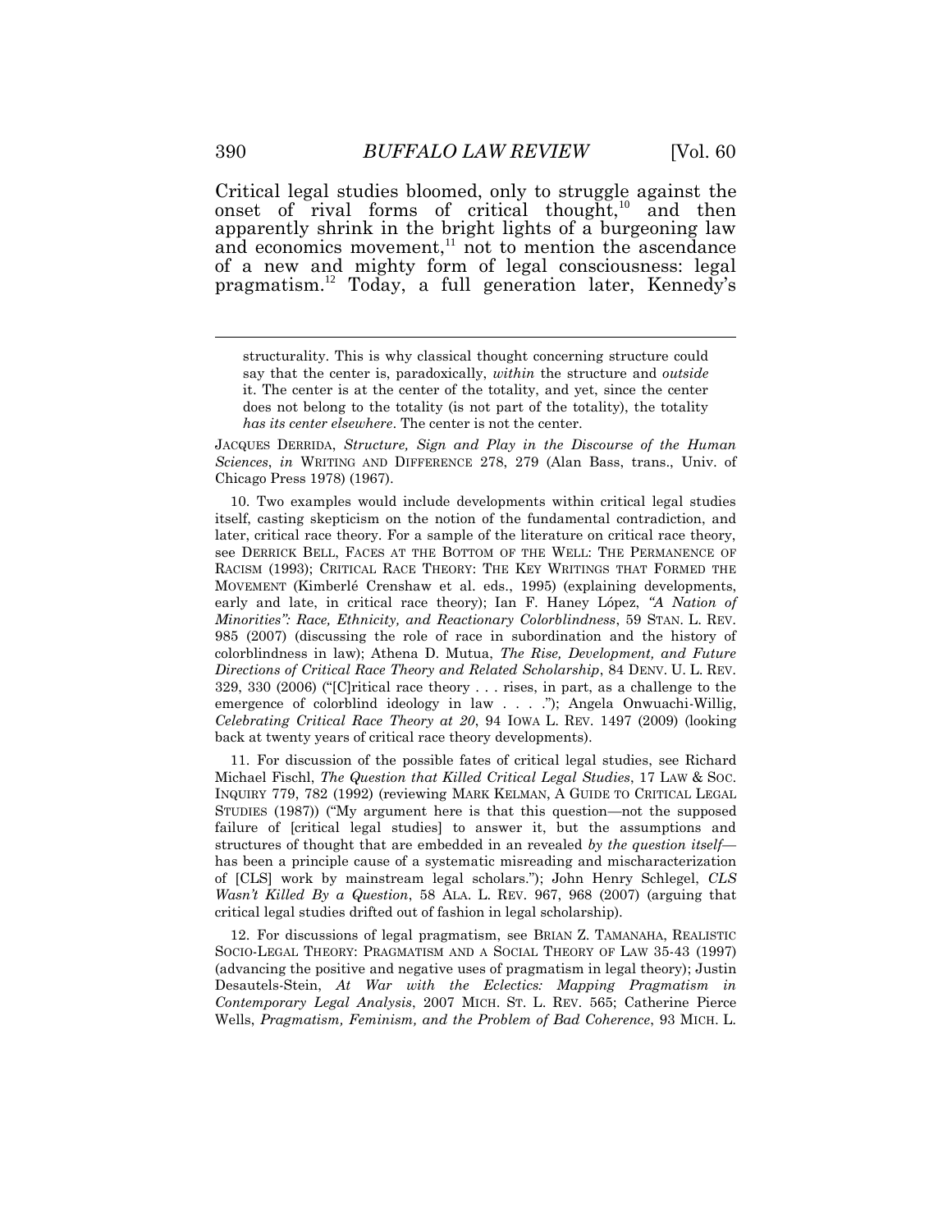Critical legal studies bloomed, only to struggle against the onset of rival forms of critical thought,[10] and then apparently shrink in the bright lights of a burgeoning law and economics movement,[11] not to mention the ascendance of a new and mighty form of legal consciousness: legal pragmatism.[12] Today, a full generation later, Kennedy's

---

structurality. This is why classical thought concerning structure could say that the center is, paradoxically, *within* the structure and *outside* it. The center is at the center of the totality, and yet, since the center does not belong to the totality (is not part of the totality), the totality *has its center elsewhere*. The center is not the center.

JACQUES DERRIDA, *Structure, Sign and Play in the Discourse of the Human Sciences*, *in* WRITING AND DIFFERENCE 278, 279 (Alan Bass, trans., Univ. of Chicago Press 1978) (1967).

10. Two examples would include developments within critical legal studies itself, casting skepticism on the notion of the fundamental contradiction, and later, critical race theory. For a sample of the literature on critical race theory, see DERRICK BELL, FACES AT THE BOTTOM OF THE WELL: THE PERMANENCE OF RACISM (1993); CRITICAL RACE THEORY: THE KEY WRITINGS THAT FORMED THE MOVEMENT (Kimberlé Crenshaw et al. eds., 1995) (explaining developments, early and late, in critical race theory); Ian F. Haney López, *"A Nation of Minorities": Race, Ethnicity, and Reactionary Colorblindness*, 59 STAN. L. REV. 985 (2007) (discussing the role of race in subordination and the history of colorblindness in law); Athena D. Mutua, *The Rise, Development, and Future Directions of Critical Race Theory and Related Scholarship*, 84 DENV. U. L. REV. 329, 330 (2006) ("[C]ritical race theory . . . rises, in part, as a challenge to the emergence of colorblind ideology in law . . . ."); Angela Onwuachi-Willig, *Celebrating Critical Race Theory at 20*, 94 IOWA L. REV. 1497 (2009) (looking back at twenty years of critical race theory developments).

11. For discussion of the possible fates of critical legal studies, see Richard Michael Fischl, *The Question that Killed Critical Legal Studies*, 17 LAW & SOC. INQUIRY 779, 782 (1992) (reviewing MARK KELMAN, A GUIDE TO CRITICAL LEGAL STUDIES (1987)) ("My argument here is that this question—not the supposed failure of [critical legal studies] to answer it, but the assumptions and structures of thought that are embedded in an revealed *by the question itself*—has been a principle cause of a systematic misreading and mischaracterization of [CLS] work by mainstream legal scholars."); John Henry Schlegel, *CLS Wasn't Killed By a Question*, 58 ALA. L. REV. 967, 968 (2007) (arguing that critical legal studies drifted out of fashion in legal scholarship).

12. For discussions of legal pragmatism, see BRIAN Z. TAMANAHA, REALISTIC SOCIO-LEGAL THEORY: PRAGMATISM AND A SOCIAL THEORY OF LAW 35-43 (1997) (advancing the positive and negative uses of pragmatism in legal theory); Justin Desautels-Stein, *At War with the Eclectics: Mapping Pragmatism in Contemporary Legal Analysis*, 2007 MICH. ST. L. REV. 565; Catherine Pierce Wells, *Pragmatism, Feminism, and the Problem of Bad Coherence*, 93 MICH. L.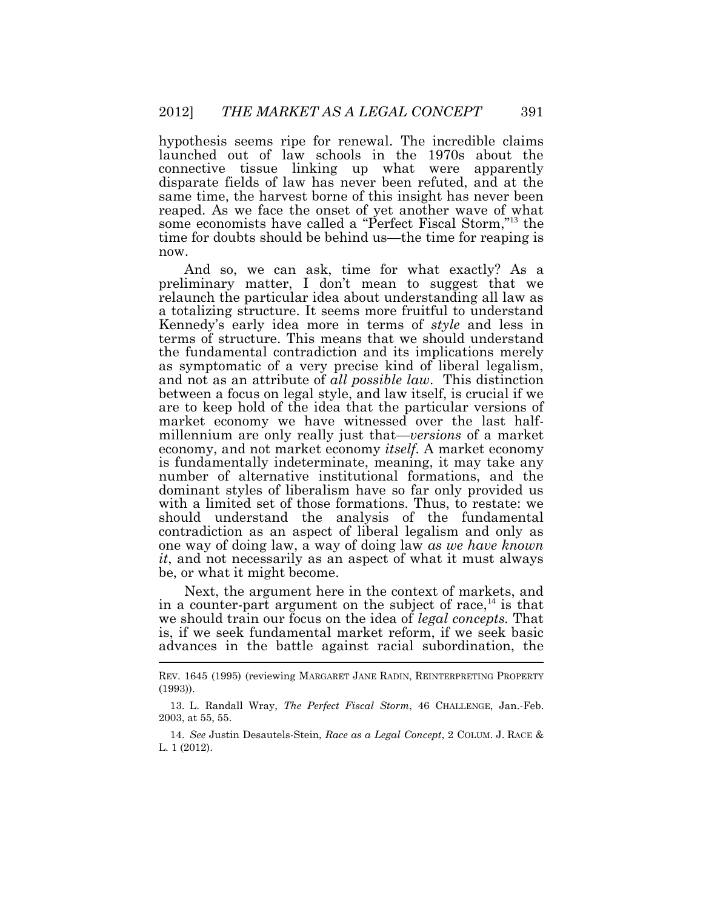hypothesis seems ripe for renewal. The incredible claims launched out of law schools in the 1970s about the connective tissue linking up what were apparently disparate fields of law has never been refuted, and at the same time, the harvest borne of this insight has never been reaped. As we face the onset of yet another wave of what some economists have called a "Perfect Fiscal Storm,"[13] the time for doubts should be behind us—the time for reaping is now.

And so, we can ask, time for what exactly? As a preliminary matter, I don't mean to suggest that we relaunch the particular idea about understanding all law as a totalizing structure. It seems more fruitful to understand Kennedy's early idea more in terms of *style* and less in terms of structure. This means that we should understand the fundamental contradiction and its implications merely as symptomatic of a very precise kind of liberal legalism, and not as an attribute of *all possible law*. This distinction between a focus on legal style, and law itself, is crucial if we are to keep hold of the idea that the particular versions of market economy we have witnessed over the last half-millennium are only really just that—*versions* of a market economy, and not market economy *itself*. A market economy is fundamentally indeterminate, meaning, it may take any number of alternative institutional formations, and the dominant styles of liberalism have so far only provided us with a limited set of those formations. Thus, to restate: we should understand the analysis of the fundamental contradiction as an aspect of liberal legalism and only as one way of doing law, a way of doing law *as we have known it*, and not necessarily as an aspect of what it must always be, or what it might become.

Next, the argument here in the context of markets, and in a counter-part argument on the subject of race,[14] is that we should train our focus on the idea of *legal concepts*. That is, if we seek fundamental market reform, if we seek basic advances in the battle against racial subordination, the

---

REV. 1645 (1995) (reviewing MARGARET JANE RADIN, REINTERPRETING PROPERTY (1993)).

13. L. Randall Wray, *The Perfect Fiscal Storm*, 46 CHALLENGE, Jan.-Feb. 2003, at 55, 55.

14. *See* Justin Desautels-Stein, *Race as a Legal Concept*, 2 COLUM. J. RACE & L. 1 (2012).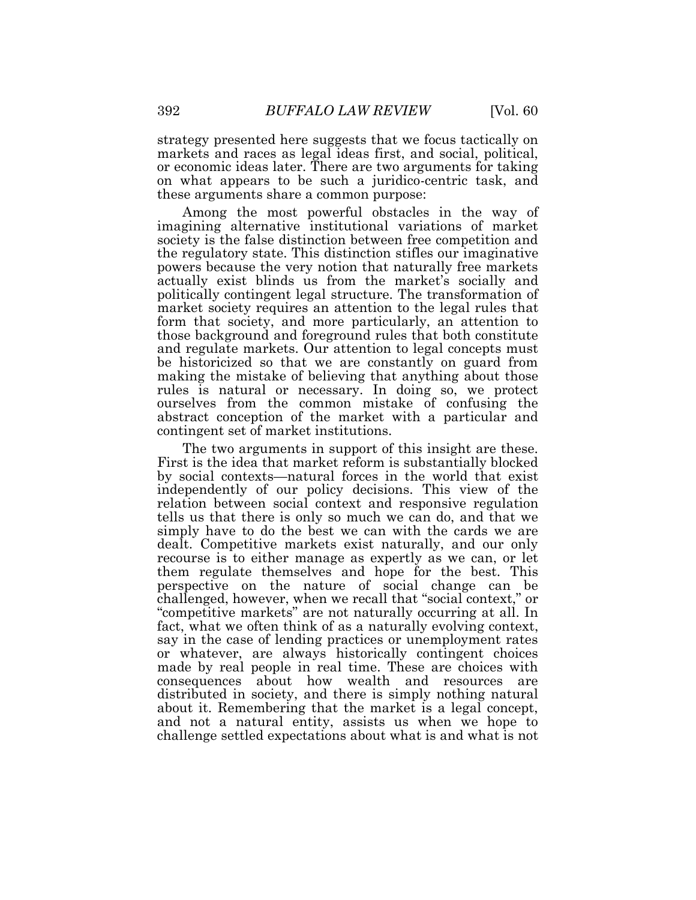strategy presented here suggests that we focus tactically on markets and races as legal ideas first, and social, political, or economic ideas later. There are two arguments for taking on what appears to be such a juridico-centric task, and these arguments share a common purpose:

Among the most powerful obstacles in the way of imagining alternative institutional variations of market society is the false distinction between free competition and the regulatory state. This distinction stifles our imaginative powers because the very notion that naturally free markets actually exist blinds us from the market's socially and politically contingent legal structure. The transformation of market society requires an attention to the legal rules that form that society, and more particularly, an attention to those background and foreground rules that both constitute and regulate markets. Our attention to legal concepts must be historicized so that we are constantly on guard from making the mistake of believing that anything about those rules is natural or necessary. In doing so, we protect ourselves from the common mistake of confusing the abstract conception of the market with a particular and contingent set of market institutions.

The two arguments in support of this insight are these. First is the idea that market reform is substantially blocked by social contexts—natural forces in the world that exist independently of our policy decisions. This view of the relation between social context and responsive regulation tells us that there is only so much we can do, and that we simply have to do the best we can with the cards we are dealt. Competitive markets exist naturally, and our only recourse is to either manage as expertly as we can, or let them regulate themselves and hope for the best. This perspective on the nature of social change can be challenged, however, when we recall that "social context," or "competitive markets" are not naturally occurring at all. In fact, what we often think of as a naturally evolving context, say in the case of lending practices or unemployment rates or whatever, are always historically contingent choices made by real people in real time. These are choices with consequences about how wealth and resources are distributed in society, and there is simply nothing natural about it. Remembering that the market is a legal concept, and not a natural entity, assists us when we hope to challenge settled expectations about what is and what is not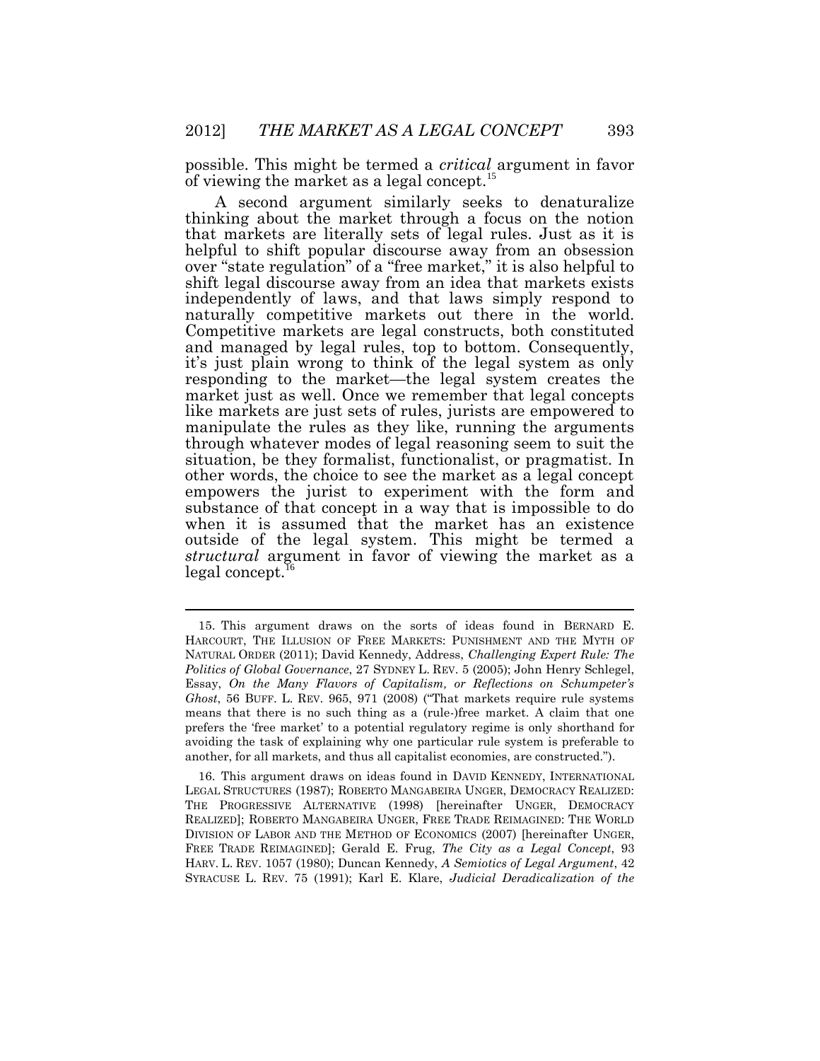possible. This might be termed a *critical* argument in favor of viewing the market as a legal concept.[15]

A second argument similarly seeks to denaturalize thinking about the market through a focus on the notion that markets are literally sets of legal rules. Just as it is helpful to shift popular discourse away from an obsession over "state regulation" of a "free market," it is also helpful to shift legal discourse away from an idea that markets exists independently of laws, and that laws simply respond to naturally competitive markets out there in the world. Competitive markets are legal constructs, both constituted and managed by legal rules, top to bottom. Consequently, it's just plain wrong to think of the legal system as only responding to the market—the legal system creates the market just as well. Once we remember that legal concepts like markets are just sets of rules, jurists are empowered to manipulate the rules as they like, running the arguments through whatever modes of legal reasoning seem to suit the situation, be they formalist, functionalist, or pragmatist. In other words, the choice to see the market as a legal concept empowers the jurist to experiment with the form and substance of that concept in a way that is impossible to do when it is assumed that the market has an existence outside of the legal system. This might be termed a *structural* argument in favor of viewing the market as a legal concept.[16]

---

15. This argument draws on the sorts of ideas found in BERNARD E. HARCOURT, THE ILLUSION OF FREE MARKETS: PUNISHMENT AND THE MYTH OF NATURAL ORDER (2011); David Kennedy, Address, *Challenging Expert Rule: The Politics of Global Governance*, 27 SYDNEY L. REV. 5 (2005); John Henry Schlegel, Essay, *On the Many Flavors of Capitalism, or Reflections on Schumpeter's Ghost*, 56 BUFF. L. REV. 965, 971 (2008) ("That markets require rule systems means that there is no such thing as a (rule-)free market. A claim that one prefers the 'free market' to a potential regulatory regime is only shorthand for avoiding the task of explaining why one particular rule system is preferable to another, for all markets, and thus all capitalist economies, are constructed.").

16. This argument draws on ideas found in DAVID KENNEDY, INTERNATIONAL LEGAL STRUCTURES (1987); ROBERTO MANGABEIRA UNGER, DEMOCRACY REALIZED: THE PROGRESSIVE ALTERNATIVE (1998) [hereinafter UNGER, DEMOCRACY REALIZED]; ROBERTO MANGABEIRA UNGER, FREE TRADE REIMAGINED: THE WORLD DIVISION OF LABOR AND THE METHOD OF ECONOMICS (2007) [hereinafter UNGER, FREE TRADE REIMAGINED]; Gerald E. Frug, *The City as a Legal Concept*, 93 HARV. L. REV. 1057 (1980); Duncan Kennedy, *A Semiotics of Legal Argument*, 42 SYRACUSE L. REV. 75 (1991); Karl E. Klare, *Judicial Deradicalization of the*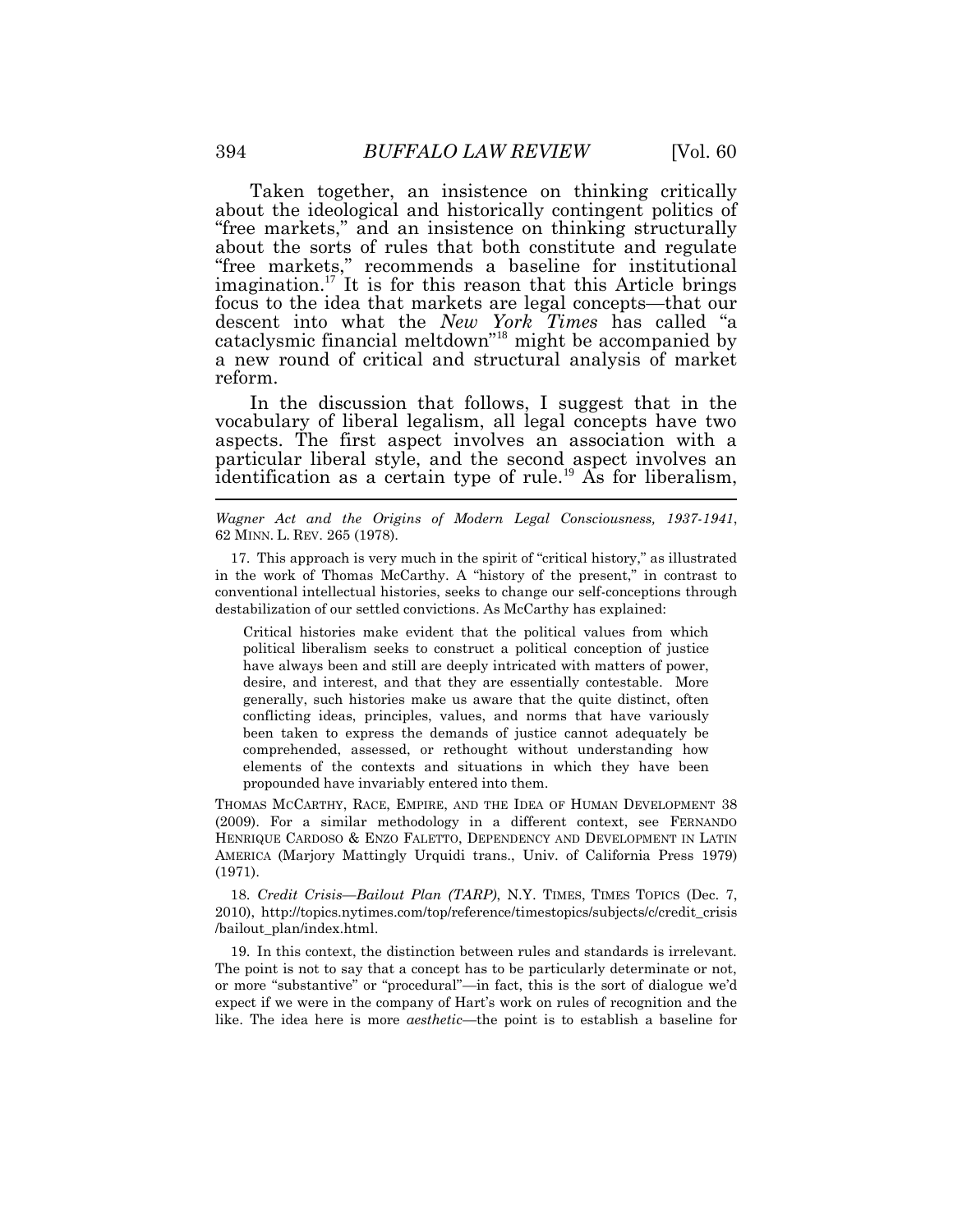Taken together, an insistence on thinking critically about the ideological and historically contingent politics of "free markets," and an insistence on thinking structurally about the sorts of rules that both constitute and regulate "free markets," recommends a baseline for institutional imagination.[17] It is for this reason that this Article brings focus to the idea that markets are legal concepts—that our descent into what the *New York Times* has called "a cataclysmic financial meltdown"[18] might be accompanied by a new round of critical and structural analysis of market reform.

In the discussion that follows, I suggest that in the vocabulary of liberal legalism, all legal concepts have two aspects. The first aspect involves an association with a particular liberal style, and the second aspect involves an identification as a certain type of rule.[19] As for liberalism,

---

*Wagner Act and the Origins of Modern Legal Consciousness, 1937-1941*, 62 MINN. L. REV. 265 (1978).

17. This approach is very much in the spirit of "critical history," as illustrated in the work of Thomas McCarthy. A "history of the present," in contrast to conventional intellectual histories, seeks to change our self-conceptions through destabilization of our settled convictions. As McCarthy has explained:

> Critical histories make evident that the political values from which political liberalism seeks to construct a political conception of justice have always been and still are deeply intricated with matters of power, desire, and interest, and that they are essentially contestable. More generally, such histories make us aware that the quite distinct, often conflicting ideas, principles, values, and norms that have variously been taken to express the demands of justice cannot adequately be comprehended, assessed, or rethought without understanding how elements of the contexts and situations in which they have been propounded have invariably entered into them.

THOMAS MCCARTHY, RACE, EMPIRE, AND THE IDEA OF HUMAN DEVELOPMENT 38 (2009). For a similar methodology in a different context, see FERNANDO HENRIQUE CARDOSO & ENZO FALETTO, DEPENDENCY AND DEVELOPMENT IN LATIN AMERICA (Marjory Mattingly Urquidi trans., Univ. of California Press 1979) (1971).

18. *Credit Crisis—Bailout Plan (TARP)*, N.Y. TIMES, TIMES TOPICS (Dec. 7, 2010), http://topics.nytimes.com/top/reference/timestopics/subjects/c/credit_crisis/bailout_plan/index.html.

19. In this context, the distinction between rules and standards is irrelevant. The point is not to say that a concept has to be particularly determinate or not, or more "substantive" or "procedural"—in fact, this is the sort of dialogue we'd expect if we were in the company of Hart's work on rules of recognition and the like. The idea here is more *aesthetic*—the point is to establish a baseline for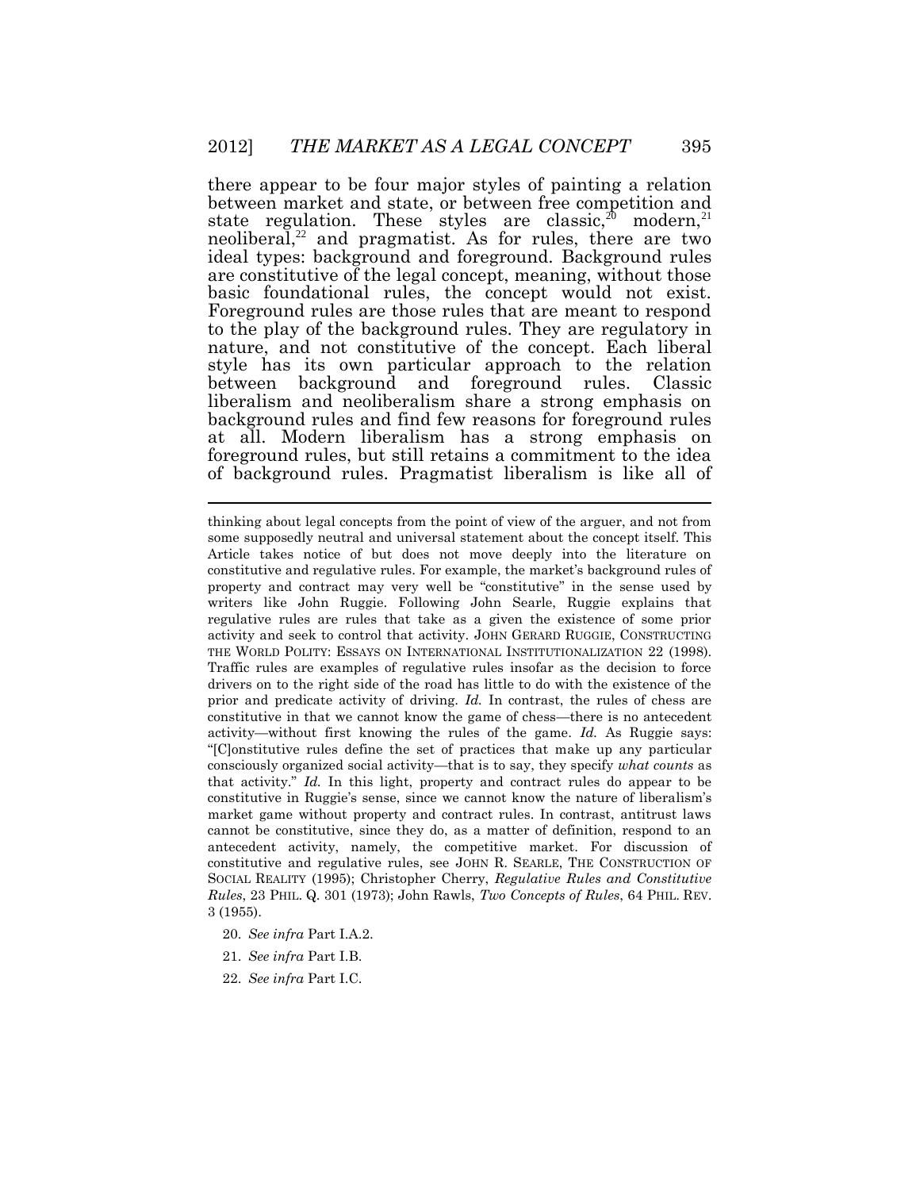there appear to be four major styles of painting a relation between market and state, or between free competition and state regulation. These styles are classic,[20] modern,[21] neoliberal,[22] and pragmatist. As for rules, there are two ideal types: background and foreground. Background rules are constitutive of the legal concept, meaning, without those basic foundational rules, the concept would not exist. Foreground rules are those rules that are meant to respond to the play of the background rules. They are regulatory in nature, and not constitutive of the concept. Each liberal style has its own particular approach to the relation between background and foreground rules. Classic liberalism and neoliberalism share a strong emphasis on background rules and find few reasons for foreground rules at all. Modern liberalism has a strong emphasis on foreground rules, but still retains a commitment to the idea of background rules. Pragmatist liberalism is like all of

---

thinking about legal concepts from the point of view of the arguer, and not from some supposedly neutral and universal statement about the concept itself. This Article takes notice of but does not move deeply into the literature on constitutive and regulative rules. For example, the market's background rules of property and contract may very well be "constitutive" in the sense used by writers like John Ruggie. Following John Searle, Ruggie explains that regulative rules are rules that take as a given the existence of some prior activity and seek to control that activity. JOHN GERARD RUGGIE, CONSTRUCTING THE WORLD POLITY: ESSAYS ON INTERNATIONAL INSTITUTIONALIZATION 22 (1998). Traffic rules are examples of regulative rules insofar as the decision to force drivers on to the right side of the road has little to do with the existence of the prior and predicate activity of driving. *Id.* In contrast, the rules of chess are constitutive in that we cannot know the game of chess—there is no antecedent activity—without first knowing the rules of the game. *Id.* As Ruggie says: "[C]onstitutive rules define the set of practices that make up any particular consciously organized social activity—that is to say, they specify *what counts* as that activity." *Id.* In this light, property and contract rules do appear to be constitutive in Ruggie's sense, since we cannot know the nature of liberalism's market game without property and contract rules. In contrast, antitrust laws cannot be constitutive, since they do, as a matter of definition, respond to an antecedent activity, namely, the competitive market. For discussion of constitutive and regulative rules, see JOHN R. SEARLE, THE CONSTRUCTION OF SOCIAL REALITY (1995); Christopher Cherry, *Regulative Rules and Constitutive Rules*, 23 PHIL. Q. 301 (1973); John Rawls, *Two Concepts of Rules*, 64 PHIL. REV. 3 (1955).

20. *See infra* Part I.A.2.

21. *See infra* Part I.B.

22. *See infra* Part I.C.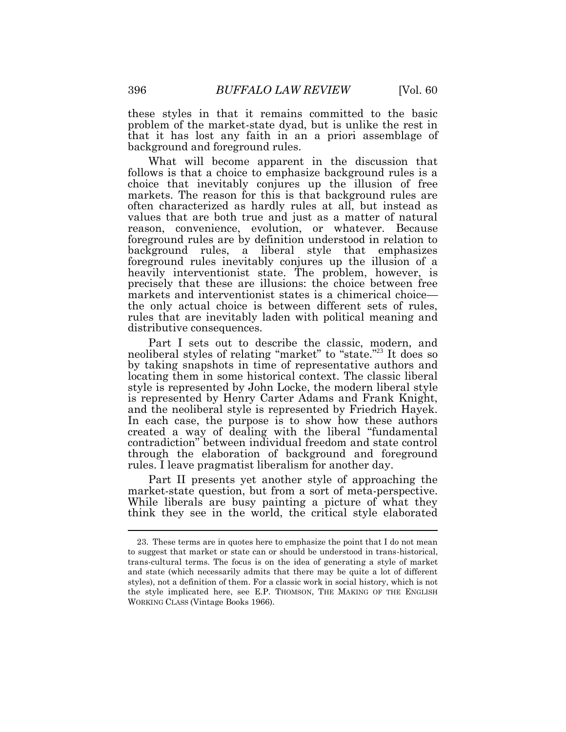these styles in that it remains committed to the basic problem of the market-state dyad, but is unlike the rest in that it has lost any faith in an a priori assemblage of background and foreground rules.

What will become apparent in the discussion that follows is that a choice to emphasize background rules is a choice that inevitably conjures up the illusion of free markets. The reason for this is that background rules are often characterized as hardly rules at all, but instead as values that are both true and just as a matter of natural reason, convenience, evolution, or whatever. Because foreground rules are by definition understood in relation to background rules, a liberal style that emphasizes foreground rules inevitably conjures up the illusion of a heavily interventionist state. The problem, however, is precisely that these are illusions: the choice between free markets and interventionist states is a chimerical choice—the only actual choice is between different sets of rules, rules that are inevitably laden with political meaning and distributive consequences.

Part I sets out to describe the classic, modern, and neoliberal styles of relating "market" to "state."[23] It does so by taking snapshots in time of representative authors and locating them in some historical context. The classic liberal style is represented by John Locke, the modern liberal style is represented by Henry Carter Adams and Frank Knight, and the neoliberal style is represented by Friedrich Hayek. In each case, the purpose is to show how these authors created a way of dealing with the liberal "fundamental contradiction" between individual freedom and state control through the elaboration of background and foreground rules. I leave pragmatist liberalism for another day.

Part II presents yet another style of approaching the market-state question, but from a sort of meta-perspective. While liberals are busy painting a picture of what they think they see in the world, the critical style elaborated

---

23. These terms are in quotes here to emphasize the point that I do not mean to suggest that market or state can or should be understood in trans-historical, trans-cultural terms. The focus is on the idea of generating a style of market and state (which necessarily admits that there may be quite a lot of different styles), not a definition of them. For a classic work in social history, which is not the style implicated here, see E.P. THOMSON, THE MAKING OF THE ENGLISH WORKING CLASS (Vintage Books 1966).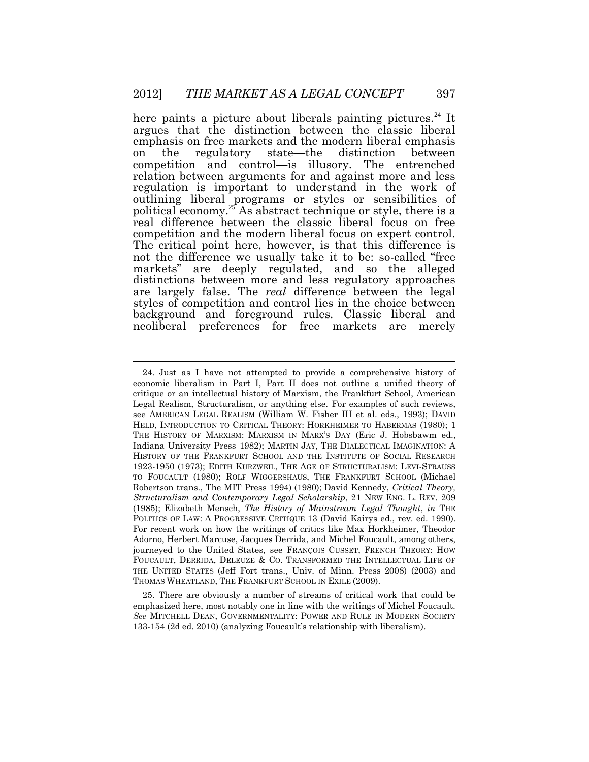here paints a picture about liberals painting pictures.[24] It argues that the distinction between the classic liberal emphasis on free markets and the modern liberal emphasis on the regulatory state—the distinction between competition and control—is illusory. The entrenched relation between arguments for and against more and less regulation is important to understand in the work of outlining liberal programs or styles or sensibilities of political economy.[25] As abstract technique or style, there is a real difference between the classic liberal focus on free competition and the modern liberal focus on expert control. The critical point here, however, is that this difference is not the difference we usually take it to be: so-called "free markets" are deeply regulated, and so the alleged distinctions between more and less regulatory approaches are largely false. The *real* difference between the legal styles of competition and control lies in the choice between background and foreground rules. Classic liberal and neoliberal preferences for free markets are merely

---

24. Just as I have not attempted to provide a comprehensive history of economic liberalism in Part I, Part II does not outline a unified theory of critique or an intellectual history of Marxism, the Frankfurt School, American Legal Realism, Structuralism, or anything else. For examples of such reviews, see AMERICAN LEGAL REALISM (William W. Fisher III et al. eds., 1993); DAVID HELD, INTRODUCTION TO CRITICAL THEORY: HORKHEIMER TO HABERMAS (1980); 1 THE HISTORY OF MARXISM: MARXISM IN MARX'S DAY (Eric J. Hobsbawm ed., Indiana University Press 1982); MARTIN JAY, THE DIALECTICAL IMAGINATION: A HISTORY OF THE FRANKFURT SCHOOL AND THE INSTITUTE OF SOCIAL RESEARCH 1923-1950 (1973); EDITH KURZWEIL, THE AGE OF STRUCTURALISM: LEVI-STRAUSS TO FOUCAULT (1980); ROLF WIGGERSHAUS, THE FRANKFURT SCHOOL (Michael Robertson trans., The MIT Press 1994) (1980); David Kennedy, *Critical Theory, Structuralism and Contemporary Legal Scholarship*, 21 NEW ENG. L. REV. 209 (1985); Elizabeth Mensch, *The History of Mainstream Legal Thought*, *in* THE POLITICS OF LAW: A PROGRESSIVE CRITIQUE 13 (David Kairys ed., rev. ed. 1990). For recent work on how the writings of critics like Max Horkheimer, Theodor Adorno, Herbert Marcuse, Jacques Derrida, and Michel Foucault, among others, journeyed to the United States, see FRANÇOIS CUSSET, FRENCH THEORY: HOW FOUCAULT, DERRIDA, DELEUZE & CO. TRANSFORMED THE INTELLECTUAL LIFE OF THE UNITED STATES (Jeff Fort trans., Univ. of Minn. Press 2008) (2003) and THOMAS WHEATLAND, THE FRANKFURT SCHOOL IN EXILE (2009).

25. There are obviously a number of streams of critical work that could be emphasized here, most notably one in line with the writings of Michel Foucault. *See* MITCHELL DEAN, GOVERNMENTALITY: POWER AND RULE IN MODERN SOCIETY 133-154 (2d ed. 2010) (analyzing Foucault's relationship with liberalism).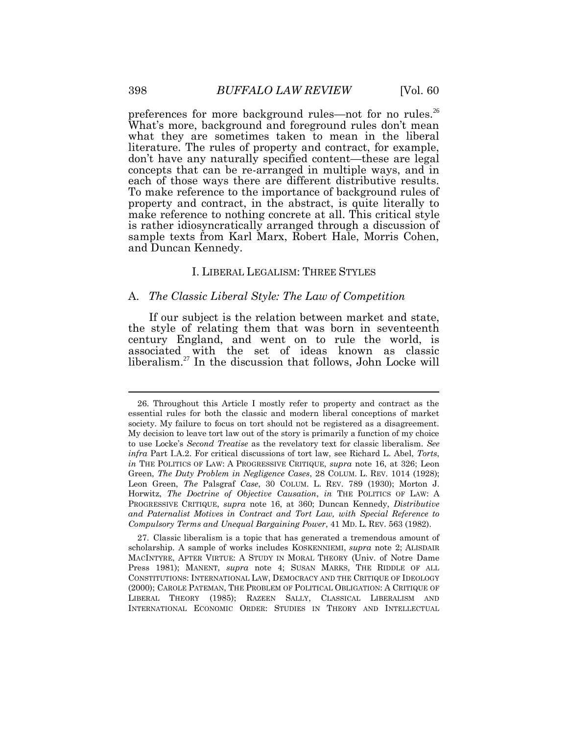preferences for more background rules—not for no rules.[26] What's more, background and foreground rules don't mean what they are sometimes taken to mean in the liberal literature. The rules of property and contract, for example, don't have any naturally specified content—these are legal concepts that can be re-arranged in multiple ways, and in each of those ways there are different distributive results. To make reference to the importance of background rules of property and contract, in the abstract, is quite literally to make reference to nothing concrete at all. This critical style is rather idiosyncratically arranged through a discussion of sample texts from Karl Marx, Robert Hale, Morris Cohen, and Duncan Kennedy.

## I. LIBERAL LEGALISM: THREE STYLES

### A. *The Classic Liberal Style: The Law of Competition*

If our subject is the relation between market and state, the style of relating them that was born in seventeenth century England, and went on to rule the world, is associated with the set of ideas known as classic liberalism.[27] In the discussion that follows, John Locke will

---

26. Throughout this Article I mostly refer to property and contract as the essential rules for both the classic and modern liberal conceptions of market society. My failure to focus on tort should not be registered as a disagreement. My decision to leave tort law out of the story is primarily a function of my choice to use Locke's *Second Treatise* as the revelatory text for classic liberalism. *See infra* Part I.A.2. For critical discussions of tort law, see Richard L. Abel, *Torts*, *in* THE POLITICS OF LAW: A PROGRESSIVE CRITIQUE, *supra* note 16, at 326; Leon Green, *The Duty Problem in Negligence Cases*, 28 COLUM. L. REV. 1014 (1928); Leon Green, *The* Palsgraf *Case*, 30 COLUM. L. REV. 789 (1930); Morton J. Horwitz, *The Doctrine of Objective Causation*, *in* THE POLITICS OF LAW: A PROGRESSIVE CRITIQUE, *supra* note 16, at 360; Duncan Kennedy, *Distributive and Paternalist Motives in Contract and Tort Law, with Special Reference to Compulsory Terms and Unequal Bargaining Power*, 41 MD. L. REV. 563 (1982).

27. Classic liberalism is a topic that has generated a tremendous amount of scholarship. A sample of works includes KOSKENNIEMI, *supra* note 2; ALISDAIR MACINTYRE, AFTER VIRTUE: A STUDY IN MORAL THEORY (Univ. of Notre Dame Press 1981); MANENT, *supra* note 4; SUSAN MARKS, THE RIDDLE OF ALL CONSTITUTIONS: INTERNATIONAL LAW, DEMOCRACY AND THE CRITIQUE OF IDEOLOGY (2000); CAROLE PATEMAN, THE PROBLEM OF POLITICAL OBLIGATION: A CRITIQUE OF LIBERAL THEORY (1985); RAZEEN SALLY, CLASSICAL LIBERALISM AND INTERNATIONAL ECONOMIC ORDER: STUDIES IN THEORY AND INTELLECTUAL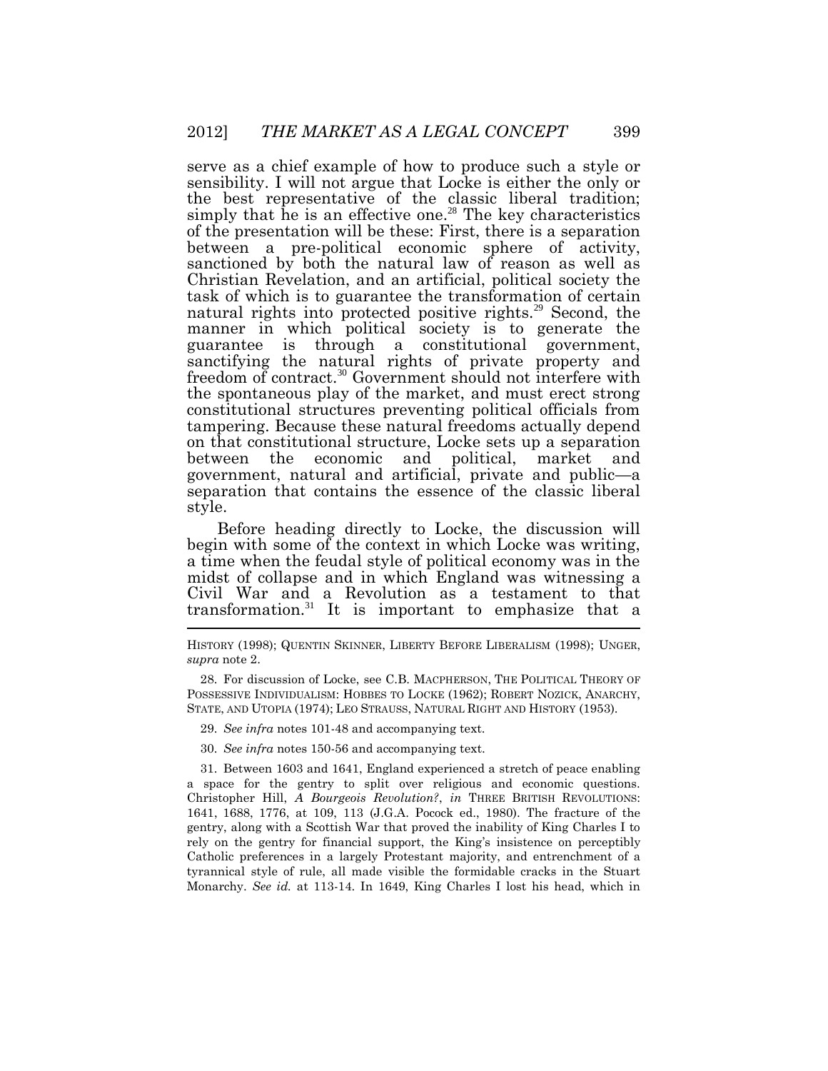serve as a chief example of how to produce such a style or sensibility. I will not argue that Locke is either the only or the best representative of the classic liberal tradition; simply that he is an effective one.[28] The key characteristics of the presentation will be these: First, there is a separation between a pre-political economic sphere of activity, sanctioned by both the natural law of reason as well as Christian Revelation, and an artificial, political society the task of which is to guarantee the transformation of certain natural rights into protected positive rights.[29] Second, the manner in which political society is to generate the guarantee is through a constitutional government, sanctifying the natural rights of private property and freedom of contract.[30] Government should not interfere with the spontaneous play of the market, and must erect strong constitutional structures preventing political officials from tampering. Because these natural freedoms actually depend on that constitutional structure, Locke sets up a separation between the economic and political, market and government, natural and artificial, private and public—a separation that contains the essence of the classic liberal style.

Before heading directly to Locke, the discussion will begin with some of the context in which Locke was writing, a time when the feudal style of political economy was in the midst of collapse and in which England was witnessing a Civil War and a Revolution as a testament to that transformation.[31] It is important to emphasize that a

---

HISTORY (1998); QUENTIN SKINNER, LIBERTY BEFORE LIBERALISM (1998); UNGER, *supra* note 2.

28. For discussion of Locke, see C.B. MACPHERSON, THE POLITICAL THEORY OF POSSESSIVE INDIVIDUALISM: HOBBES TO LOCKE (1962); ROBERT NOZICK, ANARCHY, STATE, AND UTOPIA (1974); LEO STRAUSS, NATURAL RIGHT AND HISTORY (1953).

29. *See infra* notes 101-48 and accompanying text.

30. *See infra* notes 150-56 and accompanying text.

31. Between 1603 and 1641, England experienced a stretch of peace enabling a space for the gentry to split over religious and economic questions. Christopher Hill, *A Bourgeois Revolution?*, *in* THREE BRITISH REVOLUTIONS: 1641, 1688, 1776, at 109, 113 (J.G.A. Pocock ed., 1980). The fracture of the gentry, along with a Scottish War that proved the inability of King Charles I to rely on the gentry for financial support, the King's insistence on perceptibly Catholic preferences in a largely Protestant majority, and entrenchment of a tyrannical style of rule, all made visible the formidable cracks in the Stuart Monarchy. *See id.* at 113-14. In 1649, King Charles I lost his head, which in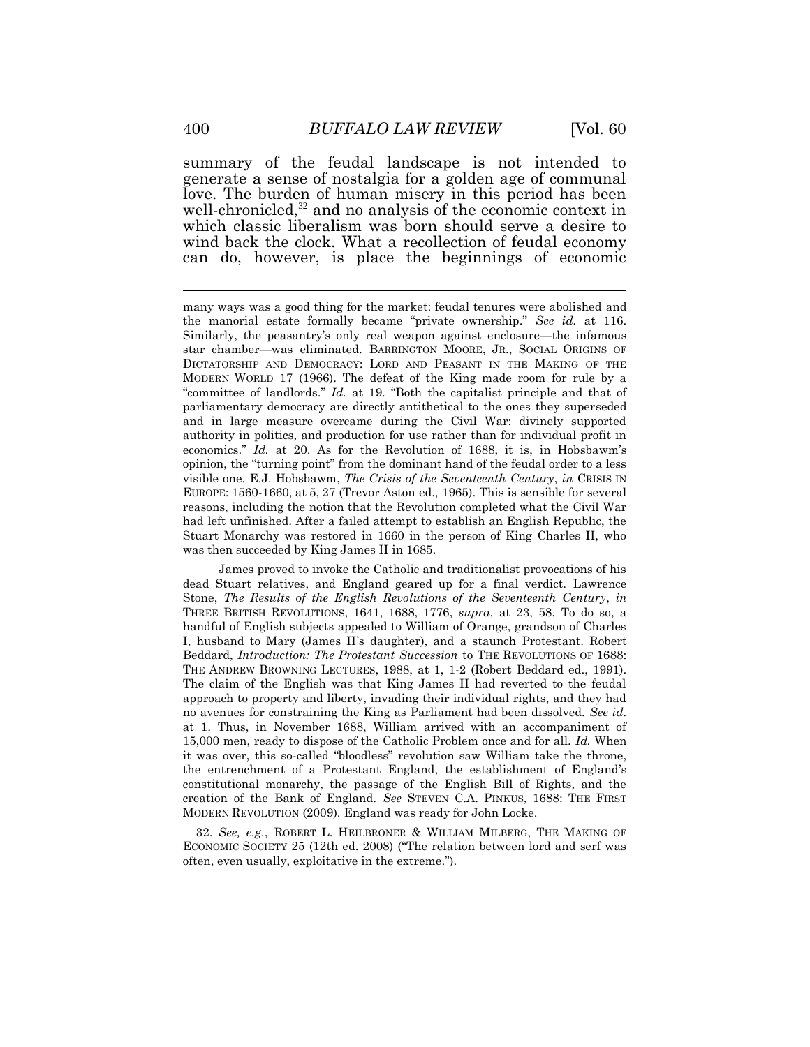summary of the feudal landscape is not intended to generate a sense of nostalgia for a golden age of communal love. The burden of human misery in this period has been well-chronicled,[32] and no analysis of the economic context in which classic liberalism was born should serve a desire to wind back the clock. What a recollection of feudal economy can do, however, is place the beginnings of economic

---

many ways was a good thing for the market: feudal tenures were abolished and the manorial estate formally became "private ownership." *See id.* at 116. Similarly, the peasantry's only real weapon against enclosure—the infamous star chamber—was eliminated. BARRINGTON MOORE, JR., SOCIAL ORIGINS OF DICTATORSHIP AND DEMOCRACY: LORD AND PEASANT IN THE MAKING OF THE MODERN WORLD 17 (1966). The defeat of the King made room for rule by a "committee of landlords." *Id.* at 19. "Both the capitalist principle and that of parliamentary democracy are directly antithetical to the ones they superseded and in large measure overcame during the Civil War: divinely supported authority in politics, and production for use rather than for individual profit in economics." *Id.* at 20. As for the Revolution of 1688, it is, in Hobsbawm's opinion, the "turning point" from the dominant hand of the feudal order to a less visible one. E.J. Hobsbawm, *The Crisis of the Seventeenth Century*, *in* CRISIS IN EUROPE: 1560-1660, at 5, 27 (Trevor Aston ed., 1965). This is sensible for several reasons, including the notion that the Revolution completed what the Civil War had left unfinished. After a failed attempt to establish an English Republic, the Stuart Monarchy was restored in 1660 in the person of King Charles II, who was then succeeded by King James II in 1685.

James proved to invoke the Catholic and traditionalist provocations of his dead Stuart relatives, and England geared up for a final verdict. Lawrence Stone, *The Results of the English Revolutions of the Seventeenth Century*, *in* THREE BRITISH REVOLUTIONS, 1641, 1688, 1776, *supra*, at 23, 58. To do so, a handful of English subjects appealed to William of Orange, grandson of Charles I, husband to Mary (James II's daughter), and a staunch Protestant. Robert Beddard, *Introduction: The Protestant Succession* to THE REVOLUTIONS OF 1688: THE ANDREW BROWNING LECTURES, 1988, at 1, 1-2 (Robert Beddard ed., 1991). The claim of the English was that King James II had reverted to the feudal approach to property and liberty, invading their individual rights, and they had no avenues for constraining the King as Parliament had been dissolved. *See id.* at 1. Thus, in November 1688, William arrived with an accompaniment of 15,000 men, ready to dispose of the Catholic Problem once and for all. *Id.* When it was over, this so-called "bloodless" revolution saw William take the throne, the entrenchment of a Protestant England, the establishment of England's constitutional monarchy, the passage of the English Bill of Rights, and the creation of the Bank of England. *See* STEVEN C.A. PINKUS, 1688: THE FIRST MODERN REVOLUTION (2009). England was ready for John Locke.

32. *See, e.g.*, ROBERT L. HEILBRONER & WILLIAM MILBERG, THE MAKING OF ECONOMIC SOCIETY 25 (12th ed. 2008) ("The relation between lord and serf was often, even usually, exploitative in the extreme.").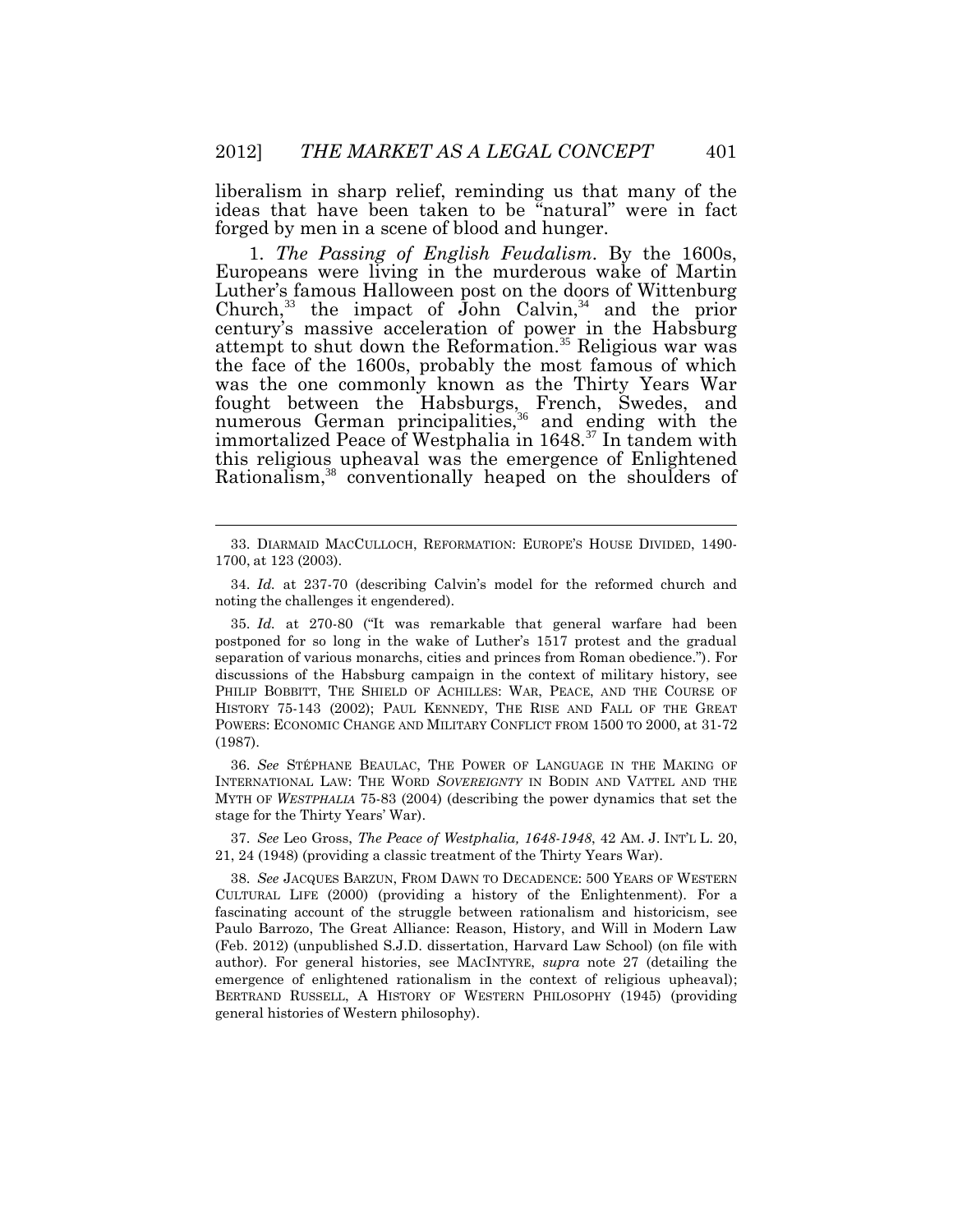liberalism in sharp relief, reminding us that many of the ideas that have been taken to be "natural" were in fact forged by men in a scene of blood and hunger.

1. *The Passing of English Feudalism*. By the 1600s, Europeans were living in the murderous wake of Martin Luther's famous Halloween post on the doors of Wittenburg Church,[33] the impact of John Calvin,[34] and the prior century's massive acceleration of power in the Habsburg attempt to shut down the Reformation.[35] Religious war was the face of the 1600s, probably the most famous of which was the one commonly known as the Thirty Years War fought between the Habsburgs, French, Swedes, and numerous German principalities,[36] and ending with the immortalized Peace of Westphalia in 1648.[37] In tandem with this religious upheaval was the emergence of Enlightened Rationalism,[38] conventionally heaped on the shoulders of

---

33. DIARMAID MACCULLOCH, REFORMATION: EUROPE'S HOUSE DIVIDED, 1490-1700, at 123 (2003).

34. *Id.* at 237-70 (describing Calvin's model for the reformed church and noting the challenges it engendered).

35. *Id.* at 270-80 ("It was remarkable that general warfare had been postponed for so long in the wake of Luther's 1517 protest and the gradual separation of various monarchs, cities and princes from Roman obedience."). For discussions of the Habsburg campaign in the context of military history, see PHILIP BOBBITT, THE SHIELD OF ACHILLES: WAR, PEACE, AND THE COURSE OF HISTORY 75-143 (2002); PAUL KENNEDY, THE RISE AND FALL OF THE GREAT POWERS: ECONOMIC CHANGE AND MILITARY CONFLICT FROM 1500 TO 2000, at 31-72 (1987).

36. *See* STÉPHANE BEAULAC, THE POWER OF LANGUAGE IN THE MAKING OF INTERNATIONAL LAW: THE WORD *SOVEREIGNTY* IN BODIN AND VATTEL AND THE MYTH OF *WESTPHALIA* 75-83 (2004) (describing the power dynamics that set the stage for the Thirty Years' War).

37. *See* Leo Gross, *The Peace of Westphalia, 1648-1948*, 42 AM. J. INT'L L. 20, 21, 24 (1948) (providing a classic treatment of the Thirty Years War).

38. *See* JACQUES BARZUN, FROM DAWN TO DECADENCE: 500 YEARS OF WESTERN CULTURAL LIFE (2000) (providing a history of the Enlightenment). For a fascinating account of the struggle between rationalism and historicism, see Paulo Barrozo, The Great Alliance: Reason, History, and Will in Modern Law (Feb. 2012) (unpublished S.J.D. dissertation, Harvard Law School) (on file with author). For general histories, see MACINTYRE, *supra* note 27 (detailing the emergence of enlightened rationalism in the context of religious upheaval); BERTRAND RUSSELL, A HISTORY OF WESTERN PHILOSOPHY (1945) (providing general histories of Western philosophy).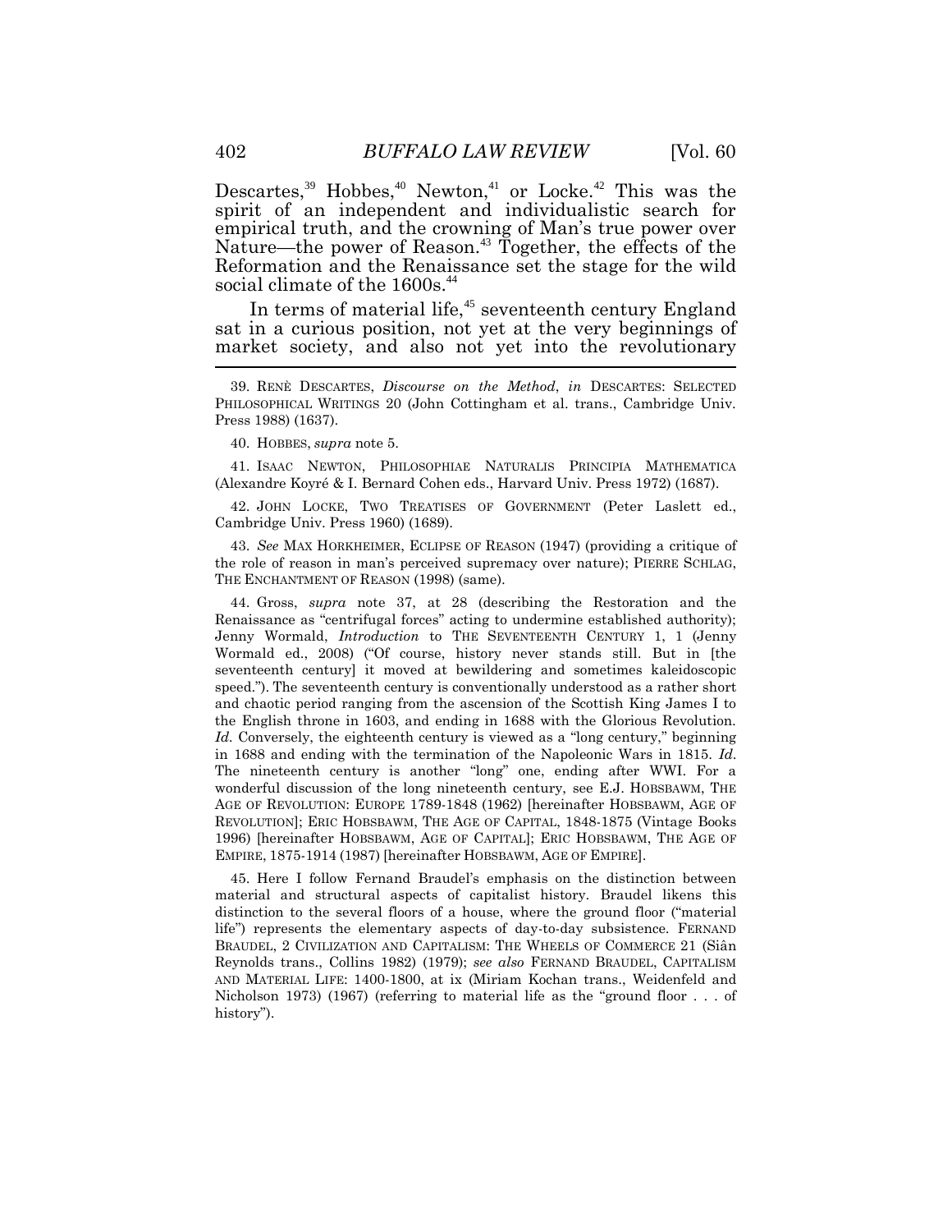Descartes,[39] Hobbes,[40] Newton,[41] or Locke.[42] This was the spirit of an independent and individualistic search for empirical truth, and the crowning of Man's true power over Nature—the power of Reason.[43] Together, the effects of the Reformation and the Renaissance set the stage for the wild social climate of the 1600s.[44]

In terms of material life,[45] seventeenth century England sat in a curious position, not yet at the very beginnings of market society, and also not yet into the revolutionary

---

39. RENÈ DESCARTES, *Discourse on the Method*, *in* DESCARTES: SELECTED PHILOSOPHICAL WRITINGS 20 (John Cottingham et al. trans., Cambridge Univ. Press 1988) (1637).

40. HOBBES, *supra* note 5.

41. ISAAC NEWTON, PHILOSOPHIAE NATURALIS PRINCIPIA MATHEMATICA (Alexandre Koyré & I. Bernard Cohen eds., Harvard Univ. Press 1972) (1687).

42. JOHN LOCKE, TWO TREATISES OF GOVERNMENT (Peter Laslett ed., Cambridge Univ. Press 1960) (1689).

43. *See* MAX HORKHEIMER, ECLIPSE OF REASON (1947) (providing a critique of the role of reason in man's perceived supremacy over nature); PIERRE SCHLAG, THE ENCHANTMENT OF REASON (1998) (same).

44. Gross, *supra* note 37, at 28 (describing the Restoration and the Renaissance as "centrifugal forces" acting to undermine established authority); Jenny Wormald, *Introduction* to THE SEVENTEENTH CENTURY 1, 1 (Jenny Wormald ed., 2008) ("Of course, history never stands still. But in [the seventeenth century] it moved at bewildering and sometimes kaleidoscopic speed."). The seventeenth century is conventionally understood as a rather short and chaotic period ranging from the ascension of the Scottish King James I to the English throne in 1603, and ending in 1688 with the Glorious Revolution. *Id.* Conversely, the eighteenth century is viewed as a "long century," beginning in 1688 and ending with the termination of the Napoleonic Wars in 1815. *Id.* The nineteenth century is another "long" one, ending after WWI. For a wonderful discussion of the long nineteenth century, see E.J. HOBSBAWM, THE AGE OF REVOLUTION: EUROPE 1789-1848 (1962) [hereinafter HOBSBAWM, AGE OF REVOLUTION]; ERIC HOBSBAWM, THE AGE OF CAPITAL, 1848-1875 (Vintage Books 1996) [hereinafter HOBSBAWM, AGE OF CAPITAL]; ERIC HOBSBAWM, THE AGE OF EMPIRE, 1875-1914 (1987) [hereinafter HOBSBAWM, AGE OF EMPIRE].

45. Here I follow Fernand Braudel's emphasis on the distinction between material and structural aspects of capitalist history. Braudel likens this distinction to the several floors of a house, where the ground floor ("material life") represents the elementary aspects of day-to-day subsistence. FERNAND BRAUDEL, 2 CIVILIZATION AND CAPITALISM: THE WHEELS OF COMMERCE 21 (Siân Reynolds trans., Collins 1982) (1979); *see also* FERNAND BRAUDEL, CAPITALISM AND MATERIAL LIFE: 1400-1800, at ix (Miriam Kochan trans., Weidenfeld and Nicholson 1973) (1967) (referring to material life as the "ground floor . . . of history").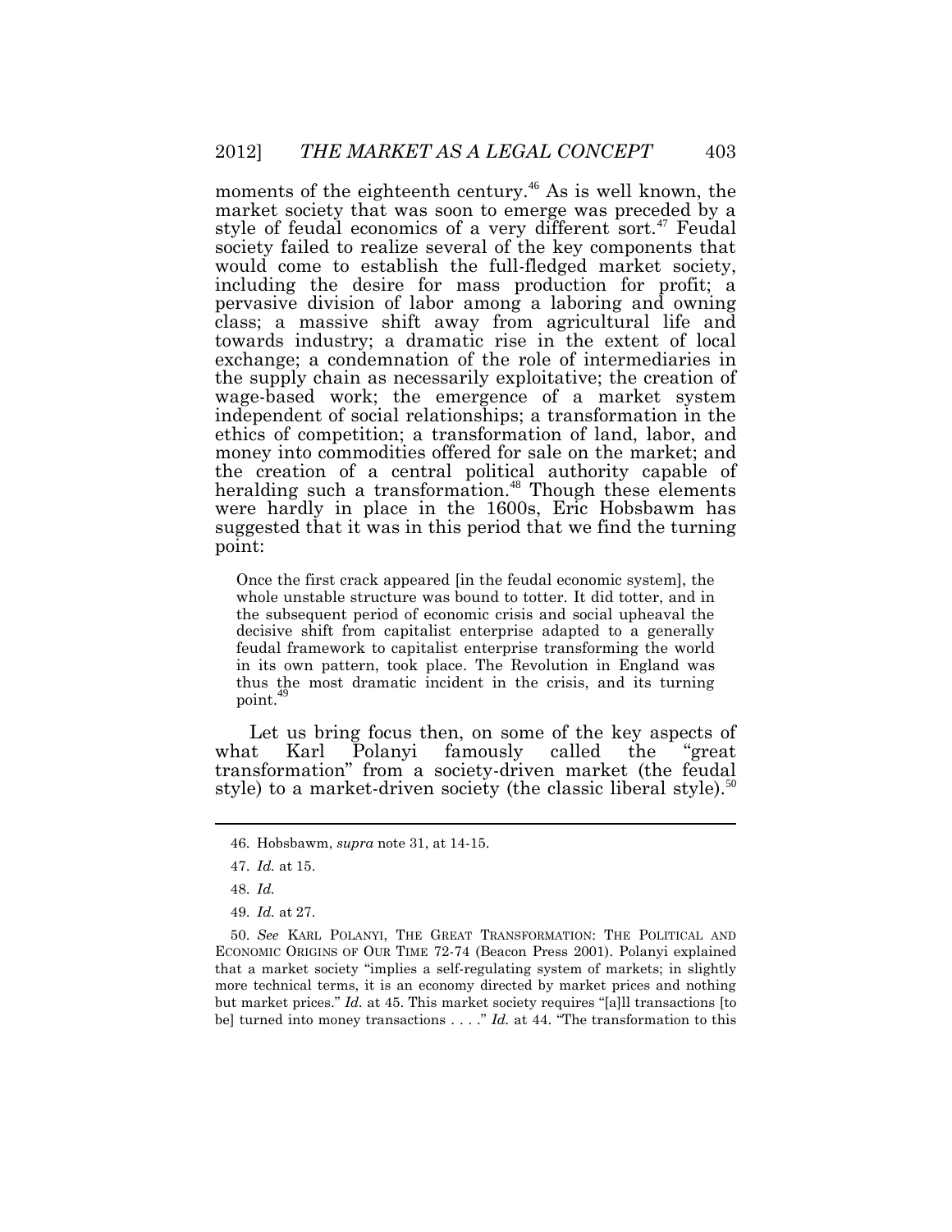moments of the eighteenth century.[46] As is well known, the market society that was soon to emerge was preceded by a style of feudal economics of a very different sort.[47] Feudal society failed to realize several of the key components that would come to establish the full-fledged market society, including the desire for mass production for profit; a pervasive division of labor among a laboring and owning class; a massive shift away from agricultural life and towards industry; a dramatic rise in the extent of local exchange; a condemnation of the role of intermediaries in the supply chain as necessarily exploitative; the creation of wage-based work; the emergence of a market system independent of social relationships; a transformation in the ethics of competition; a transformation of land, labor, and money into commodities offered for sale on the market; and the creation of a central political authority capable of heralding such a transformation.[48] Though these elements were hardly in place in the 1600s, Eric Hobsbawm has suggested that it was in this period that we find the turning point:

> Once the first crack appeared [in the feudal economic system], the whole unstable structure was bound to totter. It did totter, and in the subsequent period of economic crisis and social upheaval the decisive shift from capitalist enterprise adapted to a generally feudal framework to capitalist enterprise transforming the world in its own pattern, took place. The Revolution in England was thus the most dramatic incident in the crisis, and its turning point.[49]

Let us bring focus then, on some of the key aspects of what Karl Polanyi famously called the "great transformation" from a society-driven market (the feudal style) to a market-driven society (the classic liberal style).[50]

---

46. Hobsbawm, *supra* note 31, at 14-15.

47. *Id.* at 15.

48. *Id.*

49. *Id.* at 27.

50. *See* KARL POLANYI, THE GREAT TRANSFORMATION: THE POLITICAL AND ECONOMIC ORIGINS OF OUR TIME 72-74 (Beacon Press 2001). Polanyi explained that a market society "implies a self-regulating system of markets; in slightly more technical terms, it is an economy directed by market prices and nothing but market prices." *Id.* at 45. This market society requires "[a]ll transactions [to be] turned into money transactions . . . ." *Id.* at 44. "The transformation to this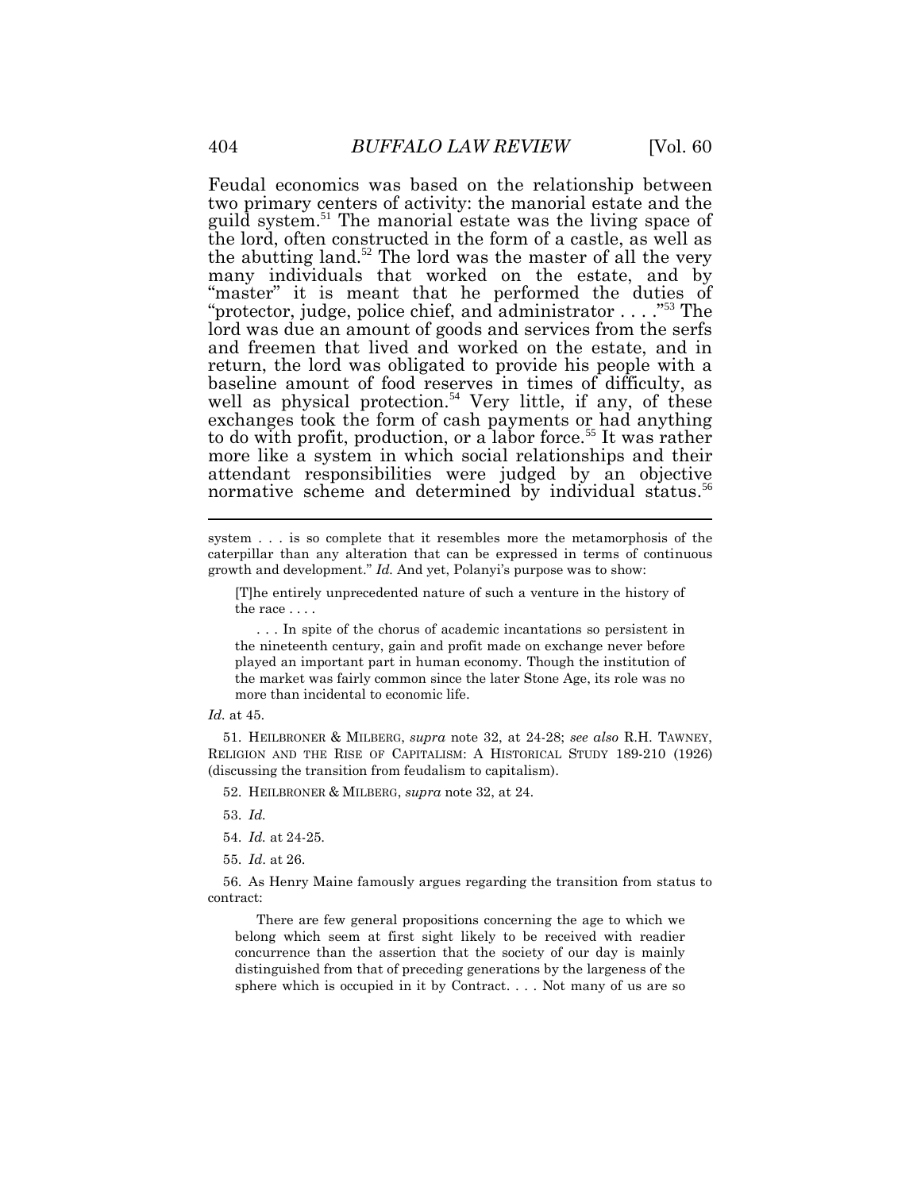Feudal economics was based on the relationship between two primary centers of activity: the manorial estate and the guild system.[51] The manorial estate was the living space of the lord, often constructed in the form of a castle, as well as the abutting land.[52] The lord was the master of all the very many individuals that worked on the estate, and by "master" it is meant that he performed the duties of "protector, judge, police chief, and administrator . . . ."[53] The lord was due an amount of goods and services from the serfs and freemen that lived and worked on the estate, and in return, the lord was obligated to provide his people with a baseline amount of food reserves in times of difficulty, as well as physical protection.[54] Very little, if any, of these exchanges took the form of cash payments or had anything to do with profit, production, or a labor force.[55] It was rather more like a system in which social relationships and their attendant responsibilities were judged by an objective normative scheme and determined by individual status.[56]

---

system . . . is so complete that it resembles more the metamorphosis of the caterpillar than any alteration that can be expressed in terms of continuous growth and development." *Id.* And yet, Polanyi's purpose was to show:

> [T]he entirely unprecedented nature of such a venture in the history of the race . . . .
>
> . . . In spite of the chorus of academic incantations so persistent in the nineteenth century, gain and profit made on exchange never before played an important part in human economy. Though the institution of the market was fairly common since the later Stone Age, its role was no more than incidental to economic life.

*Id.* at 45.

51. HEILBRONER & MILBERG, *supra* note 32, at 24-28; *see also* R.H. TAWNEY, RELIGION AND THE RISE OF CAPITALISM: A HISTORICAL STUDY 189-210 (1926) (discussing the transition from feudalism to capitalism).

52. HEILBRONER & MILBERG, *supra* note 32, at 24.

53. *Id.*

54. *Id.* at 24-25.

55. *Id.* at 26.

56. As Henry Maine famously argues regarding the transition from status to contract:

> There are few general propositions concerning the age to which we belong which seem at first sight likely to be received with readier concurrence than the assertion that the society of our day is mainly distinguished from that of preceding generations by the largeness of the sphere which is occupied in it by Contract. . . . Not many of us are so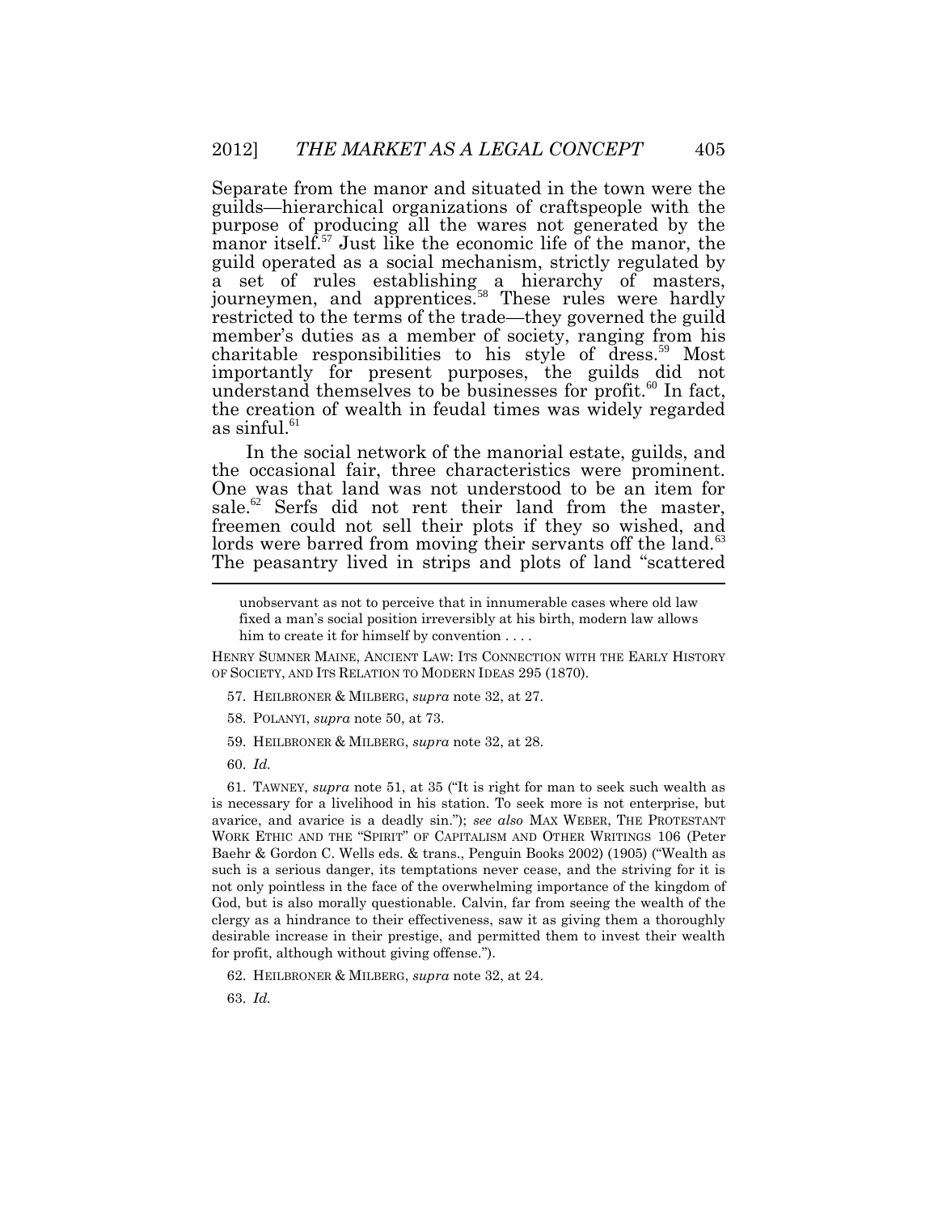Separate from the manor and situated in the town were the guilds—hierarchical organizations of craftspeople with the purpose of producing all the wares not generated by the manor itself.[57] Just like the economic life of the manor, the guild operated as a social mechanism, strictly regulated by a set of rules establishing a hierarchy of masters, journeymen, and apprentices.[58] These rules were hardly restricted to the terms of the trade—they governed the guild member's duties as a member of society, ranging from his charitable responsibilities to his style of dress.[59] Most importantly for present purposes, the guilds did not understand themselves to be businesses for profit.[60] In fact, the creation of wealth in feudal times was widely regarded as sinful.[61]

In the social network of the manorial estate, guilds, and the occasional fair, three characteristics were prominent. One was that land was not understood to be an item for sale.[62] Serfs did not rent their land from the master, freemen could not sell their plots if they so wished, and lords were barred from moving their servants off the land.[63] The peasantry lived in strips and plots of land "scattered

> unobservant as not to perceive that in innumerable cases where old law fixed a man's social position irreversibly at his birth, modern law allows him to create it for himself by convention . . . .

HENRY SUMNER MAINE, ANCIENT LAW: ITS CONNECTION WITH THE EARLY HISTORY OF SOCIETY, AND ITS RELATION TO MODERN IDEAS 295 (1870).

57. HEILBRONER & MILBERG, *supra* note 32, at 27.

58. POLANYI, *supra* note 50, at 73.

59. HEILBRONER & MILBERG, *supra* note 32, at 28.

60. *Id.*

61. TAWNEY, *supra* note 51, at 35 ("It is right for man to seek such wealth as is necessary for a livelihood in his station. To seek more is not enterprise, but avarice, and avarice is a deadly sin."); *see also* MAX WEBER, THE PROTESTANT WORK ETHIC AND THE "SPIRIT" OF CAPITALISM AND OTHER WRITINGS 106 (Peter Baehr & Gordon C. Wells eds. & trans., Penguin Books 2002) (1905) ("Wealth as such is a serious danger, its temptations never cease, and the striving for it is not only pointless in the face of the overwhelming importance of the kingdom of God, but is also morally questionable. Calvin, far from seeing the wealth of the clergy as a hindrance to their effectiveness, saw it as giving them a thoroughly desirable increase in their prestige, and permitted them to invest their wealth for profit, although without giving offense.").

62. HEILBRONER & MILBERG, *supra* note 32, at 24.

63. *Id.*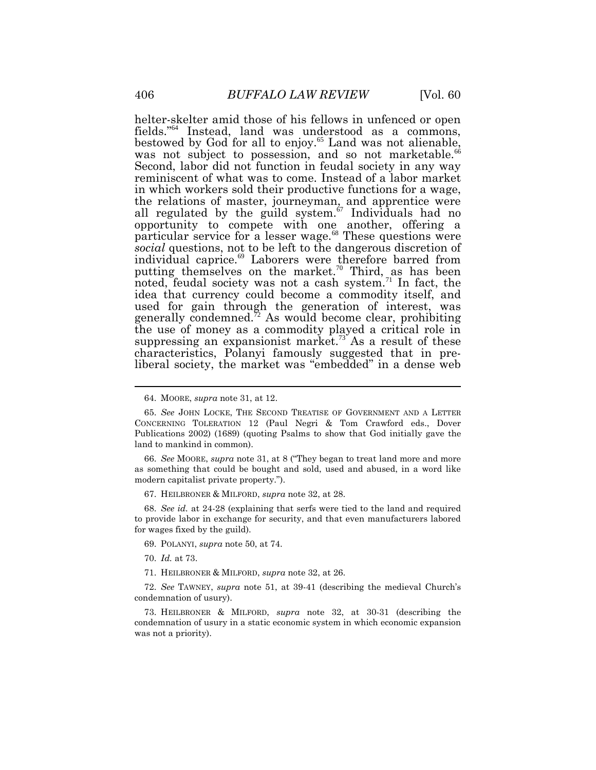helter-skelter amid those of his fellows in unfenced or open fields."[64] Instead, land was understood as a commons, bestowed by God for all to enjoy.[65] Land was not alienable, was not subject to possession, and so not marketable.[66] Second, labor did not function in feudal society in any way reminiscent of what was to come. Instead of a labor market in which workers sold their productive functions for a wage, the relations of master, journeyman, and apprentice were all regulated by the guild system.[67] Individuals had no opportunity to compete with one another, offering a particular service for a lesser wage.[68] These questions were *social* questions, not to be left to the dangerous discretion of individual caprice.[69] Laborers were therefore barred from putting themselves on the market.[70] Third, as has been noted, feudal society was not a cash system.[71] In fact, the idea that currency could become a commodity itself, and used for gain through the generation of interest, was generally condemned.[72] As would become clear, prohibiting the use of money as a commodity played a critical role in suppressing an expansionist market.[73] As a result of these characteristics, Polanyi famously suggested that in pre-liberal society, the market was "embedded" in a dense web

---

64. MOORE, *supra* note 31, at 12.

65. *See* JOHN LOCKE, THE SECOND TREATISE OF GOVERNMENT AND A LETTER CONCERNING TOLERATION 12 (Paul Negri & Tom Crawford eds., Dover Publications 2002) (1689) (quoting Psalms to show that God initially gave the land to mankind in common).

66. *See* MOORE, *supra* note 31, at 8 ("They began to treat land more and more as something that could be bought and sold, used and abused, in a word like modern capitalist private property.").

67. HEILBRONER & MILFORD, *supra* note 32, at 28.

68. *See id.* at 24-28 (explaining that serfs were tied to the land and required to provide labor in exchange for security, and that even manufacturers labored for wages fixed by the guild).

69. POLANYI, *supra* note 50, at 74.

70. *Id.* at 73.

71. HEILBRONER & MILFORD, *supra* note 32, at 26.

72. *See* TAWNEY, *supra* note 51, at 39-41 (describing the medieval Church's condemnation of usury).

73. HEILBRONER & MILFORD, *supra* note 32, at 30-31 (describing the condemnation of usury in a static economic system in which economic expansion was not a priority).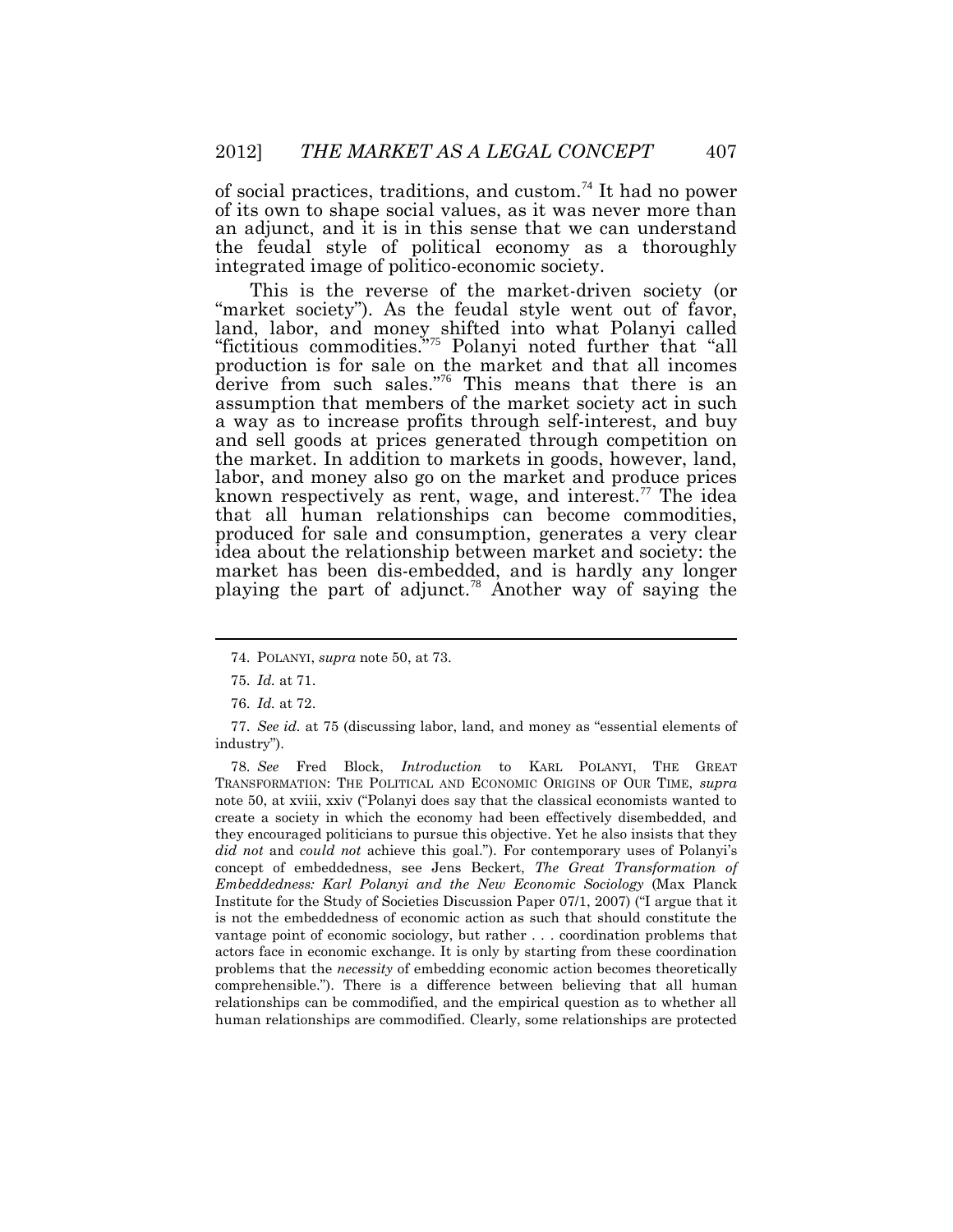of social practices, traditions, and custom.[74] It had no power of its own to shape social values, as it was never more than an adjunct, and it is in this sense that we can understand the feudal style of political economy as a thoroughly integrated image of politico-economic society.

This is the reverse of the market-driven society (or "market society"). As the feudal style went out of favor, land, labor, and money shifted into what Polanyi called "fictitious commodities."[75] Polanyi noted further that "all production is for sale on the market and that all incomes derive from such sales."[76] This means that there is an assumption that members of the market society act in such a way as to increase profits through self-interest, and buy and sell goods at prices generated through competition on the market. In addition to markets in goods, however, land, labor, and money also go on the market and produce prices known respectively as rent, wage, and interest.[77] The idea that all human relationships can become commodities, produced for sale and consumption, generates a very clear idea about the relationship between market and society: the market has been dis-embedded, and is hardly any longer playing the part of adjunct.[78] Another way of saying the

---

74. POLANYI, *supra* note 50, at 73.

75. *Id.* at 71.

76. *Id.* at 72.

77. *See id.* at 75 (discussing labor, land, and money as "essential elements of industry").

78. *See* Fred Block, *Introduction* to KARL POLANYI, THE GREAT TRANSFORMATION: THE POLITICAL AND ECONOMIC ORIGINS OF OUR TIME, *supra* note 50, at xviii, xxiv ("Polanyi does say that the classical economists wanted to create a society in which the economy had been effectively disembedded, and they encouraged politicians to pursue this objective. Yet he also insists that they *did not* and *could not* achieve this goal."). For contemporary uses of Polanyi's concept of embeddedness, see Jens Beckert, *The Great Transformation of Embeddedness: Karl Polanyi and the New Economic Sociology* (Max Planck Institute for the Study of Societies Discussion Paper 07/1, 2007) ("I argue that it is not the embeddedness of economic action as such that should constitute the vantage point of economic sociology, but rather . . . coordination problems that actors face in economic exchange. It is only by starting from these coordination problems that the *necessity* of embedding economic action becomes theoretically comprehensible."). There is a difference between believing that all human relationships can be commodified, and the empirical question as to whether all human relationships are commodified. Clearly, some relationships are protected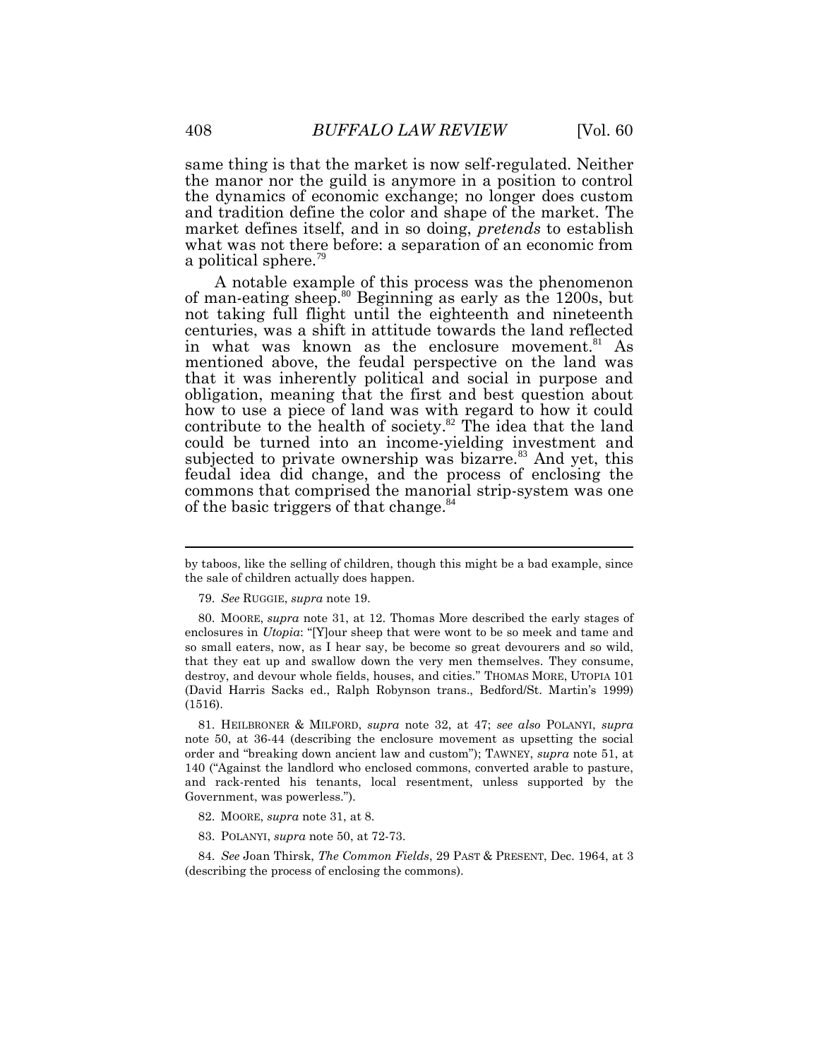same thing is that the market is now self-regulated. Neither the manor nor the guild is anymore in a position to control the dynamics of economic exchange; no longer does custom and tradition define the color and shape of the market. The market defines itself, and in so doing, *pretends* to establish what was not there before: a separation of an economic from a political sphere.[79]

A notable example of this process was the phenomenon of man-eating sheep.[80] Beginning as early as the 1200s, but not taking full flight until the eighteenth and nineteenth centuries, was a shift in attitude towards the land reflected in what was known as the enclosure movement.[81] As mentioned above, the feudal perspective on the land was that it was inherently political and social in purpose and obligation, meaning that the first and best question about how to use a piece of land was with regard to how it could contribute to the health of society.[82] The idea that the land could be turned into an income-yielding investment and subjected to private ownership was bizarre.[83] And yet, this feudal idea did change, and the process of enclosing the commons that comprised the manorial strip-system was one of the basic triggers of that change.[84]

---

by taboos, like the selling of children, though this might be a bad example, since the sale of children actually does happen.

79. *See* RUGGIE, *supra* note 19.

80. MOORE, *supra* note 31, at 12. Thomas More described the early stages of enclosures in *Utopia*: "[Y]our sheep that were wont to be so meek and tame and so small eaters, now, as I hear say, be become so great devourers and so wild, that they eat up and swallow down the very men themselves. They consume, destroy, and devour whole fields, houses, and cities." THOMAS MORE, UTOPIA 101 (David Harris Sacks ed., Ralph Robynson trans., Bedford/St. Martin's 1999) (1516).

81. HEILBRONER & MILFORD, *supra* note 32, at 47; *see also* POLANYI, *supra* note 50, at 36-44 (describing the enclosure movement as upsetting the social order and "breaking down ancient law and custom"); TAWNEY, *supra* note 51, at 140 ("Against the landlord who enclosed commons, converted arable to pasture, and rack-rented his tenants, local resentment, unless supported by the Government, was powerless.").

82. MOORE, *supra* note 31, at 8.

83. POLANYI, *supra* note 50, at 72-73.

84. *See* Joan Thirsk, *The Common Fields*, 29 PAST & PRESENT, Dec. 1964, at 3 (describing the process of enclosing the commons).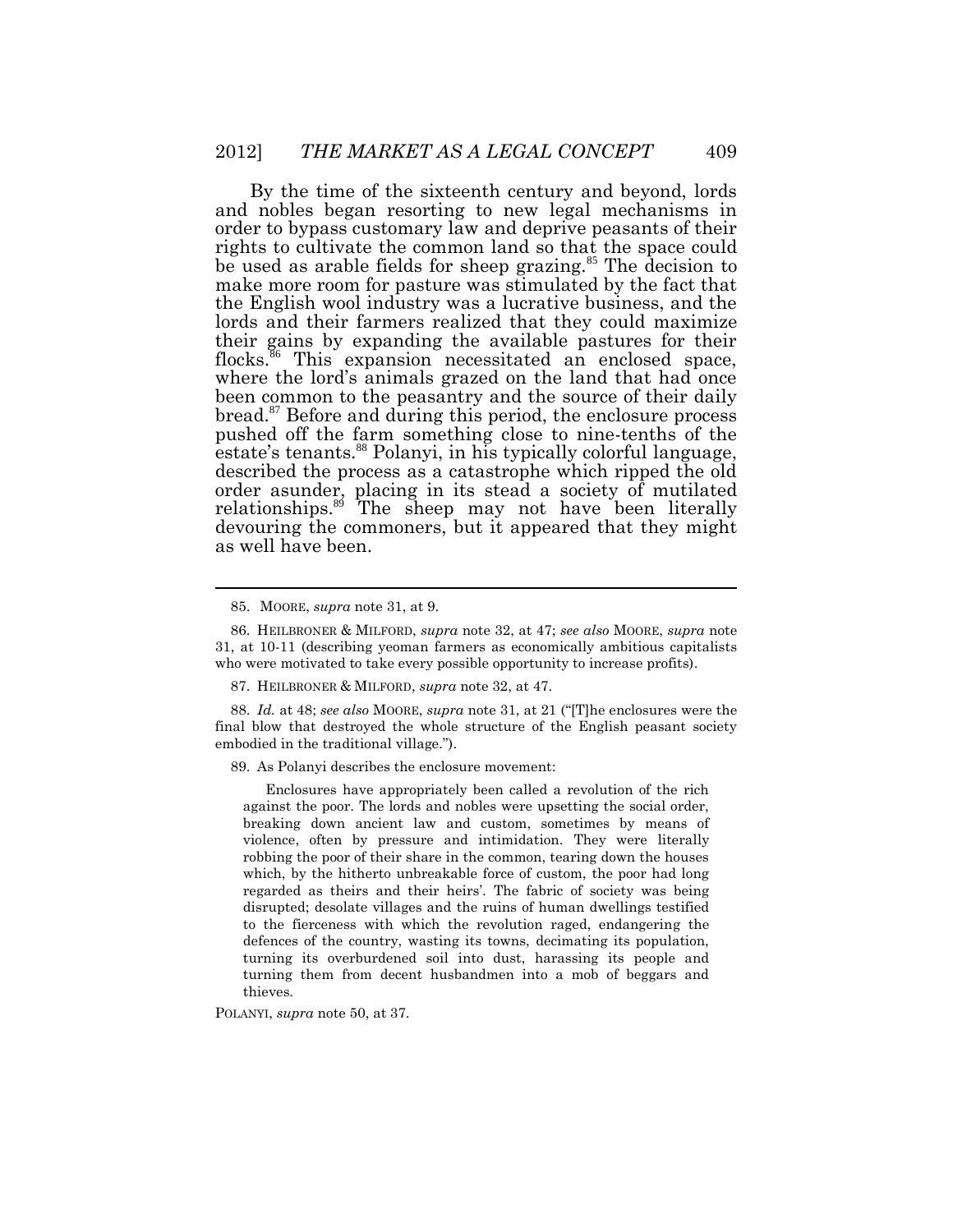By the time of the sixteenth century and beyond, lords and nobles began resorting to new legal mechanisms in order to bypass customary law and deprive peasants of their rights to cultivate the common land so that the space could be used as arable fields for sheep grazing.[85] The decision to make more room for pasture was stimulated by the fact that the English wool industry was a lucrative business, and the lords and their farmers realized that they could maximize their gains by expanding the available pastures for their flocks.[86] This expansion necessitated an enclosed space, where the lord's animals grazed on the land that had once been common to the peasantry and the source of their daily bread.[87] Before and during this period, the enclosure process pushed off the farm something close to nine-tenths of the estate's tenants.[88] Polanyi, in his typically colorful language, described the process as a catastrophe which ripped the old order asunder, placing in its stead a society of mutilated relationships.[89] The sheep may not have been literally devouring the commoners, but it appeared that they might as well have been.

---

85. MOORE, *supra* note 31, at 9.

86. HEILBRONER & MILFORD, *supra* note 32, at 47; *see also* MOORE, *supra* note 31, at 10-11 (describing yeoman farmers as economically ambitious capitalists who were motivated to take every possible opportunity to increase profits).

87. HEILBRONER & MILFORD, *supra* note 32, at 47.

88. *Id.* at 48; *see also* MOORE, *supra* note 31, at 21 ("[T]he enclosures were the final blow that destroyed the whole structure of the English peasant society embodied in the traditional village.").

89. As Polanyi describes the enclosure movement:

> Enclosures have appropriately been called a revolution of the rich against the poor. The lords and nobles were upsetting the social order, breaking down ancient law and custom, sometimes by means of violence, often by pressure and intimidation. They were literally robbing the poor of their share in the common, tearing down the houses which, by the hitherto unbreakable force of custom, the poor had long regarded as theirs and their heirs'. The fabric of society was being disrupted; desolate villages and the ruins of human dwellings testified to the fierceness with which the revolution raged, endangering the defences of the country, wasting its towns, decimating its population, turning its overburdened soil into dust, harassing its people and turning them from decent husbandmen into a mob of beggars and thieves.

POLANYI, *supra* note 50, at 37.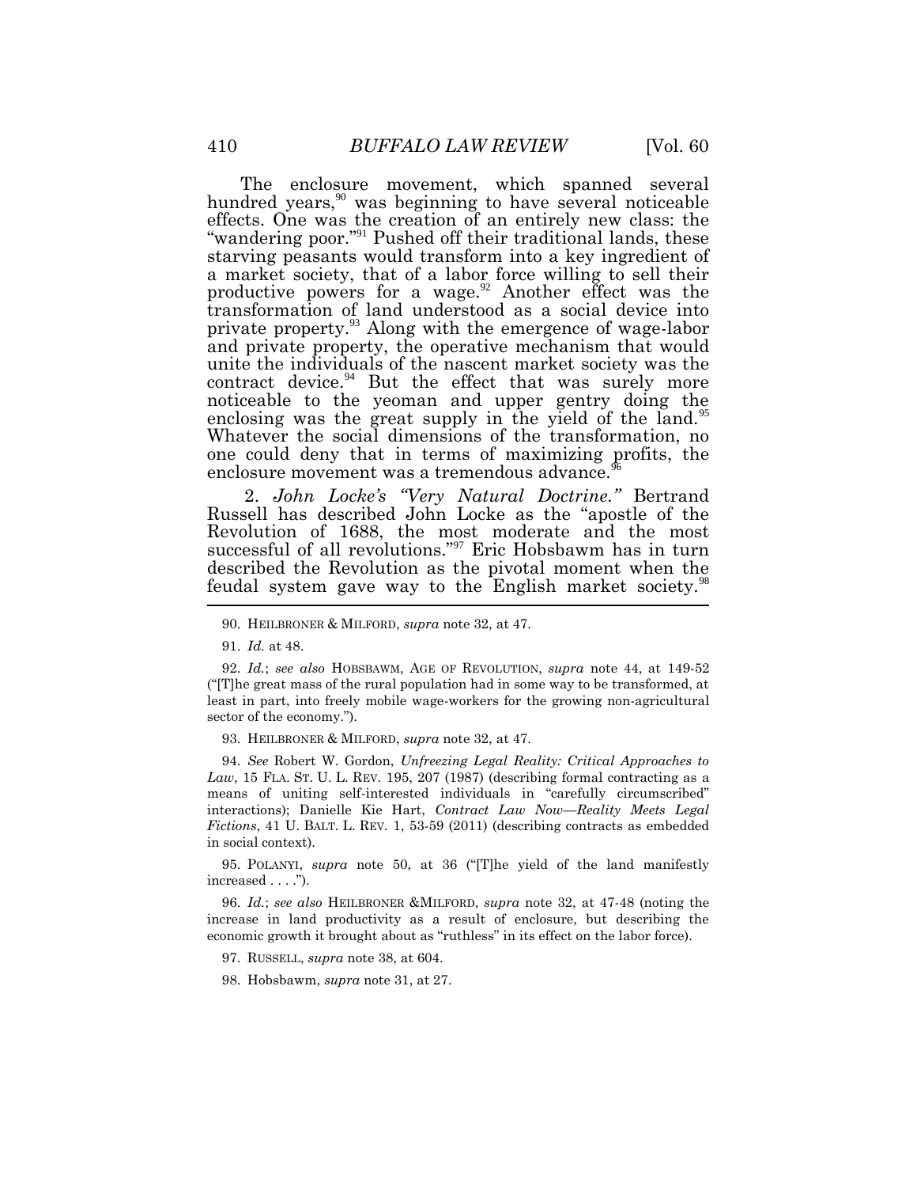The enclosure movement, which spanned several hundred years,[90] was beginning to have several noticeable effects. One was the creation of an entirely new class: the "wandering poor."[91] Pushed off their traditional lands, these starving peasants would transform into a key ingredient of a market society, that of a labor force willing to sell their productive powers for a wage.[92] Another effect was the transformation of land understood as a social device into private property.[93] Along with the emergence of wage-labor and private property, the operative mechanism that would unite the individuals of the nascent market society was the contract device.[94] But the effect that was surely more noticeable to the yeoman and upper gentry doing the enclosing was the great supply in the yield of the land.[95] Whatever the social dimensions of the transformation, no one could deny that in terms of maximizing profits, the enclosure movement was a tremendous advance.[96]

2. *John Locke's "Very Natural Doctrine."* Bertrand Russell has described John Locke as the "apostle of the Revolution of 1688, the most moderate and the most successful of all revolutions."[97] Eric Hobsbawm has in turn described the Revolution as the pivotal moment when the feudal system gave way to the English market society.[98]

---

90. HEILBRONER & MILFORD, *supra* note 32, at 47.

91. *Id.* at 48.

92. *Id.*; *see also* HOBSBAWM, AGE OF REVOLUTION, *supra* note 44, at 149-52 ("[T]he great mass of the rural population had in some way to be transformed, at least in part, into freely mobile wage-workers for the growing non-agricultural sector of the economy.").

93. HEILBRONER & MILFORD, *supra* note 32, at 47.

94. *See* Robert W. Gordon, *Unfreezing Legal Reality: Critical Approaches to Law*, 15 FLA. ST. U. L. REV. 195, 207 (1987) (describing formal contracting as a means of uniting self-interested individuals in "carefully circumscribed" interactions); Danielle Kie Hart, *Contract Law Now—Reality Meets Legal Fictions*, 41 U. BALT. L. REV. 1, 53-59 (2011) (describing contracts as embedded in social context).

95. POLANYI, *supra* note 50, at 36 ("[T]he yield of the land manifestly increased . . . .").

96. *Id.*; *see also* HEILBRONER &MILFORD, *supra* note 32, at 47-48 (noting the increase in land productivity as a result of enclosure, but describing the economic growth it brought about as "ruthless" in its effect on the labor force).

97. RUSSELL, *supra* note 38, at 604.

98. Hobsbawm, *supra* note 31, at 27.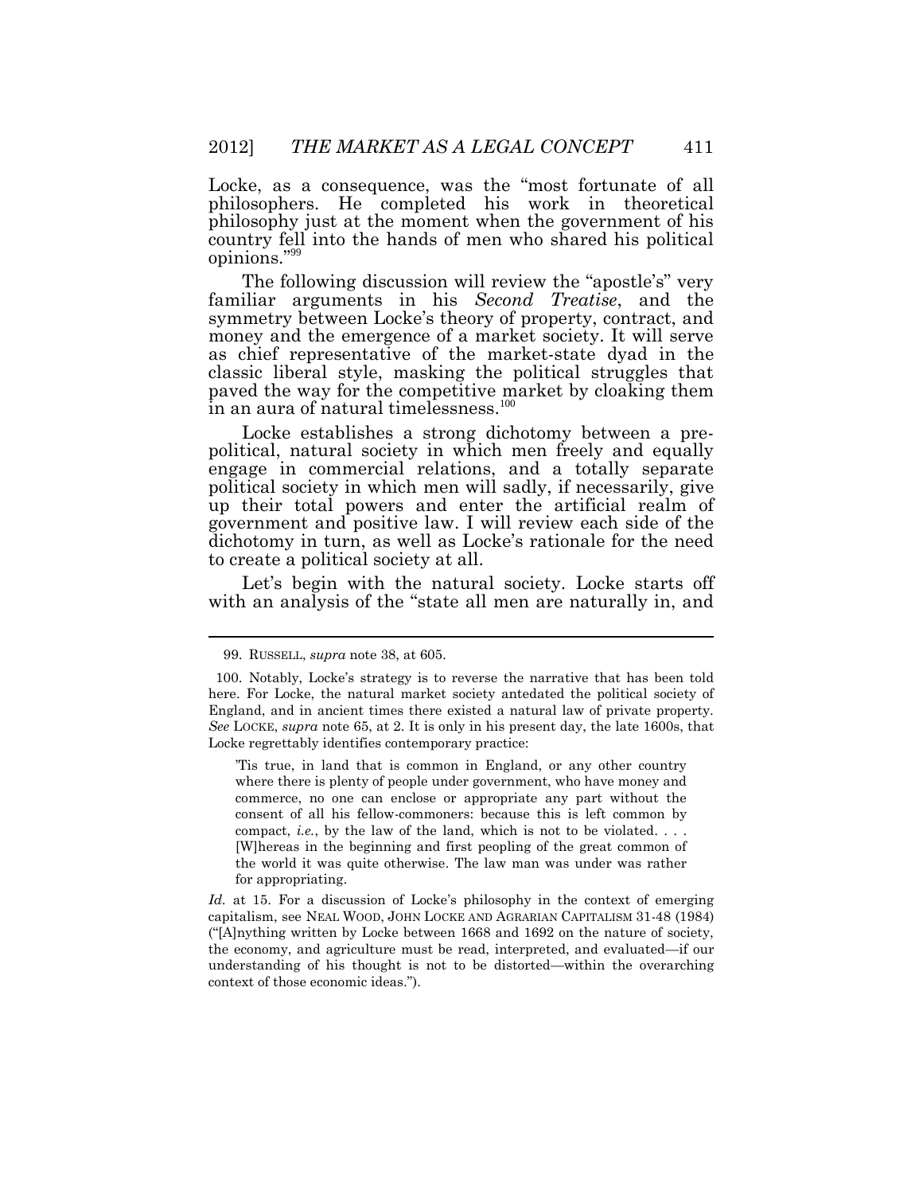Locke, as a consequence, was the "most fortunate of all philosophers. He completed his work in theoretical philosophy just at the moment when the government of his country fell into the hands of men who shared his political opinions."[99]

The following discussion will review the "apostle's" very familiar arguments in his *Second Treatise*, and the symmetry between Locke's theory of property, contract, and money and the emergence of a market society. It will serve as chief representative of the market-state dyad in the classic liberal style, masking the political struggles that paved the way for the competitive market by cloaking them in an aura of natural timelessness.[100]

Locke establishes a strong dichotomy between a pre-political, natural society in which men freely and equally engage in commercial relations, and a totally separate political society in which men will sadly, if necessarily, give up their total powers and enter the artificial realm of government and positive law. I will review each side of the dichotomy in turn, as well as Locke's rationale for the need to create a political society at all.

Let's begin with the natural society. Locke starts off with an analysis of the "state all men are naturally in, and

---

99. RUSSELL, *supra* note 38, at 605.

100. Notably, Locke's strategy is to reverse the narrative that has been told here. For Locke, the natural market society antedated the political society of England, and in ancient times there existed a natural law of private property. *See* LOCKE, *supra* note 65, at 2. It is only in his present day, the late 1600s, that Locke regrettably identifies contemporary practice:

> 'Tis true, in land that is common in England, or any other country where there is plenty of people under government, who have money and commerce, no one can enclose or appropriate any part without the consent of all his fellow-commoners: because this is left common by compact, *i.e.*, by the law of the land, which is not to be violated. . . . [W]hereas in the beginning and first peopling of the great common of the world it was quite otherwise. The law man was under was rather for appropriating.

*Id.* at 15. For a discussion of Locke's philosophy in the context of emerging capitalism, see NEAL WOOD, JOHN LOCKE AND AGRARIAN CAPITALISM 31-48 (1984) ("[A]nything written by Locke between 1668 and 1692 on the nature of society, the economy, and agriculture must be read, interpreted, and evaluated—if our understanding of his thought is not to be distorted—within the overarching context of those economic ideas.").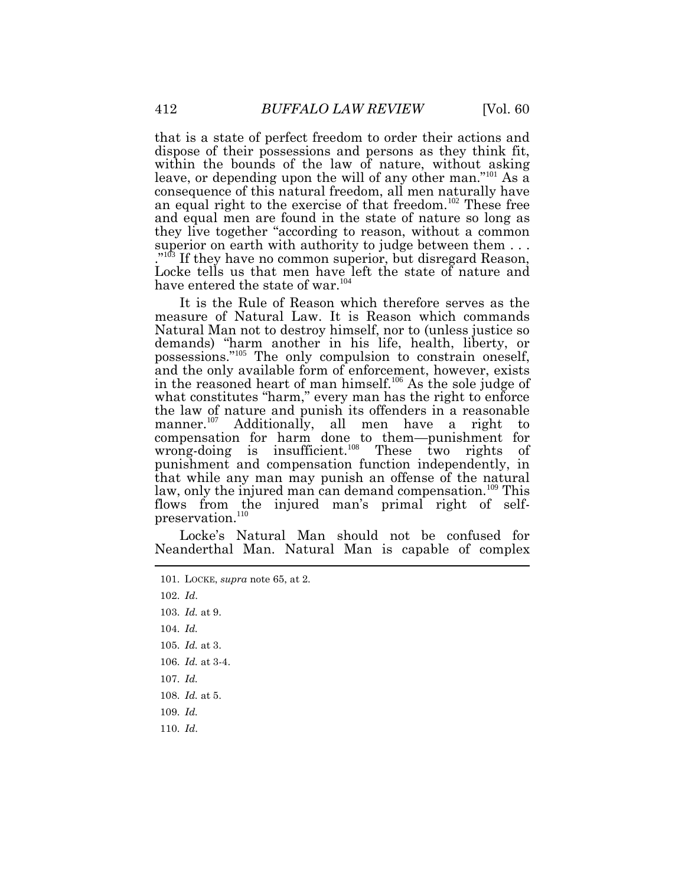that is a state of perfect freedom to order their actions and dispose of their possessions and persons as they think fit, within the bounds of the law of nature, without asking leave, or depending upon the will of any other man."[101] As a consequence of this natural freedom, all men naturally have an equal right to the exercise of that freedom.[102] These free and equal men are found in the state of nature so long as they live together "according to reason, without a common superior on earth with authority to judge between them . . . ."[103] If they have no common superior, but disregard Reason, Locke tells us that men have left the state of nature and have entered the state of war.[104]

It is the Rule of Reason which therefore serves as the measure of Natural Law. It is Reason which commands Natural Man not to destroy himself, nor to (unless justice so demands) "harm another in his life, health, liberty, or possessions."[105] The only compulsion to constrain oneself, and the only available form of enforcement, however, exists in the reasoned heart of man himself.[106] As the sole judge of what constitutes "harm," every man has the right to enforce the law of nature and punish its offenders in a reasonable manner.[107] Additionally, all men have a right to compensation for harm done to them—punishment for wrong-doing is insufficient.[108] These two rights of punishment and compensation function independently, in that while any man may punish an offense of the natural law, only the injured man can demand compensation.[109] This flows from the injured man's primal right of self-preservation.[110]

Locke's Natural Man should not be confused for Neanderthal Man. Natural Man is capable of complex

---

101. LOCKE, *supra* note 65, at 2.

102. *Id.*

103. *Id.* at 9.

104. *Id.*

105. *Id.* at 3.

106. *Id.* at 3-4.

107. *Id.*

108. *Id.* at 5.

109. *Id.*

110. *Id.*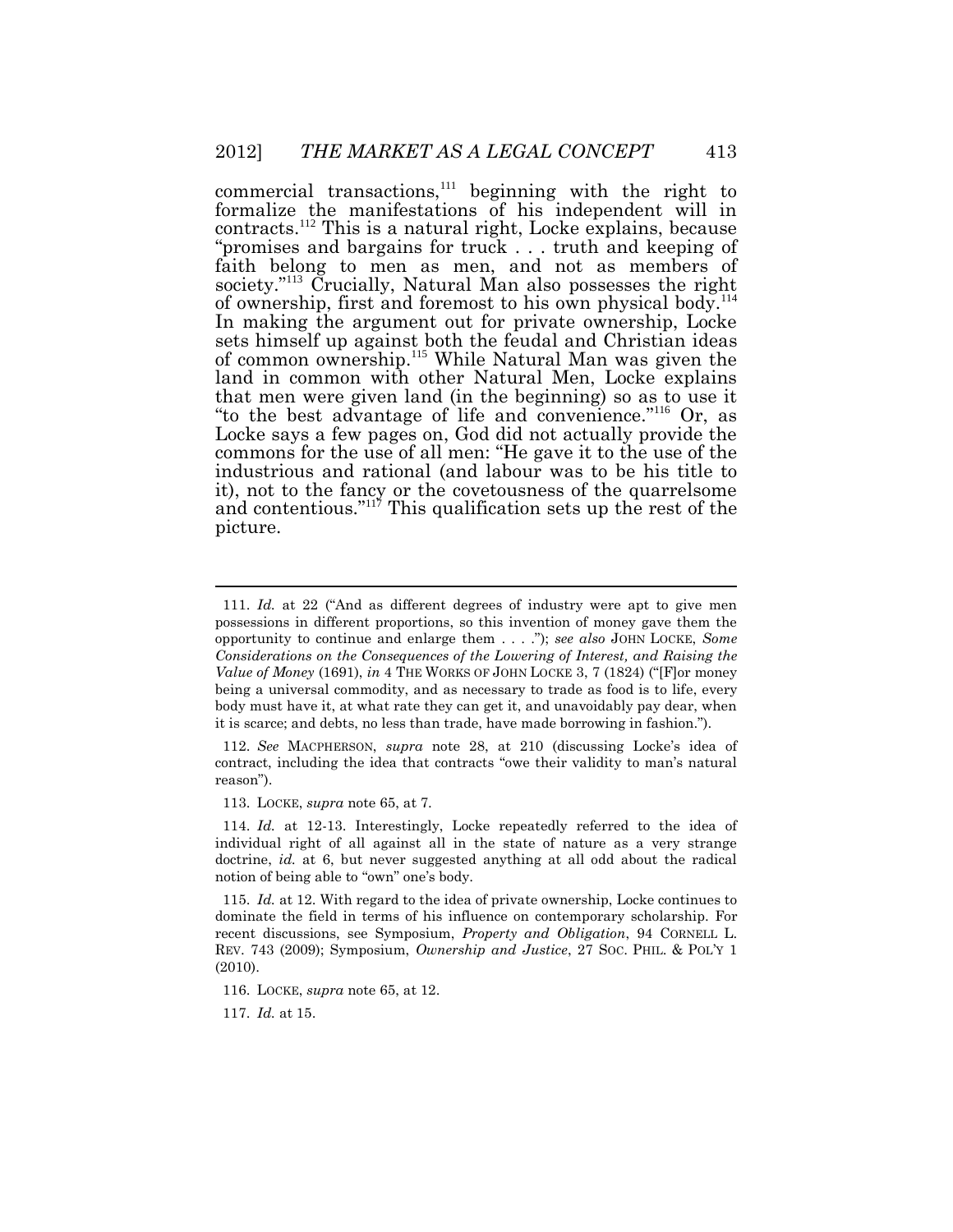commercial transactions,[111] beginning with the right to formalize the manifestations of his independent will in contracts.[112] This is a natural right, Locke explains, because "promises and bargains for truck . . . truth and keeping of faith belong to men as men, and not as members of society."[113] Crucially, Natural Man also possesses the right of ownership, first and foremost to his own physical body.[114] In making the argument out for private ownership, Locke sets himself up against both the feudal and Christian ideas of common ownership.[115] While Natural Man was given the land in common with other Natural Men, Locke explains that men were given land (in the beginning) so as to use it "to the best advantage of life and convenience."[116] Or, as Locke says a few pages on, God did not actually provide the commons for the use of all men: "He gave it to the use of the industrious and rational (and labour was to be his title to it), not to the fancy or the covetousness of the quarrelsome and contentious."[117] This qualification sets up the rest of the picture.

---

111. *Id.* at 22 ("And as different degrees of industry were apt to give men possessions in different proportions, so this invention of money gave them the opportunity to continue and enlarge them . . . ."); *see also* JOHN LOCKE, *Some Considerations on the Consequences of the Lowering of Interest, and Raising the Value of Money* (1691), *in* 4 THE WORKS OF JOHN LOCKE 3, 7 (1824) ("[F]or money being a universal commodity, and as necessary to trade as food is to life, every body must have it, at what rate they can get it, and unavoidably pay dear, when it is scarce; and debts, no less than trade, have made borrowing in fashion.").

112. *See* MACPHERSON, *supra* note 28, at 210 (discussing Locke's idea of contract, including the idea that contracts "owe their validity to man's natural reason").

113. LOCKE, *supra* note 65, at 7.

114. *Id.* at 12-13. Interestingly, Locke repeatedly referred to the idea of individual right of all against all in the state of nature as a very strange doctrine, *id.* at 6, but never suggested anything at all odd about the radical notion of being able to "own" one's body.

115. *Id.* at 12. With regard to the idea of private ownership, Locke continues to dominate the field in terms of his influence on contemporary scholarship. For recent discussions, see Symposium, *Property and Obligation*, 94 CORNELL L. REV. 743 (2009); Symposium, *Ownership and Justice*, 27 SOC. PHIL. & POL'Y 1 (2010).

116. LOCKE, *supra* note 65, at 12.

117. *Id.* at 15.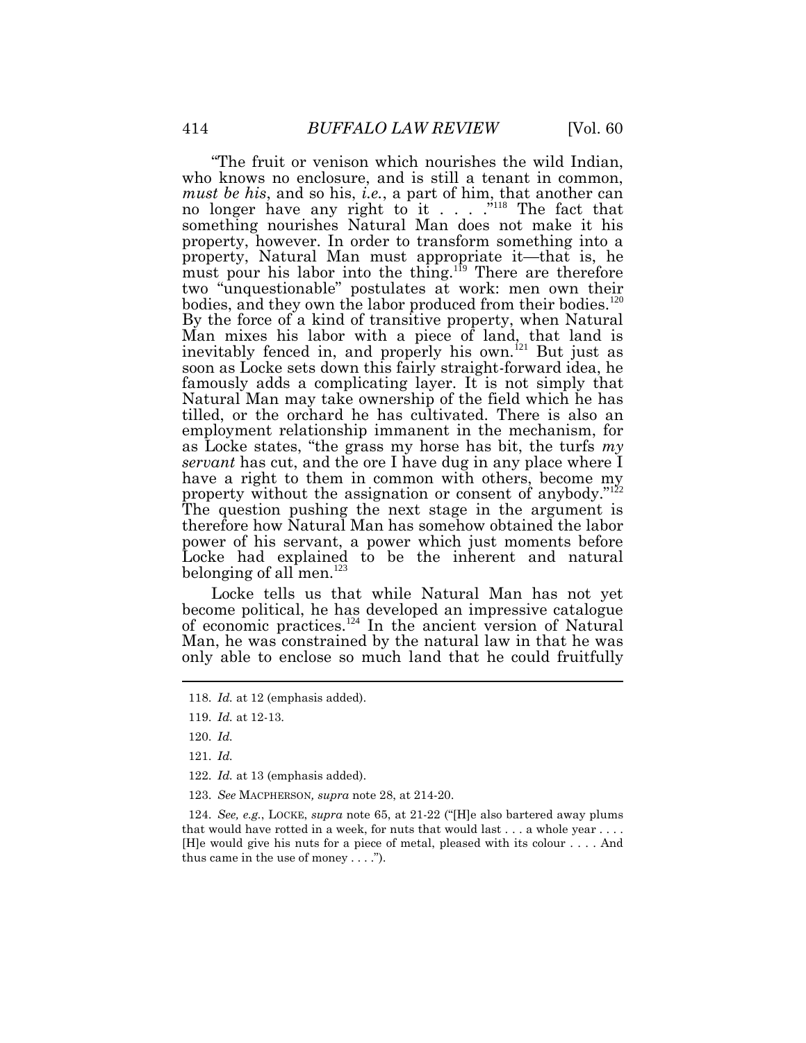"The fruit or venison which nourishes the wild Indian, who knows no enclosure, and is still a tenant in common, *must be his*, and so his, *i.e.*, a part of him, that another can no longer have any right to it . . . ."[118] The fact that something nourishes Natural Man does not make it his property, however. In order to transform something into a property, Natural Man must appropriate it—that is, he must pour his labor into the thing.[119] There are therefore two "unquestionable" postulates at work: men own their bodies, and they own the labor produced from their bodies.[120] By the force of a kind of transitive property, when Natural Man mixes his labor with a piece of land, that land is inevitably fenced in, and properly his own.[121] But just as soon as Locke sets down this fairly straight-forward idea, he famously adds a complicating layer. It is not simply that Natural Man may take ownership of the field which he has tilled, or the orchard he has cultivated. There is also an employment relationship immanent in the mechanism, for as Locke states, "the grass my horse has bit, the turfs *my servant* has cut, and the ore I have dug in any place where I have a right to them in common with others, become my property without the assignation or consent of anybody."[122] The question pushing the next stage in the argument is therefore how Natural Man has somehow obtained the labor power of his servant, a power which just moments before Locke had explained to be the inherent and natural belonging of all men.[123]

Locke tells us that while Natural Man has not yet become political, he has developed an impressive catalogue of economic practices.[124] In the ancient version of Natural Man, he was constrained by the natural law in that he was only able to enclose so much land that he could fruitfully

---

118. *Id.* at 12 (emphasis added).

119. *Id.* at 12-13.

120. *Id.*

121. *Id.*

122. *Id.* at 13 (emphasis added).

123. *See* MACPHERSON, *supra* note 28, at 214-20.

124. *See, e.g.*, LOCKE, *supra* note 65, at 21-22 ("[H]e also bartered away plums that would have rotted in a week, for nuts that would last . . . a whole year . . . . [H]e would give his nuts for a piece of metal, pleased with its colour . . . . And thus came in the use of money . . . .").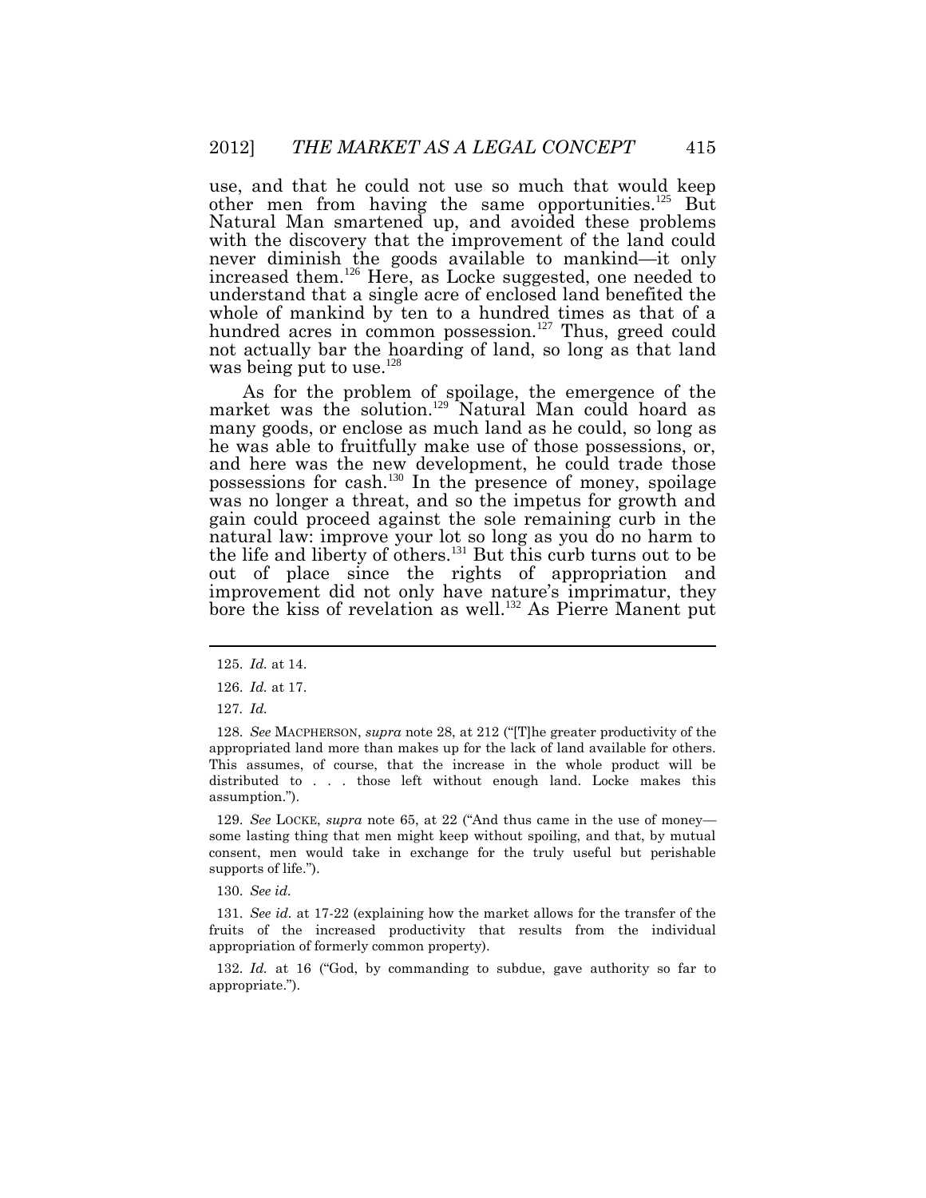use, and that he could not use so much that would keep other men from having the same opportunities.[125] But Natural Man smartened up, and avoided these problems with the discovery that the improvement of the land could never diminish the goods available to mankind—it only increased them.[126] Here, as Locke suggested, one needed to understand that a single acre of enclosed land benefited the whole of mankind by ten to a hundred times as that of a hundred acres in common possession.[127] Thus, greed could not actually bar the hoarding of land, so long as that land was being put to use.[128]

As for the problem of spoilage, the emergence of the market was the solution.[129] Natural Man could hoard as many goods, or enclose as much land as he could, so long as he was able to fruitfully make use of those possessions, or, and here was the new development, he could trade those possessions for cash.[130] In the presence of money, spoilage was no longer a threat, and so the impetus for growth and gain could proceed against the sole remaining curb in the natural law: improve your lot so long as you do no harm to the life and liberty of others.[131] But this curb turns out to be out of place since the rights of appropriation and improvement did not only have nature's imprimatur, they bore the kiss of revelation as well.[132] As Pierre Manent put

---

125. *Id.* at 14.

126. *Id.* at 17.

127. *Id.*

128. *See* MACPHERSON, *supra* note 28, at 212 ("[T]he greater productivity of the appropriated land more than makes up for the lack of land available for others. This assumes, of course, that the increase in the whole product will be distributed to . . . those left without enough land. Locke makes this assumption.").

129. *See* LOCKE, *supra* note 65, at 22 ("And thus came in the use of money—some lasting thing that men might keep without spoiling, and that, by mutual consent, men would take in exchange for the truly useful but perishable supports of life.").

130. *See id.*

131. *See id.* at 17-22 (explaining how the market allows for the transfer of the fruits of the increased productivity that results from the individual appropriation of formerly common property).

132. *Id.* at 16 ("God, by commanding to subdue, gave authority so far to appropriate.").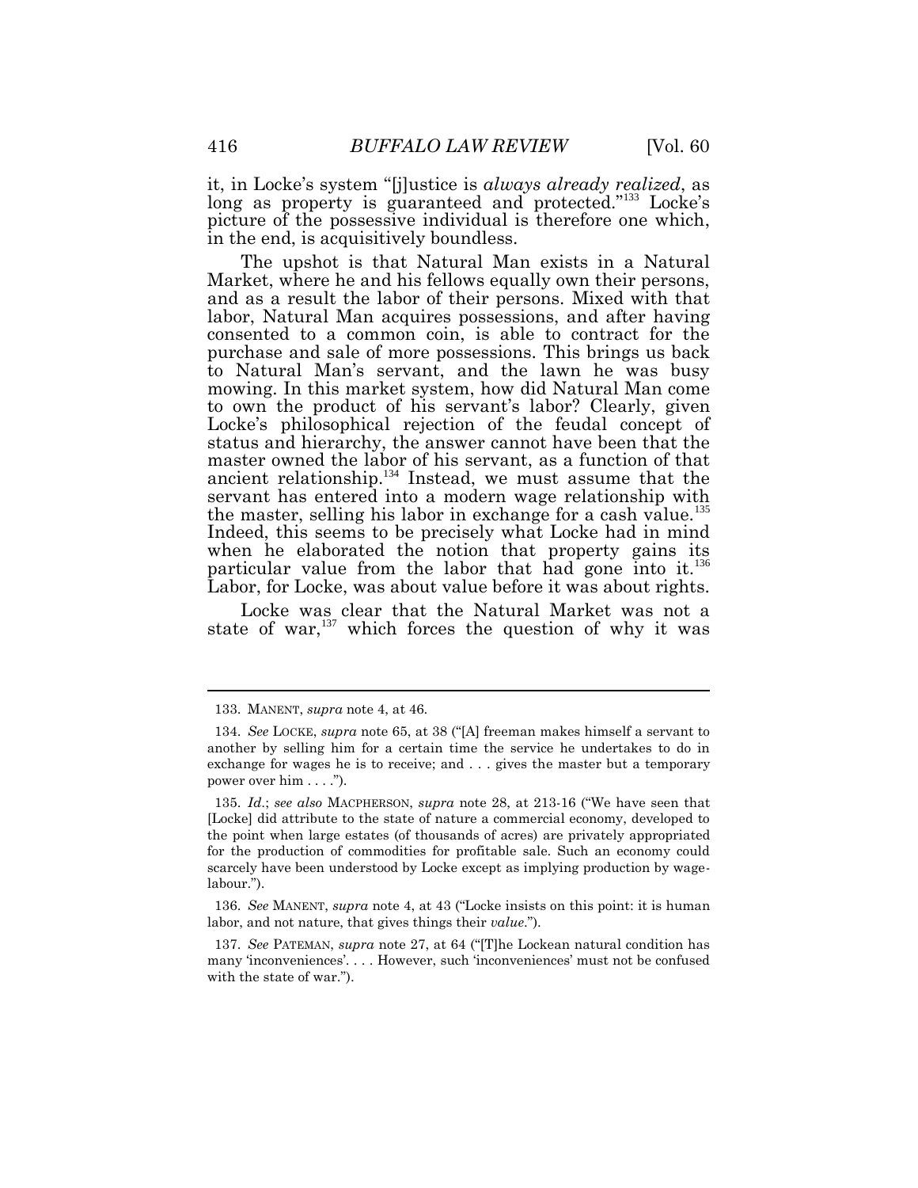it, in Locke's system "[j]ustice is *always already realized*, as long as property is guaranteed and protected."[133] Locke's picture of the possessive individual is therefore one which, in the end, is acquisitively boundless.

The upshot is that Natural Man exists in a Natural Market, where he and his fellows equally own their persons, and as a result the labor of their persons. Mixed with that labor, Natural Man acquires possessions, and after having consented to a common coin, is able to contract for the purchase and sale of more possessions. This brings us back to Natural Man's servant, and the lawn he was busy mowing. In this market system, how did Natural Man come to own the product of his servant's labor? Clearly, given Locke's philosophical rejection of the feudal concept of status and hierarchy, the answer cannot have been that the master owned the labor of his servant, as a function of that ancient relationship.[134] Instead, we must assume that the servant has entered into a modern wage relationship with the master, selling his labor in exchange for a cash value.[135] Indeed, this seems to be precisely what Locke had in mind when he elaborated the notion that property gains its particular value from the labor that had gone into it.[136] Labor, for Locke, was about value before it was about rights.

Locke was clear that the Natural Market was not a state of war,[137] which forces the question of why it was

---

133. MANENT, *supra* note 4, at 46.

134. *See* LOCKE, *supra* note 65, at 38 ("[A] freeman makes himself a servant to another by selling him for a certain time the service he undertakes to do in exchange for wages he is to receive; and . . . gives the master but a temporary power over him . . . .").

135. *Id.*; *see also* MACPHERSON, *supra* note 28, at 213-16 ("We have seen that [Locke] did attribute to the state of nature a commercial economy, developed to the point when large estates (of thousands of acres) are privately appropriated for the production of commodities for profitable sale. Such an economy could scarcely have been understood by Locke except as implying production by wage-labour.").

136. *See* MANENT, *supra* note 4, at 43 ("Locke insists on this point: it is human labor, and not nature, that gives things their *value*.").

137. *See* PATEMAN, *supra* note 27, at 64 ("[T]he Lockean natural condition has many 'inconveniences'. . . . However, such 'inconveniences' must not be confused with the state of war.").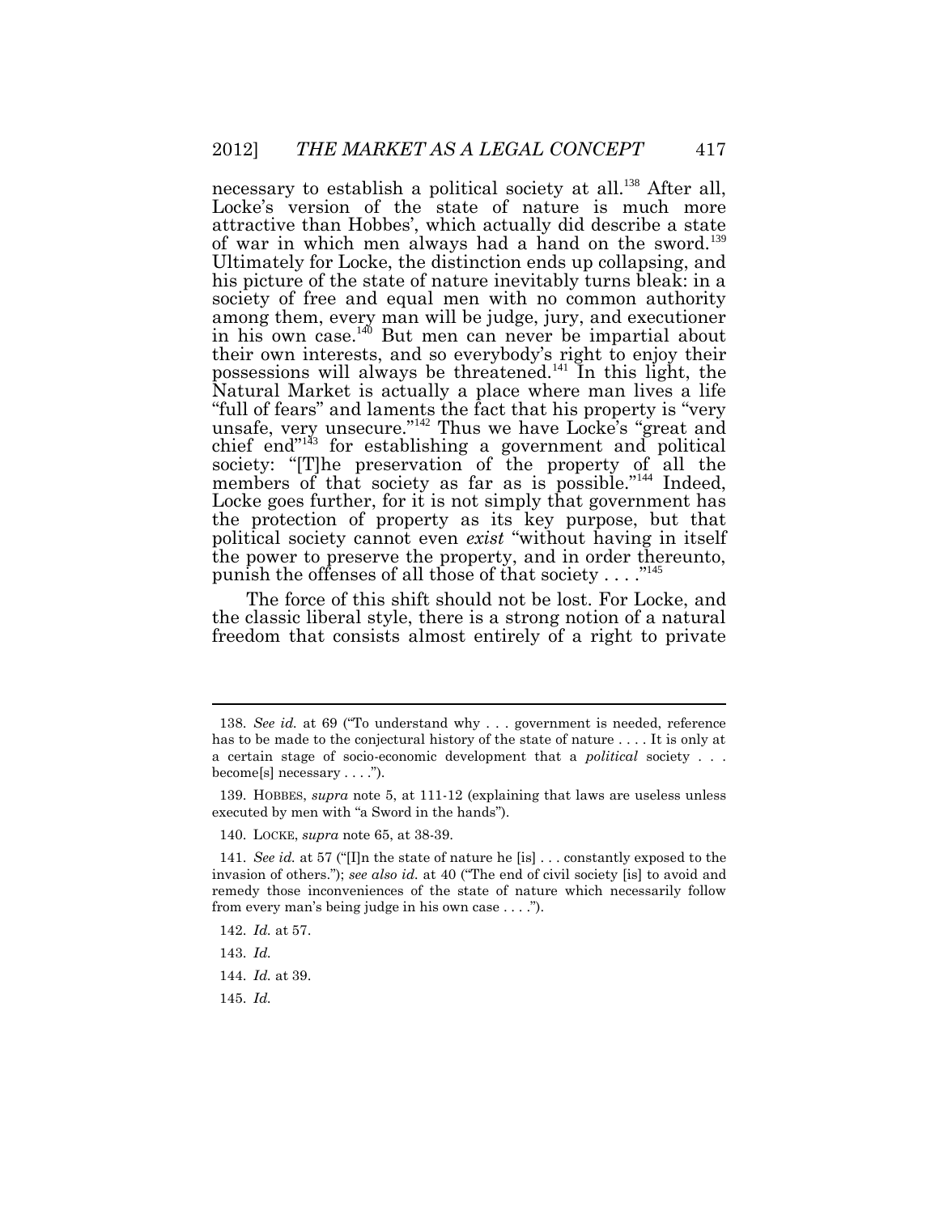necessary to establish a political society at all.[138] After all, Locke's version of the state of nature is much more attractive than Hobbes', which actually did describe a state of war in which men always had a hand on the sword.[139] Ultimately for Locke, the distinction ends up collapsing, and his picture of the state of nature inevitably turns bleak: in a society of free and equal men with no common authority among them, every man will be judge, jury, and executioner in his own case.[140] But men can never be impartial about their own interests, and so everybody's right to enjoy their possessions will always be threatened.[141] In this light, the Natural Market is actually a place where man lives a life "full of fears" and laments the fact that his property is "very unsafe, very unsecure."[142] Thus we have Locke's "great and chief end"[143] for establishing a government and political society: "[T]he preservation of the property of all the members of that society as far as is possible."[144] Indeed, Locke goes further, for it is not simply that government has the protection of property as its key purpose, but that political society cannot even *exist* "without having in itself the power to preserve the property, and in order thereunto, punish the offenses of all those of that society . . . ."[145]

The force of this shift should not be lost. For Locke, and the classic liberal style, there is a strong notion of a natural freedom that consists almost entirely of a right to private

---

138. *See id.* at 69 ("To understand why . . . government is needed, reference has to be made to the conjectural history of the state of nature . . . . It is only at a certain stage of socio-economic development that a *political* society . . . become[s] necessary . . . .").

139. HOBBES, *supra* note 5, at 111-12 (explaining that laws are useless unless executed by men with "a Sword in the hands").

140. LOCKE, *supra* note 65, at 38-39.

141. *See id.* at 57 ("[I]n the state of nature he [is] . . . constantly exposed to the invasion of others."); *see also id.* at 40 ("The end of civil society [is] to avoid and remedy those inconveniences of the state of nature which necessarily follow from every man's being judge in his own case . . . .").

142. *Id.* at 57.

143. *Id.*

144. *Id.* at 39.

145. *Id.*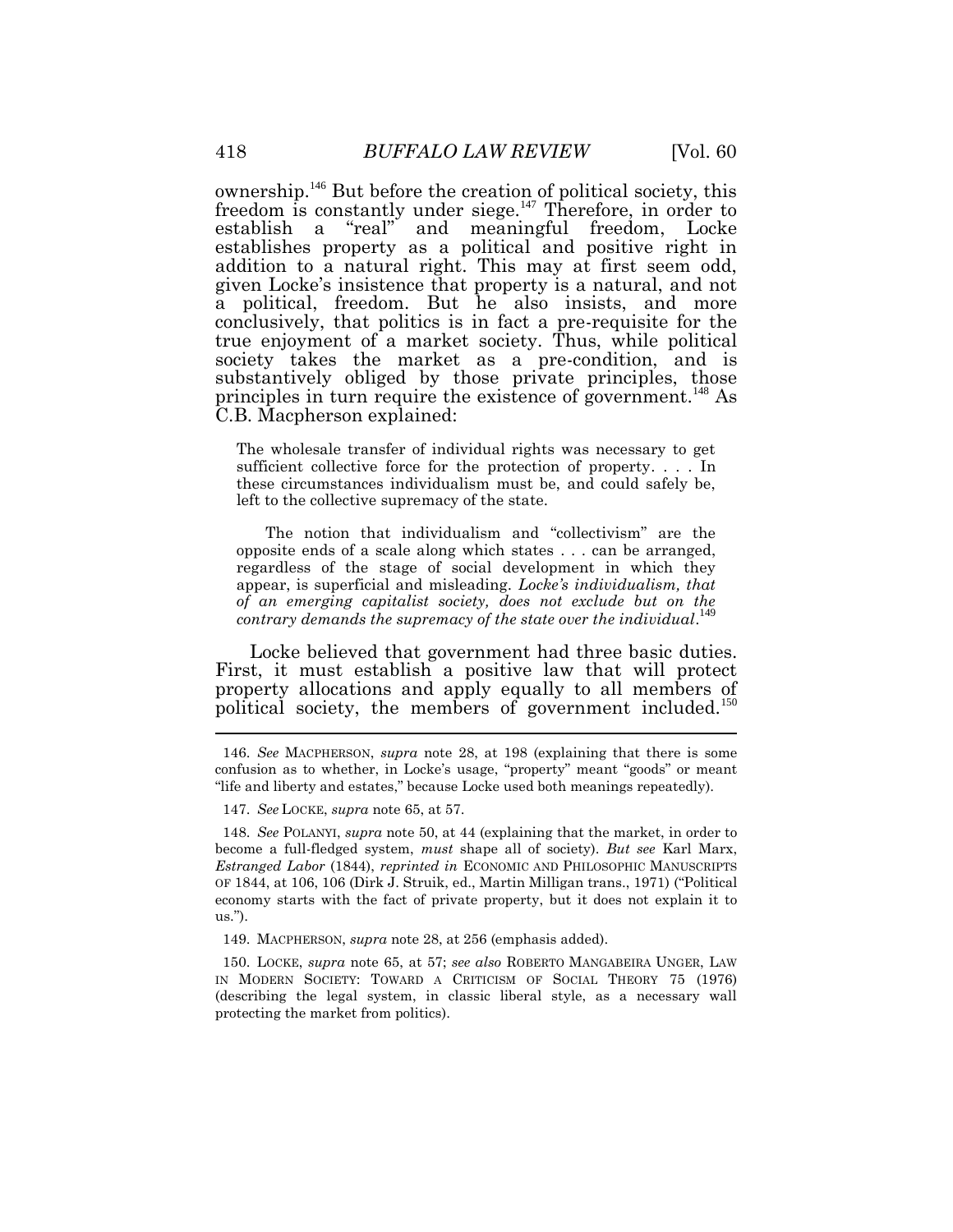ownership.[146] But before the creation of political society, this freedom is constantly under siege.[147] Therefore, in order to establish a "real" and meaningful freedom, Locke establishes property as a political and positive right in addition to a natural right. This may at first seem odd, given Locke's insistence that property is a natural, and not a political, freedom. But he also insists, and more conclusively, that politics is in fact a pre-requisite for the true enjoyment of a market society. Thus, while political society takes the market as a pre-condition, and is substantively obliged by those private principles, those principles in turn require the existence of government.[148] As C.B. Macpherson explained:

> The wholesale transfer of individual rights was necessary to get sufficient collective force for the protection of property. . . . In these circumstances individualism must be, and could safely be, left to the collective supremacy of the state.
>
> The notion that individualism and "collectivism" are the opposite ends of a scale along which states . . . can be arranged, regardless of the stage of social development in which they appear, is superficial and misleading. *Locke's individualism, that of an emerging capitalist society, does not exclude but on the contrary demands the supremacy of the state over the individual*.[149]

Locke believed that government had three basic duties. First, it must establish a positive law that will protect property allocations and apply equally to all members of political society, the members of government included.[150]

---

146. *See* MACPHERSON, *supra* note 28, at 198 (explaining that there is some confusion as to whether, in Locke's usage, "property" meant "goods" or meant "life and liberty and estates," because Locke used both meanings repeatedly).

147. *See* LOCKE, *supra* note 65, at 57.

148. *See* POLANYI, *supra* note 50, at 44 (explaining that the market, in order to become a full-fledged system, *must* shape all of society). *But see* Karl Marx, *Estranged Labor* (1844), *reprinted in* ECONOMIC AND PHILOSOPHIC MANUSCRIPTS OF 1844, at 106, 106 (Dirk J. Struik, ed., Martin Milligan trans., 1971) ("Political economy starts with the fact of private property, but it does not explain it to us.").

149. MACPHERSON, *supra* note 28, at 256 (emphasis added).

150. LOCKE, *supra* note 65, at 57; *see also* ROBERTO MANGABEIRA UNGER, LAW IN MODERN SOCIETY: TOWARD A CRITICISM OF SOCIAL THEORY 75 (1976) (describing the legal system, in classic liberal style, as a necessary wall protecting the market from politics).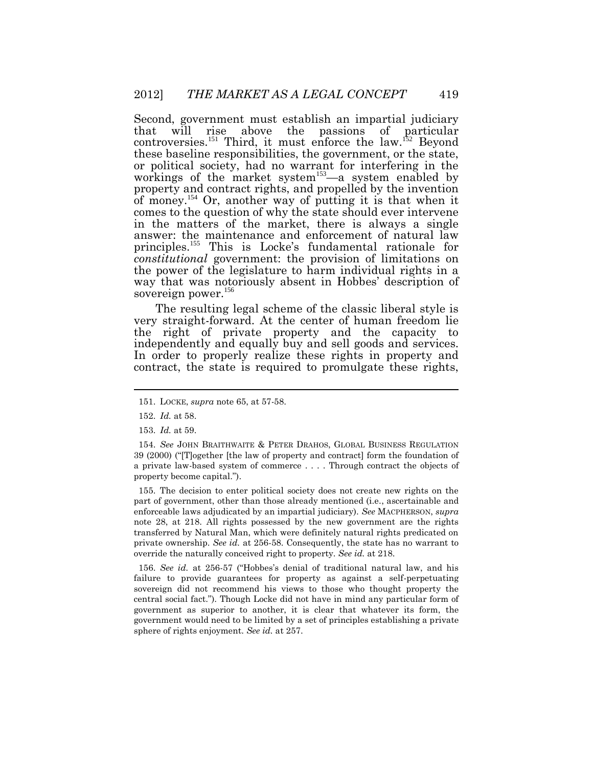Second, government must establish an impartial judiciary that will rise above the passions of particular controversies.[151] Third, it must enforce the law.[152] Beyond these baseline responsibilities, the government, or the state, or political society, had no warrant for interfering in the workings of the market system[153]—a system enabled by property and contract rights, and propelled by the invention of money.[154] Or, another way of putting it is that when it comes to the question of why the state should ever intervene in the matters of the market, there is always a single answer: the maintenance and enforcement of natural law principles.[155] This is Locke's fundamental rationale for *constitutional* government: the provision of limitations on the power of the legislature to harm individual rights in a way that was notoriously absent in Hobbes' description of sovereign power.[156]

The resulting legal scheme of the classic liberal style is very straight-forward. At the center of human freedom lie the right of private property and the capacity to independently and equally buy and sell goods and services. In order to properly realize these rights in property and contract, the state is required to promulgate these rights,

---

151. LOCKE, *supra* note 65, at 57-58.

152. *Id.* at 58.

153. *Id.* at 59.

154. *See* JOHN BRAITHWAITE & PETER DRAHOS, GLOBAL BUSINESS REGULATION 39 (2000) ("[T]ogether [the law of property and contract] form the foundation of a private law-based system of commerce . . . . Through contract the objects of property become capital.").

155. The decision to enter political society does not create new rights on the part of government, other than those already mentioned (i.e., ascertainable and enforceable laws adjudicated by an impartial judiciary). *See* MACPHERSON, *supra* note 28, at 218. All rights possessed by the new government are the rights transferred by Natural Man, which were definitely natural rights predicated on private ownership. *See id.* at 256-58. Consequently, the state has no warrant to override the naturally conceived right to property. *See id.* at 218.

156. *See id.* at 256-57 ("Hobbes's denial of traditional natural law, and his failure to provide guarantees for property as against a self-perpetuating sovereign did not recommend his views to those who thought property the central social fact."). Though Locke did not have in mind any particular form of government as superior to another, it is clear that whatever its form, the government would need to be limited by a set of principles establishing a private sphere of rights enjoyment. *See id.* at 257.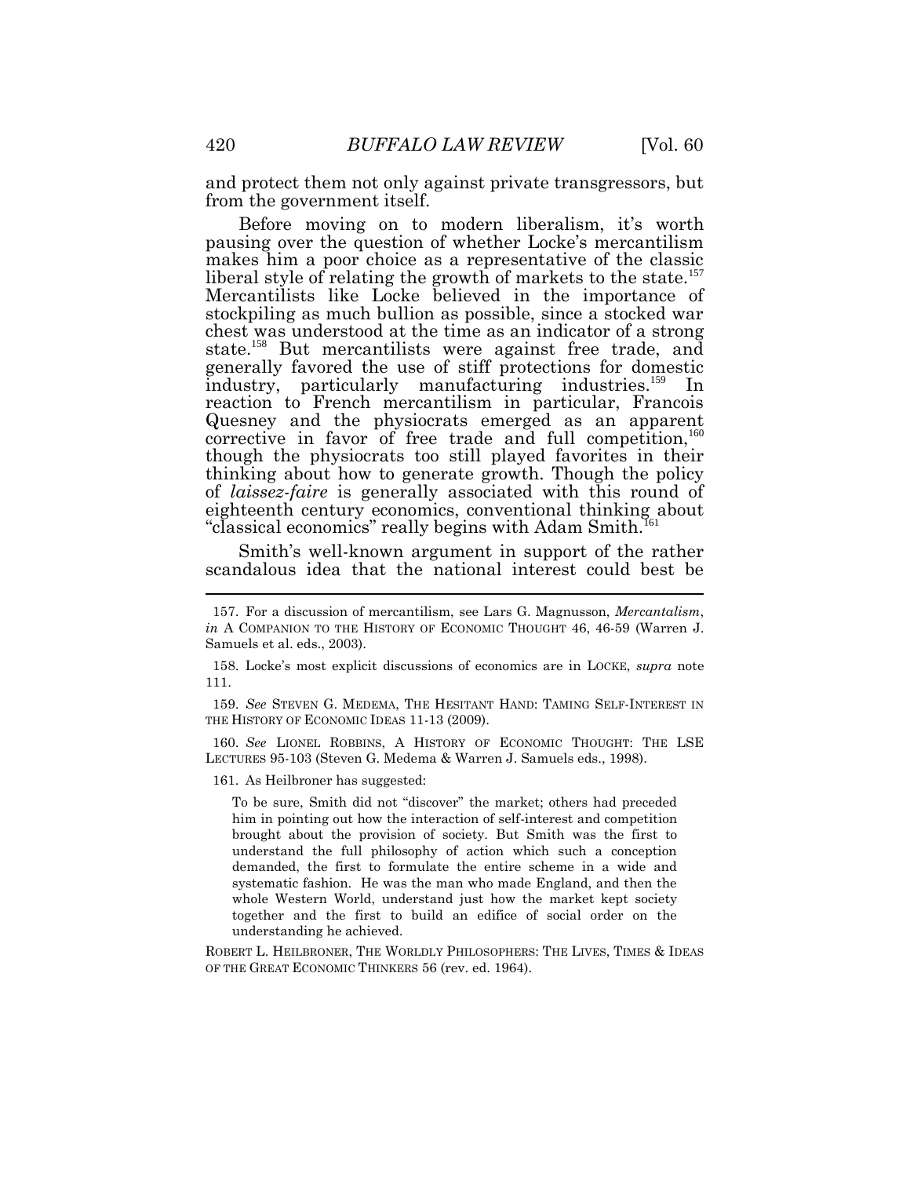and protect them not only against private transgressors, but from the government itself.

Before moving on to modern liberalism, it's worth pausing over the question of whether Locke's mercantilism makes him a poor choice as a representative of the classic liberal style of relating the growth of markets to the state.[157] Mercantilists like Locke believed in the importance of stockpiling as much bullion as possible, since a stocked war chest was understood at the time as an indicator of a strong state.[158] But mercantilists were against free trade, and generally favored the use of stiff protections for domestic industry, particularly manufacturing industries.[159] In reaction to French mercantilism in particular, Francois Quesney and the physiocrats emerged as an apparent corrective in favor of free trade and full competition,[160] though the physiocrats too still played favorites in their thinking about how to generate growth. Though the policy of *laissez-faire* is generally associated with this round of eighteenth century economics, conventional thinking about "classical economics" really begins with Adam Smith.[161]

Smith's well-known argument in support of the rather scandalous idea that the national interest could best be

---

157. For a discussion of mercantilism, see Lars G. Magnusson, *Mercantalism*, *in* A COMPANION TO THE HISTORY OF ECONOMIC THOUGHT 46, 46-59 (Warren J. Samuels et al. eds., 2003).

158. Locke's most explicit discussions of economics are in LOCKE, *supra* note 111.

159. *See* STEVEN G. MEDEMA, THE HESITANT HAND: TAMING SELF-INTEREST IN THE HISTORY OF ECONOMIC IDEAS 11-13 (2009).

160. *See* LIONEL ROBBINS, A HISTORY OF ECONOMIC THOUGHT: THE LSE LECTURES 95-103 (Steven G. Medema & Warren J. Samuels eds., 1998).

161. As Heilbroner has suggested:

> To be sure, Smith did not "discover" the market; others had preceded him in pointing out how the interaction of self-interest and competition brought about the provision of society. But Smith was the first to understand the full philosophy of action which such a conception demanded, the first to formulate the entire scheme in a wide and systematic fashion. He was the man who made England, and then the whole Western World, understand just how the market kept society together and the first to build an edifice of social order on the understanding he achieved.

ROBERT L. HEILBRONER, THE WORLDLY PHILOSOPHERS: THE LIVES, TIMES & IDEAS OF THE GREAT ECONOMIC THINKERS 56 (rev. ed. 1964).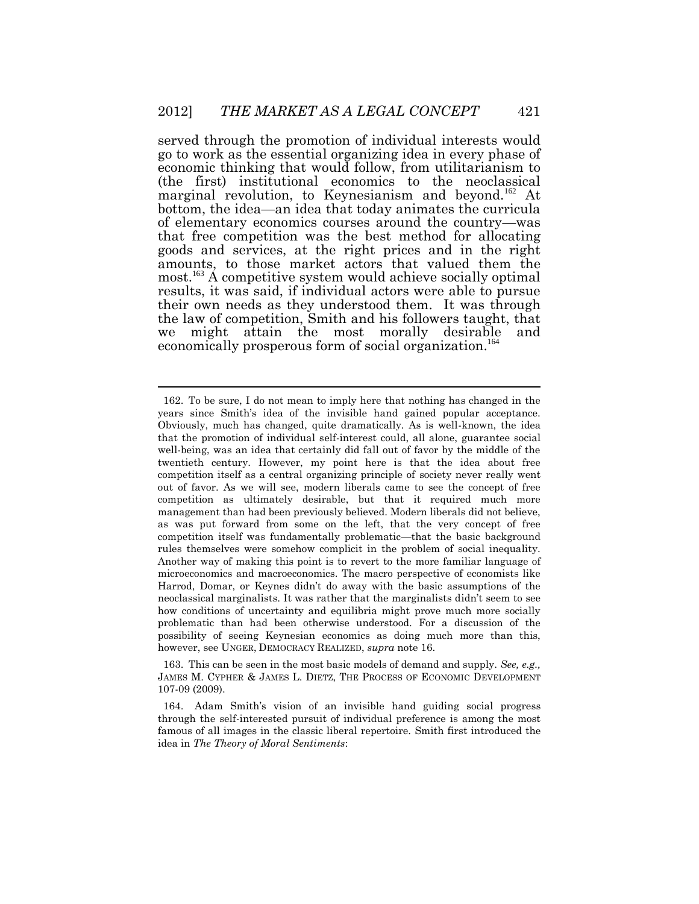served through the promotion of individual interests would go to work as the essential organizing idea in every phase of economic thinking that would follow, from utilitarianism to (the first) institutional economics to the neoclassical marginal revolution, to Keynesianism and beyond.[162] At bottom, the idea—an idea that today animates the curricula of elementary economics courses around the country—was that free competition was the best method for allocating goods and services, at the right prices and in the right amounts, to those market actors that valued them the most.[163] A competitive system would achieve socially optimal results, it was said, if individual actors were able to pursue their own needs as they understood them. It was through the law of competition, Smith and his followers taught, that we might attain the most morally desirable and economically prosperous form of social organization.[164]

---

162. To be sure, I do not mean to imply here that nothing has changed in the years since Smith's idea of the invisible hand gained popular acceptance. Obviously, much has changed, quite dramatically. As is well-known, the idea that the promotion of individual self-interest could, all alone, guarantee social well-being, was an idea that certainly did fall out of favor by the middle of the twentieth century. However, my point here is that the idea about free competition itself as a central organizing principle of society never really went out of favor. As we will see, modern liberals came to see the concept of free competition as ultimately desirable, but that it required much more management than had been previously believed. Modern liberals did not believe, as was put forward from some on the left, that the very concept of free competition itself was fundamentally problematic—that the basic background rules themselves were somehow complicit in the problem of social inequality. Another way of making this point is to revert to the more familiar language of microeconomics and macroeconomics. The macro perspective of economists like Harrod, Domar, or Keynes didn't do away with the basic assumptions of the neoclassical marginalists. It was rather that the marginalists didn't seem to see how conditions of uncertainty and equilibria might prove much more socially problematic than had been otherwise understood. For a discussion of the possibility of seeing Keynesian economics as doing much more than this, however, see UNGER, DEMOCRACY REALIZED, *supra* note 16.

163. This can be seen in the most basic models of demand and supply. *See, e.g.,* JAMES M. CYPHER & JAMES L. DIETZ, THE PROCESS OF ECONOMIC DEVELOPMENT 107-09 (2009).

164. Adam Smith's vision of an invisible hand guiding social progress through the self-interested pursuit of individual preference is among the most famous of all images in the classic liberal repertoire. Smith first introduced the idea in *The Theory of Moral Sentiments*: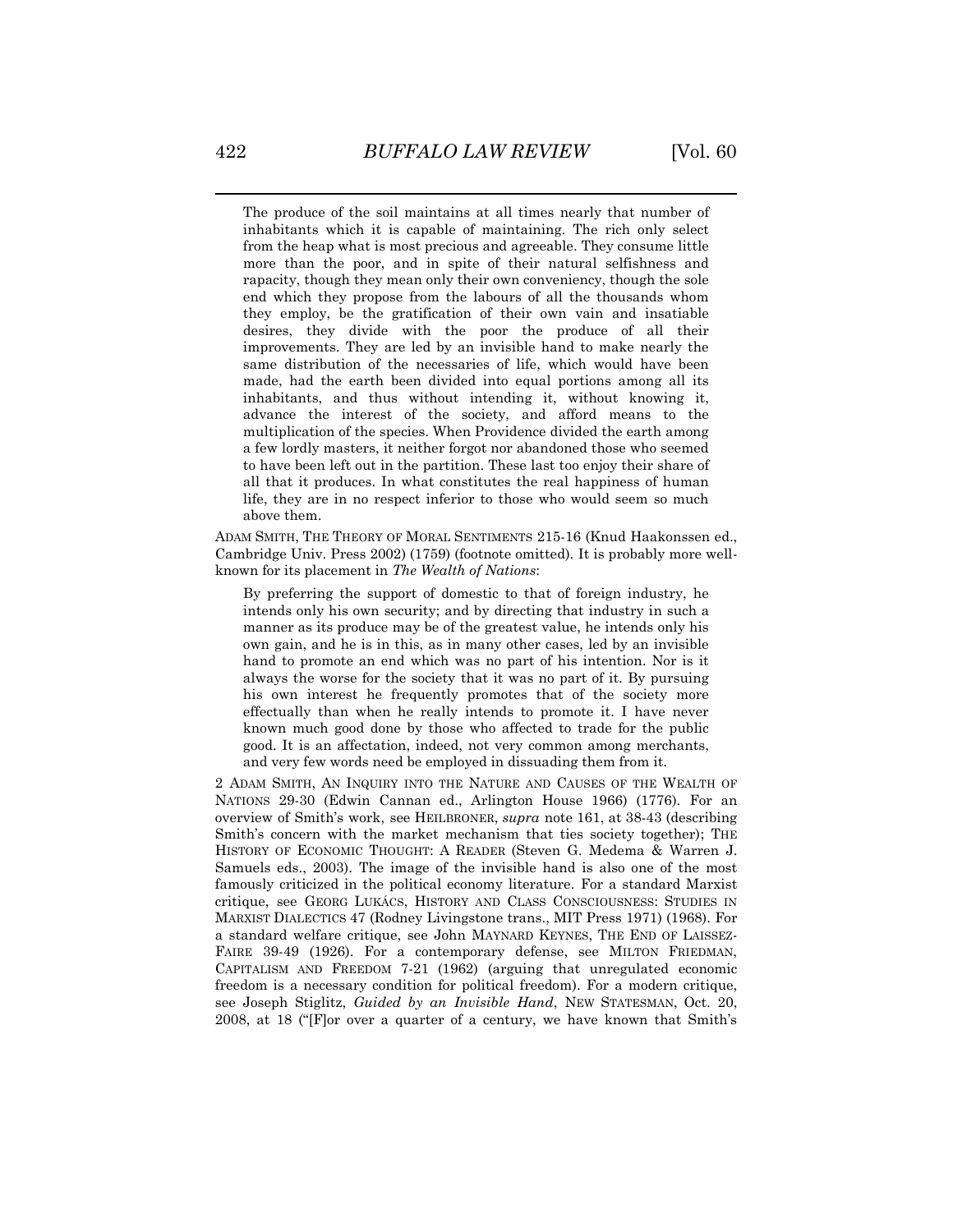> The produce of the soil maintains at all times nearly that number of inhabitants which it is capable of maintaining. The rich only select from the heap what is most precious and agreeable. They consume little more than the poor, and in spite of their natural selfishness and rapacity, though they mean only their own conveniency, though the sole end which they propose from the labours of all the thousands whom they employ, be the gratification of their own vain and insatiable desires, they divide with the poor the produce of all their improvements. They are led by an invisible hand to make nearly the same distribution of the necessaries of life, which would have been made, had the earth been divided into equal portions among all its inhabitants, and thus without intending it, without knowing it, advance the interest of the society, and afford means to the multiplication of the species. When Providence divided the earth among a few lordly masters, it neither forgot nor abandoned those who seemed to have been left out in the partition. These last too enjoy their share of all that it produces. In what constitutes the real happiness of human life, they are in no respect inferior to those who would seem so much above them.

ADAM SMITH, THE THEORY OF MORAL SENTIMENTS 215-16 (Knud Haakonssen ed., Cambridge Univ. Press 2002) (1759) (footnote omitted). It is probably more well-known for its placement in *The Wealth of Nations*:

> By preferring the support of domestic to that of foreign industry, he intends only his own security; and by directing that industry in such a manner as its produce may be of the greatest value, he intends only his own gain, and he is in this, as in many other cases, led by an invisible hand to promote an end which was no part of his intention. Nor is it always the worse for the society that it was no part of it. By pursuing his own interest he frequently promotes that of the society more effectually than when he really intends to promote it. I have never known much good done by those who affected to trade for the public good. It is an affectation, indeed, not very common among merchants, and very few words need be employed in dissuading them from it.

2 ADAM SMITH, AN INQUIRY INTO THE NATURE AND CAUSES OF THE WEALTH OF NATIONS 29-30 (Edwin Cannan ed., Arlington House 1966) (1776). For an overview of Smith's work, see HEILBRONER, *supra* note 161, at 38-43 (describing Smith's concern with the market mechanism that ties society together); THE HISTORY OF ECONOMIC THOUGHT: A READER (Steven G. Medema & Warren J. Samuels eds., 2003). The image of the invisible hand is also one of the most famously criticized in the political economy literature. For a standard Marxist critique, see GEORG LUKÁCS, HISTORY AND CLASS CONSCIOUSNESS: STUDIES IN MARXIST DIALECTICS 47 (Rodney Livingstone trans., MIT Press 1971) (1968). For a standard welfare critique, see JOHN MAYNARD KEYNES, THE END OF LAISSEZ-FAIRE 39-49 (1926). For a contemporary defense, see MILTON FRIEDMAN, CAPITALISM AND FREEDOM 7-21 (1962) (arguing that unregulated economic freedom is a necessary condition for political freedom). For a modern critique, see Joseph Stiglitz, *Guided by an Invisible Hand*, NEW STATESMAN, Oct. 20, 2008, at 18 ("[F]or over a quarter of a century, we have known that Smith's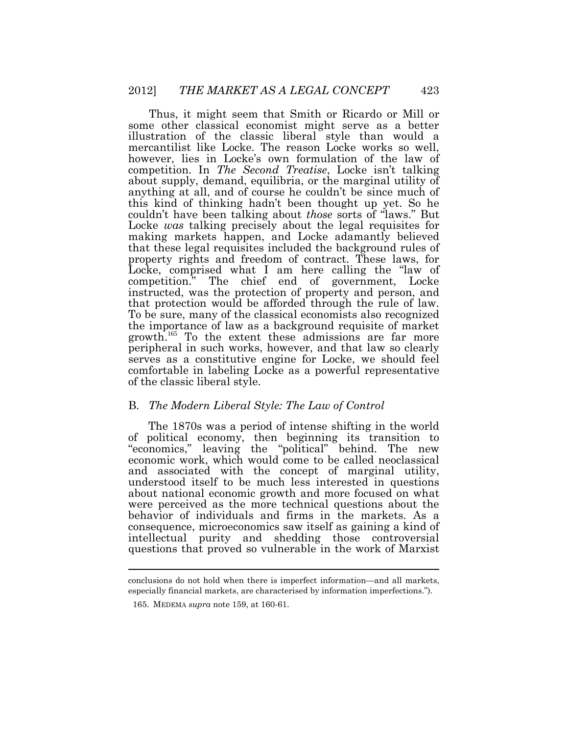Thus, it might seem that Smith or Ricardo or Mill or some other classical economist might serve as a better illustration of the classic liberal style than would a mercantilist like Locke. The reason Locke works so well, however, lies in Locke's own formulation of the law of competition. In *The Second Treatise*, Locke isn't talking about supply, demand, equilibria, or the marginal utility of anything at all, and of course he couldn't be since much of this kind of thinking hadn't been thought up yet. So he couldn't have been talking about *those* sorts of "laws." But Locke *was* talking precisely about the legal requisites for making markets happen, and Locke adamantly believed that these legal requisites included the background rules of property rights and freedom of contract. These laws, for Locke, comprised what I am here calling the "law of competition." The chief end of government, Locke instructed, was the protection of property and person, and that protection would be afforded through the rule of law. To be sure, many of the classical economists also recognized the importance of law as a background requisite of market growth.[165] To the extent these admissions are far more peripheral in such works, however, and that law so clearly serves as a constitutive engine for Locke, we should feel comfortable in labeling Locke as a powerful representative of the classic liberal style.

## B. *The Modern Liberal Style: The Law of Control*

The 1870s was a period of intense shifting in the world of political economy, then beginning its transition to "economics," leaving the "political" behind. The new economic work, which would come to be called neoclassical and associated with the concept of marginal utility, understood itself to be much less interested in questions about national economic growth and more focused on what were perceived as the more technical questions about the behavior of individuals and firms in the markets. As a consequence, microeconomics saw itself as gaining a kind of intellectual purity and shedding those controversial questions that proved so vulnerable in the work of Marxist

---

conclusions do not hold when there is imperfect information—and all markets, especially financial markets, are characterised by information imperfections.").

165. MEDEMA *supra* note 159, at 160-61.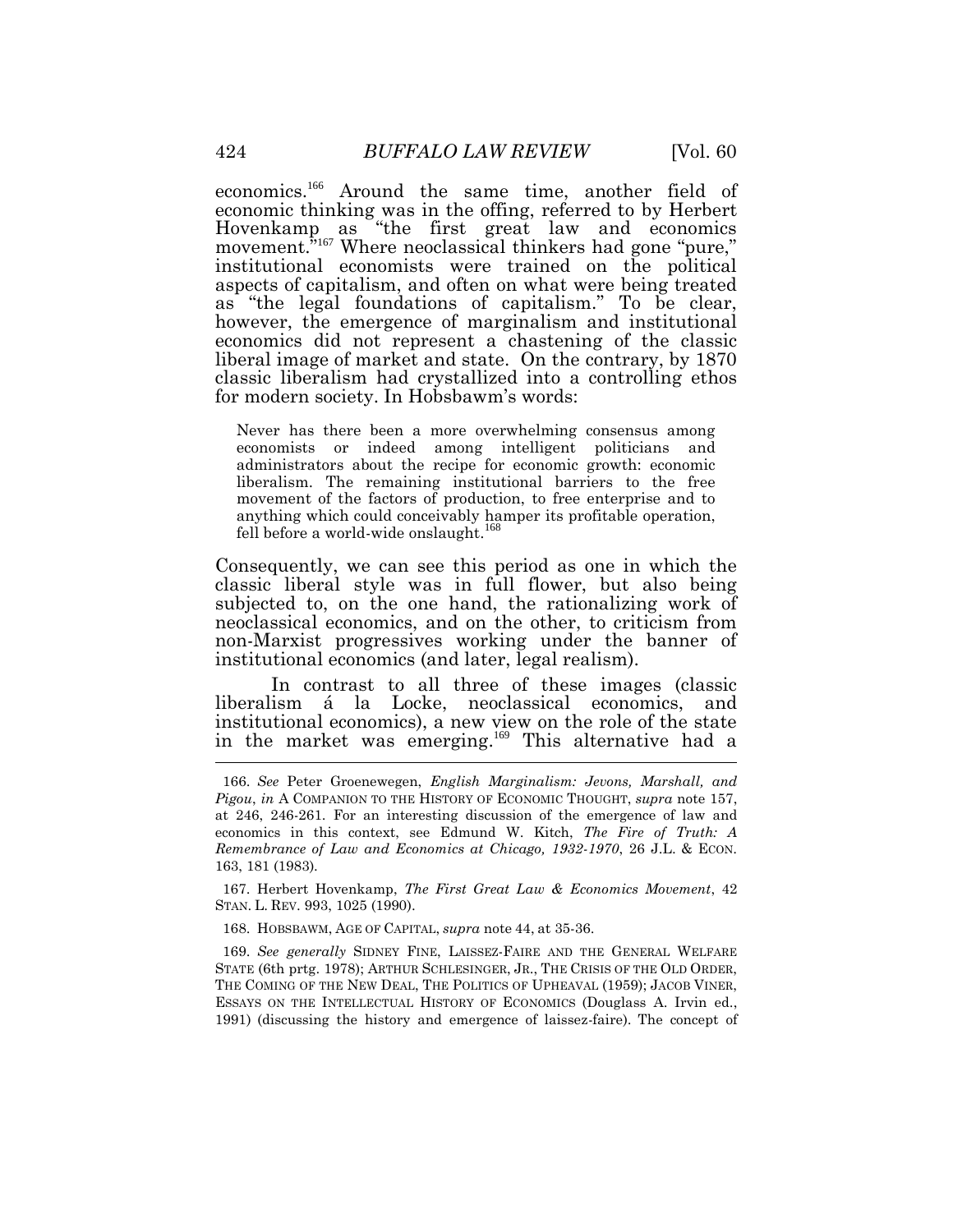economics.[166] Around the same time, another field of economic thinking was in the offing, referred to by Herbert Hovenkamp as "the first great law and economics movement."[167] Where neoclassical thinkers had gone "pure," institutional economists were trained on the political aspects of capitalism, and often on what were being treated as "the legal foundations of capitalism." To be clear, however, the emergence of marginalism and institutional economics did not represent a chastening of the classic liberal image of market and state. On the contrary, by 1870 classic liberalism had crystallized into a controlling ethos for modern society. In Hobsbawm's words:

> Never has there been a more overwhelming consensus among economists or indeed among intelligent politicians and administrators about the recipe for economic growth: economic liberalism. The remaining institutional barriers to the free movement of the factors of production, to free enterprise and to anything which could conceivably hamper its profitable operation, fell before a world-wide onslaught.[168]

Consequently, we can see this period as one in which the classic liberal style was in full flower, but also being subjected to, on the one hand, the rationalizing work of neoclassical economics, and on the other, to criticism from non-Marxist progressives working under the banner of institutional economics (and later, legal realism).

In contrast to all three of these images (classic liberalism á la Locke, neoclassical economics, and institutional economics), a new view on the role of the state in the market was emerging.[169] This alternative had a

---

166. *See* Peter Groenewegen, *English Marginalism: Jevons, Marshall, and Pigou*, *in* A COMPANION TO THE HISTORY OF ECONOMIC THOUGHT, *supra* note 157, at 246, 246-261. For an interesting discussion of the emergence of law and economics in this context, see Edmund W. Kitch, *The Fire of Truth: A Remembrance of Law and Economics at Chicago, 1932-1970*, 26 J.L. & ECON. 163, 181 (1983).

167. Herbert Hovenkamp, *The First Great Law & Economics Movement*, 42 STAN. L. REV. 993, 1025 (1990).

168. HOBSBAWM, AGE OF CAPITAL, *supra* note 44, at 35-36.

169. *See generally* SIDNEY FINE, LAISSEZ-FAIRE AND THE GENERAL WELFARE STATE (6th prtg. 1978); ARTHUR SCHLESINGER, JR., THE CRISIS OF THE OLD ORDER, THE COMING OF THE NEW DEAL, THE POLITICS OF UPHEAVAL (1959); JACOB VINER, ESSAYS ON THE INTELLECTUAL HISTORY OF ECONOMICS (Douglass A. Irvin ed., 1991) (discussing the history and emergence of laissez-faire). The concept of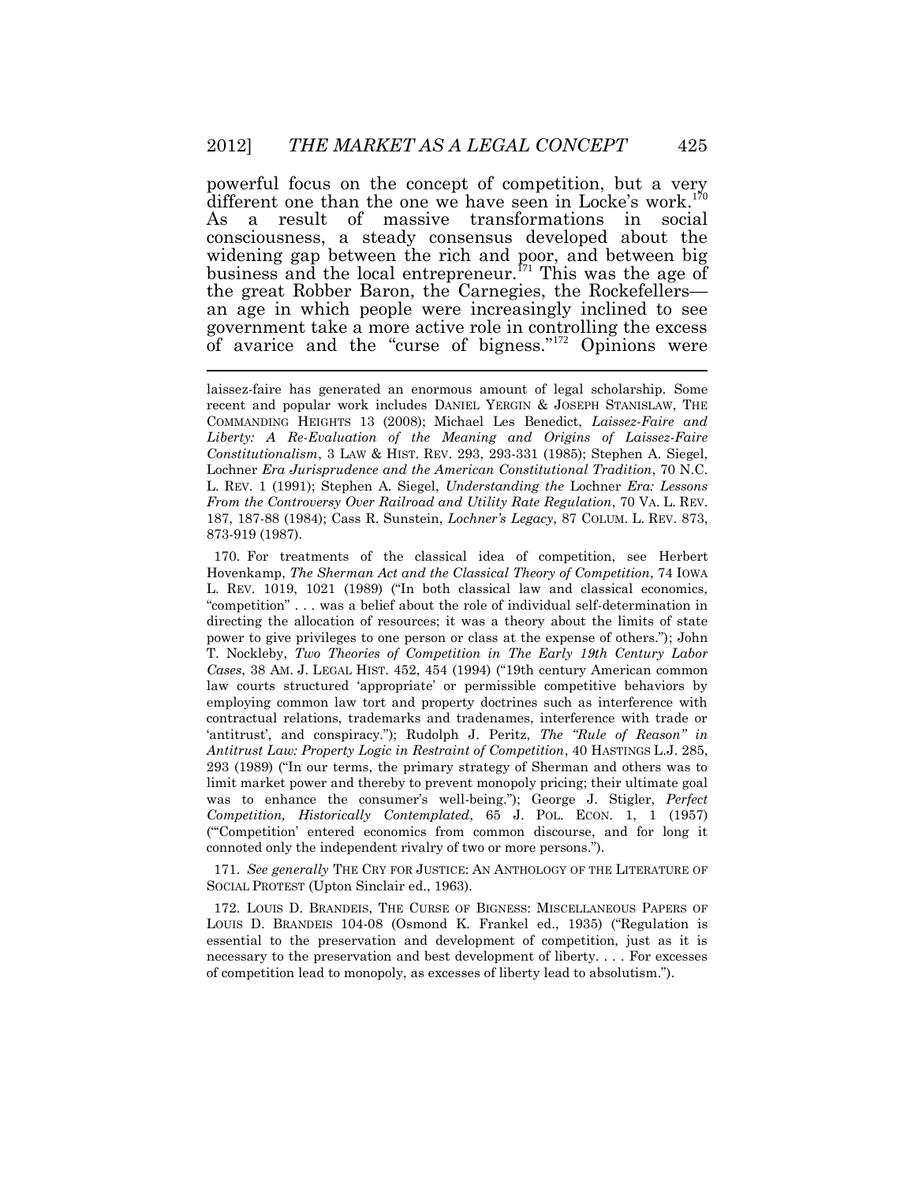powerful focus on the concept of competition, but a very different one than the one we have seen in Locke's work.[170] As a result of massive transformations in social consciousness, a steady consensus developed about the widening gap between the rich and poor, and between big business and the local entrepreneur.[171] This was the age of the great Robber Baron, the Carnegies, the Rockefellers—an age in which people were increasingly inclined to see government take a more active role in controlling the excess of avarice and the "curse of bigness."[172] Opinions were

---

laissez-faire has generated an enormous amount of legal scholarship. Some recent and popular work includes DANIEL YERGIN & JOSEPH STANISLAW, THE COMMANDING HEIGHTS 13 (2008); Michael Les Benedict, *Laissez-Faire and Liberty: A Re-Evaluation of the Meaning and Origins of Laissez-Faire Constitutionalism*, 3 LAW & HIST. REV. 293, 293-331 (1985); Stephen A. Siegel, Lochner *Era Jurisprudence and the American Constitutional Tradition*, 70 N.C. L. REV. 1 (1991); Stephen A. Siegel, *Understanding the* Lochner *Era: Lessons From the Controversy Over Railroad and Utility Rate Regulation*, 70 VA. L. REV. 187, 187-88 (1984); Cass R. Sunstein, *Lochner's Legacy*, 87 COLUM. L. REV. 873, 873-919 (1987).

170. For treatments of the classical idea of competition, see Herbert Hovenkamp, *The Sherman Act and the Classical Theory of Competition*, 74 IOWA L. REV. 1019, 1021 (1989) ("In both classical law and classical economics, "competition" . . . was a belief about the role of individual self-determination in directing the allocation of resources; it was a theory about the limits of state power to give privileges to one person or class at the expense of others."); John T. Nockleby, *Two Theories of Competition in The Early 19th Century Labor Cases*, 38 AM. J. LEGAL HIST. 452, 454 (1994) ("19th century American common law courts structured 'appropriate' or permissible competitive behaviors by employing common law tort and property doctrines such as interference with contractual relations, trademarks and tradenames, interference with trade or 'antitrust', and conspiracy."); Rudolph J. Peritz, *The "Rule of Reason" in Antitrust Law: Property Logic in Restraint of Competition*, 40 HASTINGS L.J. 285, 293 (1989) ("In our terms, the primary strategy of Sherman and others was to limit market power and thereby to prevent monopoly pricing; their ultimate goal was to enhance the consumer's well-being."); George J. Stigler, *Perfect Competition, Historically Contemplated*, 65 J. POL. ECON. 1, 1 (1957) ("'Competition' entered economics from common discourse, and for long it connoted only the independent rivalry of two or more persons.").

171. *See generally* THE CRY FOR JUSTICE: AN ANTHOLOGY OF THE LITERATURE OF SOCIAL PROTEST (Upton Sinclair ed., 1963).

172. LOUIS D. BRANDEIS, THE CURSE OF BIGNESS: MISCELLANEOUS PAPERS OF LOUIS D. BRANDEIS 104-08 (Osmond K. Frankel ed., 1935) ("Regulation is essential to the preservation and development of competition, just as it is necessary to the preservation and best development of liberty. . . . For excesses of competition lead to monopoly, as excesses of liberty lead to absolutism.").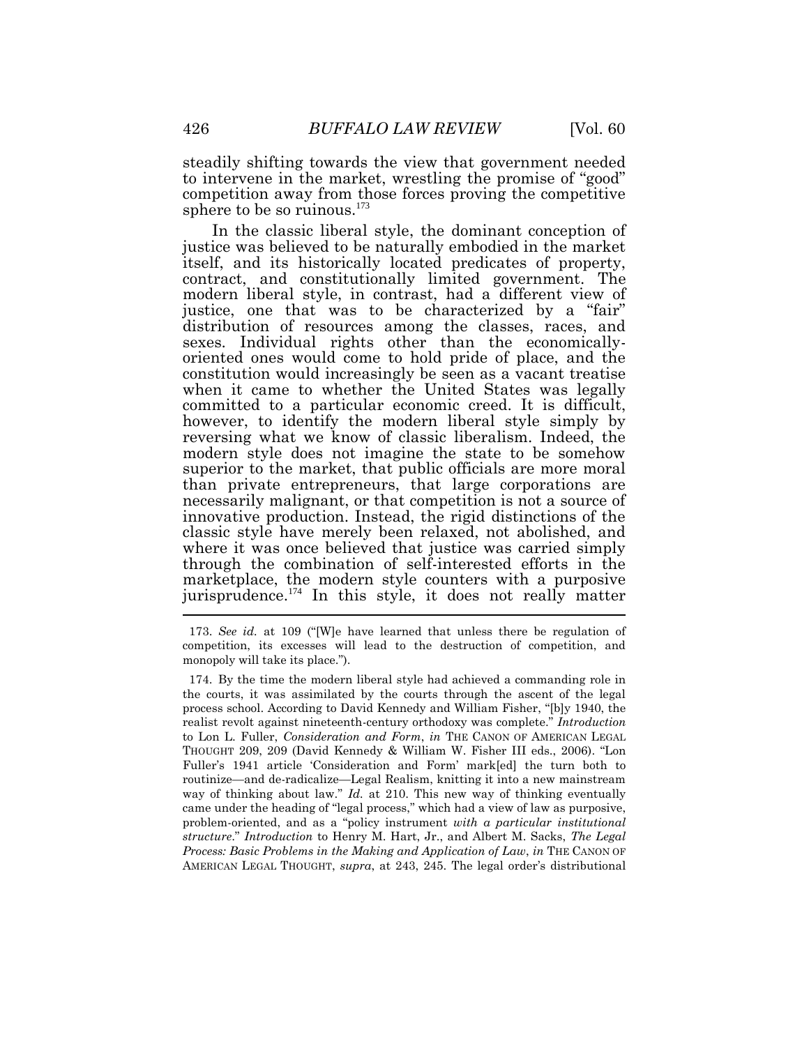steadily shifting towards the view that government needed to intervene in the market, wrestling the promise of "good" competition away from those forces proving the competitive sphere to be so ruinous.[173]

In the classic liberal style, the dominant conception of justice was believed to be naturally embodied in the market itself, and its historically located predicates of property, contract, and constitutionally limited government. The modern liberal style, in contrast, had a different view of justice, one that was to be characterized by a "fair" distribution of resources among the classes, races, and sexes. Individual rights other than the economically-oriented ones would come to hold pride of place, and the constitution would increasingly be seen as a vacant treatise when it came to whether the United States was legally committed to a particular economic creed. It is difficult, however, to identify the modern liberal style simply by reversing what we know of classic liberalism. Indeed, the modern style does not imagine the state to be somehow superior to the market, that public officials are more moral than private entrepreneurs, that large corporations are necessarily malignant, or that competition is not a source of innovative production. Instead, the rigid distinctions of the classic style have merely been relaxed, not abolished, and where it was once believed that justice was carried simply through the combination of self-interested efforts in the marketplace, the modern style counters with a purposive jurisprudence.[174] In this style, it does not really matter

173. *See id.* at 109 ("[W]e have learned that unless there be regulation of competition, its excesses will lead to the destruction of competition, and monopoly will take its place.").

174. By the time the modern liberal style had achieved a commanding role in the courts, it was assimilated by the courts through the ascent of the legal process school. According to David Kennedy and William Fisher, "[b]y 1940, the realist revolt against nineteenth-century orthodoxy was complete." *Introduction* to Lon L. Fuller, *Consideration and Form*, *in* THE CANON OF AMERICAN LEGAL THOUGHT 209, 209 (David Kennedy & William W. Fisher III eds., 2006). "Lon Fuller's 1941 article 'Consideration and Form' mark[ed] the turn both to routinize—and de-radicalize—Legal Realism, knitting it into a new mainstream way of thinking about law." *Id.* at 210. This new way of thinking eventually came under the heading of "legal process," which had a view of law as purposive, problem-oriented, and as a "policy instrument *with a particular institutional structure*." *Introduction* to Henry M. Hart, Jr., and Albert M. Sacks, *The Legal Process: Basic Problems in the Making and Application of Law*, *in* THE CANON OF AMERICAN LEGAL THOUGHT, *supra*, at 243, 245. The legal order's distributional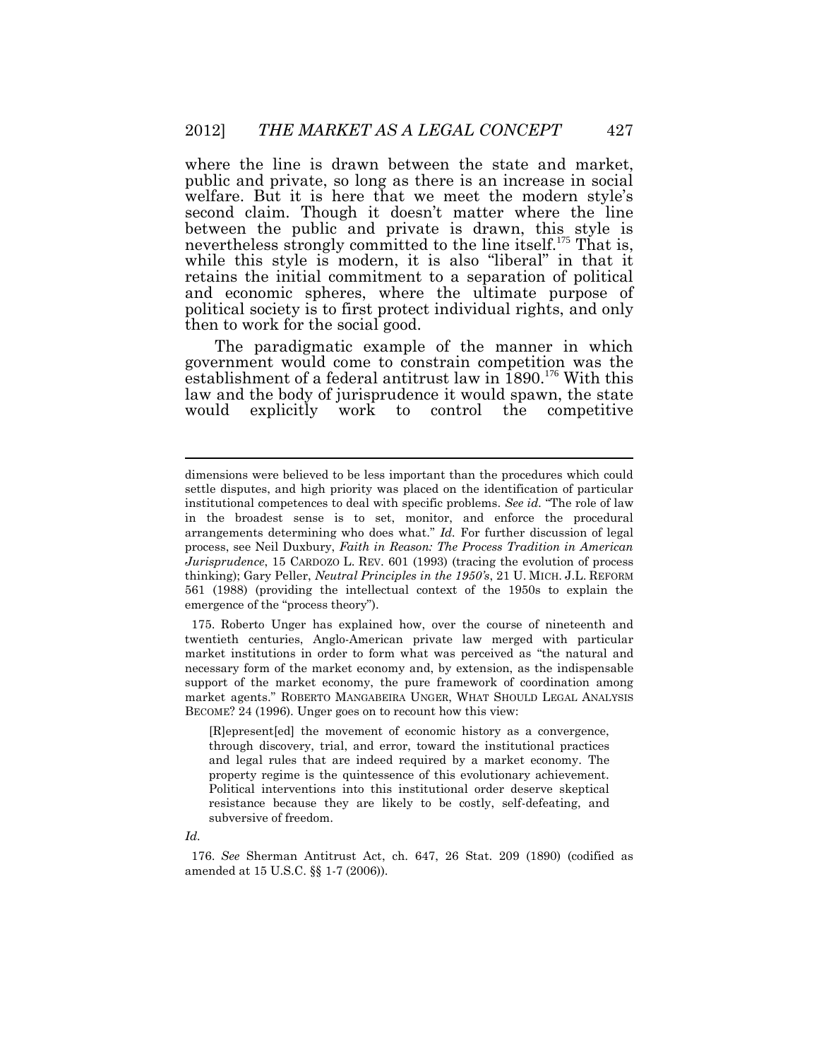where the line is drawn between the state and market, public and private, so long as there is an increase in social welfare. But it is here that we meet the modern style's second claim. Though it doesn't matter where the line between the public and private is drawn, this style is nevertheless strongly committed to the line itself.[175] That is, while this style is modern, it is also "liberal" in that it retains the initial commitment to a separation of political and economic spheres, where the ultimate purpose of political society is to first protect individual rights, and only then to work for the social good.

The paradigmatic example of the manner in which government would come to constrain competition was the establishment of a federal antitrust law in 1890.[176] With this law and the body of jurisprudence it would spawn, the state would explicitly work to control the competitive

---

dimensions were believed to be less important than the procedures which could settle disputes, and high priority was placed on the identification of particular institutional competences to deal with specific problems. *See id.* "The role of law in the broadest sense is to set, monitor, and enforce the procedural arrangements determining who does what." *Id.* For further discussion of legal process, see Neil Duxbury, *Faith in Reason: The Process Tradition in American Jurisprudence*, 15 CARDOZO L. REV. 601 (1993) (tracing the evolution of process thinking); Gary Peller, *Neutral Principles in the 1950's*, 21 U. MICH. J.L. REFORM 561 (1988) (providing the intellectual context of the 1950s to explain the emergence of the "process theory").

175. Roberto Unger has explained how, over the course of nineteenth and twentieth centuries, Anglo-American private law merged with particular market institutions in order to form what was perceived as "the natural and necessary form of the market economy and, by extension, as the indispensable support of the market economy, the pure framework of coordination among market agents." ROBERTO MANGABEIRA UNGER, WHAT SHOULD LEGAL ANALYSIS BECOME? 24 (1996). Unger goes on to recount how this view:

> [R]epresent[ed] the movement of economic history as a convergence, through discovery, trial, and error, toward the institutional practices and legal rules that are indeed required by a market economy. The property regime is the quintessence of this evolutionary achievement. Political interventions into this institutional order deserve skeptical resistance because they are likely to be costly, self-defeating, and subversive of freedom.

*Id.*

176. *See* Sherman Antitrust Act, ch. 647, 26 Stat. 209 (1890) (codified as amended at 15 U.S.C. §§ 1-7 (2006)).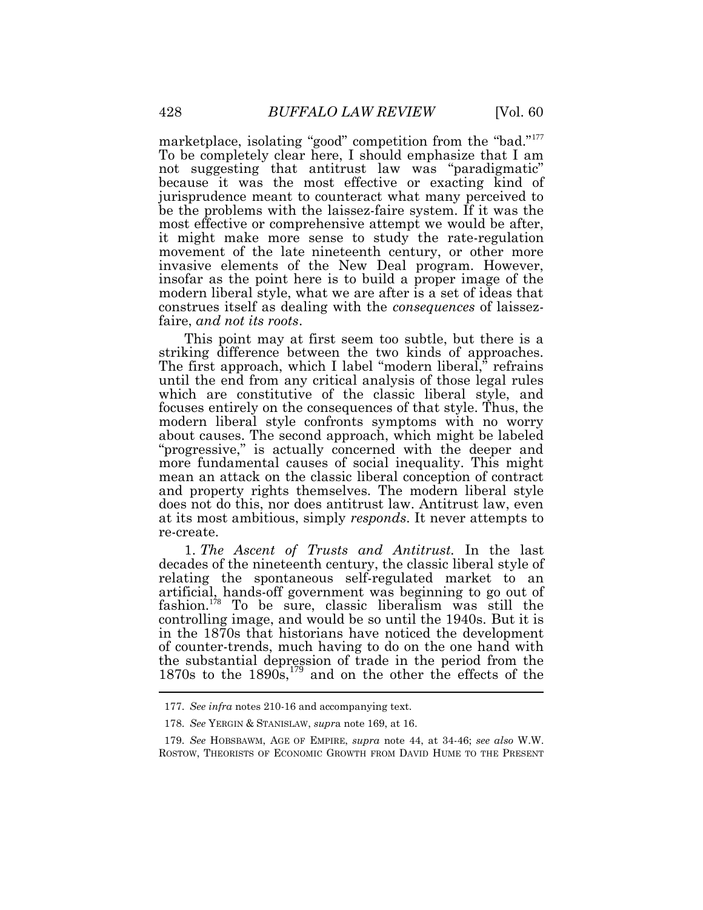marketplace, isolating "good" competition from the "bad."[177] To be completely clear here, I should emphasize that I am not suggesting that antitrust law was "paradigmatic" because it was the most effective or exacting kind of jurisprudence meant to counteract what many perceived to be the problems with the laissez-faire system. If it was the most effective or comprehensive attempt we would be after, it might make more sense to study the rate-regulation movement of the late nineteenth century, or other more invasive elements of the New Deal program. However, insofar as the point here is to build a proper image of the modern liberal style, what we are after is a set of ideas that construes itself as dealing with the *consequences* of laissez-faire, *and not its roots*.

This point may at first seem too subtle, but there is a striking difference between the two kinds of approaches. The first approach, which I label "modern liberal," refrains until the end from any critical analysis of those legal rules which are constitutive of the classic liberal style, and focuses entirely on the consequences of that style. Thus, the modern liberal style confronts symptoms with no worry about causes. The second approach, which might be labeled "progressive," is actually concerned with the deeper and more fundamental causes of social inequality. This might mean an attack on the classic liberal conception of contract and property rights themselves. The modern liberal style does not do this, nor does antitrust law. Antitrust law, even at its most ambitious, simply *responds*. It never attempts to re-create.

1. *The Ascent of Trusts and Antitrust.* In the last decades of the nineteenth century, the classic liberal style of relating the spontaneous self-regulated market to an artificial, hands-off government was beginning to go out of fashion.[178] To be sure, classic liberalism was still the controlling image, and would be so until the 1940s. But it is in the 1870s that historians have noticed the development of counter-trends, much having to do on the one hand with the substantial depression of trade in the period from the 1870s to the 1890s,[179] and on the other the effects of the

---

177. *See infra* notes 210-16 and accompanying text.

178. *See* YERGIN & STANISLAW, *supra* note 169, at 16.

179. *See* HOBSBAWM, AGE OF EMPIRE, *supra* note 44, at 34-46; *see also* W.W. ROSTOW, THEORISTS OF ECONOMIC GROWTH FROM DAVID HUME TO THE PRESENT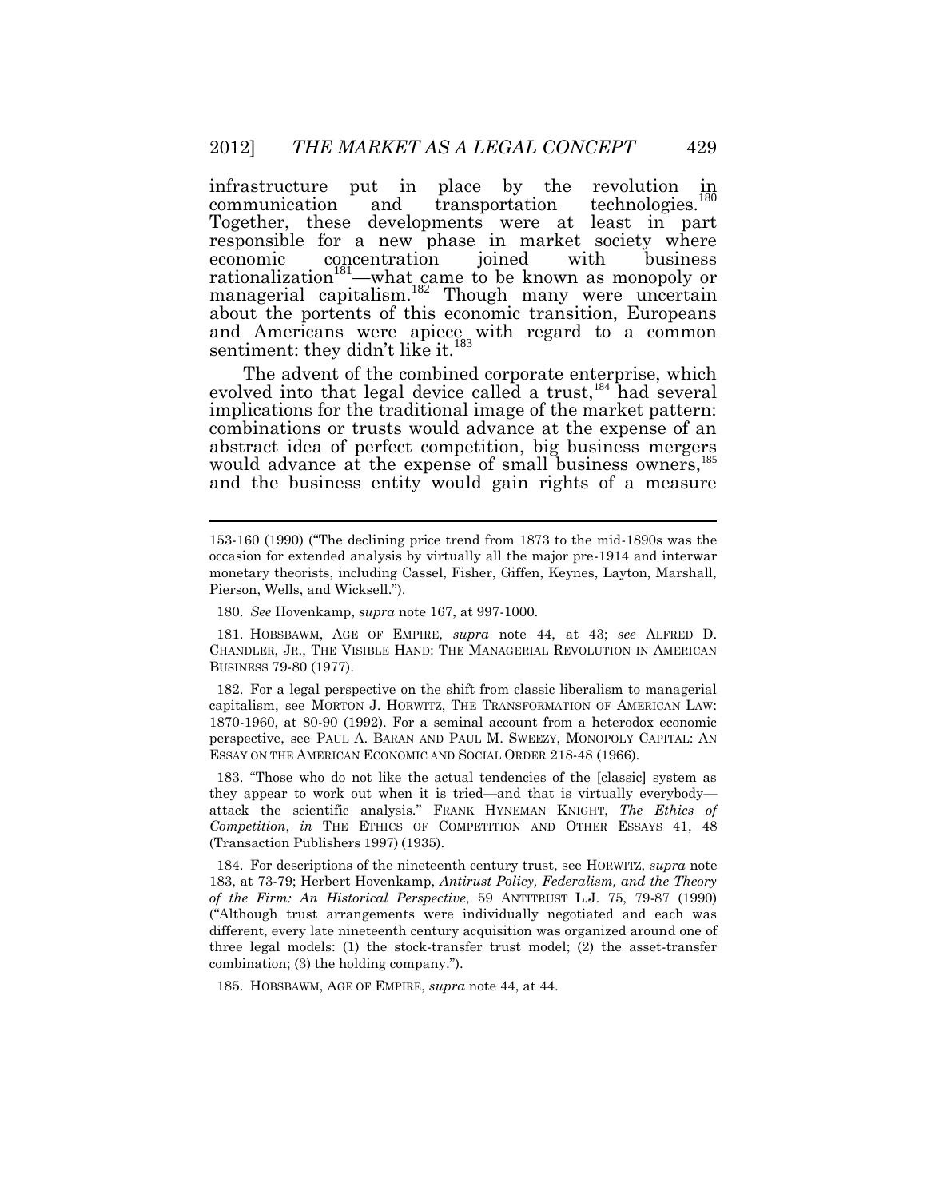infrastructure put in place by the revolution in communication and transportation technologies.[180] Together, these developments were at least in part responsible for a new phase in market society where economic concentration joined with business rationalization[181]—what came to be known as monopoly or managerial capitalism.[182] Though many were uncertain about the portents of this economic transition, Europeans and Americans were apiece with regard to a common sentiment: they didn't like it.[183]

The advent of the combined corporate enterprise, which evolved into that legal device called a trust,[184] had several implications for the traditional image of the market pattern: combinations or trusts would advance at the expense of an abstract idea of perfect competition, big business mergers would advance at the expense of small business owners,[185] and the business entity would gain rights of a measure

---

153-160 (1990) ("The declining price trend from 1873 to the mid-1890s was the occasion for extended analysis by virtually all the major pre-1914 and interwar monetary theorists, including Cassel, Fisher, Giffen, Keynes, Layton, Marshall, Pierson, Wells, and Wicksell.").

180. *See* Hovenkamp, *supra* note 167, at 997-1000.

181. HOBSBAWM, AGE OF EMPIRE, *supra* note 44, at 43; *see* ALFRED D. CHANDLER, JR., THE VISIBLE HAND: THE MANAGERIAL REVOLUTION IN AMERICAN BUSINESS 79-80 (1977).

182. For a legal perspective on the shift from classic liberalism to managerial capitalism, see MORTON J. HORWITZ, THE TRANSFORMATION OF AMERICAN LAW: 1870-1960, at 80-90 (1992). For a seminal account from a heterodox economic perspective, see PAUL A. BARAN AND PAUL M. SWEEZY, MONOPOLY CAPITAL: AN ESSAY ON THE AMERICAN ECONOMIC AND SOCIAL ORDER 218-48 (1966).

183. "Those who do not like the actual tendencies of the [classic] system as they appear to work out when it is tried—and that is virtually everybody—attack the scientific analysis." FRANK HYNEMAN KNIGHT, *The Ethics of Competition*, *in* THE ETHICS OF COMPETITION AND OTHER ESSAYS 41, 48 (Transaction Publishers 1997) (1935).

184. For descriptions of the nineteenth century trust, see HORWITZ, *supra* note 183, at 73-79; Herbert Hovenkamp, *Antirust Policy, Federalism, and the Theory of the Firm: An Historical Perspective*, 59 ANTITRUST L.J. 75, 79-87 (1990) ("Although trust arrangements were individually negotiated and each was different, every late nineteenth century acquisition was organized around one of three legal models: (1) the stock-transfer trust model; (2) the asset-transfer combination; (3) the holding company.").

185. HOBSBAWM, AGE OF EMPIRE, *supra* note 44, at 44.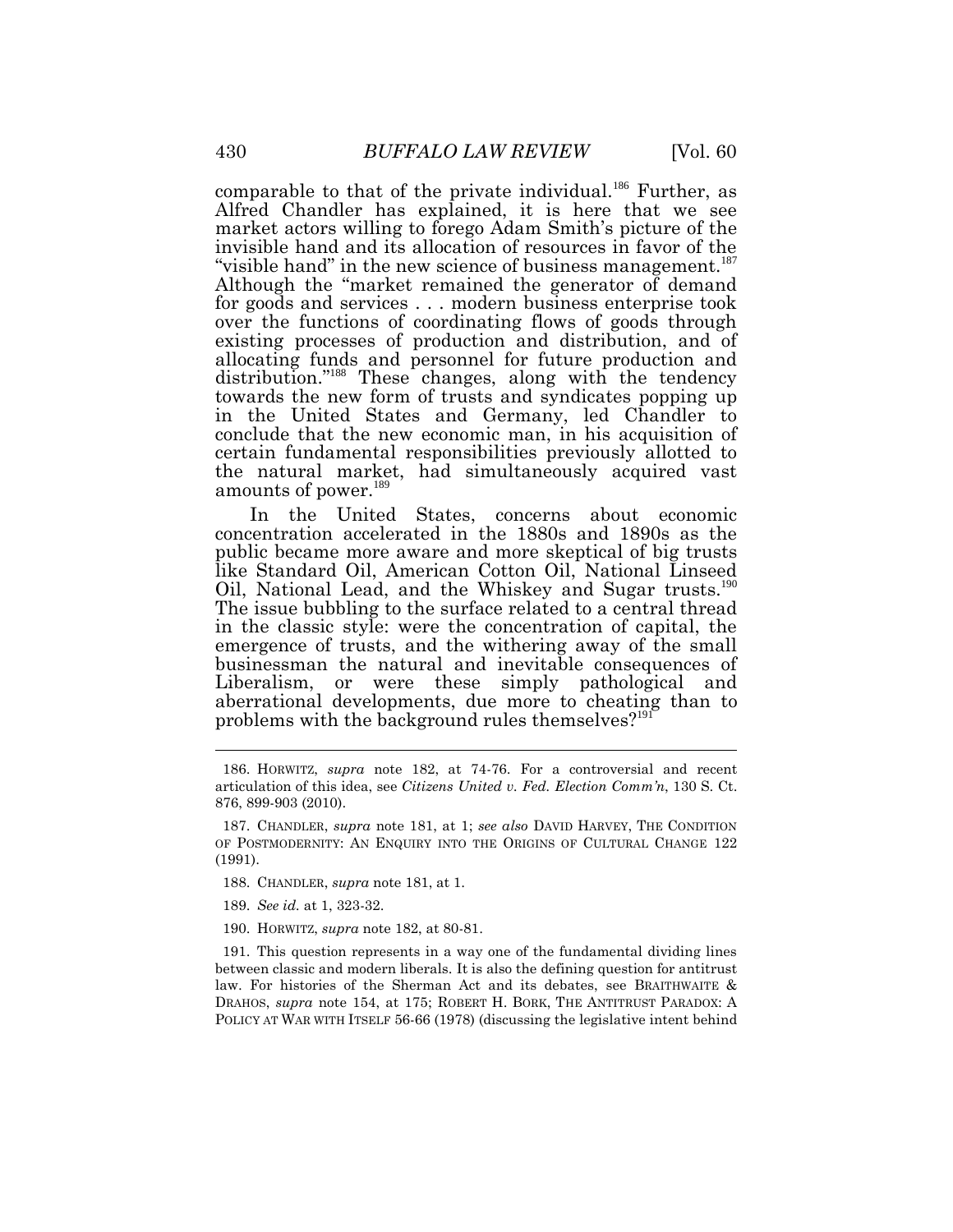comparable to that of the private individual.[186] Further, as Alfred Chandler has explained, it is here that we see market actors willing to forego Adam Smith's picture of the invisible hand and its allocation of resources in favor of the "visible hand" in the new science of business management.[187] Although the "market remained the generator of demand for goods and services . . . modern business enterprise took over the functions of coordinating flows of goods through existing processes of production and distribution, and of allocating funds and personnel for future production and distribution."[188] These changes, along with the tendency towards the new form of trusts and syndicates popping up in the United States and Germany, led Chandler to conclude that the new economic man, in his acquisition of certain fundamental responsibilities previously allotted to the natural market, had simultaneously acquired vast amounts of power.[189]

In the United States, concerns about economic concentration accelerated in the 1880s and 1890s as the public became more aware and more skeptical of big trusts like Standard Oil, American Cotton Oil, National Linseed Oil, National Lead, and the Whiskey and Sugar trusts.[190] The issue bubbling to the surface related to a central thread in the classic style: were the concentration of capital, the emergence of trusts, and the withering away of the small businessman the natural and inevitable consequences of Liberalism, or were these simply pathological and aberrational developments, due more to cheating than to problems with the background rules themselves?[191]

---

186. HORWITZ, *supra* note 182, at 74-76. For a controversial and recent articulation of this idea, see *Citizens United v. Fed. Election Comm'n*, 130 S. Ct. 876, 899-903 (2010).

187. CHANDLER, *supra* note 181, at 1; *see also* DAVID HARVEY, THE CONDITION OF POSTMODERNITY: AN ENQUIRY INTO THE ORIGINS OF CULTURAL CHANGE 122 (1991).

188. CHANDLER, *supra* note 181, at 1.

189. *See id.* at 1, 323-32.

190. HORWITZ, *supra* note 182, at 80-81.

191. This question represents in a way one of the fundamental dividing lines between classic and modern liberals. It is also the defining question for antitrust law. For histories of the Sherman Act and its debates, see BRAITHWAITE & DRAHOS, *supra* note 154, at 175; ROBERT H. BORK, THE ANTITRUST PARADOX: A POLICY AT WAR WITH ITSELF 56-66 (1978) (discussing the legislative intent behind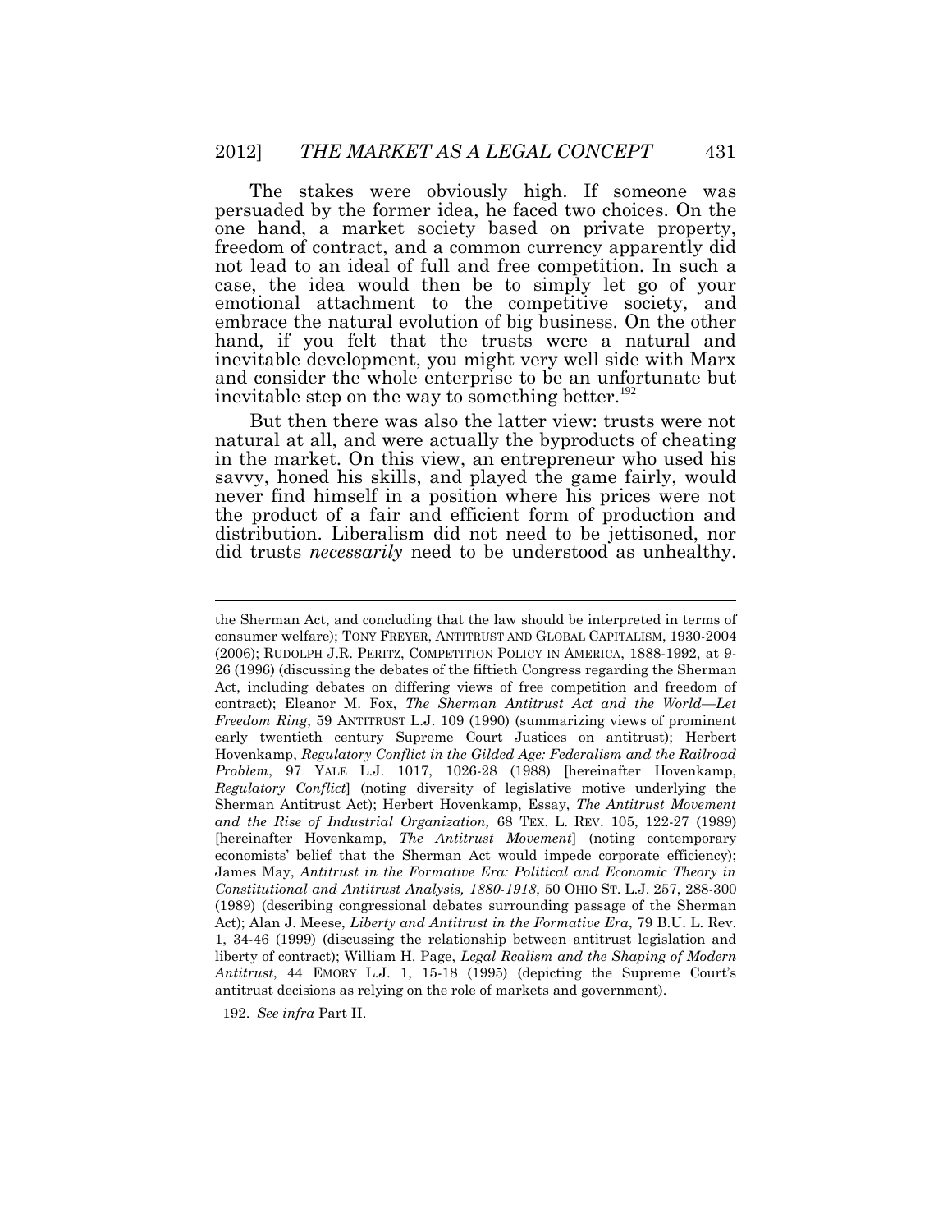The stakes were obviously high. If someone was persuaded by the former idea, he faced two choices. On the one hand, a market society based on private property, freedom of contract, and a common currency apparently did not lead to an ideal of full and free competition. In such a case, the idea would then be to simply let go of your emotional attachment to the competitive society, and embrace the natural evolution of big business. On the other hand, if you felt that the trusts were a natural and inevitable development, you might very well side with Marx and consider the whole enterprise to be an unfortunate but inevitable step on the way to something better.[192]

But then there was also the latter view: trusts were not natural at all, and were actually the byproducts of cheating in the market. On this view, an entrepreneur who used his savvy, honed his skills, and played the game fairly, would never find himself in a position where his prices were not the product of a fair and efficient form of production and distribution. Liberalism did not need to be jettisoned, nor did trusts *necessarily* need to be understood as unhealthy.

---

the Sherman Act, and concluding that the law should be interpreted in terms of consumer welfare); TONY FREYER, ANTITRUST AND GLOBAL CAPITALISM, 1930-2004 (2006); RUDOLPH J.R. PERITZ, COMPETITION POLICY IN AMERICA, 1888-1992, at 9-26 (1996) (discussing the debates of the fiftieth Congress regarding the Sherman Act, including debates on differing views of free competition and freedom of contract); Eleanor M. Fox, *The Sherman Antitrust Act and the World—Let Freedom Ring*, 59 ANTITRUST L.J. 109 (1990) (summarizing views of prominent early twentieth century Supreme Court Justices on antitrust); Herbert Hovenkamp, *Regulatory Conflict in the Gilded Age: Federalism and the Railroad Problem*, 97 YALE L.J. 1017, 1026-28 (1988) [hereinafter Hovenkamp, *Regulatory Conflict*] (noting diversity of legislative motive underlying the Sherman Antitrust Act); Herbert Hovenkamp, Essay, *The Antitrust Movement and the Rise of Industrial Organization,* 68 TEX. L. REV. 105, 122-27 (1989) [hereinafter Hovenkamp, *The Antitrust Movement*] (noting contemporary economists' belief that the Sherman Act would impede corporate efficiency); James May, *Antitrust in the Formative Era: Political and Economic Theory in Constitutional and Antitrust Analysis, 1880-1918*, 50 OHIO ST. L.J. 257, 288-300 (1989) (describing congressional debates surrounding passage of the Sherman Act); Alan J. Meese, *Liberty and Antitrust in the Formative Era*, 79 B.U. L. Rev. 1, 34-46 (1999) (discussing the relationship between antitrust legislation and liberty of contract); William H. Page, *Legal Realism and the Shaping of Modern Antitrust*, 44 EMORY L.J. 1, 15-18 (1995) (depicting the Supreme Court's antitrust decisions as relying on the role of markets and government).

192. *See infra* Part II.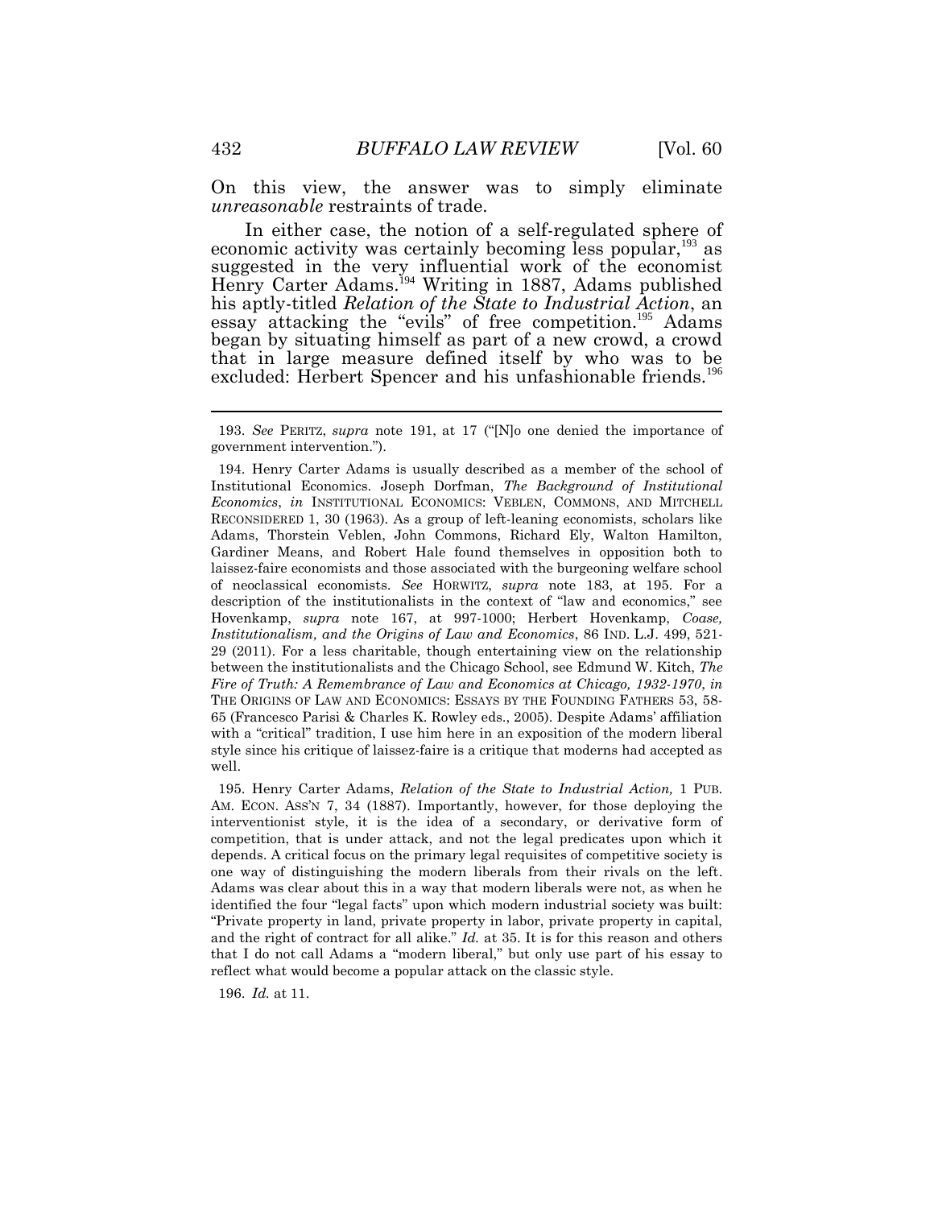On this view, the answer was to simply eliminate *unreasonable* restraints of trade.

In either case, the notion of a self-regulated sphere of economic activity was certainly becoming less popular,[193] as suggested in the very influential work of the economist Henry Carter Adams.[194] Writing in 1887, Adams published his aptly-titled *Relation of the State to Industrial Action*, an essay attacking the "evils" of free competition.[195] Adams began by situating himself as part of a new crowd, a crowd that in large measure defined itself by who was to be excluded: Herbert Spencer and his unfashionable friends.[196]

---

193. *See* PERITZ, *supra* note 191, at 17 ("[N]o one denied the importance of government intervention.").

194. Henry Carter Adams is usually described as a member of the school of Institutional Economics. Joseph Dorfman, *The Background of Institutional Economics*, *in* INSTITUTIONAL ECONOMICS: VEBLEN, COMMONS, AND MITCHELL RECONSIDERED 1, 30 (1963). As a group of left-leaning economists, scholars like Adams, Thorstein Veblen, John Commons, Richard Ely, Walton Hamilton, Gardiner Means, and Robert Hale found themselves in opposition both to laissez-faire economists and those associated with the burgeoning welfare school of neoclassical economists. *See* HORWITZ, *supra* note 183, at 195. For a description of the institutionalists in the context of "law and economics," see Hovenkamp, *supra* note 167, at 997-1000; Herbert Hovenkamp, *Coase, Institutionalism, and the Origins of Law and Economics*, 86 IND. L.J. 499, 521-29 (2011). For a less charitable, though entertaining view on the relationship between the institutionalists and the Chicago School, see Edmund W. Kitch, *The Fire of Truth: A Remembrance of Law and Economics at Chicago, 1932-1970*, *in* THE ORIGINS OF LAW AND ECONOMICS: ESSAYS BY THE FOUNDING FATHERS 53, 58-65 (Francesco Parisi & Charles K. Rowley eds., 2005). Despite Adams' affiliation with a "critical" tradition, I use him here in an exposition of the modern liberal style since his critique of laissez-faire is a critique that moderns had accepted as well.

195. Henry Carter Adams, *Relation of the State to Industrial Action,* 1 PUB. AM. ECON. ASS'N 7, 34 (1887). Importantly, however, for those deploying the interventionist style, it is the idea of a secondary, or derivative form of competition, that is under attack, and not the legal predicates upon which it depends. A critical focus on the primary legal requisites of competitive society is one way of distinguishing the modern liberals from their rivals on the left. Adams was clear about this in a way that modern liberals were not, as when he identified the four "legal facts" upon which modern industrial society was built: "Private property in land, private property in labor, private property in capital, and the right of contract for all alike." *Id.* at 35. It is for this reason and others that I do not call Adams a "modern liberal," but only use part of his essay to reflect what would become a popular attack on the classic style.

196. *Id.* at 11.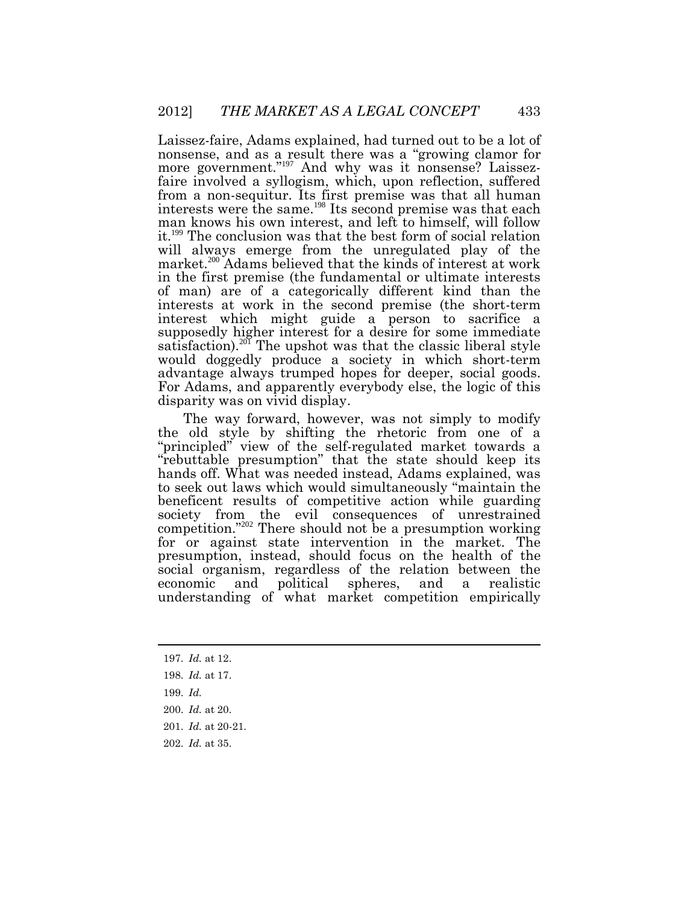Laissez-faire, Adams explained, had turned out to be a lot of nonsense, and as a result there was a "growing clamor for more government."[197] And why was it nonsense? Laissez-faire involved a syllogism, which, upon reflection, suffered from a non-sequitur. Its first premise was that all human interests were the same.[198] Its second premise was that each man knows his own interest, and left to himself, will follow it.[199] The conclusion was that the best form of social relation will always emerge from the unregulated play of the market.[200] Adams believed that the kinds of interest at work in the first premise (the fundamental or ultimate interests of man) are of a categorically different kind than the interests at work in the second premise (the short-term interest which might guide a person to sacrifice a supposedly higher interest for a desire for some immediate satisfaction).[201] The upshot was that the classic liberal style would doggedly produce a society in which short-term advantage always trumped hopes for deeper, social goods. For Adams, and apparently everybody else, the logic of this disparity was on vivid display.

The way forward, however, was not simply to modify the old style by shifting the rhetoric from one of a "principled" view of the self-regulated market towards a "rebuttable presumption" that the state should keep its hands off. What was needed instead, Adams explained, was to seek out laws which would simultaneously "maintain the beneficent results of competitive action while guarding society from the evil consequences of unrestrained competition."[202] There should not be a presumption working for or against state intervention in the market. The presumption, instead, should focus on the health of the social organism, regardless of the relation between the economic and political spheres, and a realistic understanding of what market competition empirically

---

197. *Id.* at 12.

198. *Id.* at 17.

199. *Id.*

200. *Id.* at 20.

201. *Id.* at 20-21.

202. *Id.* at 35.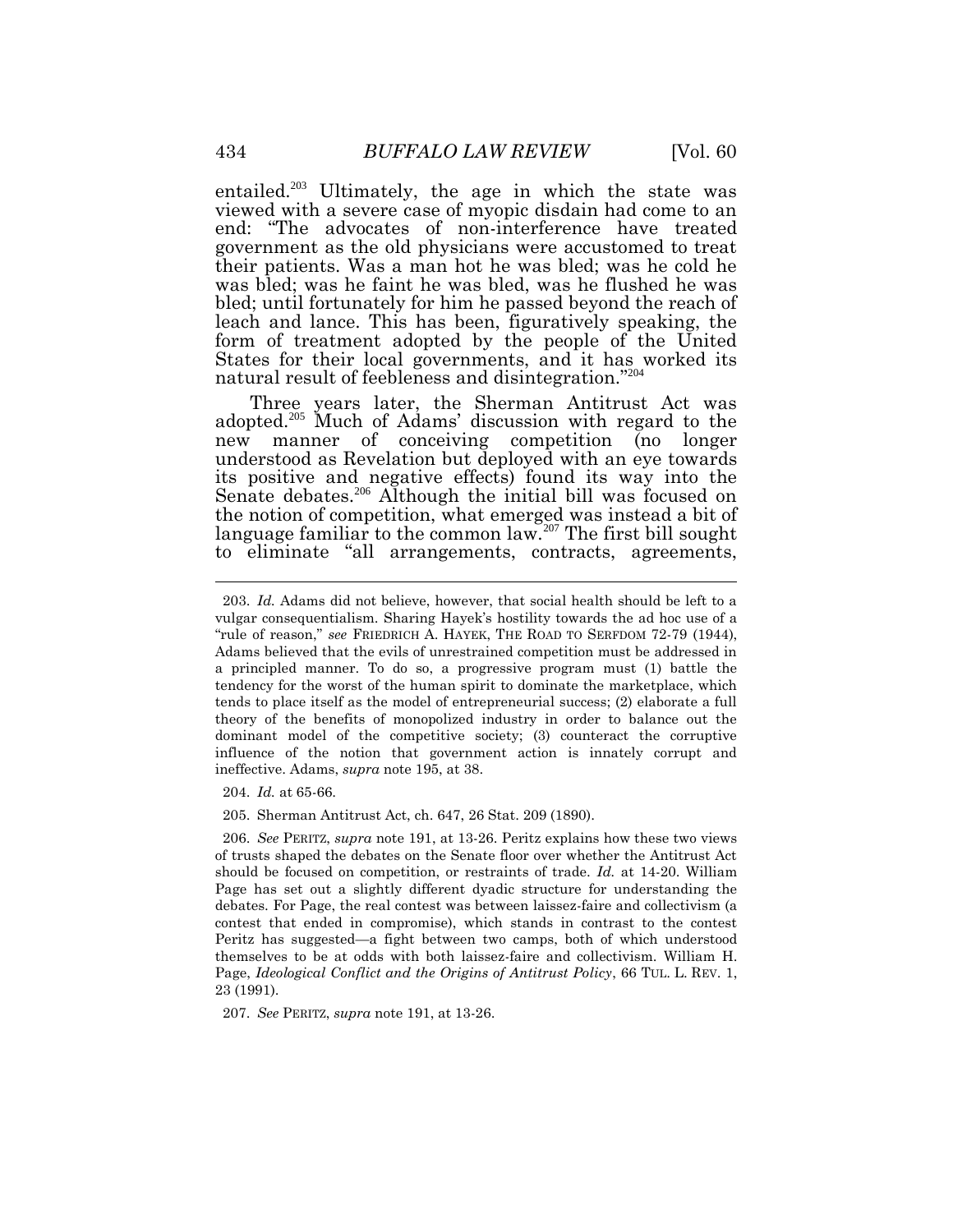entailed.[203] Ultimately, the age in which the state was viewed with a severe case of myopic disdain had come to an end: "The advocates of non-interference have treated government as the old physicians were accustomed to treat their patients. Was a man hot he was bled; was he cold he was bled; was he faint he was bled, was he flushed he was bled; until fortunately for him he passed beyond the reach of leach and lance. This has been, figuratively speaking, the form of treatment adopted by the people of the United States for their local governments, and it has worked its natural result of feebleness and disintegration."[204]

Three years later, the Sherman Antitrust Act was adopted.[205] Much of Adams' discussion with regard to the new manner of conceiving competition (no longer understood as Revelation but deployed with an eye towards its positive and negative effects) found its way into the Senate debates.[206] Although the initial bill was focused on the notion of competition, what emerged was instead a bit of language familiar to the common law.[207] The first bill sought to eliminate "all arrangements, contracts, agreements,

---

203. *Id.* Adams did not believe, however, that social health should be left to a vulgar consequentialism. Sharing Hayek's hostility towards the ad hoc use of a "rule of reason," *see* FRIEDRICH A. HAYEK, THE ROAD TO SERFDOM 72-79 (1944), Adams believed that the evils of unrestrained competition must be addressed in a principled manner. To do so, a progressive program must (1) battle the tendency for the worst of the human spirit to dominate the marketplace, which tends to place itself as the model of entrepreneurial success; (2) elaborate a full theory of the benefits of monopolized industry in order to balance out the dominant model of the competitive society; (3) counteract the corruptive influence of the notion that government action is innately corrupt and ineffective. Adams, *supra* note 195, at 38.

204. *Id.* at 65-66.

205. Sherman Antitrust Act, ch. 647, 26 Stat. 209 (1890).

206. *See* PERITZ, *supra* note 191, at 13-26. Peritz explains how these two views of trusts shaped the debates on the Senate floor over whether the Antitrust Act should be focused on competition, or restraints of trade. *Id.* at 14-20. William Page has set out a slightly different dyadic structure for understanding the debates. For Page, the real contest was between laissez-faire and collectivism (a contest that ended in compromise), which stands in contrast to the contest Peritz has suggested—a fight between two camps, both of which understood themselves to be at odds with both laissez-faire and collectivism. William H. Page, *Ideological Conflict and the Origins of Antitrust Policy*, 66 TUL. L. REV. 1, 23 (1991).

207. *See* PERITZ, *supra* note 191, at 13-26.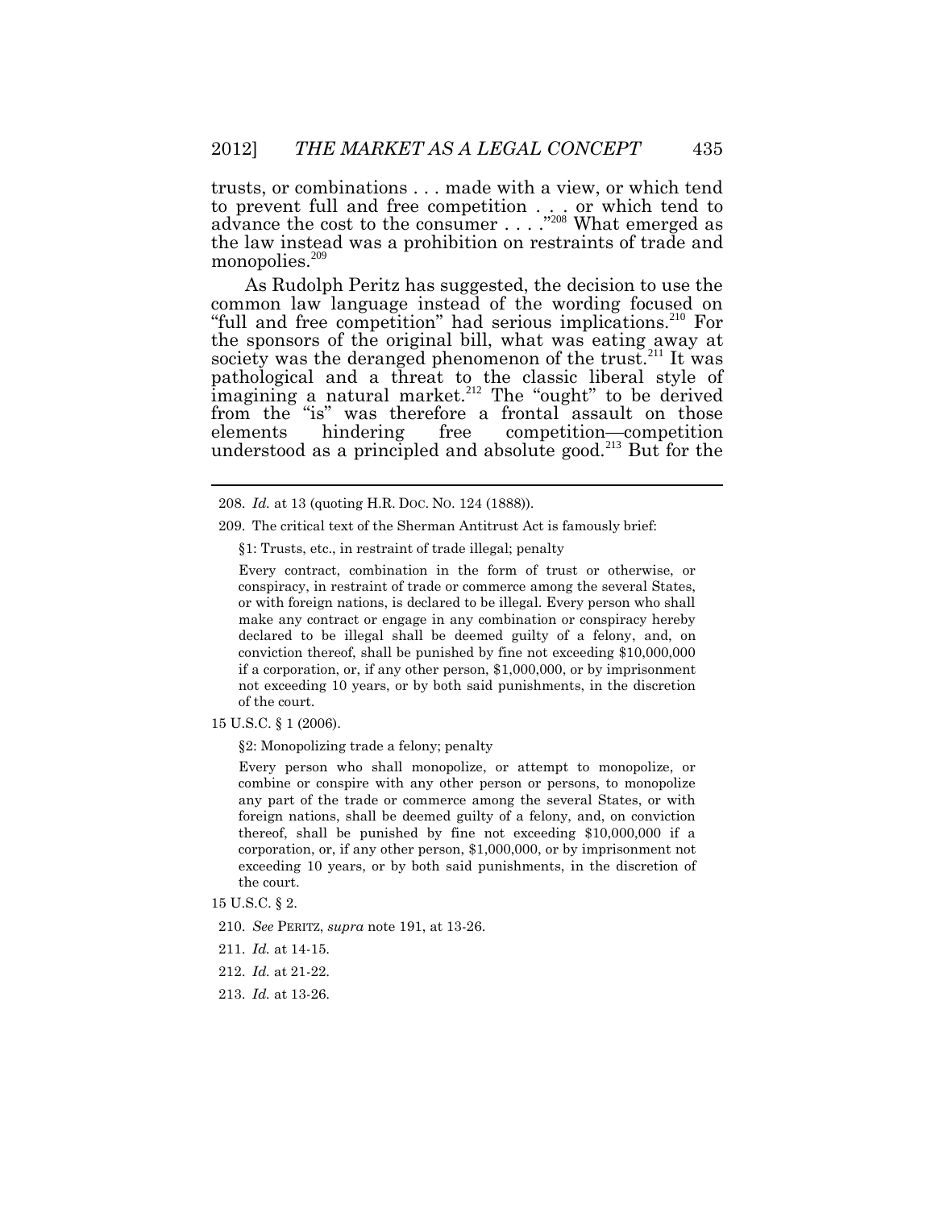trusts, or combinations . . . made with a view, or which tend to prevent full and free competition . . . or which tend to advance the cost to the consumer . . . ."[208] What emerged as the law instead was a prohibition on restraints of trade and monopolies.[209]

As Rudolph Peritz has suggested, the decision to use the common law language instead of the wording focused on "full and free competition" had serious implications.[210] For the sponsors of the original bill, what was eating away at society was the deranged phenomenon of the trust.[211] It was pathological and a threat to the classic liberal style of imagining a natural market.[212] The "ought" to be derived from the "is" was therefore a frontal assault on those elements hindering free competition—competition understood as a principled and absolute good.[213] But for the

---

208. *Id.* at 13 (quoting H.R. DOC. NO. 124 (1888)).

209. The critical text of the Sherman Antitrust Act is famously brief:

> §1: Trusts, etc., in restraint of trade illegal; penalty
>
> Every contract, combination in the form of trust or otherwise, or conspiracy, in restraint of trade or commerce among the several States, or with foreign nations, is declared to be illegal. Every person who shall make any contract or engage in any combination or conspiracy hereby declared to be illegal shall be deemed guilty of a felony, and, on conviction thereof, shall be punished by fine not exceeding $10,000,000 if a corporation, or, if any other person, $1,000,000, or by imprisonment not exceeding 10 years, or by both said punishments, in the discretion of the court.

15 U.S.C. § 1 (2006).

> §2: Monopolizing trade a felony; penalty
>
> Every person who shall monopolize, or attempt to monopolize, or combine or conspire with any other person or persons, to monopolize any part of the trade or commerce among the several States, or with foreign nations, shall be deemed guilty of a felony, and, on conviction thereof, shall be punished by fine not exceeding $10,000,000 if a corporation, or, if any other person, $1,000,000, or by imprisonment not exceeding 10 years, or by both said punishments, in the discretion of the court.

15 U.S.C. § 2.

210. *See* PERITZ, *supra* note 191, at 13-26.

211. *Id.* at 14-15.

212. *Id.* at 21-22.

213. *Id.* at 13-26.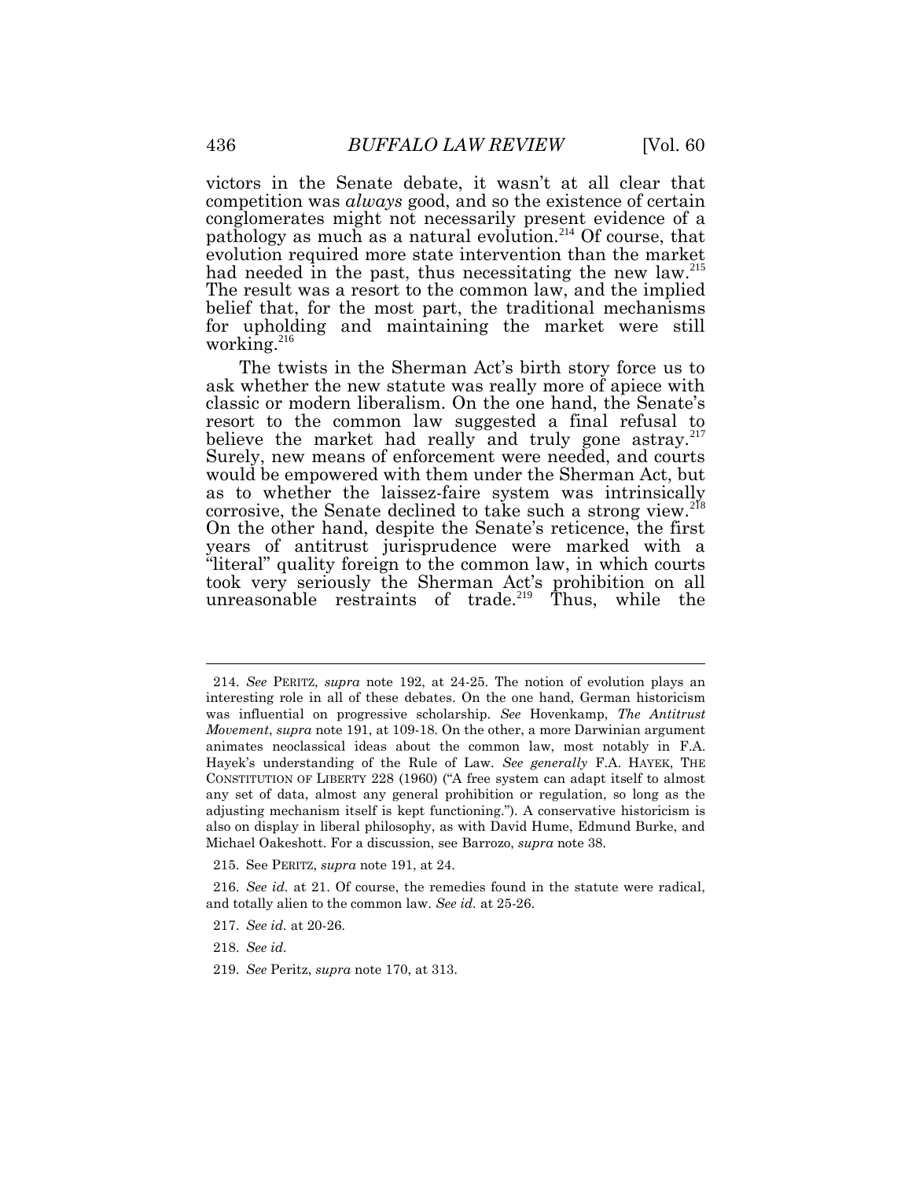victors in the Senate debate, it wasn't at all clear that competition was *always* good, and so the existence of certain conglomerates might not necessarily present evidence of a pathology as much as a natural evolution.[214] Of course, that evolution required more state intervention than the market had needed in the past, thus necessitating the new law.[215] The result was a resort to the common law, and the implied belief that, for the most part, the traditional mechanisms for upholding and maintaining the market were still working.[216]

The twists in the Sherman Act's birth story force us to ask whether the new statute was really more of apiece with classic or modern liberalism. On the one hand, the Senate's resort to the common law suggested a final refusal to believe the market had really and truly gone astray.[217] Surely, new means of enforcement were needed, and courts would be empowered with them under the Sherman Act, but as to whether the laissez-faire system was intrinsically corrosive, the Senate declined to take such a strong view.[218] On the other hand, despite the Senate's reticence, the first years of antitrust jurisprudence were marked with a "literal" quality foreign to the common law, in which courts took very seriously the Sherman Act's prohibition on all unreasonable restraints of trade.[219] Thus, while the

---

214. *See* PERITZ, *supra* note 192, at 24-25. The notion of evolution plays an interesting role in all of these debates. On the one hand, German historicism was influential on progressive scholarship. *See* Hovenkamp, *The Antitrust Movement*, *supra* note 191, at 109-18. On the other, a more Darwinian argument animates neoclassical ideas about the common law, most notably in F.A. Hayek's understanding of the Rule of Law. *See generally* F.A. HAYEK, THE CONSTITUTION OF LIBERTY 228 (1960) ("A free system can adapt itself to almost any set of data, almost any general prohibition or regulation, so long as the adjusting mechanism itself is kept functioning."). A conservative historicism is also on display in liberal philosophy, as with David Hume, Edmund Burke, and Michael Oakeshott. For a discussion, see Barrozo, *supra* note 38.

215. See PERITZ, *supra* note 191, at 24.

216. *See id.* at 21. Of course, the remedies found in the statute were radical, and totally alien to the common law. *See id.* at 25-26.

217. *See id.* at 20-26.

218. *See id.*

219. *See* Peritz, *supra* note 170, at 313.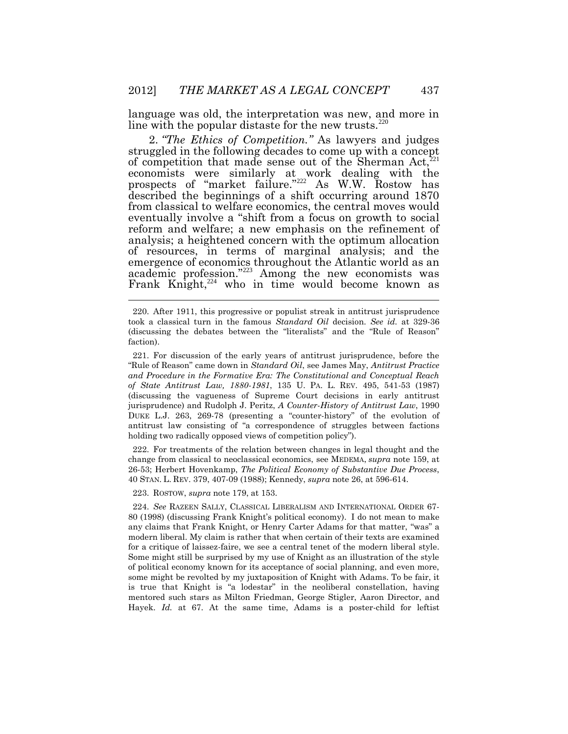language was old, the interpretation was new, and more in line with the popular distaste for the new trusts.[220]

2. *"The Ethics of Competition."* As lawyers and judges struggled in the following decades to come up with a concept of competition that made sense out of the Sherman Act,[221] economists were similarly at work dealing with the prospects of "market failure."[222] As W.W. Rostow has described the beginnings of a shift occurring around 1870 from classical to welfare economics, the central moves would eventually involve a "shift from a focus on growth to social reform and welfare; a new emphasis on the refinement of analysis; a heightened concern with the optimum allocation of resources, in terms of marginal analysis; and the emergence of economics throughout the Atlantic world as an academic profession."[223] Among the new economists was Frank Knight,[224] who in time would become known as

---

220. After 1911, this progressive or populist streak in antitrust jurisprudence took a classical turn in the famous *Standard Oil* decision. *See id.* at 329-36 (discussing the debates between the "literalists" and the "Rule of Reason" faction).

221. For discussion of the early years of antitrust jurisprudence, before the "Rule of Reason" came down in *Standard Oil*, see James May, *Antitrust Practice and Procedure in the Formative Era: The Constitutional and Conceptual Reach of State Antitrust Law, 1880-1981*, 135 U. PA. L. REV. 495, 541-53 (1987) (discussing the vagueness of Supreme Court decisions in early antitrust jurisprudence) and Rudolph J. Peritz, *A Counter-History of Antitrust Law*, 1990 DUKE L.J. 263, 269-78 (presenting a "counter-history" of the evolution of antitrust law consisting of "a correspondence of struggles between factions holding two radically opposed views of competition policy").

222. For treatments of the relation between changes in legal thought and the change from classical to neoclassical economics, see MEDEMA, *supra* note 159, at 26-53; Herbert Hovenkamp, *The Political Economy of Substantive Due Process*, 40 STAN. L. REV. 379, 407-09 (1988); Kennedy, *supra* note 26, at 596-614.

223. ROSTOW, *supra* note 179, at 153.

224. *See* RAZEEN SALLY, CLASSICAL LIBERALISM AND INTERNATIONAL ORDER 67-80 (1998) (discussing Frank Knight's political economy). I do not mean to make any claims that Frank Knight, or Henry Carter Adams for that matter, "was" a modern liberal. My claim is rather that when certain of their texts are examined for a critique of laissez-faire, we see a central tenet of the modern liberal style. Some might still be surprised by my use of Knight as an illustration of the style of political economy known for its acceptance of social planning, and even more, some might be revolted by my juxtaposition of Knight with Adams. To be fair, it is true that Knight is "a lodestar" in the neoliberal constellation, having mentored such stars as Milton Friedman, George Stigler, Aaron Director, and Hayek. *Id.* at 67. At the same time, Adams is a poster-child for leftist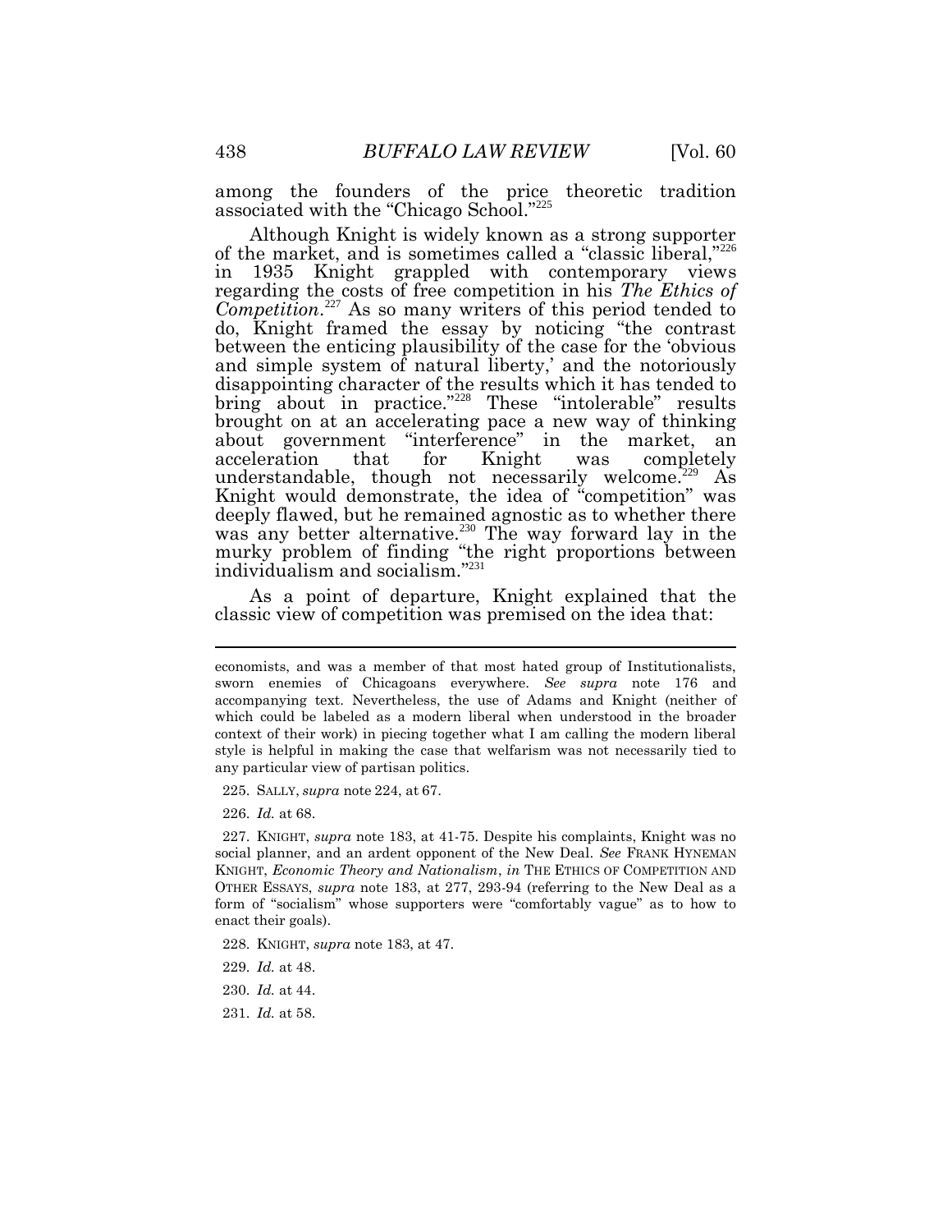among the founders of the price theoretic tradition associated with the "Chicago School."[225]

Although Knight is widely known as a strong supporter of the market, and is sometimes called a "classic liberal,"[226] in 1935 Knight grappled with contemporary views regarding the costs of free competition in his *The Ethics of Competition*.[227] As so many writers of this period tended to do, Knight framed the essay by noticing "the contrast between the enticing plausibility of the case for the 'obvious and simple system of natural liberty,' and the notoriously disappointing character of the results which it has tended to bring about in practice."[228] These "intolerable" results brought on at an accelerating pace a new way of thinking about government "interference" in the market, an acceleration that for Knight was completely understandable, though not necessarily welcome.[229] As Knight would demonstrate, the idea of "competition" was deeply flawed, but he remained agnostic as to whether there was any better alternative.[230] The way forward lay in the murky problem of finding "the right proportions between individualism and socialism."[231]

As a point of departure, Knight explained that the classic view of competition was premised on the idea that:

---

economists, and was a member of that most hated group of Institutionalists, sworn enemies of Chicagoans everywhere. *See supra* note 176 and accompanying text. Nevertheless, the use of Adams and Knight (neither of which could be labeled as a modern liberal when understood in the broader context of their work) in piecing together what I am calling the modern liberal style is helpful in making the case that welfarism was not necessarily tied to any particular view of partisan politics.

225. SALLY, *supra* note 224, at 67.

226. *Id.* at 68.

227. KNIGHT, *supra* note 183, at 41-75. Despite his complaints, Knight was no social planner, and an ardent opponent of the New Deal. *See* FRANK HYNEMAN KNIGHT, *Economic Theory and Nationalism*, *in* THE ETHICS OF COMPETITION AND OTHER ESSAYS, *supra* note 183, at 277, 293-94 (referring to the New Deal as a form of "socialism" whose supporters were "comfortably vague" as to how to enact their goals).

228. KNIGHT, *supra* note 183, at 47.

229. *Id.* at 48.

230. *Id.* at 44.

231. *Id.* at 58.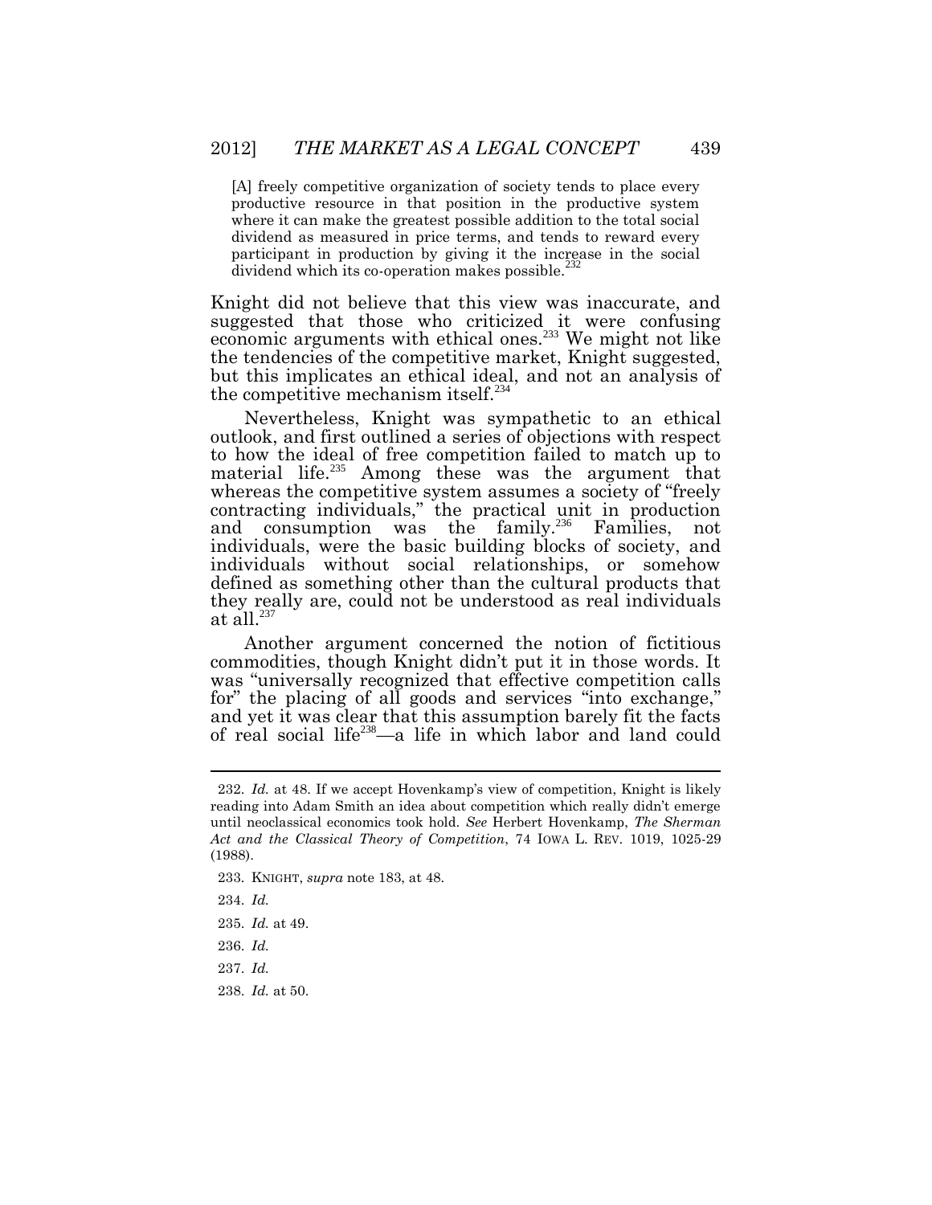> [A] freely competitive organization of society tends to place every productive resource in that position in the productive system where it can make the greatest possible addition to the total social dividend as measured in price terms, and tends to reward every participant in production by giving it the increase in the social dividend which its co-operation makes possible.[232]

Knight did not believe that this view was inaccurate, and suggested that those who criticized it were confusing economic arguments with ethical ones.[233] We might not like the tendencies of the competitive market, Knight suggested, but this implicates an ethical ideal, and not an analysis of the competitive mechanism itself.[234]

Nevertheless, Knight was sympathetic to an ethical outlook, and first outlined a series of objections with respect to how the ideal of free competition failed to match up to material life.[235] Among these was the argument that whereas the competitive system assumes a society of "freely contracting individuals," the practical unit in production and consumption was the family.[236] Families, not individuals, were the basic building blocks of society, and individuals without social relationships, or somehow defined as something other than the cultural products that they really are, could not be understood as real individuals at all.[237]

Another argument concerned the notion of fictitious commodities, though Knight didn't put it in those words. It was "universally recognized that effective competition calls for" the placing of all goods and services "into exchange," and yet it was clear that this assumption barely fit the facts of real social life[238]—a life in which labor and land could

---

232. *Id.* at 48. If we accept Hovenkamp's view of competition, Knight is likely reading into Adam Smith an idea about competition which really didn't emerge until neoclassical economics took hold. *See* Herbert Hovenkamp, *The Sherman Act and the Classical Theory of Competition*, 74 IOWA L. REV. 1019, 1025-29 (1988).

233. KNIGHT, *supra* note 183, at 48.

234. *Id.*

235. *Id.* at 49.

236. *Id.*

237. *Id.*

238. *Id.* at 50.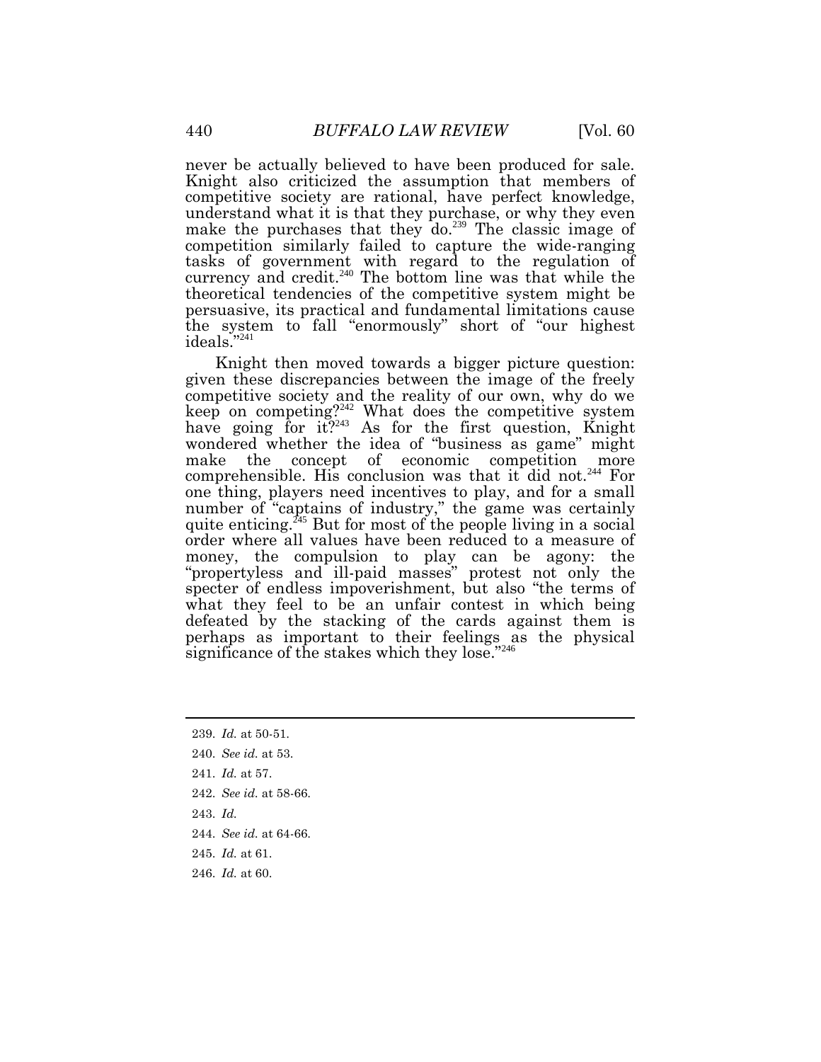never be actually believed to have been produced for sale. Knight also criticized the assumption that members of competitive society are rational, have perfect knowledge, understand what it is that they purchase, or why they even make the purchases that they do.[239] The classic image of competition similarly failed to capture the wide-ranging tasks of government with regard to the regulation of currency and credit.[240] The bottom line was that while the theoretical tendencies of the competitive system might be persuasive, its practical and fundamental limitations cause the system to fall "enormously" short of "our highest ideals."[241]

Knight then moved towards a bigger picture question: given these discrepancies between the image of the freely competitive society and the reality of our own, why do we keep on competing?[242] What does the competitive system have going for it?[243] As for the first question, Knight wondered whether the idea of "business as game" might make the concept of economic competition more comprehensible. His conclusion was that it did not.[244] For one thing, players need incentives to play, and for a small number of "captains of industry," the game was certainly quite enticing.[245] But for most of the people living in a social order where all values have been reduced to a measure of money, the compulsion to play can be agony: the "propertyless and ill-paid masses" protest not only the specter of endless impoverishment, but also "the terms of what they feel to be an unfair contest in which being defeated by the stacking of the cards against them is perhaps as important to their feelings as the physical significance of the stakes which they lose."[246]

---

239. *Id.* at 50-51.

240. *See id.* at 53.

241. *Id.* at 57.

242. *See id.* at 58-66.

243. *Id.*

244. *See id.* at 64-66.

245. *Id.* at 61.

246. *Id.* at 60.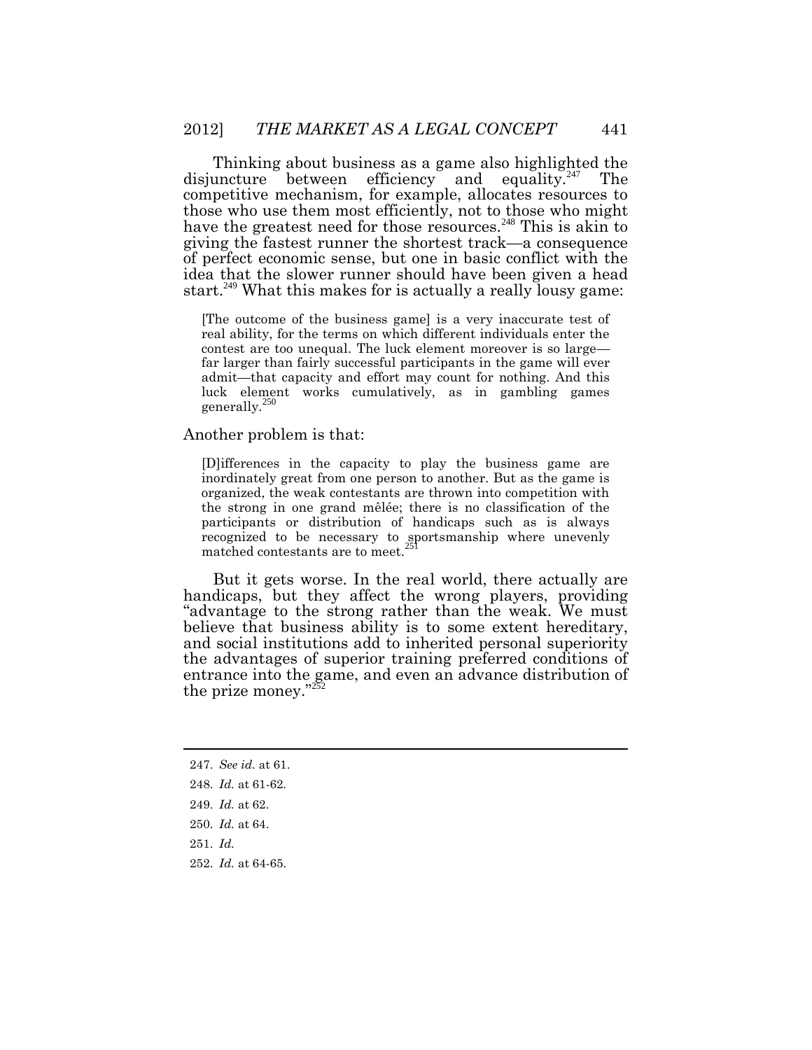Thinking about business as a game also highlighted the disjuncture between efficiency and equality.[247] The competitive mechanism, for example, allocates resources to those who use them most efficiently, not to those who might have the greatest need for those resources.[248] This is akin to giving the fastest runner the shortest track—a consequence of perfect economic sense, but one in basic conflict with the idea that the slower runner should have been given a head start.[249] What this makes for is actually a really lousy game:

> [The outcome of the business game] is a very inaccurate test of real ability, for the terms on which different individuals enter the contest are too unequal. The luck element moreover is so large—far larger than fairly successful participants in the game will ever admit—that capacity and effort may count for nothing. And this luck element works cumulatively, as in gambling games generally.[250]

Another problem is that:

> [D]ifferences in the capacity to play the business game are inordinately great from one person to another. But as the game is organized, the weak contestants are thrown into competition with the strong in one grand mêlée; there is no classification of the participants or distribution of handicaps such as is always recognized to be necessary to sportsmanship where unevenly matched contestants are to meet.[251]

But it gets worse. In the real world, there actually are handicaps, but they affect the wrong players, providing "advantage to the strong rather than the weak. We must believe that business ability is to some extent hereditary, and social institutions add to inherited personal superiority the advantages of superior training preferred conditions of entrance into the game, and even an advance distribution of the prize money."[252]

---

247. *See id.* at 61.

248. *Id.* at 61-62.

249. *Id.* at 62.

250. *Id.* at 64.

251. *Id.*

252. *Id.* at 64-65.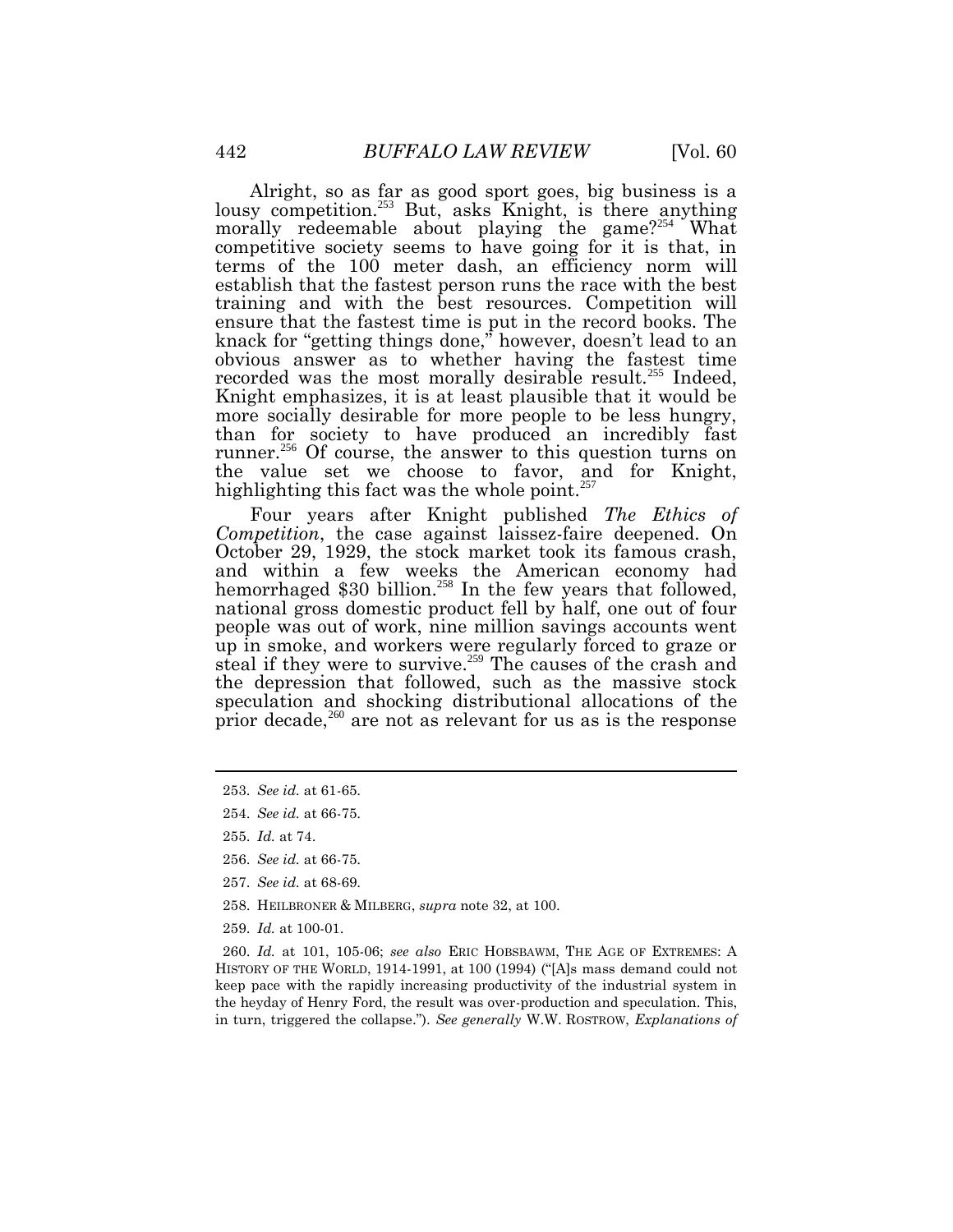Alright, so as far as good sport goes, big business is a lousy competition.[253] But, asks Knight, is there anything morally redeemable about playing the game?[254] What competitive society seems to have going for it is that, in terms of the 100 meter dash, an efficiency norm will establish that the fastest person runs the race with the best training and with the best resources. Competition will ensure that the fastest time is put in the record books. The knack for "getting things done," however, doesn't lead to an obvious answer as to whether having the fastest time recorded was the most morally desirable result.[255] Indeed, Knight emphasizes, it is at least plausible that it would be more socially desirable for more people to be less hungry, than for society to have produced an incredibly fast runner.[256] Of course, the answer to this question turns on the value set we choose to favor, and for Knight, highlighting this fact was the whole point.[257]

Four years after Knight published *The Ethics of Competition*, the case against laissez-faire deepened. On October 29, 1929, the stock market took its famous crash, and within a few weeks the American economy had hemorrhaged $30 billion.[258] In the few years that followed, national gross domestic product fell by half, one out of four people was out of work, nine million savings accounts went up in smoke, and workers were regularly forced to graze or steal if they were to survive.[259] The causes of the crash and the depression that followed, such as the massive stock speculation and shocking distributional allocations of the prior decade,[260] are not as relevant for us as is the response

---

253. *See id.* at 61-65.

254. *See id.* at 66-75.

255. *Id.* at 74.

256. *See id.* at 66-75.

257. *See id.* at 68-69.

258. HEILBRONER & MILBERG, *supra* note 32, at 100.

259. *Id.* at 100-01.

260. *Id.* at 101, 105-06; *see also* ERIC HOBSBAWM, THE AGE OF EXTREMES: A HISTORY OF THE WORLD, 1914-1991, at 100 (1994) ("[A]s mass demand could not keep pace with the rapidly increasing productivity of the industrial system in the heyday of Henry Ford, the result was over-production and speculation. This, in turn, triggered the collapse."). *See generally* W.W. ROSTROW, *Explanations of*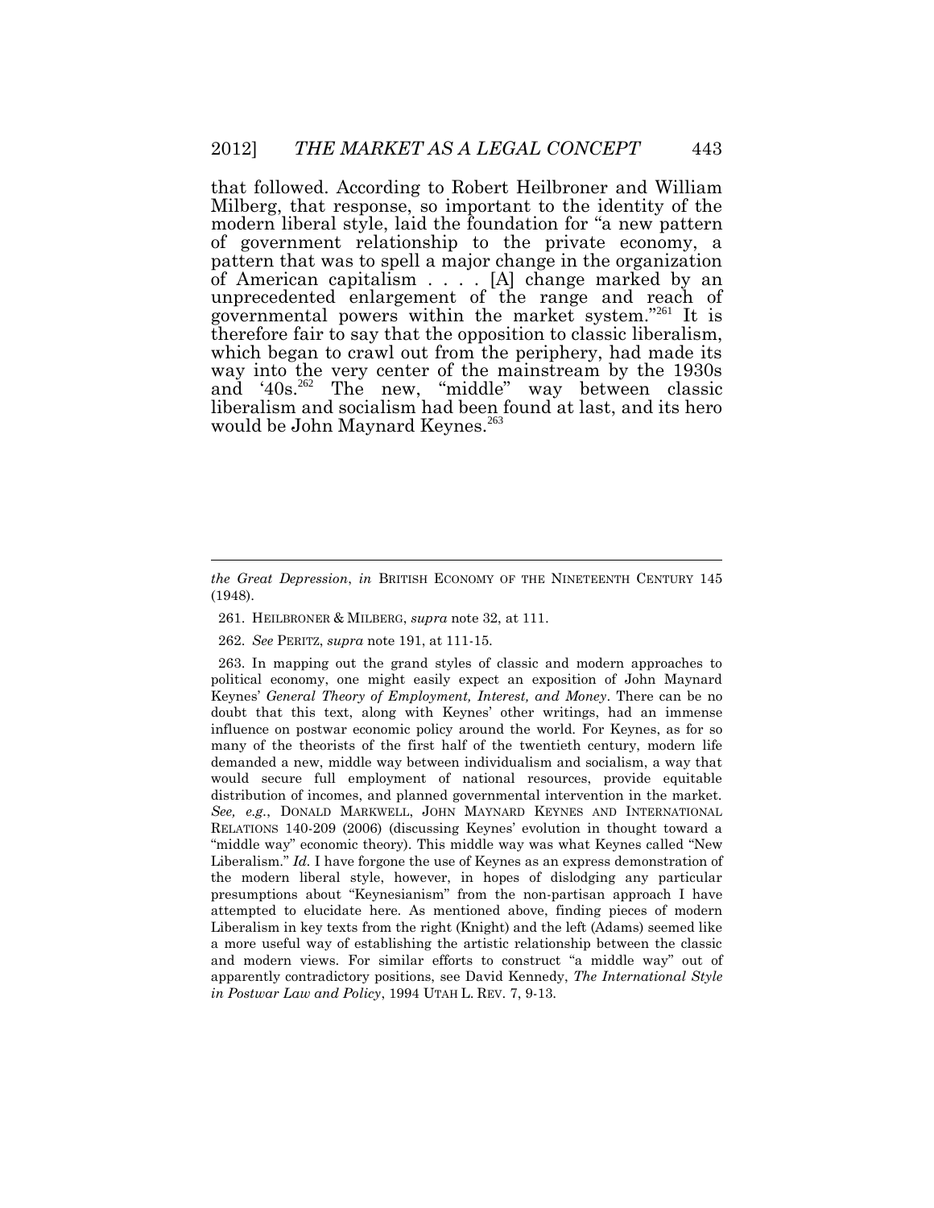that followed. According to Robert Heilbroner and William Milberg, that response, so important to the identity of the modern liberal style, laid the foundation for "a new pattern of government relationship to the private economy, a pattern that was to spell a major change in the organization of American capitalism . . . . [A] change marked by an unprecedented enlargement of the range and reach of governmental powers within the market system."[261] It is therefore fair to say that the opposition to classic liberalism, which began to crawl out from the periphery, had made its way into the very center of the mainstream by the 1930s and '40s.[262] The new, "middle" way between classic liberalism and socialism had been found at last, and its hero would be John Maynard Keynes.[263]

---

*the Great Depression*, *in* BRITISH ECONOMY OF THE NINETEENTH CENTURY 145 (1948).

261. HEILBRONER & MILBERG, *supra* note 32, at 111.

262. *See* PERITZ, *supra* note 191, at 111-15.

263. In mapping out the grand styles of classic and modern approaches to political economy, one might easily expect an exposition of John Maynard Keynes' *General Theory of Employment, Interest, and Money*. There can be no doubt that this text, along with Keynes' other writings, had an immense influence on postwar economic policy around the world. For Keynes, as for so many of the theorists of the first half of the twentieth century, modern life demanded a new, middle way between individualism and socialism, a way that would secure full employment of national resources, provide equitable distribution of incomes, and planned governmental intervention in the market. *See, e.g.*, DONALD MARKWELL, JOHN MAYNARD KEYNES AND INTERNATIONAL RELATIONS 140-209 (2006) (discussing Keynes' evolution in thought toward a "middle way" economic theory). This middle way was what Keynes called "New Liberalism." *Id.* I have forgone the use of Keynes as an express demonstration of the modern liberal style, however, in hopes of dislodging any particular presumptions about "Keynesianism" from the non-partisan approach I have attempted to elucidate here. As mentioned above, finding pieces of modern Liberalism in key texts from the right (Knight) and the left (Adams) seemed like a more useful way of establishing the artistic relationship between the classic and modern views. For similar efforts to construct "a middle way" out of apparently contradictory positions, see David Kennedy, *The International Style in Postwar Law and Policy*, 1994 UTAH L. REV. 7, 9-13.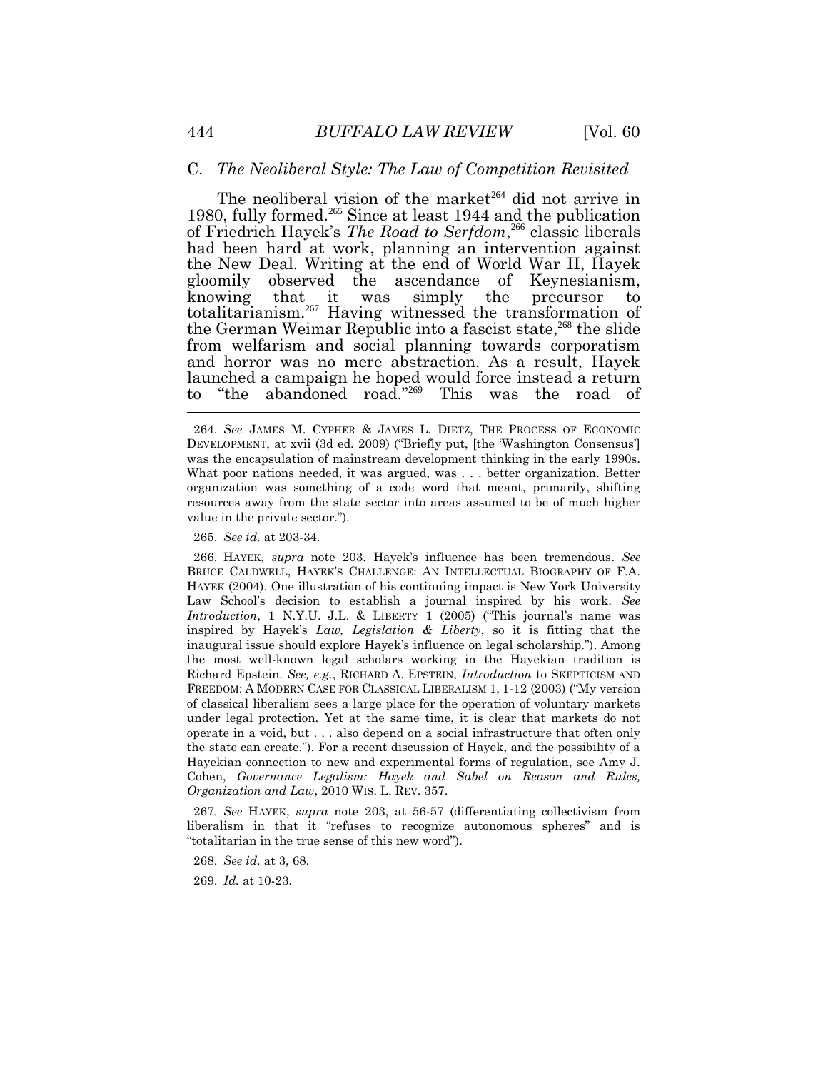### C. *The Neoliberal Style: The Law of Competition Revisited*

The neoliberal vision of the market[264] did not arrive in 1980, fully formed.[265] Since at least 1944 and the publication of Friedrich Hayek's *The Road to Serfdom*,[266] classic liberals had been hard at work, planning an intervention against the New Deal. Writing at the end of World War II, Hayek gloomily observed the ascendance of Keynesianism, knowing that it was simply the precursor to totalitarianism.[267] Having witnessed the transformation of the German Weimar Republic into a fascist state,[268] the slide from welfarism and social planning towards corporatism and horror was no mere abstraction. As a result, Hayek launched a campaign he hoped would force instead a return to "the abandoned road."[269] This was the road of

---

264. *See* JAMES M. CYPHER & JAMES L. DIETZ, THE PROCESS OF ECONOMIC DEVELOPMENT, at xvii (3d ed. 2009) ("Briefly put, [the 'Washington Consensus'] was the encapsulation of mainstream development thinking in the early 1990s. What poor nations needed, it was argued, was . . . better organization. Better organization was something of a code word that meant, primarily, shifting resources away from the state sector into areas assumed to be of much higher value in the private sector.").

265. *See id.* at 203-34.

266. HAYEK, *supra* note 203. Hayek's influence has been tremendous. *See* BRUCE CALDWELL, HAYEK'S CHALLENGE: AN INTELLECTUAL BIOGRAPHY OF F.A. HAYEK (2004). One illustration of his continuing impact is New York University Law School's decision to establish a journal inspired by his work. *See Introduction*, 1 N.Y.U. J.L. & LIBERTY 1 (2005) ("This journal's name was inspired by Hayek's *Law, Legislation & Liberty*, so it is fitting that the inaugural issue should explore Hayek's influence on legal scholarship."). Among the most well-known legal scholars working in the Hayekian tradition is Richard Epstein. *See, e.g.*, RICHARD A. EPSTEIN, *Introduction* to SKEPTICISM AND FREEDOM: A MODERN CASE FOR CLASSICAL LIBERALISM 1, 1-12 (2003) ("My version of classical liberalism sees a large place for the operation of voluntary markets under legal protection. Yet at the same time, it is clear that markets do not operate in a void, but . . . also depend on a social infrastructure that often only the state can create."). For a recent discussion of Hayek, and the possibility of a Hayekian connection to new and experimental forms of regulation, see Amy J. Cohen, *Governance Legalism: Hayek and Sabel on Reason and Rules, Organization and Law*, 2010 WIS. L. REV. 357.

267. *See* HAYEK, *supra* note 203, at 56-57 (differentiating collectivism from liberalism in that it "refuses to recognize autonomous spheres" and is "totalitarian in the true sense of this new word").

268. *See id.* at 3, 68.

269. *Id.* at 10-23.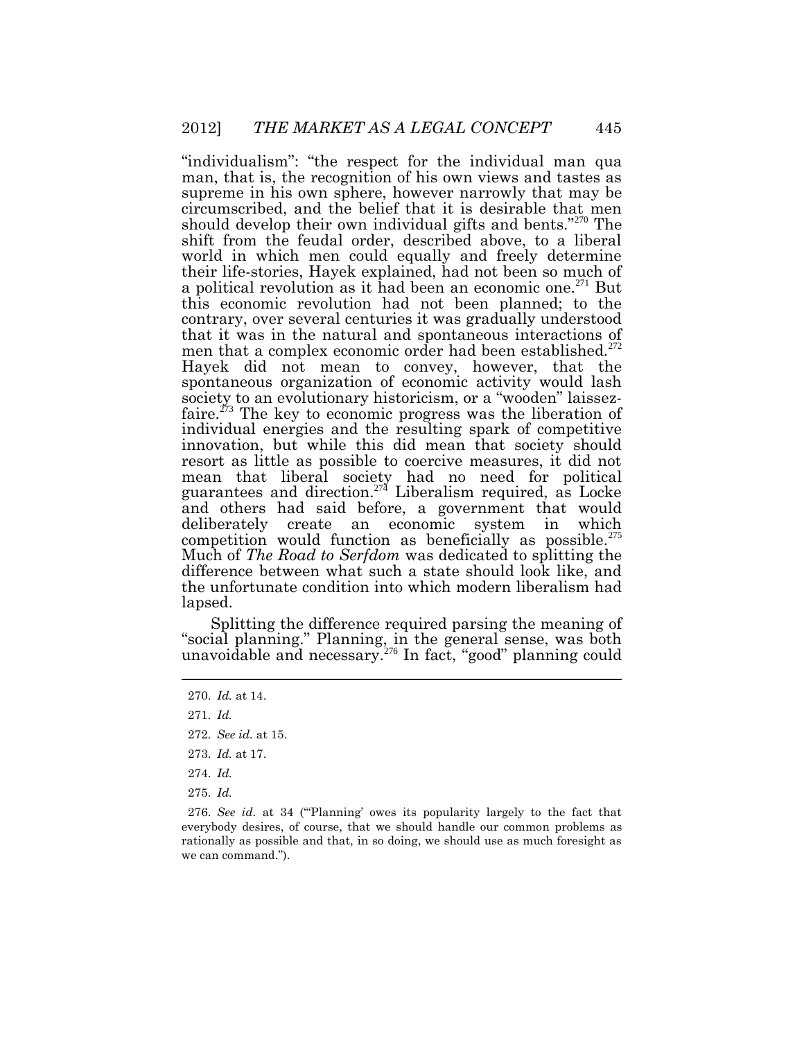"individualism": "the respect for the individual man qua man, that is, the recognition of his own views and tastes as supreme in his own sphere, however narrowly that may be circumscribed, and the belief that it is desirable that men should develop their own individual gifts and bents."[270] The shift from the feudal order, described above, to a liberal world in which men could equally and freely determine their life-stories, Hayek explained, had not been so much of a political revolution as it had been an economic one.[271] But this economic revolution had not been planned; to the contrary, over several centuries it was gradually understood that it was in the natural and spontaneous interactions of men that a complex economic order had been established.[272] Hayek did not mean to convey, however, that the spontaneous organization of economic activity would lash society to an evolutionary historicism, or a "wooden" laissez-faire.[273] The key to economic progress was the liberation of individual energies and the resulting spark of competitive innovation, but while this did mean that society should resort as little as possible to coercive measures, it did not mean that liberal society had no need for political guarantees and direction.[274] Liberalism required, as Locke and others had said before, a government that would deliberately create an economic system in which competition would function as beneficially as possible.[275] Much of *The Road to Serfdom* was dedicated to splitting the difference between what such a state should look like, and the unfortunate condition into which modern liberalism had lapsed.

Splitting the difference required parsing the meaning of "social planning." Planning, in the general sense, was both unavoidable and necessary.[276] In fact, "good" planning could

---

270. *Id.* at 14.

271. *Id.*

272. *See id.* at 15.

273. *Id.* at 17.

274. *Id.*

275. *Id.*

276. *See id.* at 34 ("'Planning' owes its popularity largely to the fact that everybody desires, of course, that we should handle our common problems as rationally as possible and that, in so doing, we should use as much foresight as we can command.").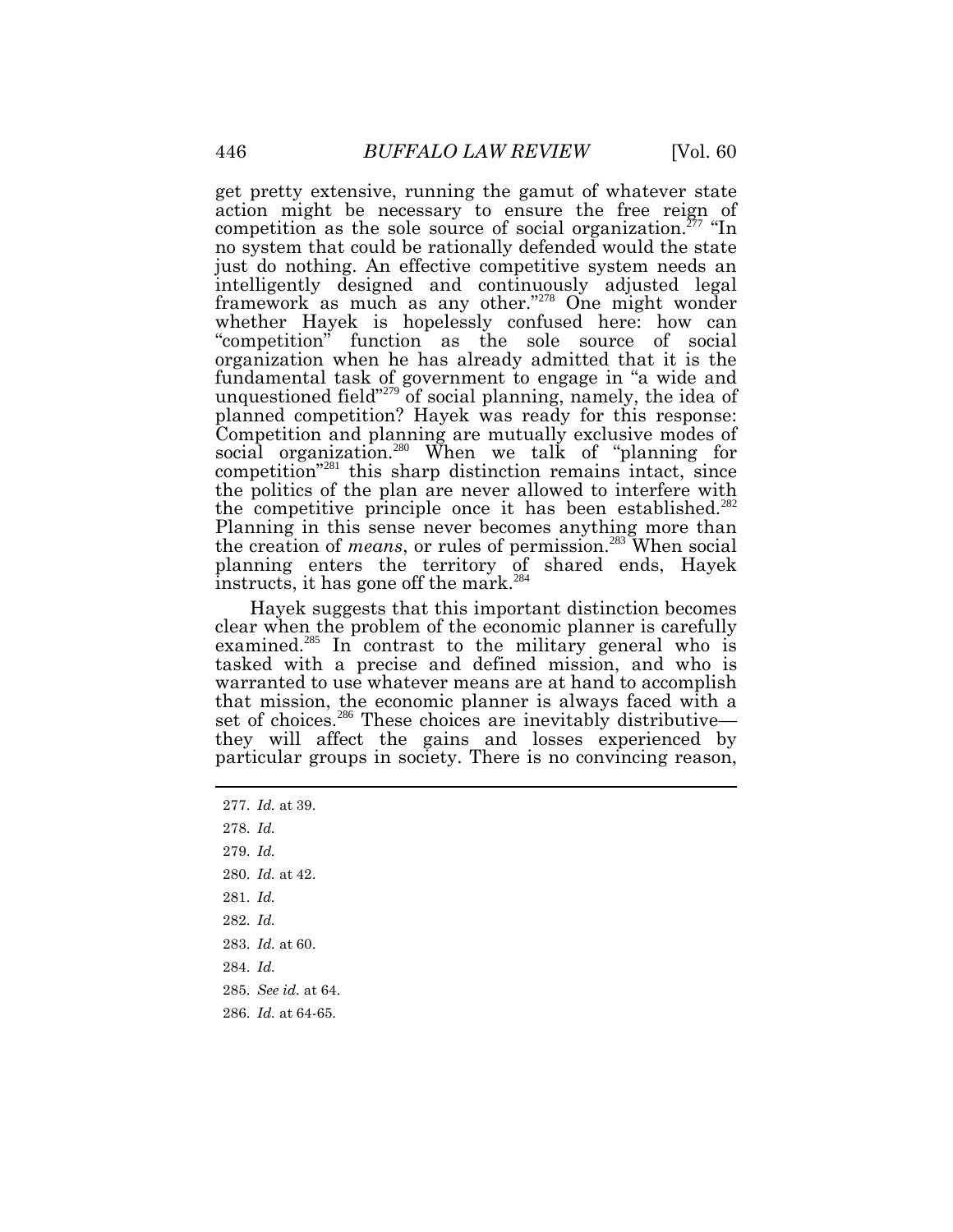get pretty extensive, running the gamut of whatever state action might be necessary to ensure the free reign of competition as the sole source of social organization.[277] "In no system that could be rationally defended would the state just do nothing. An effective competitive system needs an intelligently designed and continuously adjusted legal framework as much as any other."[278] One might wonder whether Hayek is hopelessly confused here: how can "competition" function as the sole source of social organization when he has already admitted that it is the fundamental task of government to engage in "a wide and unquestioned field"[279] of social planning, namely, the idea of planned competition? Hayek was ready for this response: Competition and planning are mutually exclusive modes of social organization.[280] When we talk of "planning for competition"[281] this sharp distinction remains intact, since the politics of the plan are never allowed to interfere with the competitive principle once it has been established.[282] Planning in this sense never becomes anything more than the creation of *means*, or rules of permission.[283] When social planning enters the territory of shared ends, Hayek instructs, it has gone off the mark.[284]

Hayek suggests that this important distinction becomes clear when the problem of the economic planner is carefully examined.[285] In contrast to the military general who is tasked with a precise and defined mission, and who is warranted to use whatever means are at hand to accomplish that mission, the economic planner is always faced with a set of choices.[286] These choices are inevitably distributive—they will affect the gains and losses experienced by particular groups in society. There is no convincing reason,

---

277. *Id.* at 39.

278. *Id.*

279. *Id.*

280. *Id.* at 42.

281. *Id.*

282. *Id.*

283. *Id.* at 60.

284. *Id.*

285. *See id.* at 64.

286. *Id.* at 64-65.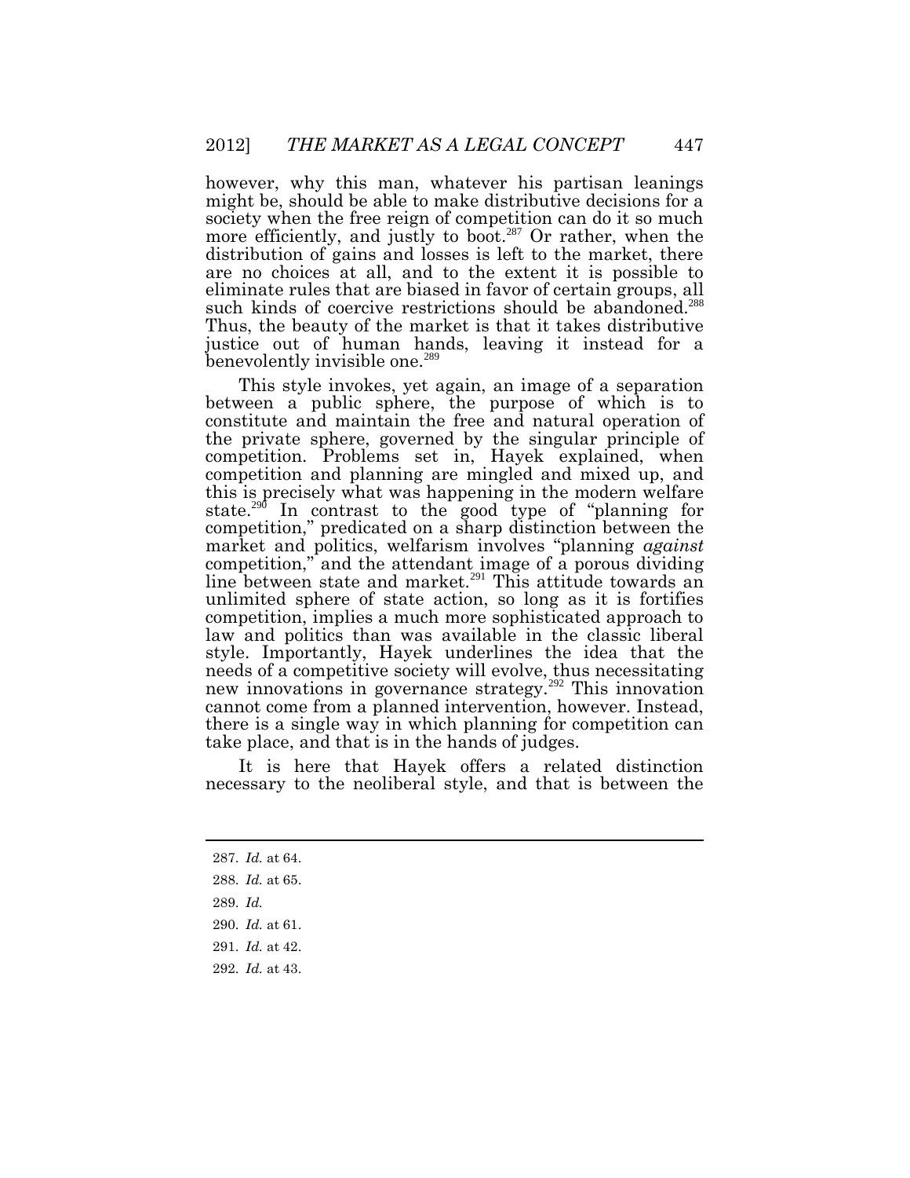however, why this man, whatever his partisan leanings might be, should be able to make distributive decisions for a society when the free reign of competition can do it so much more efficiently, and justly to boot.[287] Or rather, when the distribution of gains and losses is left to the market, there are no choices at all, and to the extent it is possible to eliminate rules that are biased in favor of certain groups, all such kinds of coercive restrictions should be abandoned.[288] Thus, the beauty of the market is that it takes distributive justice out of human hands, leaving it instead for a benevolently invisible one.[289]

This style invokes, yet again, an image of a separation between a public sphere, the purpose of which is to constitute and maintain the free and natural operation of the private sphere, governed by the singular principle of competition. Problems set in, Hayek explained, when competition and planning are mingled and mixed up, and this is precisely what was happening in the modern welfare state.[290] In contrast to the good type of "planning for competition," predicated on a sharp distinction between the market and politics, welfarism involves "planning *against* competition," and the attendant image of a porous dividing line between state and market.[291] This attitude towards an unlimited sphere of state action, so long as it is fortifies competition, implies a much more sophisticated approach to law and politics than was available in the classic liberal style. Importantly, Hayek underlines the idea that the needs of a competitive society will evolve, thus necessitating new innovations in governance strategy.[292] This innovation cannot come from a planned intervention, however. Instead, there is a single way in which planning for competition can take place, and that is in the hands of judges.

It is here that Hayek offers a related distinction necessary to the neoliberal style, and that is between the

287. *Id.* at 64.

288. *Id.* at 65.

289. *Id.*

290. *Id.* at 61.

291. *Id.* at 42.

292. *Id.* at 43.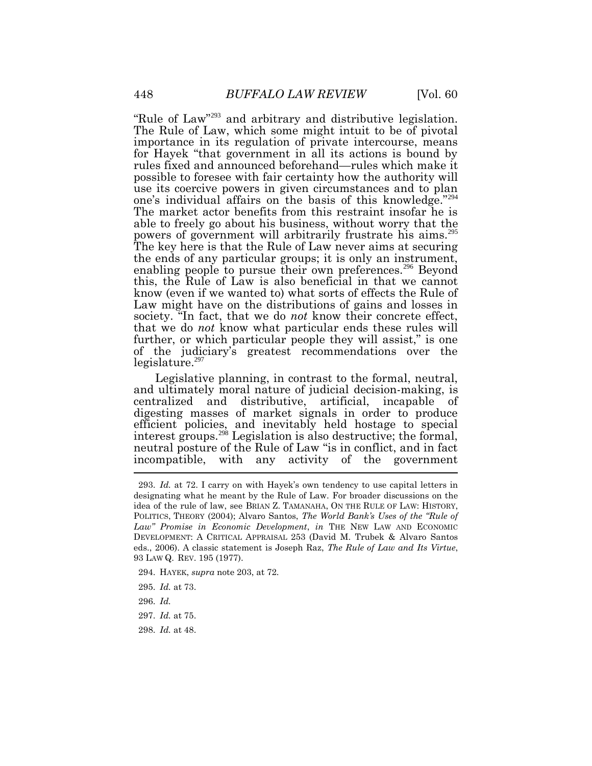"Rule of Law"[293] and arbitrary and distributive legislation. The Rule of Law, which some might intuit to be of pivotal importance in its regulation of private intercourse, means for Hayek "that government in all its actions is bound by rules fixed and announced beforehand—rules which make it possible to foresee with fair certainty how the authority will use its coercive powers in given circumstances and to plan one's individual affairs on the basis of this knowledge."[294] The market actor benefits from this restraint insofar he is able to freely go about his business, without worry that the powers of government will arbitrarily frustrate his aims.[295] The key here is that the Rule of Law never aims at securing the ends of any particular groups; it is only an instrument, enabling people to pursue their own preferences.[296] Beyond this, the Rule of Law is also beneficial in that we cannot know (even if we wanted to) what sorts of effects the Rule of Law might have on the distributions of gains and losses in society. "In fact, that we do *not* know their concrete effect, that we do *not* know what particular ends these rules will further, or which particular people they will assist," is one of the judiciary's greatest recommendations over the legislature.[297]

Legislative planning, in contrast to the formal, neutral, and ultimately moral nature of judicial decision-making, is centralized and distributive, artificial, incapable of digesting masses of market signals in order to produce efficient policies, and inevitably held hostage to special interest groups.[298] Legislation is also destructive; the formal, neutral posture of the Rule of Law "is in conflict, and in fact incompatible, with any activity of the government

---

293. *Id.* at 72. I carry on with Hayek's own tendency to use capital letters in designating what he meant by the Rule of Law. For broader discussions on the idea of the rule of law, see BRIAN Z. TAMANAHA, ON THE RULE OF LAW: HISTORY, POLITICS, THEORY (2004); Alvaro Santos, *The World Bank's Uses of the "Rule of Law" Promise in Economic Development*, *in* THE NEW LAW AND ECONOMIC DEVELOPMENT: A CRITICAL APPRAISAL 253 (David M. Trubek & Alvaro Santos eds., 2006). A classic statement is Joseph Raz, *The Rule of Law and Its Virtue*, 93 LAW Q. REV. 195 (1977).

294. HAYEK, *supra* note 203, at 72.

295. *Id.* at 73.

296. *Id.*

297. *Id.* at 75.

298. *Id.* at 48.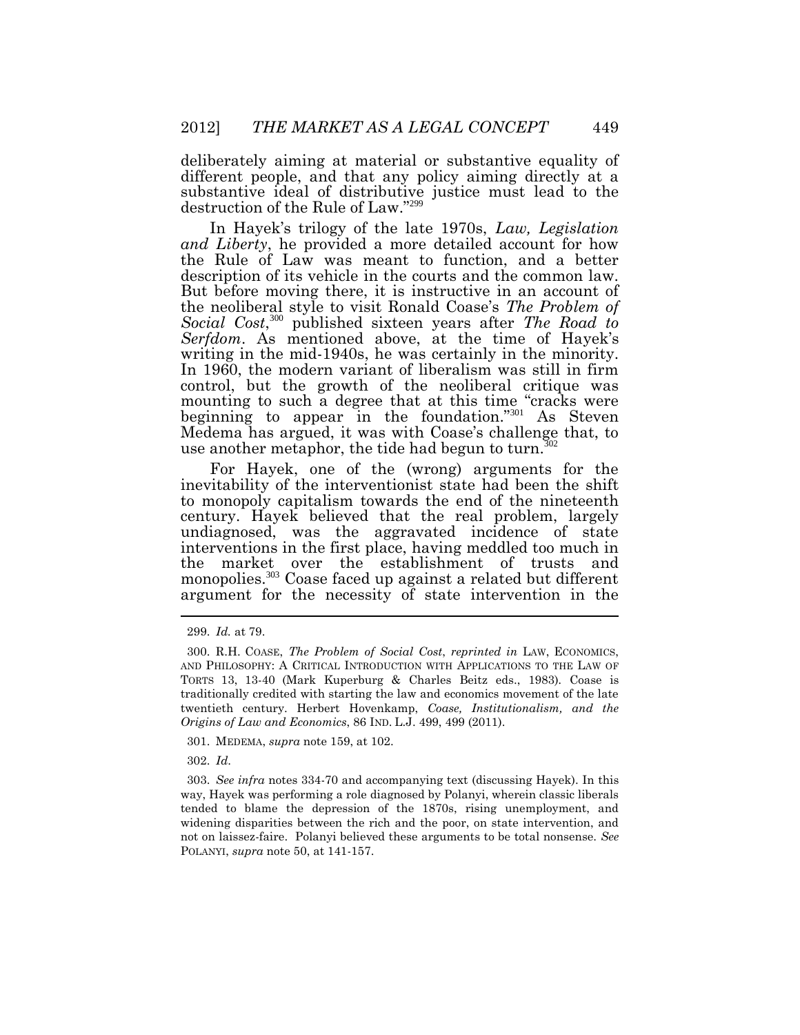deliberately aiming at material or substantive equality of different people, and that any policy aiming directly at a substantive ideal of distributive justice must lead to the destruction of the Rule of Law."[299]

In Hayek's trilogy of the late 1970s, *Law, Legislation and Liberty*, he provided a more detailed account for how the Rule of Law was meant to function, and a better description of its vehicle in the courts and the common law. But before moving there, it is instructive in an account of the neoliberal style to visit Ronald Coase's *The Problem of Social Cost*,[300] published sixteen years after *The Road to Serfdom*. As mentioned above, at the time of Hayek's writing in the mid-1940s, he was certainly in the minority. In 1960, the modern variant of liberalism was still in firm control, but the growth of the neoliberal critique was mounting to such a degree that at this time "cracks were beginning to appear in the foundation."[301] As Steven Medema has argued, it was with Coase's challenge that, to use another metaphor, the tide had begun to turn.[302]

For Hayek, one of the (wrong) arguments for the inevitability of the interventionist state had been the shift to monopoly capitalism towards the end of the nineteenth century. Hayek believed that the real problem, largely undiagnosed, was the aggravated incidence of state interventions in the first place, having meddled too much in the market over the establishment of trusts and monopolies.[303] Coase faced up against a related but different argument for the necessity of state intervention in the

---

299. *Id.* at 79.

300. R.H. COASE, *The Problem of Social Cost*, *reprinted in* LAW, ECONOMICS, AND PHILOSOPHY: A CRITICAL INTRODUCTION WITH APPLICATIONS TO THE LAW OF TORTS 13, 13-40 (Mark Kuperburg & Charles Beitz eds., 1983). Coase is traditionally credited with starting the law and economics movement of the late twentieth century. Herbert Hovenkamp, *Coase, Institutionalism, and the Origins of Law and Economics*, 86 IND. L.J. 499, 499 (2011).

301. MEDEMA, *supra* note 159, at 102.

302. *Id.*

303. *See infra* notes 334-70 and accompanying text (discussing Hayek). In this way, Hayek was performing a role diagnosed by Polanyi, wherein classic liberals tended to blame the depression of the 1870s, rising unemployment, and widening disparities between the rich and the poor, on state intervention, and not on laissez-faire. Polanyi believed these arguments to be total nonsense. *See* POLANYI, *supra* note 50, at 141-157.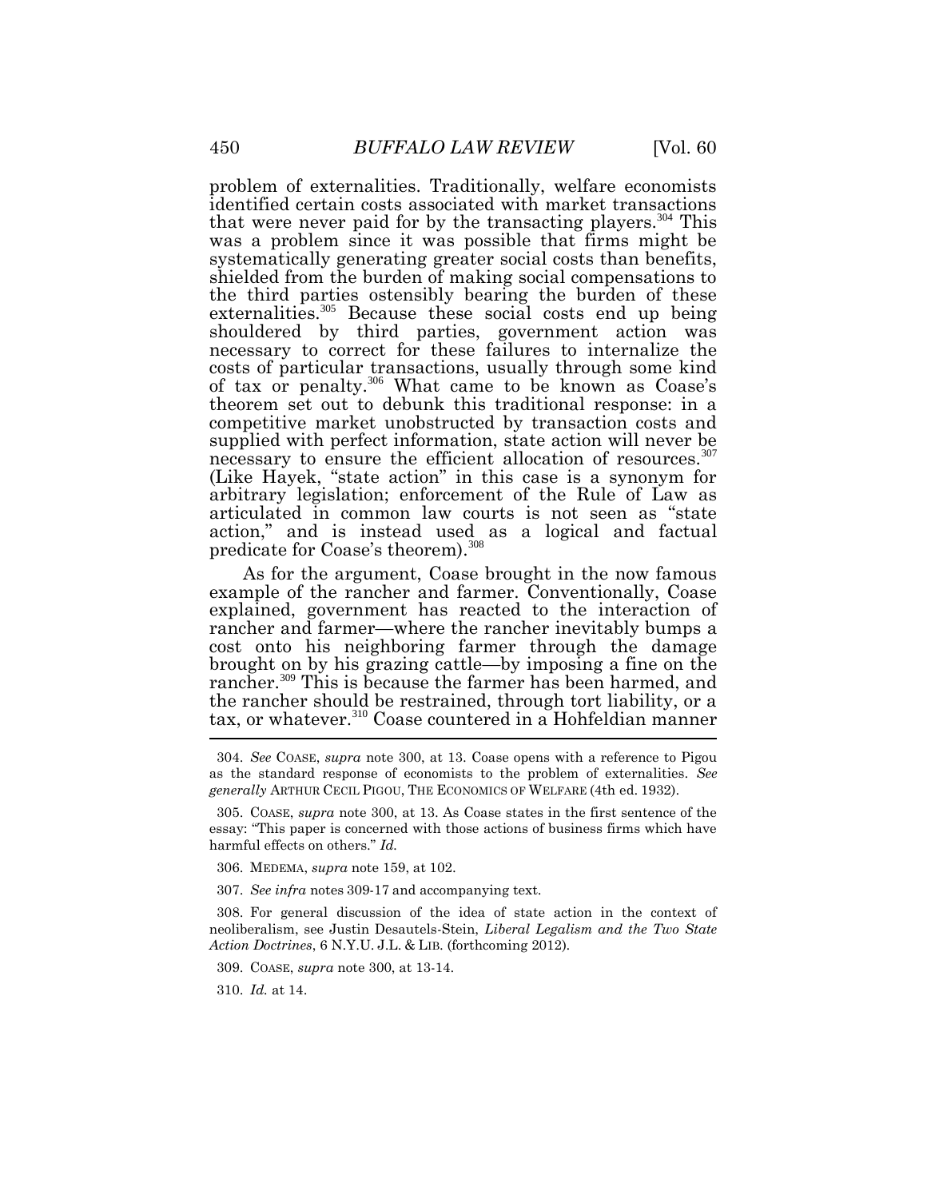problem of externalities. Traditionally, welfare economists identified certain costs associated with market transactions that were never paid for by the transacting players.[304] This was a problem since it was possible that firms might be systematically generating greater social costs than benefits, shielded from the burden of making social compensations to the third parties ostensibly bearing the burden of these externalities.[305] Because these social costs end up being shouldered by third parties, government action was necessary to correct for these failures to internalize the costs of particular transactions, usually through some kind of tax or penalty.[306] What came to be known as Coase's theorem set out to debunk this traditional response: in a competitive market unobstructed by transaction costs and supplied with perfect information, state action will never be necessary to ensure the efficient allocation of resources.[307] (Like Hayek, "state action" in this case is a synonym for arbitrary legislation; enforcement of the Rule of Law as articulated in common law courts is not seen as "state action," and is instead used as a logical and factual predicate for Coase's theorem).[308]

As for the argument, Coase brought in the now famous example of the rancher and farmer. Conventionally, Coase explained, government has reacted to the interaction of rancher and farmer—where the rancher inevitably bumps a cost onto his neighboring farmer through the damage brought on by his grazing cattle—by imposing a fine on the rancher.[309] This is because the farmer has been harmed, and the rancher should be restrained, through tort liability, or a tax, or whatever.[310] Coase countered in a Hohfeldian manner

---

304. *See* COASE, *supra* note 300, at 13. Coase opens with a reference to Pigou as the standard response of economists to the problem of externalities. *See generally* ARTHUR CECIL PIGOU, THE ECONOMICS OF WELFARE (4th ed. 1932).

305. COASE, *supra* note 300, at 13. As Coase states in the first sentence of the essay: "This paper is concerned with those actions of business firms which have harmful effects on others." *Id.*

306. MEDEMA, *supra* note 159, at 102.

307. *See infra* notes 309-17 and accompanying text.

308. For general discussion of the idea of state action in the context of neoliberalism, see Justin Desautels-Stein, *Liberal Legalism and the Two State Action Doctrines*, 6 N.Y.U. J.L. & LIB. (forthcoming 2012).

309. COASE, *supra* note 300, at 13-14.

310. *Id.* at 14.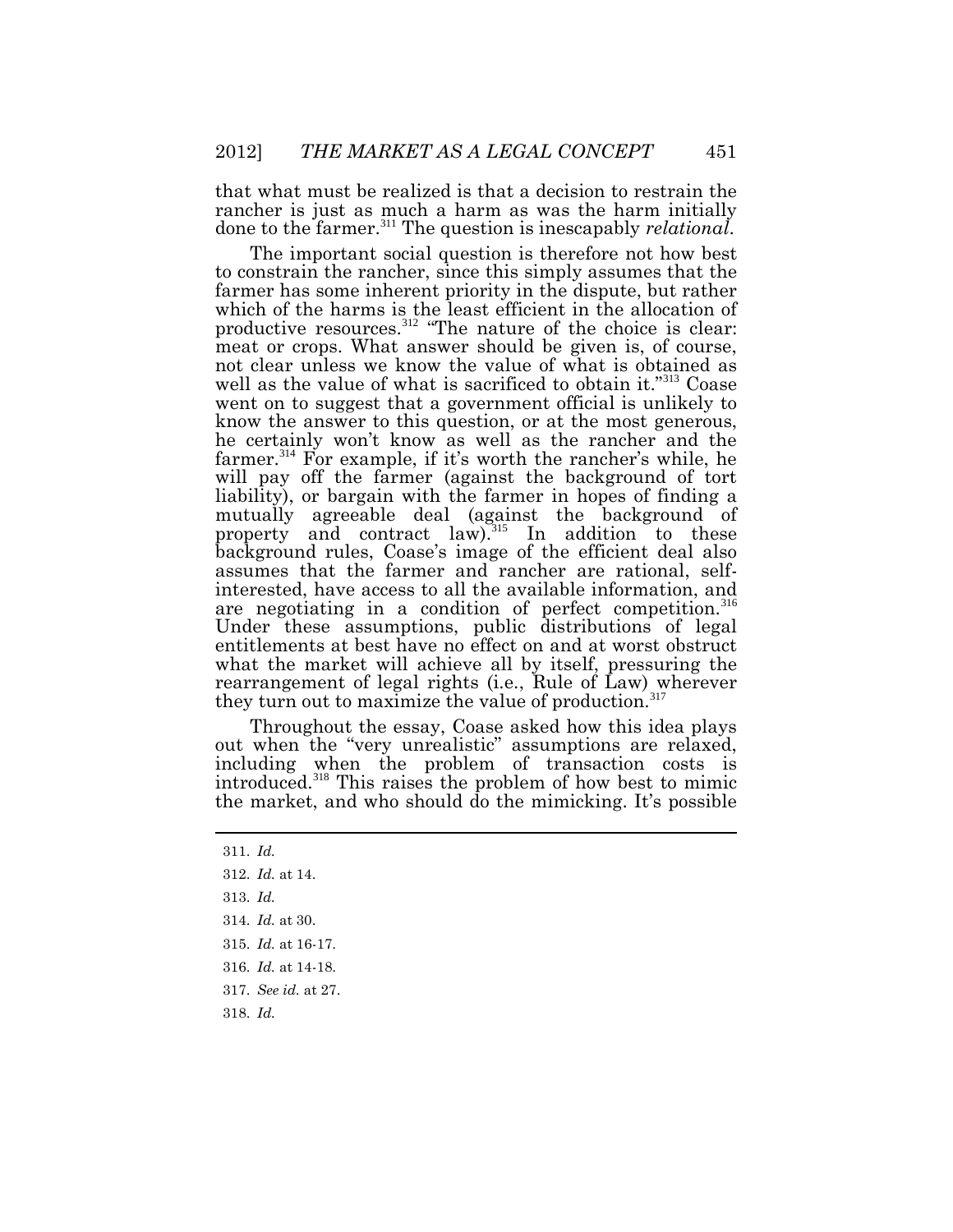that what must be realized is that a decision to restrain the rancher is just as much a harm as was the harm initially done to the farmer.[311] The question is inescapably *relational*.

The important social question is therefore not how best to constrain the rancher, since this simply assumes that the farmer has some inherent priority in the dispute, but rather which of the harms is the least efficient in the allocation of productive resources.[312] "The nature of the choice is clear: meat or crops. What answer should be given is, of course, not clear unless we know the value of what is obtained as well as the value of what is sacrificed to obtain it."[313] Coase went on to suggest that a government official is unlikely to know the answer to this question, or at the most generous, he certainly won't know as well as the rancher and the farmer.[314] For example, if it's worth the rancher's while, he will pay off the farmer (against the background of tort liability), or bargain with the farmer in hopes of finding a mutually agreeable deal (against the background of property and contract law).[315] In addition to these background rules, Coase's image of the efficient deal also assumes that the farmer and rancher are rational, self-interested, have access to all the available information, and are negotiating in a condition of perfect competition.[316] Under these assumptions, public distributions of legal entitlements at best have no effect on and at worst obstruct what the market will achieve all by itself, pressuring the rearrangement of legal rights (i.e., Rule of Law) wherever they turn out to maximize the value of production.[317]

Throughout the essay, Coase asked how this idea plays out when the "very unrealistic" assumptions are relaxed, including when the problem of transaction costs is introduced.[318] This raises the problem of how best to mimic the market, and who should do the mimicking. It's possible

---

311. *Id.*

312. *Id.* at 14.

313. *Id.*

314. *Id.* at 30.

315. *Id.* at 16-17.

316. *Id.* at 14-18.

317. *See id.* at 27.

318. *Id.*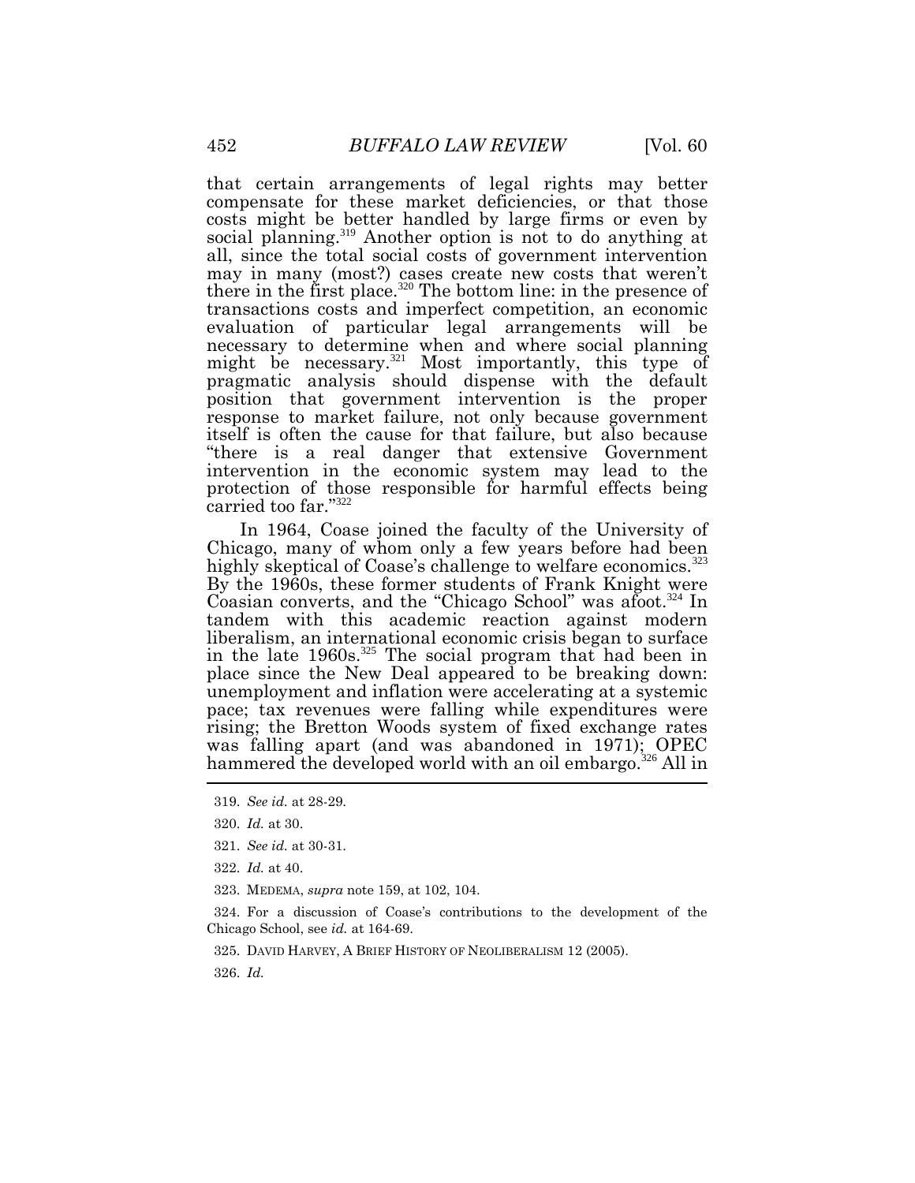that certain arrangements of legal rights may better compensate for these market deficiencies, or that those costs might be better handled by large firms or even by social planning.[319] Another option is not to do anything at all, since the total social costs of government intervention may in many (most?) cases create new costs that weren't there in the first place.[320] The bottom line: in the presence of transactions costs and imperfect competition, an economic evaluation of particular legal arrangements will be necessary to determine when and where social planning might be necessary.[321] Most importantly, this type of pragmatic analysis should dispense with the default position that government intervention is the proper response to market failure, not only because government itself is often the cause for that failure, but also because "there is a real danger that extensive Government intervention in the economic system may lead to the protection of those responsible for harmful effects being carried too far."[322]

In 1964, Coase joined the faculty of the University of Chicago, many of whom only a few years before had been highly skeptical of Coase's challenge to welfare economics.[323] By the 1960s, these former students of Frank Knight were Coasian converts, and the "Chicago School" was afoot.[324] In tandem with this academic reaction against modern liberalism, an international economic crisis began to surface in the late 1960s.[325] The social program that had been in place since the New Deal appeared to be breaking down: unemployment and inflation were accelerating at a systemic pace; tax revenues were falling while expenditures were rising; the Bretton Woods system of fixed exchange rates was falling apart (and was abandoned in 1971); OPEC hammered the developed world with an oil embargo.[326] All in

---

319. *See id.* at 28-29.

320. *Id.* at 30.

321. *See id.* at 30-31.

322. *Id.* at 40.

323. MEDEMA, *supra* note 159, at 102, 104.

324. For a discussion of Coase's contributions to the development of the Chicago School, see *id.* at 164-69.

325. DAVID HARVEY, A BRIEF HISTORY OF NEOLIBERALISM 12 (2005).

326. *Id.*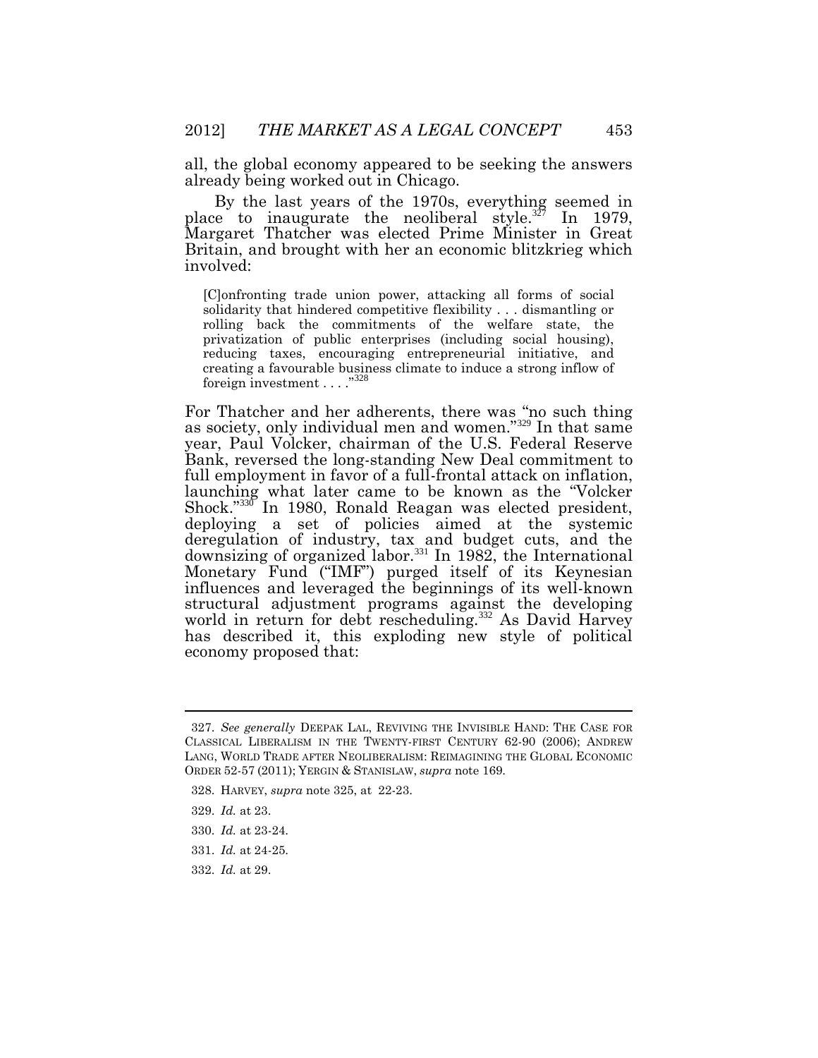all, the global economy appeared to be seeking the answers already being worked out in Chicago.

By the last years of the 1970s, everything seemed in place to inaugurate the neoliberal style.[327] In 1979, Margaret Thatcher was elected Prime Minister in Great Britain, and brought with her an economic blitzkrieg which involved:

> [C]onfronting trade union power, attacking all forms of social solidarity that hindered competitive flexibility . . . dismantling or rolling back the commitments of the welfare state, the privatization of public enterprises (including social housing), reducing taxes, encouraging entrepreneurial initiative, and creating a favourable business climate to induce a strong inflow of foreign investment . . . ."[328]

For Thatcher and her adherents, there was "no such thing as society, only individual men and women."[329] In that same year, Paul Volcker, chairman of the U.S. Federal Reserve Bank, reversed the long-standing New Deal commitment to full employment in favor of a full-frontal attack on inflation, launching what later came to be known as the "Volcker Shock."[330] In 1980, Ronald Reagan was elected president, deploying a set of policies aimed at the systemic deregulation of industry, tax and budget cuts, and the downsizing of organized labor.[331] In 1982, the International Monetary Fund ("IMF") purged itself of its Keynesian influences and leveraged the beginnings of its well-known structural adjustment programs against the developing world in return for debt rescheduling.[332] As David Harvey has described it, this exploding new style of political economy proposed that:

---

327. *See generally* DEEPAK LAL, REVIVING THE INVISIBLE HAND: THE CASE FOR CLASSICAL LIBERALISM IN THE TWENTY-FIRST CENTURY 62-90 (2006); ANDREW LANG, WORLD TRADE AFTER NEOLIBERALISM: REIMAGINING THE GLOBAL ECONOMIC ORDER 52-57 (2011); YERGIN & STANISLAW, *supra* note 169.

328. HARVEY, *supra* note 325, at 22-23.

329. *Id.* at 23.

330. *Id.* at 23-24.

331. *Id.* at 24-25.

332. *Id.* at 29.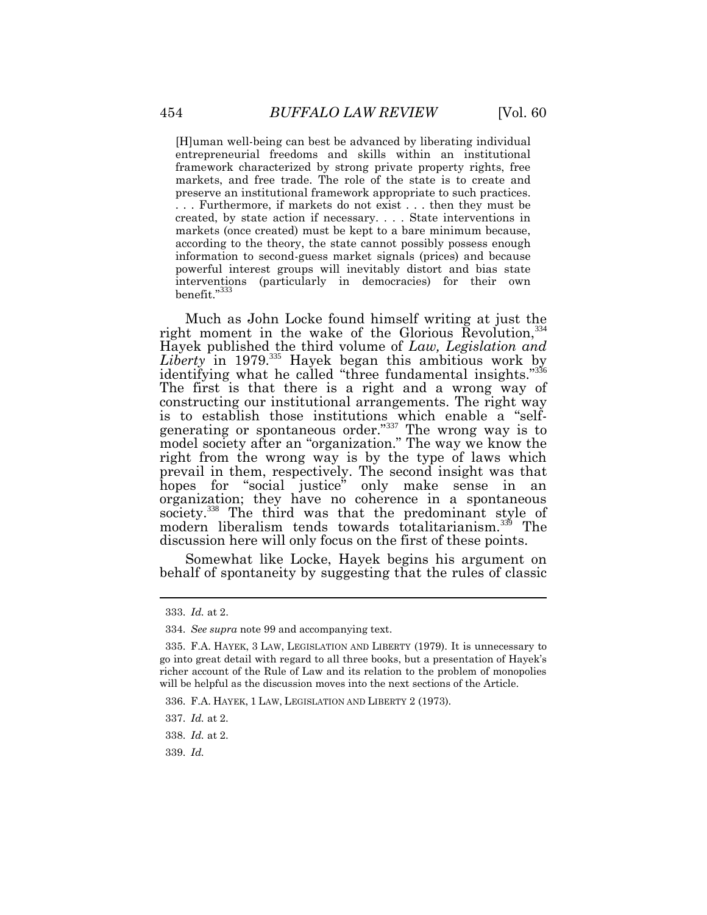> [H]uman well-being can best be advanced by liberating individual entrepreneurial freedoms and skills within an institutional framework characterized by strong private property rights, free markets, and free trade. The role of the state is to create and preserve an institutional framework appropriate to such practices. . . . Furthermore, if markets do not exist . . . then they must be created, by state action if necessary. . . . State interventions in markets (once created) must be kept to a bare minimum because, according to the theory, the state cannot possibly possess enough information to second-guess market signals (prices) and because powerful interest groups will inevitably distort and bias state interventions (particularly in democracies) for their own benefit."[333]

Much as John Locke found himself writing at just the right moment in the wake of the Glorious Revolution,[334] Hayek published the third volume of *Law, Legislation and Liberty* in 1979.[335] Hayek began this ambitious work by identifying what he called "three fundamental insights."[336] The first is that there is a right and a wrong way of constructing our institutional arrangements. The right way is to establish those institutions which enable a "self-generating or spontaneous order."[337] The wrong way is to model society after an "organization." The way we know the right from the wrong way is by the type of laws which prevail in them, respectively. The second insight was that hopes for "social justice" only make sense in an organization; they have no coherence in a spontaneous society.[338] The third was that the predominant style of modern liberalism tends towards totalitarianism.[339] The discussion here will only focus on the first of these points.

Somewhat like Locke, Hayek begins his argument on behalf of spontaneity by suggesting that the rules of classic

---

333. *Id.* at 2.

334. *See supra* note 99 and accompanying text.

335. F.A. HAYEK, 3 LAW, LEGISLATION AND LIBERTY (1979). It is unnecessary to go into great detail with regard to all three books, but a presentation of Hayek's richer account of the Rule of Law and its relation to the problem of monopolies will be helpful as the discussion moves into the next sections of the Article.

336. F.A. HAYEK, 1 LAW, LEGISLATION AND LIBERTY 2 (1973).

337. *Id.* at 2.

338. *Id.* at 2.

339. *Id.*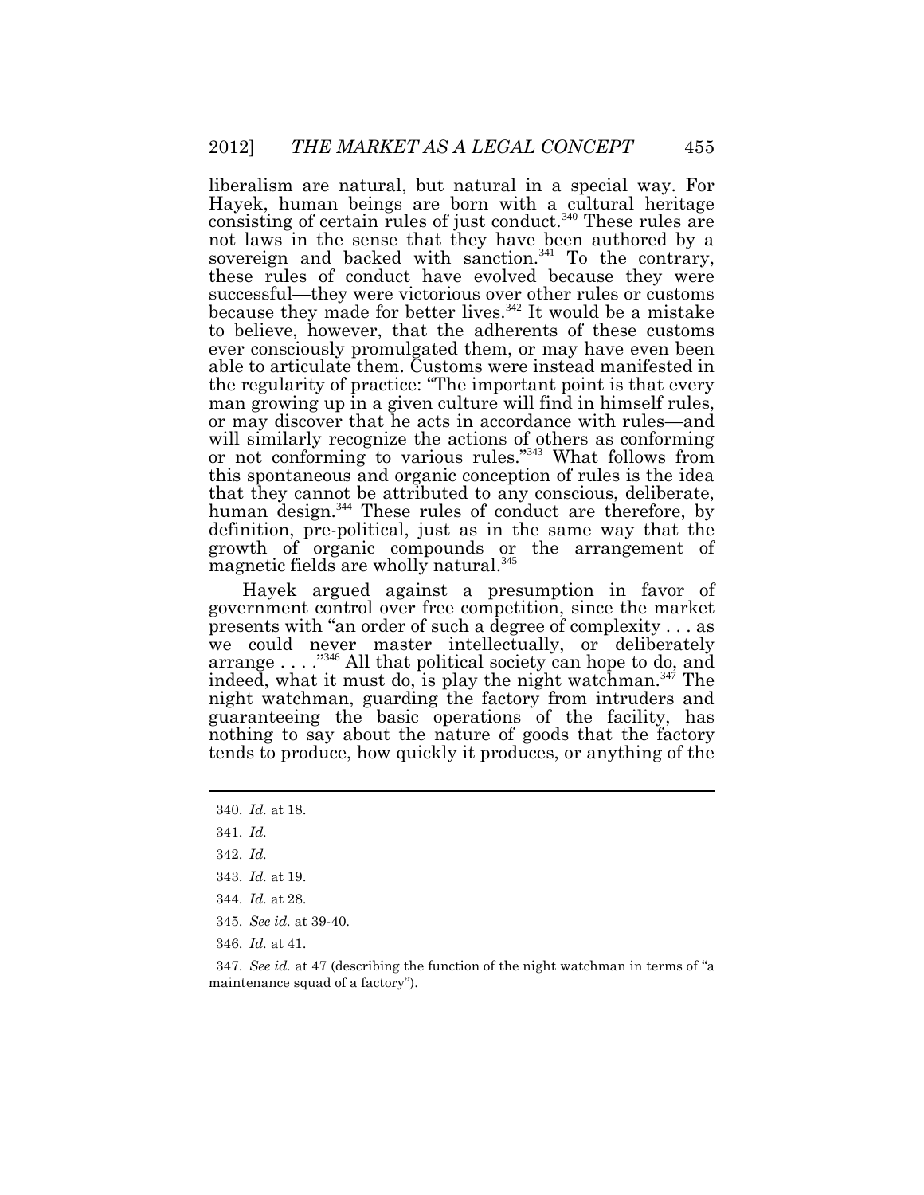liberalism are natural, but natural in a special way. For Hayek, human beings are born with a cultural heritage consisting of certain rules of just conduct.[340] These rules are not laws in the sense that they have been authored by a sovereign and backed with sanction.[341] To the contrary, these rules of conduct have evolved because they were successful—they were victorious over other rules or customs because they made for better lives.[342] It would be a mistake to believe, however, that the adherents of these customs ever consciously promulgated them, or may have even been able to articulate them. Customs were instead manifested in the regularity of practice: "The important point is that every man growing up in a given culture will find in himself rules, or may discover that he acts in accordance with rules—and will similarly recognize the actions of others as conforming or not conforming to various rules."[343] What follows from this spontaneous and organic conception of rules is the idea that they cannot be attributed to any conscious, deliberate, human design.[344] These rules of conduct are therefore, by definition, pre-political, just as in the same way that the growth of organic compounds or the arrangement of magnetic fields are wholly natural.[345]

Hayek argued against a presumption in favor of government control over free competition, since the market presents with "an order of such a degree of complexity . . . as we could never master intellectually, or deliberately arrange . . . ."[346] All that political society can hope to do, and indeed, what it must do, is play the night watchman.[347] The night watchman, guarding the factory from intruders and guaranteeing the basic operations of the facility, has nothing to say about the nature of goods that the factory tends to produce, how quickly it produces, or anything of the

---

340. *Id.* at 18.

341. *Id.*

342. *Id.*

343. *Id.* at 19.

344. *Id.* at 28.

345. *See id.* at 39-40.

346. *Id.* at 41.

347. *See id.* at 47 (describing the function of the night watchman in terms of "a maintenance squad of a factory").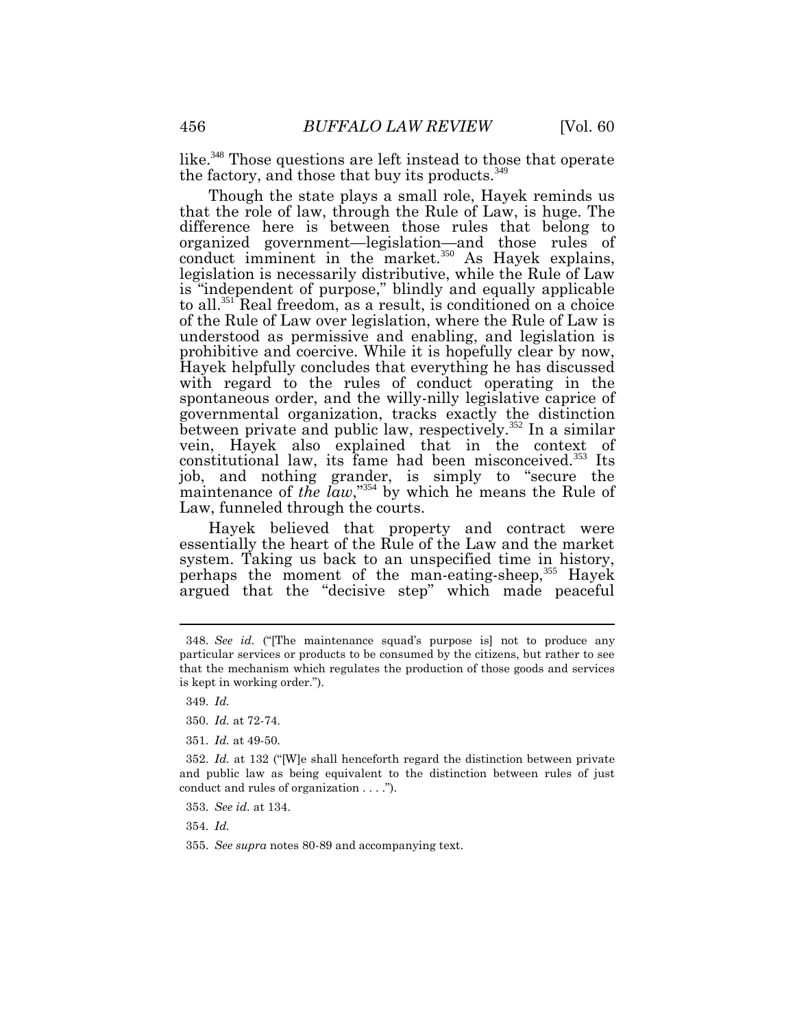like.[348] Those questions are left instead to those that operate the factory, and those that buy its products.[349]

Though the state plays a small role, Hayek reminds us that the role of law, through the Rule of Law, is huge. The difference here is between those rules that belong to organized government—legislation—and those rules of conduct imminent in the market.[350] As Hayek explains, legislation is necessarily distributive, while the Rule of Law is "independent of purpose," blindly and equally applicable to all.[351] Real freedom, as a result, is conditioned on a choice of the Rule of Law over legislation, where the Rule of Law is understood as permissive and enabling, and legislation is prohibitive and coercive. While it is hopefully clear by now, Hayek helpfully concludes that everything he has discussed with regard to the rules of conduct operating in the spontaneous order, and the willy-nilly legislative caprice of governmental organization, tracks exactly the distinction between private and public law, respectively.[352] In a similar vein, Hayek also explained that in the context of constitutional law, its fame had been misconceived.[353] Its job, and nothing grander, is simply to "secure the maintenance of *the law*,"[354] by which he means the Rule of Law, funneled through the courts.

Hayek believed that property and contract were essentially the heart of the Rule of the Law and the market system. Taking us back to an unspecified time in history, perhaps the moment of the man-eating-sheep,[355] Hayek argued that the "decisive step" which made peaceful

---

348. *See id.* ("[The maintenance squad's purpose is] not to produce any particular services or products to be consumed by the citizens, but rather to see that the mechanism which regulates the production of those goods and services is kept in working order.").

349. *Id.*

350. *Id.* at 72-74.

351. *Id.* at 49-50.

352. *Id.* at 132 ("[W]e shall henceforth regard the distinction between private and public law as being equivalent to the distinction between rules of just conduct and rules of organization . . . .").

353. *See id.* at 134.

354. *Id.*

355. *See supra* notes 80-89 and accompanying text.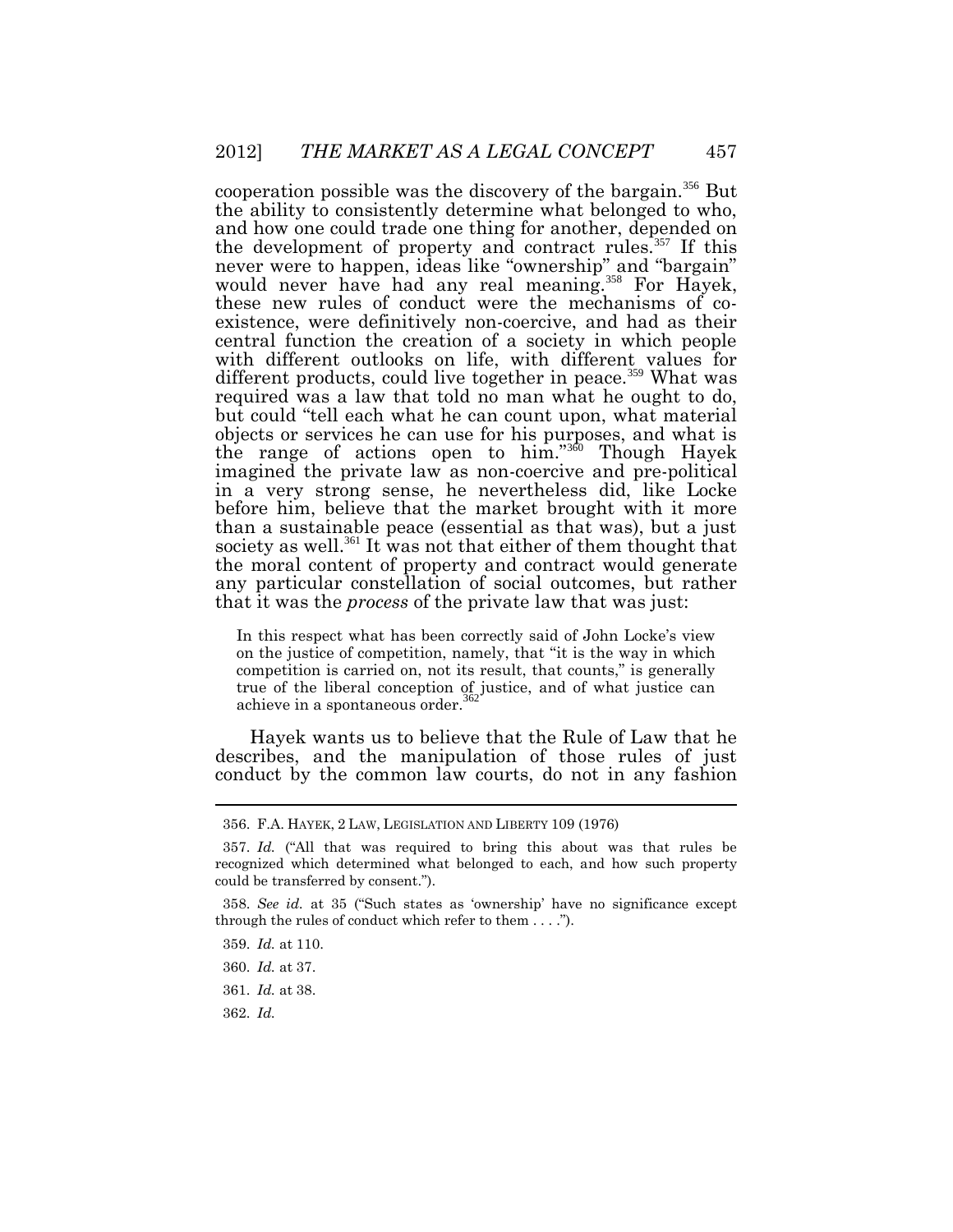cooperation possible was the discovery of the bargain.[356] But the ability to consistently determine what belonged to who, and how one could trade one thing for another, depended on the development of property and contract rules.[357] If this never were to happen, ideas like "ownership" and "bargain" would never have had any real meaning.[358] For Hayek, these new rules of conduct were the mechanisms of co-existence, were definitively non-coercive, and had as their central function the creation of a society in which people with different outlooks on life, with different values for different products, could live together in peace.[359] What was required was a law that told no man what he ought to do, but could "tell each what he can count upon, what material objects or services he can use for his purposes, and what is the range of actions open to him."[360] Though Hayek imagined the private law as non-coercive and pre-political in a very strong sense, he nevertheless did, like Locke before him, believe that the market brought with it more than a sustainable peace (essential as that was), but a just society as well.[361] It was not that either of them thought that the moral content of property and contract would generate any particular constellation of social outcomes, but rather that it was the *process* of the private law that was just:

> In this respect what has been correctly said of John Locke's view on the justice of competition, namely, that "it is the way in which competition is carried on, not its result, that counts," is generally true of the liberal conception of justice, and of what justice can achieve in a spontaneous order.[362]

Hayek wants us to believe that the Rule of Law that he describes, and the manipulation of those rules of just conduct by the common law courts, do not in any fashion

---

356. F.A. HAYEK, 2 LAW, LEGISLATION AND LIBERTY 109 (1976)

357. *Id.* ("All that was required to bring this about was that rules be recognized which determined what belonged to each, and how such property could be transferred by consent.").

358. *See id.* at 35 ("Such states as 'ownership' have no significance except through the rules of conduct which refer to them . . . .").

359. *Id.* at 110.

360. *Id.* at 37.

361. *Id.* at 38.

362. *Id.*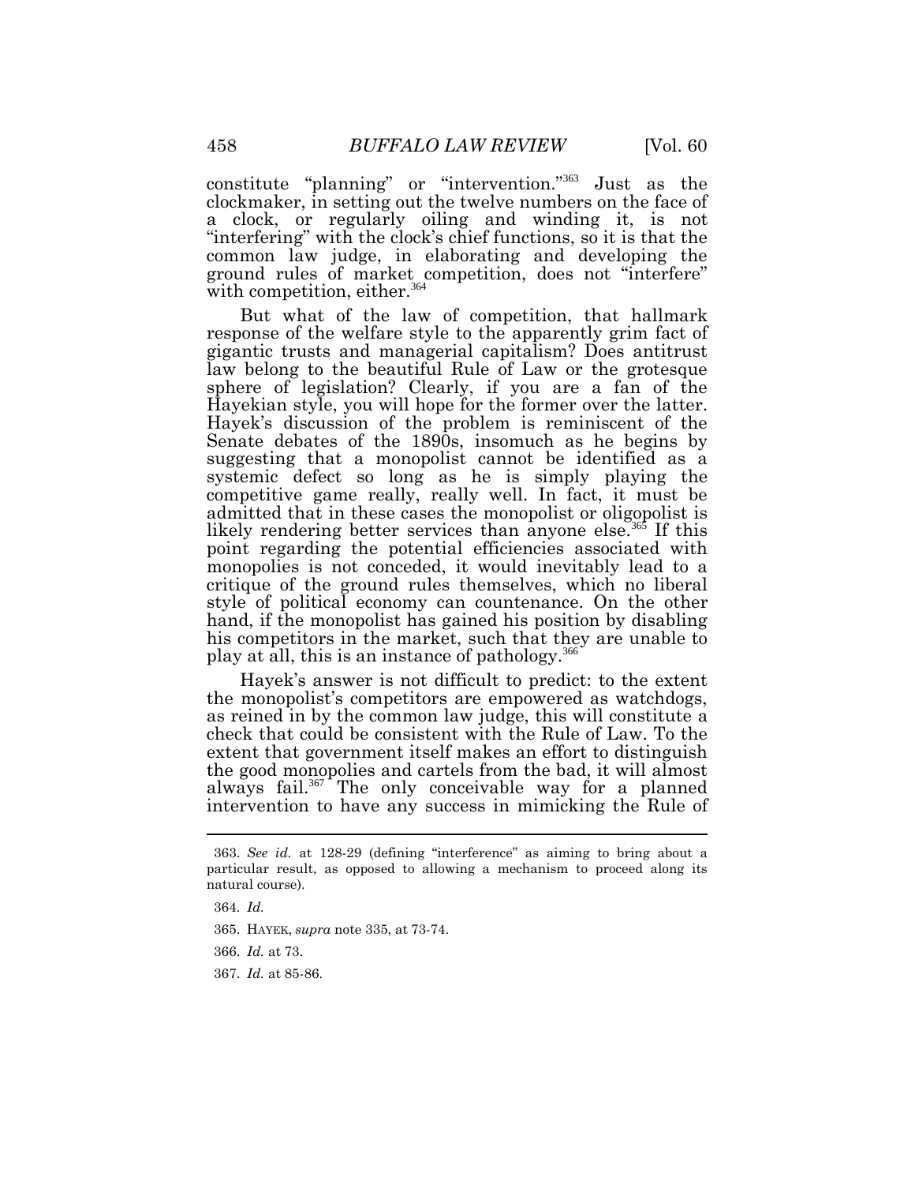constitute "planning" or "intervention."[363] Just as the clockmaker, in setting out the twelve numbers on the face of a clock, or regularly oiling and winding it, is not "interfering" with the clock's chief functions, so it is that the common law judge, in elaborating and developing the ground rules of market competition, does not "interfere" with competition, either.[364]

But what of the law of competition, that hallmark response of the welfare style to the apparently grim fact of gigantic trusts and managerial capitalism? Does antitrust law belong to the beautiful Rule of Law or the grotesque sphere of legislation? Clearly, if you are a fan of the Hayekian style, you will hope for the former over the latter. Hayek's discussion of the problem is reminiscent of the Senate debates of the 1890s, insomuch as he begins by suggesting that a monopolist cannot be identified as a systemic defect so long as he is simply playing the competitive game really, really well. In fact, it must be admitted that in these cases the monopolist or oligopolist is likely rendering better services than anyone else.[365] If this point regarding the potential efficiencies associated with monopolies is not conceded, it would inevitably lead to a critique of the ground rules themselves, which no liberal style of political economy can countenance. On the other hand, if the monopolist has gained his position by disabling his competitors in the market, such that they are unable to play at all, this is an instance of pathology.[366]

Hayek's answer is not difficult to predict: to the extent the monopolist's competitors are empowered as watchdogs, as reined in by the common law judge, this will constitute a check that could be consistent with the Rule of Law. To the extent that government itself makes an effort to distinguish the good monopolies and cartels from the bad, it will almost always fail.[367] The only conceivable way for a planned intervention to have any success in mimicking the Rule of

---

363. *See id.* at 128-29 (defining "interference" as aiming to bring about a particular result, as opposed to allowing a mechanism to proceed along its natural course).

364. *Id.*

365. HAYEK, *supra* note 335, at 73-74.

366. *Id.* at 73.

367. *Id.* at 85-86.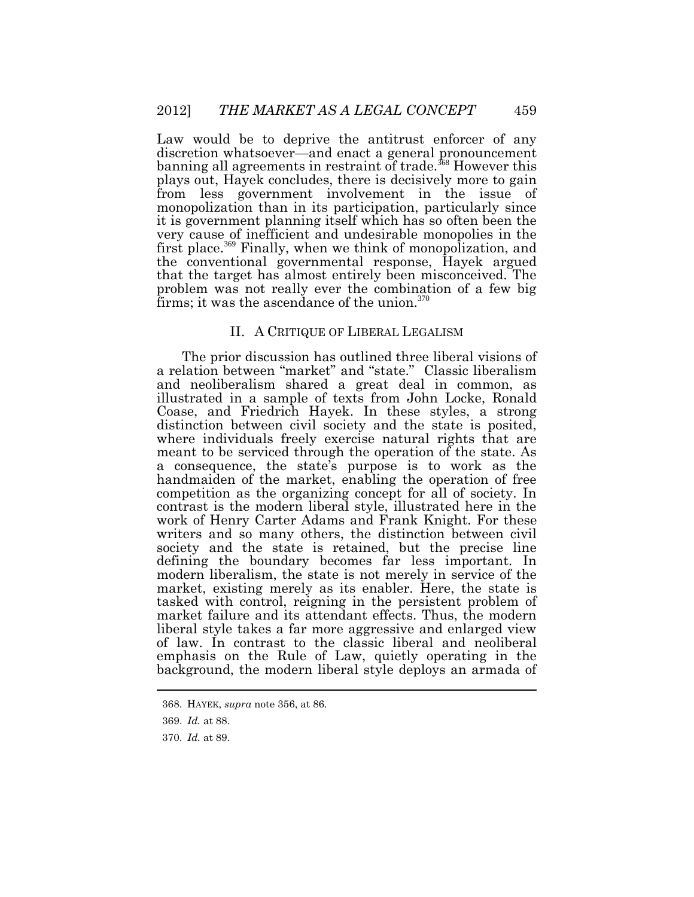Law would be to deprive the antitrust enforcer of any discretion whatsoever—and enact a general pronouncement banning all agreements in restraint of trade.[368] However this plays out, Hayek concludes, there is decisively more to gain from less government involvement in the issue of monopolization than in its participation, particularly since it is government planning itself which has so often been the very cause of inefficient and undesirable monopolies in the first place.[369] Finally, when we think of monopolization, and the conventional governmental response, Hayek argued that the target has almost entirely been misconceived. The problem was not really ever the combination of a few big firms; it was the ascendance of the union.[370]

## II. A CRITIQUE OF LIBERAL LEGALISM

The prior discussion has outlined three liberal visions of a relation between "market" and "state." Classic liberalism and neoliberalism shared a great deal in common, as illustrated in a sample of texts from John Locke, Ronald Coase, and Friedrich Hayek. In these styles, a strong distinction between civil society and the state is posited, where individuals freely exercise natural rights that are meant to be serviced through the operation of the state. As a consequence, the state's purpose is to work as the handmaiden of the market, enabling the operation of free competition as the organizing concept for all of society. In contrast is the modern liberal style, illustrated here in the work of Henry Carter Adams and Frank Knight. For these writers and so many others, the distinction between civil society and the state is retained, but the precise line defining the boundary becomes far less important. In modern liberalism, the state is not merely in service of the market, existing merely as its enabler. Here, the state is tasked with control, reigning in the persistent problem of market failure and its attendant effects. Thus, the modern liberal style takes a far more aggressive and enlarged view of law. In contrast to the classic liberal and neoliberal emphasis on the Rule of Law, quietly operating in the background, the modern liberal style deploys an armada of

---

368. HAYEK, *supra* note 356, at 86.

369. *Id.* at 88.

370. *Id.* at 89.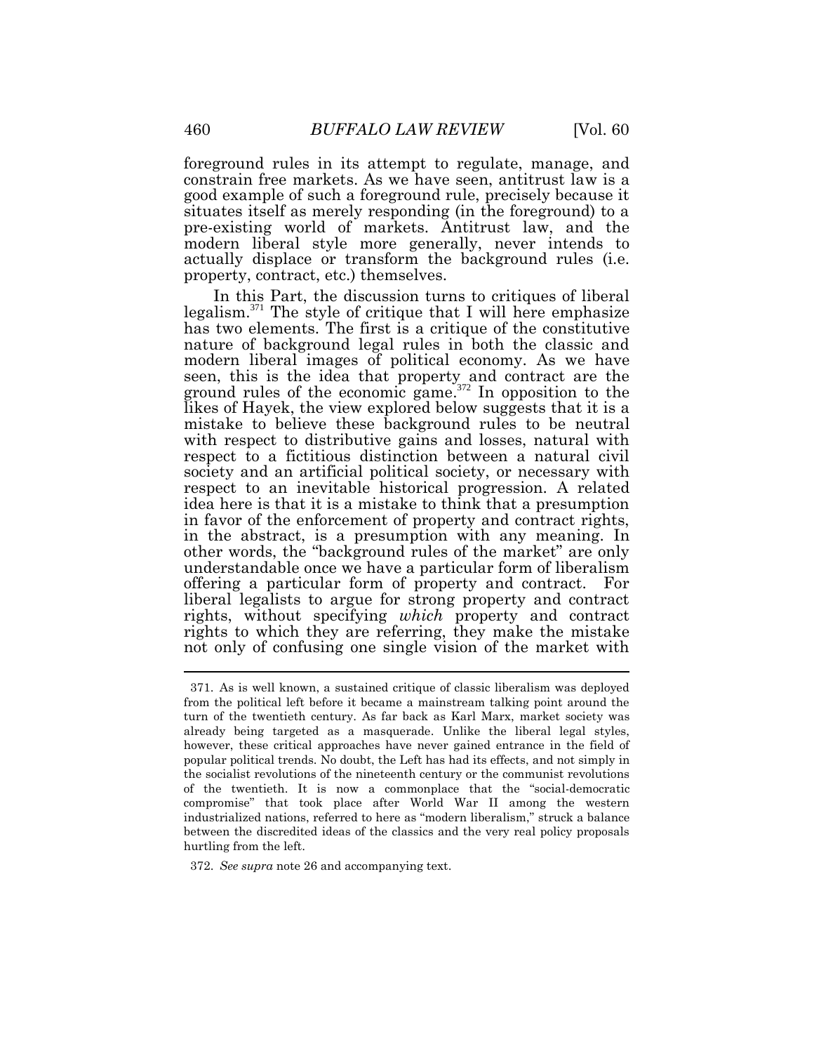foreground rules in its attempt to regulate, manage, and constrain free markets. As we have seen, antitrust law is a good example of such a foreground rule, precisely because it situates itself as merely responding (in the foreground) to a pre-existing world of markets. Antitrust law, and the modern liberal style more generally, never intends to actually displace or transform the background rules (i.e. property, contract, etc.) themselves.

In this Part, the discussion turns to critiques of liberal legalism.[371] The style of critique that I will here emphasize has two elements. The first is a critique of the constitutive nature of background legal rules in both the classic and modern liberal images of political economy. As we have seen, this is the idea that property and contract are the ground rules of the economic game.[372] In opposition to the likes of Hayek, the view explored below suggests that it is a mistake to believe these background rules to be neutral with respect to distributive gains and losses, natural with respect to a fictitious distinction between a natural civil society and an artificial political society, or necessary with respect to an inevitable historical progression. A related idea here is that it is a mistake to think that a presumption in favor of the enforcement of property and contract rights, in the abstract, is a presumption with any meaning. In other words, the "background rules of the market" are only understandable once we have a particular form of liberalism offering a particular form of property and contract. For liberal legalists to argue for strong property and contract rights, without specifying *which* property and contract rights to which they are referring, they make the mistake not only of confusing one single vision of the market with

---

371. As is well known, a sustained critique of classic liberalism was deployed from the political left before it became a mainstream talking point around the turn of the twentieth century. As far back as Karl Marx, market society was already being targeted as a masquerade. Unlike the liberal legal styles, however, these critical approaches have never gained entrance in the field of popular political trends. No doubt, the Left has had its effects, and not simply in the socialist revolutions of the nineteenth century or the communist revolutions of the twentieth. It is now a commonplace that the "social-democratic compromise" that took place after World War II among the western industrialized nations, referred to here as "modern liberalism," struck a balance between the discredited ideas of the classics and the very real policy proposals hurtling from the left.

372. *See supra* note 26 and accompanying text.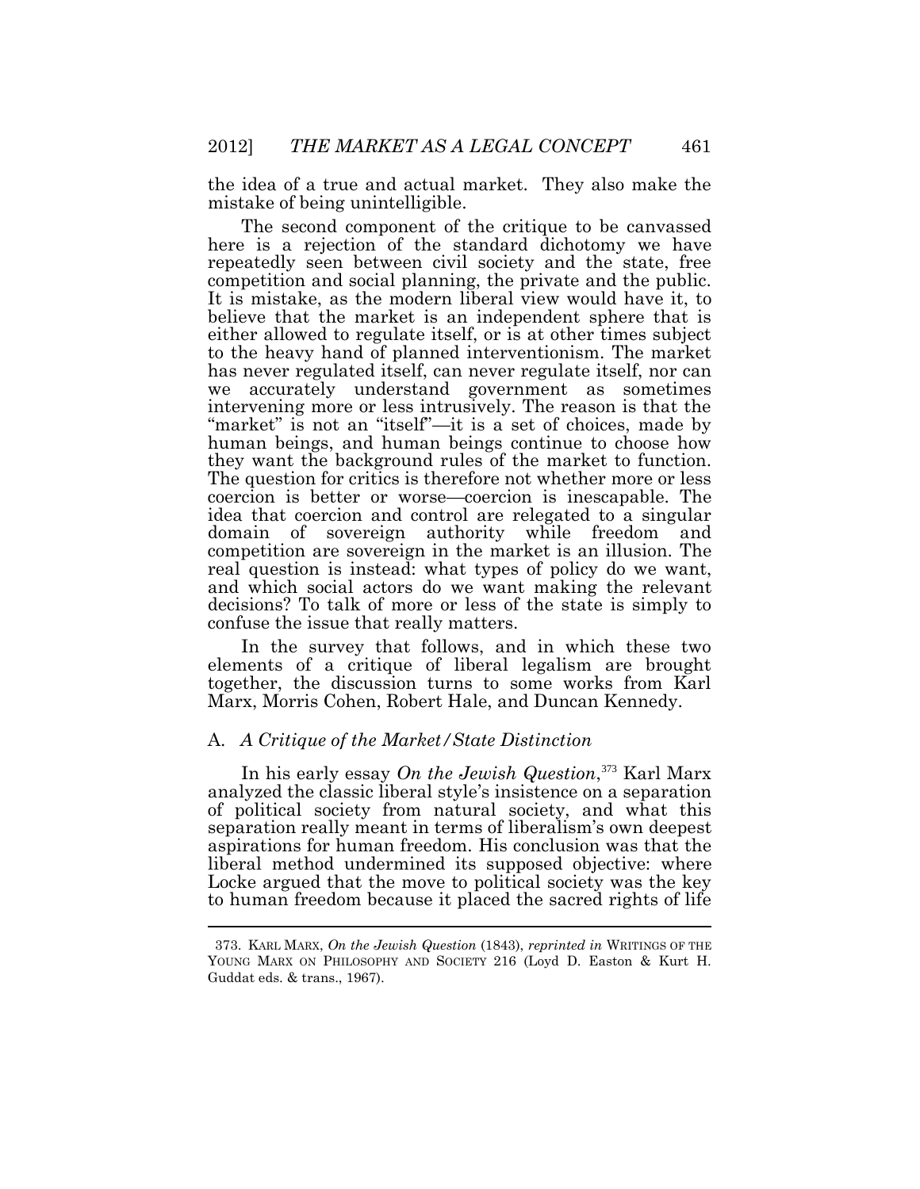the idea of a true and actual market. They also make the mistake of being unintelligible.

The second component of the critique to be canvassed here is a rejection of the standard dichotomy we have repeatedly seen between civil society and the state, free competition and social planning, the private and the public. It is mistake, as the modern liberal view would have it, to believe that the market is an independent sphere that is either allowed to regulate itself, or is at other times subject to the heavy hand of planned interventionism. The market has never regulated itself, can never regulate itself, nor can we accurately understand government as sometimes intervening more or less intrusively. The reason is that the "market" is not an "itself"—it is a set of choices, made by human beings, and human beings continue to choose how they want the background rules of the market to function. The question for critics is therefore not whether more or less coercion is better or worse—coercion is inescapable. The idea that coercion and control are relegated to a singular domain of sovereign authority while freedom and competition are sovereign in the market is an illusion. The real question is instead: what types of policy do we want, and which social actors do we want making the relevant decisions? To talk of more or less of the state is simply to confuse the issue that really matters.

In the survey that follows, and in which these two elements of a critique of liberal legalism are brought together, the discussion turns to some works from Karl Marx, Morris Cohen, Robert Hale, and Duncan Kennedy.

### A. *A Critique of the Market/State Distinction*

In his early essay *On the Jewish Question*,[373] Karl Marx analyzed the classic liberal style's insistence on a separation of political society from natural society, and what this separation really meant in terms of liberalism's own deepest aspirations for human freedom. His conclusion was that the liberal method undermined its supposed objective: where Locke argued that the move to political society was the key to human freedom because it placed the sacred rights of life

373. KARL MARX, *On the Jewish Question* (1843), *reprinted in* WRITINGS OF THE YOUNG MARX ON PHILOSOPHY AND SOCIETY 216 (Loyd D. Easton & Kurt H. Guddat eds. & trans., 1967).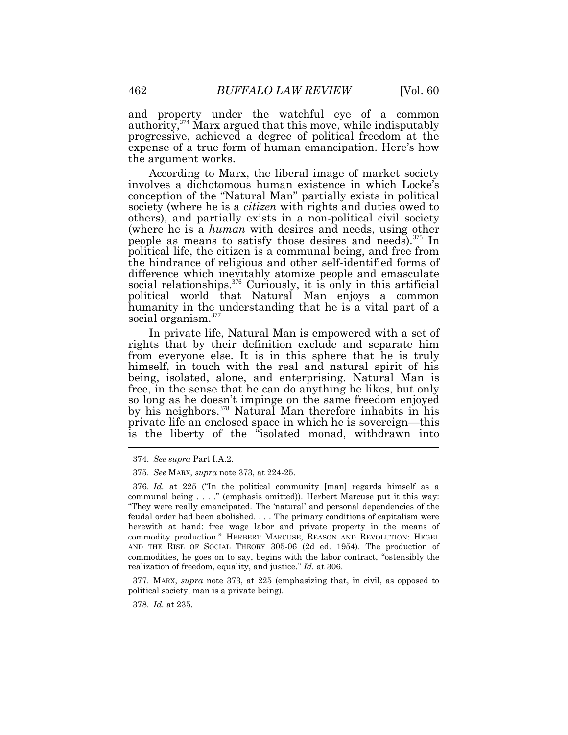and property under the watchful eye of a common authority,[374] Marx argued that this move, while indisputably progressive, achieved a degree of political freedom at the expense of a true form of human emancipation. Here's how the argument works.

According to Marx, the liberal image of market society involves a dichotomous human existence in which Locke's conception of the "Natural Man" partially exists in political society (where he is a *citizen* with rights and duties owed to others), and partially exists in a non-political civil society (where he is a *human* with desires and needs, using other people as means to satisfy those desires and needs).[375] In political life, the citizen is a communal being, and free from the hindrance of religious and other self-identified forms of difference which inevitably atomize people and emasculate social relationships.[376] Curiously, it is only in this artificial political world that Natural Man enjoys a common humanity in the understanding that he is a vital part of a social organism.[377]

In private life, Natural Man is empowered with a set of rights that by their definition exclude and separate him from everyone else. It is in this sphere that he is truly himself, in touch with the real and natural spirit of his being, isolated, alone, and enterprising. Natural Man is free, in the sense that he can do anything he likes, but only so long as he doesn't impinge on the same freedom enjoyed by his neighbors.[378] Natural Man therefore inhabits in his private life an enclosed space in which he is sovereign—this is the liberty of the "isolated monad, withdrawn into

---

374. *See supra* Part I.A.2.

375. *See* MARX, *supra* note 373, at 224-25.

376. *Id.* at 225 ("In the political community [man] regards himself as a communal being . . . ." (emphasis omitted)). Herbert Marcuse put it this way: "They were really emancipated. The 'natural' and personal dependencies of the feudal order had been abolished. . . . The primary conditions of capitalism were herewith at hand: free wage labor and private property in the means of commodity production." HERBERT MARCUSE, REASON AND REVOLUTION: HEGEL AND THE RISE OF SOCIAL THEORY 305-06 (2d ed. 1954). The production of commodities, he goes on to say, begins with the labor contract, "ostensibly the realization of freedom, equality, and justice." *Id.* at 306.

377. MARX, *supra* note 373, at 225 (emphasizing that, in civil, as opposed to political society, man is a private being).

378. *Id.* at 235.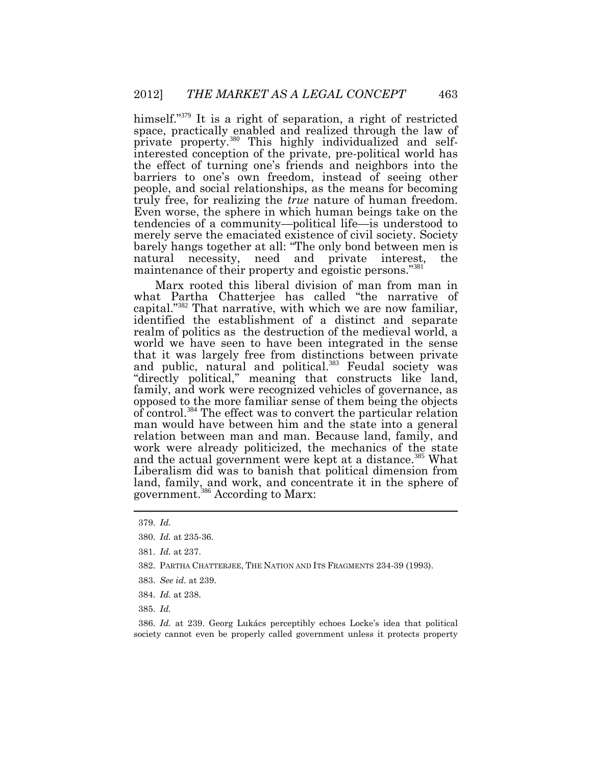himself."[379] It is a right of separation, a right of restricted space, practically enabled and realized through the law of private property.[380] This highly individualized and self-interested conception of the private, pre-political world has the effect of turning one's friends and neighbors into the barriers to one's own freedom, instead of seeing other people, and social relationships, as the means for becoming truly free, for realizing the *true* nature of human freedom. Even worse, the sphere in which human beings take on the tendencies of a community—political life—is understood to merely serve the emaciated existence of civil society. Society barely hangs together at all: "The only bond between men is natural necessity, need and private interest, the maintenance of their property and egoistic persons."[381]

Marx rooted this liberal division of man from man in what Partha Chatterjee has called "the narrative of capital."[382] That narrative, with which we are now familiar, identified the establishment of a distinct and separate realm of politics as the destruction of the medieval world, a world we have seen to have been integrated in the sense that it was largely free from distinctions between private and public, natural and political.[383] Feudal society was "directly political," meaning that constructs like land, family, and work were recognized vehicles of governance, as opposed to the more familiar sense of them being the objects of control.[384] The effect was to convert the particular relation man would have between him and the state into a general relation between man and man. Because land, family, and work were already politicized, the mechanics of the state and the actual government were kept at a distance.[385] What Liberalism did was to banish that political dimension from land, family, and work, and concentrate it in the sphere of government.[386] According to Marx:

---

379. *Id.*

380. *Id.* at 235-36.

381. *Id.* at 237.

382. PARTHA CHATTERJEE, THE NATION AND ITS FRAGMENTS 234-39 (1993).

383. *See id.* at 239.

384. *Id.* at 238.

385. *Id.*

386. *Id.* at 239. Georg Lukács perceptibly echoes Locke's idea that political society cannot even be properly called government unless it protects property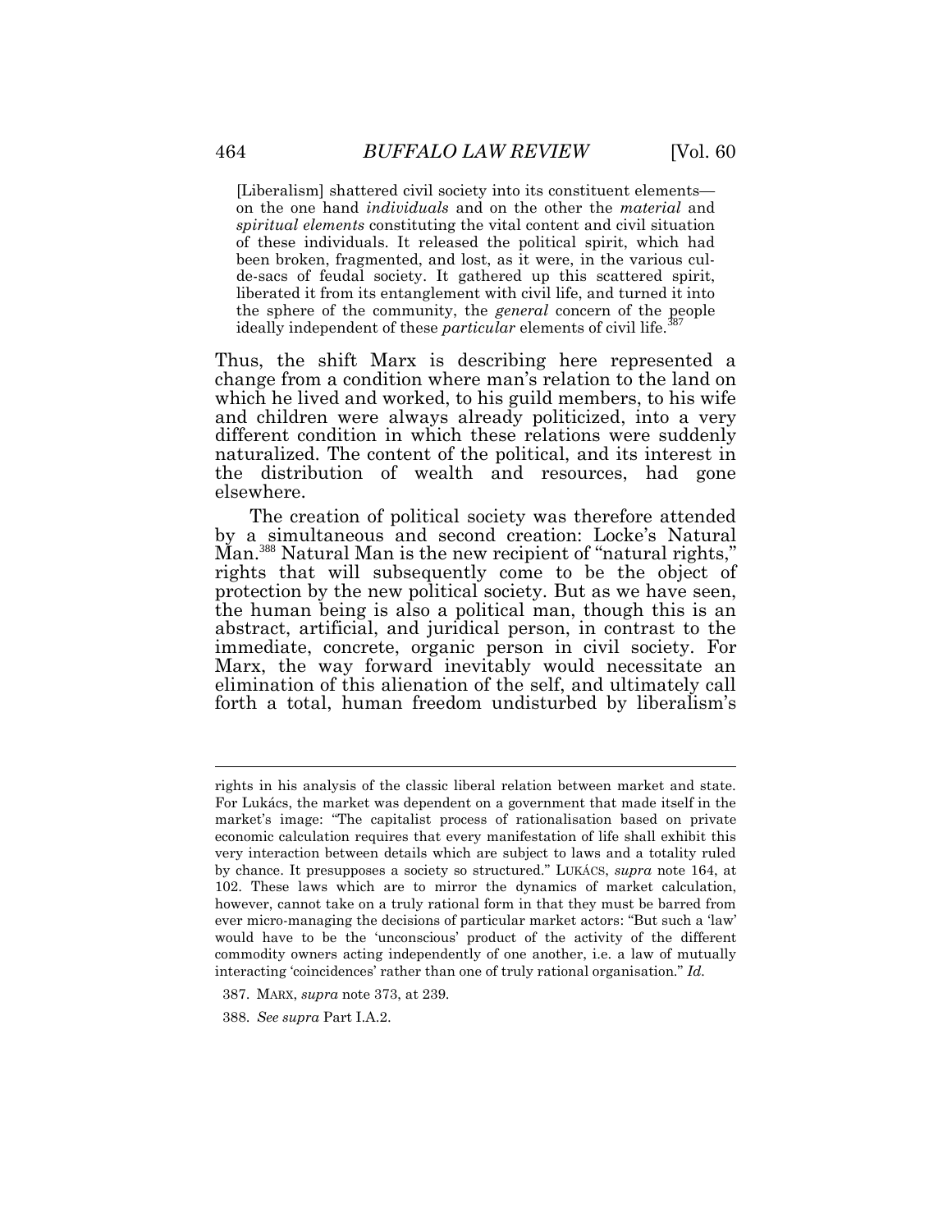> [Liberalism] shattered civil society into its constituent elements—on the one hand *individuals* and on the other the *material* and *spiritual elements* constituting the vital content and civil situation of these individuals. It released the political spirit, which had been broken, fragmented, and lost, as it were, in the various cul-de-sacs of feudal society. It gathered up this scattered spirit, liberated it from its entanglement with civil life, and turned it into the sphere of the community, the *general* concern of the people ideally independent of these *particular* elements of civil life.[387]

Thus, the shift Marx is describing here represented a change from a condition where man's relation to the land on which he lived and worked, to his guild members, to his wife and children were always already politicized, into a very different condition in which these relations were suddenly naturalized. The content of the political, and its interest in the distribution of wealth and resources, had gone elsewhere.

The creation of political society was therefore attended by a simultaneous and second creation: Locke's Natural Man.[388] Natural Man is the new recipient of "natural rights," rights that will subsequently come to be the object of protection by the new political society. But as we have seen, the human being is also a political man, though this is an abstract, artificial, and juridical person, in contrast to the immediate, concrete, organic person in civil society. For Marx, the way forward inevitably would necessitate an elimination of this alienation of the self, and ultimately call forth a total, human freedom undisturbed by liberalism's

---

rights in his analysis of the classic liberal relation between market and state. For Lukács, the market was dependent on a government that made itself in the market's image: "The capitalist process of rationalisation based on private economic calculation requires that every manifestation of life shall exhibit this very interaction between details which are subject to laws and a totality ruled by chance. It presupposes a society so structured." LUKÁCS, *supra* note 164, at 102. These laws which are to mirror the dynamics of market calculation, however, cannot take on a truly rational form in that they must be barred from ever micro-managing the decisions of particular market actors: "But such a 'law' would have to be the 'unconscious' product of the activity of the different commodity owners acting independently of one another, i.e. a law of mutually interacting 'coincidences' rather than one of truly rational organisation." *Id.*

387. MARX, *supra* note 373, at 239.

388. *See supra* Part I.A.2.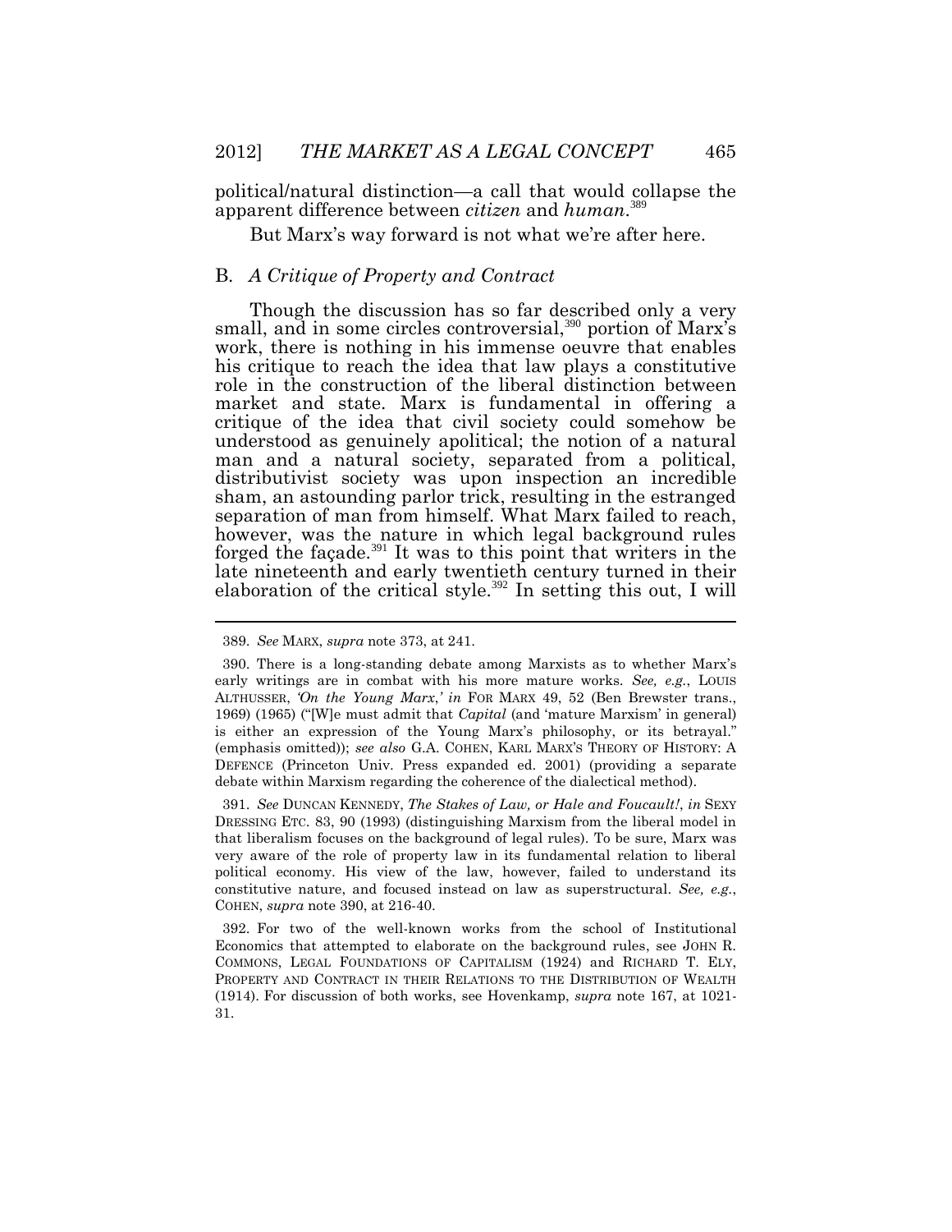political/natural distinction—a call that would collapse the apparent difference between *citizen* and *human*.[389]

But Marx's way forward is not what we're after here.

## B. *A Critique of Property and Contract*

Though the discussion has so far described only a very small, and in some circles controversial,[390] portion of Marx's work, there is nothing in his immense oeuvre that enables his critique to reach the idea that law plays a constitutive role in the construction of the liberal distinction between market and state. Marx is fundamental in offering a critique of the idea that civil society could somehow be understood as genuinely apolitical; the notion of a natural man and a natural society, separated from a political, distributivist society was upon inspection an incredible sham, an astounding parlor trick, resulting in the estranged separation of man from himself. What Marx failed to reach, however, was the nature in which legal background rules forged the façade.[391] It was to this point that writers in the late nineteenth and early twentieth century turned in their elaboration of the critical style.[392] In setting this out, I will

---

389. *See* MARX, *supra* note 373, at 241.

390. There is a long-standing debate among Marxists as to whether Marx's early writings are in combat with his more mature works. *See, e.g.*, LOUIS ALTHUSSER, *'On the Young Marx,' in* FOR MARX 49, 52 (Ben Brewster trans., 1969) (1965) ("[W]e must admit that *Capital* (and 'mature Marxism' in general) is either an expression of the Young Marx's philosophy, or its betrayal." (emphasis omitted)); *see also* G.A. COHEN, KARL MARX'S THEORY OF HISTORY: A DEFENCE (Princeton Univ. Press expanded ed. 2001) (providing a separate debate within Marxism regarding the coherence of the dialectical method).

391. *See* DUNCAN KENNEDY, *The Stakes of Law, or Hale and Foucault!*, *in* SEXY DRESSING ETC. 83, 90 (1993) (distinguishing Marxism from the liberal model in that liberalism focuses on the background of legal rules). To be sure, Marx was very aware of the role of property law in its fundamental relation to liberal political economy. His view of the law, however, failed to understand its constitutive nature, and focused instead on law as superstructural. *See, e.g.*, COHEN, *supra* note 390, at 216-40.

392. For two of the well-known works from the school of Institutional Economics that attempted to elaborate on the background rules, see JOHN R. COMMONS, LEGAL FOUNDATIONS OF CAPITALISM (1924) and RICHARD T. ELY, PROPERTY AND CONTRACT IN THEIR RELATIONS TO THE DISTRIBUTION OF WEALTH (1914). For discussion of both works, see Hovenkamp, *supra* note 167, at 1021-31.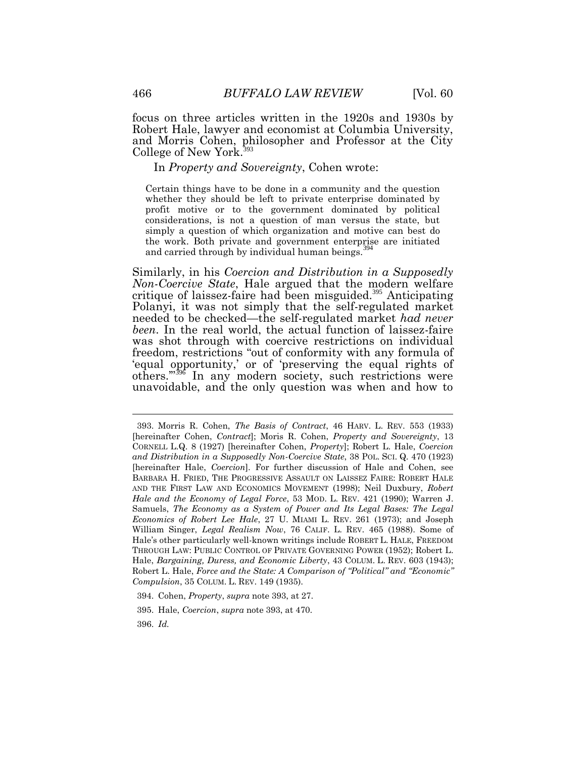focus on three articles written in the 1920s and 1930s by Robert Hale, lawyer and economist at Columbia University, and Morris Cohen, philosopher and Professor at the City College of New York.[393]

In *Property and Sovereignty*, Cohen wrote:

> Certain things have to be done in a community and the question whether they should be left to private enterprise dominated by profit motive or to the government dominated by political considerations, is not a question of man versus the state, but simply a question of which organization and motive can best do the work. Both private and government enterprise are initiated and carried through by individual human beings.[394]

Similarly, in his *Coercion and Distribution in a Supposedly Non-Coercive State*, Hale argued that the modern welfare critique of laissez-faire had been misguided.[395] Anticipating Polanyi, it was not simply that the self-regulated market needed to be checked—the self-regulated market *had never been*. In the real world, the actual function of laissez-faire was shot through with coercive restrictions on individual freedom, restrictions "out of conformity with any formula of 'equal opportunity,' or of 'preserving the equal rights of others.'"[396] In any modern society, such restrictions were unavoidable, and the only question was when and how to

---

393. Morris R. Cohen, *The Basis of Contract*, 46 HARV. L. REV. 553 (1933) [hereinafter Cohen, *Contract*]; Moris R. Cohen, *Property and Sovereignty*, 13 CORNELL L.Q. 8 (1927) [hereinafter Cohen, *Property*]; Robert L. Hale, *Coercion and Distribution in a Supposedly Non-Coercive State*, 38 POL. SCI. Q. 470 (1923) [hereinafter Hale, *Coercion*]. For further discussion of Hale and Cohen, see BARBARA H. FRIED, THE PROGRESSIVE ASSAULT ON LAISSEZ FAIRE: ROBERT HALE AND THE FIRST LAW AND ECONOMICS MOVEMENT (1998); Neil Duxbury, *Robert Hale and the Economy of Legal Force*, 53 MOD. L. REV. 421 (1990); Warren J. Samuels, *The Economy as a System of Power and Its Legal Bases: The Legal Economics of Robert Lee Hale*, 27 U. MIAMI L. REV. 261 (1973); and Joseph William Singer, *Legal Realism Now*, 76 CALIF. L. REV. 465 (1988). Some of Hale's other particularly well-known writings include ROBERT L. HALE, FREEDOM THROUGH LAW: PUBLIC CONTROL OF PRIVATE GOVERNING POWER (1952); Robert L. Hale, *Bargaining, Duress, and Economic Liberty*, 43 COLUM. L. REV. 603 (1943); Robert L. Hale, *Force and the State: A Comparison of "Political" and "Economic" Compulsion*, 35 COLUM. L. REV. 149 (1935).

394. Cohen, *Property*, *supra* note 393, at 27.

395. Hale, *Coercion*, *supra* note 393, at 470.

396. *Id.*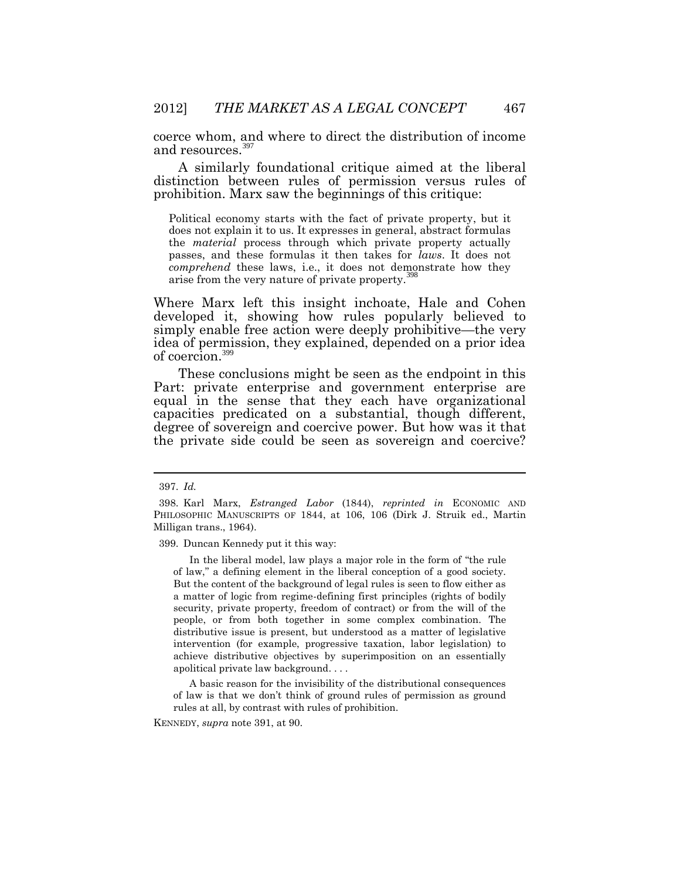coerce whom, and where to direct the distribution of income and resources.[397]

A similarly foundational critique aimed at the liberal distinction between rules of permission versus rules of prohibition. Marx saw the beginnings of this critique:

> Political economy starts with the fact of private property, but it does not explain it to us. It expresses in general, abstract formulas the *material* process through which private property actually passes, and these formulas it then takes for *laws*. It does not *comprehend* these laws, i.e., it does not demonstrate how they arise from the very nature of private property.[398]

Where Marx left this insight inchoate, Hale and Cohen developed it, showing how rules popularly believed to simply enable free action were deeply prohibitive—the very idea of permission, they explained, depended on a prior idea of coercion.[399]

These conclusions might be seen as the endpoint in this Part: private enterprise and government enterprise are equal in the sense that they each have organizational capacities predicated on a substantial, though different, degree of sovereign and coercive power. But how was it that the private side could be seen as sovereign and coercive?

---

397. *Id.*

398. Karl Marx, *Estranged Labor* (1844), *reprinted in* ECONOMIC AND PHILOSOPHIC MANUSCRIPTS OF 1844, at 106, 106 (Dirk J. Struik ed., Martin Milligan trans., 1964).

399. Duncan Kennedy put it this way:

> In the liberal model, law plays a major role in the form of "the rule of law," a defining element in the liberal conception of a good society. But the content of the background of legal rules is seen to flow either as a matter of logic from regime-defining first principles (rights of bodily security, private property, freedom of contract) or from the will of the people, or from both together in some complex combination. The distributive issue is present, but understood as a matter of legislative intervention (for example, progressive taxation, labor legislation) to achieve distributive objectives by superimposition on an essentially apolitical private law background. . . .
>
> A basic reason for the invisibility of the distributional consequences of law is that we don't think of ground rules of permission as ground rules at all, by contrast with rules of prohibition.

KENNEDY, *supra* note 391, at 90.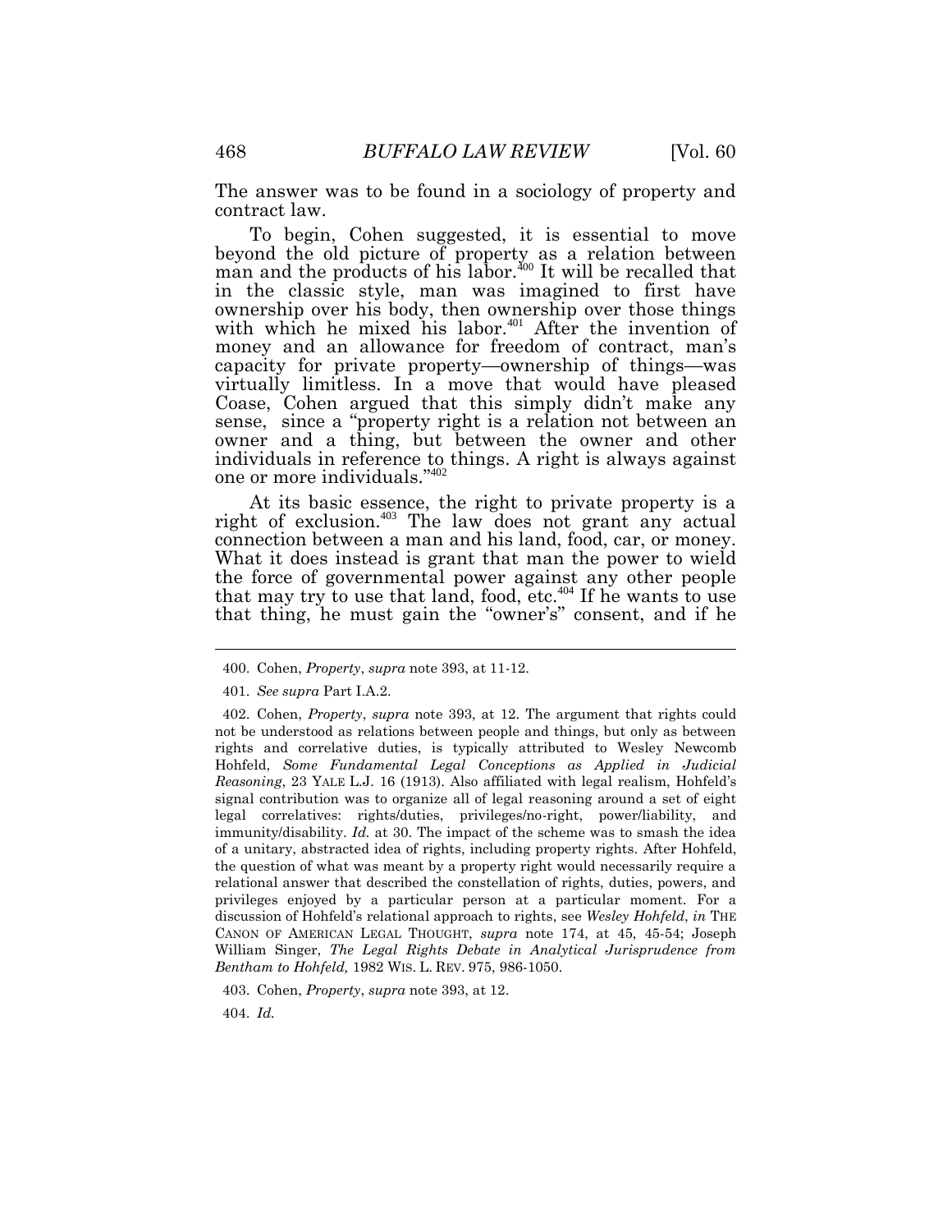The answer was to be found in a sociology of property and contract law.

To begin, Cohen suggested, it is essential to move beyond the old picture of property as a relation between man and the products of his labor.[400] It will be recalled that in the classic style, man was imagined to first have ownership over his body, then ownership over those things with which he mixed his labor.[401] After the invention of money and an allowance for freedom of contract, man's capacity for private property—ownership of things—was virtually limitless. In a move that would have pleased Coase, Cohen argued that this simply didn't make any sense, since a "property right is a relation not between an owner and a thing, but between the owner and other individuals in reference to things. A right is always against one or more individuals."[402]

At its basic essence, the right to private property is a right of exclusion.[403] The law does not grant any actual connection between a man and his land, food, car, or money. What it does instead is grant that man the power to wield the force of governmental power against any other people that may try to use that land, food, etc.[404] If he wants to use that thing, he must gain the "owner's" consent, and if he

---

400. Cohen, *Property*, *supra* note 393, at 11-12.

401. *See supra* Part I.A.2.

402. Cohen, *Property*, *supra* note 393, at 12. The argument that rights could not be understood as relations between people and things, but only as between rights and correlative duties, is typically attributed to Wesley Newcomb Hohfeld, *Some Fundamental Legal Conceptions as Applied in Judicial Reasoning*, 23 YALE L.J. 16 (1913). Also affiliated with legal realism, Hohfeld's signal contribution was to organize all of legal reasoning around a set of eight legal correlatives: rights/duties, privileges/no-right, power/liability, and immunity/disability. *Id.* at 30. The impact of the scheme was to smash the idea of a unitary, abstracted idea of rights, including property rights. After Hohfeld, the question of what was meant by a property right would necessarily require a relational answer that described the constellation of rights, duties, powers, and privileges enjoyed by a particular person at a particular moment. For a discussion of Hohfeld's relational approach to rights, see *Wesley Hohfeld*, *in* THE CANON OF AMERICAN LEGAL THOUGHT, *supra* note 174, at 45, 45-54; Joseph William Singer, *The Legal Rights Debate in Analytical Jurisprudence from Bentham to Hohfeld,* 1982 WIS. L. REV. 975, 986-1050.

403. Cohen, *Property*, *supra* note 393, at 12.

404. *Id.*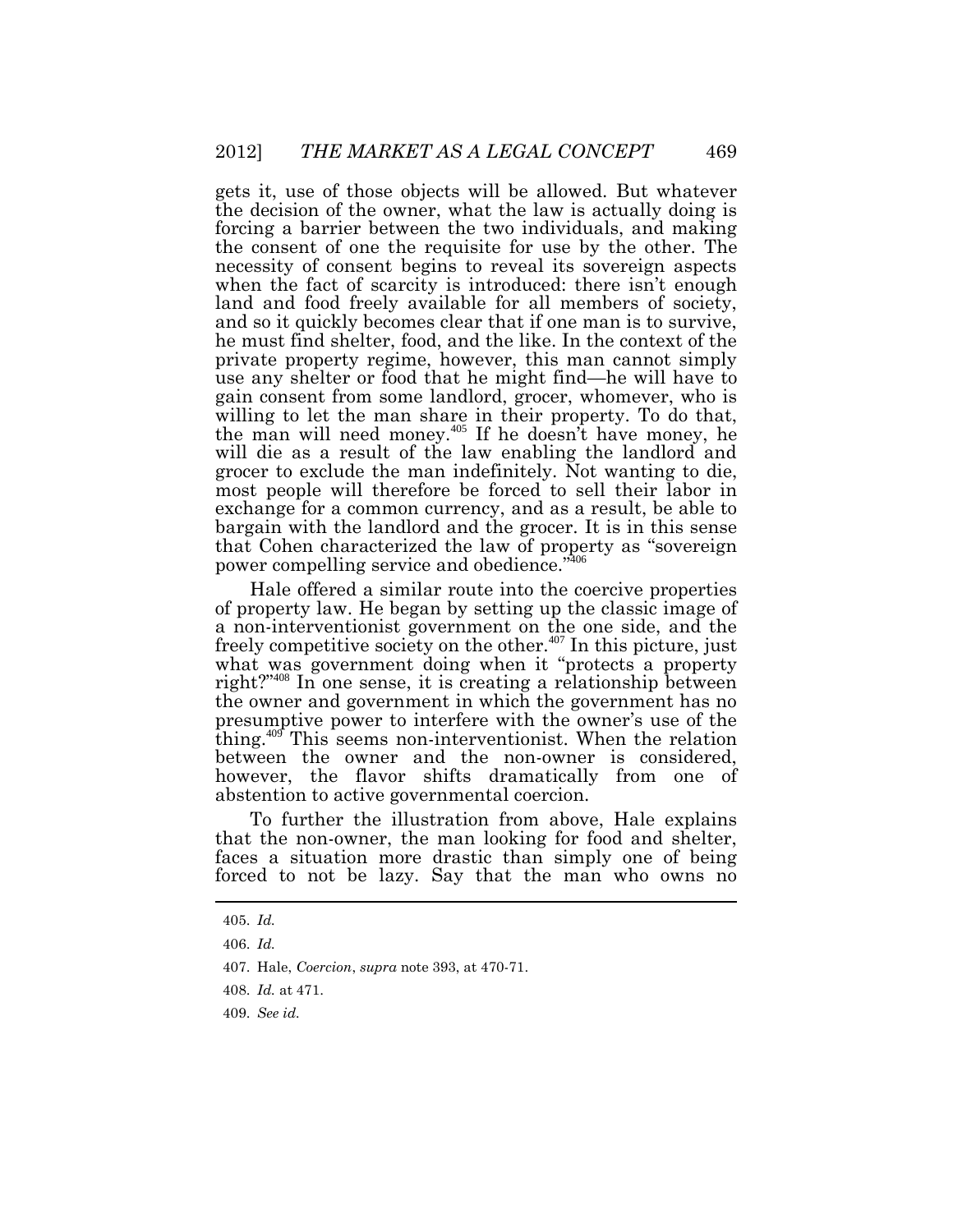gets it, use of those objects will be allowed. But whatever the decision of the owner, what the law is actually doing is forcing a barrier between the two individuals, and making the consent of one the requisite for use by the other. The necessity of consent begins to reveal its sovereign aspects when the fact of scarcity is introduced: there isn't enough land and food freely available for all members of society, and so it quickly becomes clear that if one man is to survive, he must find shelter, food, and the like. In the context of the private property regime, however, this man cannot simply use any shelter or food that he might find—he will have to gain consent from some landlord, grocer, whomever, who is willing to let the man share in their property. To do that, the man will need money.[405] If he doesn't have money, he will die as a result of the law enabling the landlord and grocer to exclude the man indefinitely. Not wanting to die, most people will therefore be forced to sell their labor in exchange for a common currency, and as a result, be able to bargain with the landlord and the grocer. It is in this sense that Cohen characterized the law of property as "sovereign power compelling service and obedience."[406]

Hale offered a similar route into the coercive properties of property law. He began by setting up the classic image of a non-interventionist government on the one side, and the freely competitive society on the other.[407] In this picture, just what was government doing when it "protects a property right?"[408] In one sense, it is creating a relationship between the owner and government in which the government has no presumptive power to interfere with the owner's use of the thing.[409] This seems non-interventionist. When the relation between the owner and the non-owner is considered, however, the flavor shifts dramatically from one of abstention to active governmental coercion.

To further the illustration from above, Hale explains that the non-owner, the man looking for food and shelter, faces a situation more drastic than simply one of being forced to not be lazy. Say that the man who owns no

---

405. *Id.*

406. *Id.*

407. Hale, *Coercion*, *supra* note 393, at 470-71.

408. *Id.* at 471.

409. *See id.*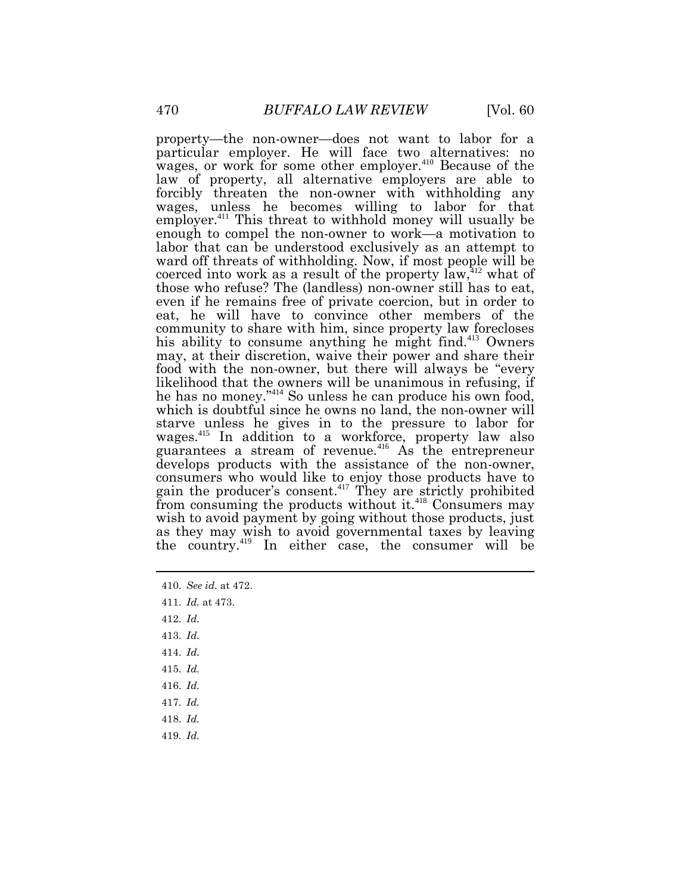property—the non-owner—does not want to labor for a particular employer. He will face two alternatives: no wages, or work for some other employer.[410] Because of the law of property, all alternative employers are able to forcibly threaten the non-owner with withholding any wages, unless he becomes willing to labor for that employer.[411] This threat to withhold money will usually be enough to compel the non-owner to work—a motivation to labor that can be understood exclusively as an attempt to ward off threats of withholding. Now, if most people will be coerced into work as a result of the property law,[412] what of those who refuse? The (landless) non-owner still has to eat, even if he remains free of private coercion, but in order to eat, he will have to convince other members of the community to share with him, since property law forecloses his ability to consume anything he might find.[413] Owners may, at their discretion, waive their power and share their food with the non-owner, but there will always be "every likelihood that the owners will be unanimous in refusing, if he has no money."[414] So unless he can produce his own food, which is doubtful since he owns no land, the non-owner will starve unless he gives in to the pressure to labor for wages.[415] In addition to a workforce, property law also guarantees a stream of revenue.[416] As the entrepreneur develops products with the assistance of the non-owner, consumers who would like to enjoy those products have to gain the producer's consent.[417] They are strictly prohibited from consuming the products without it.[418] Consumers may wish to avoid payment by going without those products, just as they may wish to avoid governmental taxes by leaving the country.[419] In either case, the consumer will be

410. *See id.* at 472.

411. *Id.* at 473.

412. *Id.*

413. *Id.*

414. *Id.*

415. *Id.*

416. *Id.*

417. *Id.*

418. *Id.*

419. *Id.*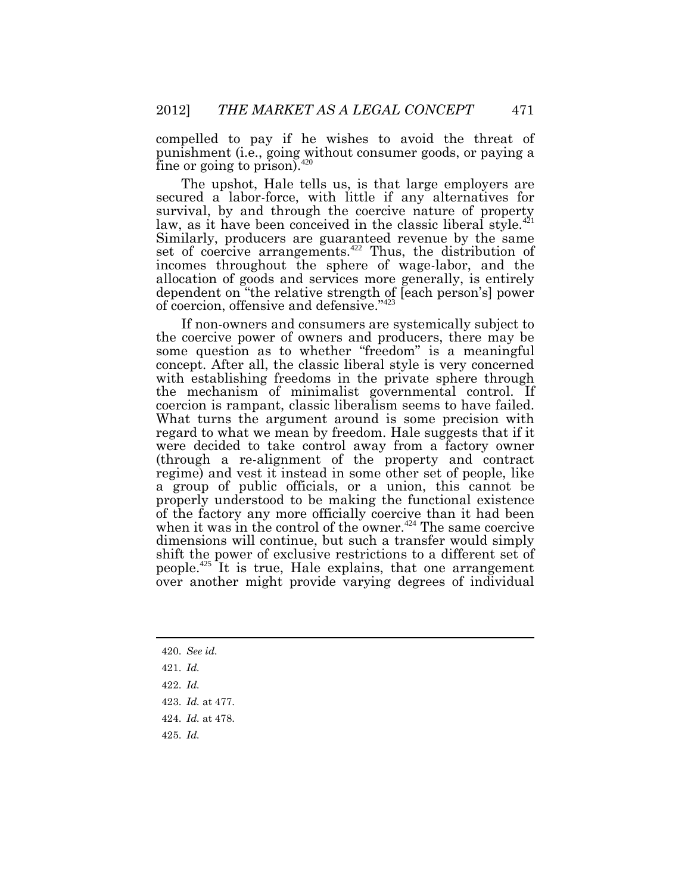compelled to pay if he wishes to avoid the threat of punishment (i.e., going without consumer goods, or paying a fine or going to prison).[420]

The upshot, Hale tells us, is that large employers are secured a labor-force, with little if any alternatives for survival, by and through the coercive nature of property law, as it have been conceived in the classic liberal style.[421] Similarly, producers are guaranteed revenue by the same set of coercive arrangements.[422] Thus, the distribution of incomes throughout the sphere of wage-labor, and the allocation of goods and services more generally, is entirely dependent on "the relative strength of [each person's] power of coercion, offensive and defensive."[423]

If non-owners and consumers are systemically subject to the coercive power of owners and producers, there may be some question as to whether "freedom" is a meaningful concept. After all, the classic liberal style is very concerned with establishing freedoms in the private sphere through the mechanism of minimalist governmental control. If coercion is rampant, classic liberalism seems to have failed. What turns the argument around is some precision with regard to what we mean by freedom. Hale suggests that if it were decided to take control away from a factory owner (through a re-alignment of the property and contract regime) and vest it instead in some other set of people, like a group of public officials, or a union, this cannot be properly understood to be making the functional existence of the factory any more officially coercive than it had been when it was in the control of the owner.[424] The same coercive dimensions will continue, but such a transfer would simply shift the power of exclusive restrictions to a different set of people.[425] It is true, Hale explains, that one arrangement over another might provide varying degrees of individual

---

420. *See id.*

421. *Id.*

422. *Id.*

423. *Id.* at 477.

424. *Id.* at 478.

425. *Id.*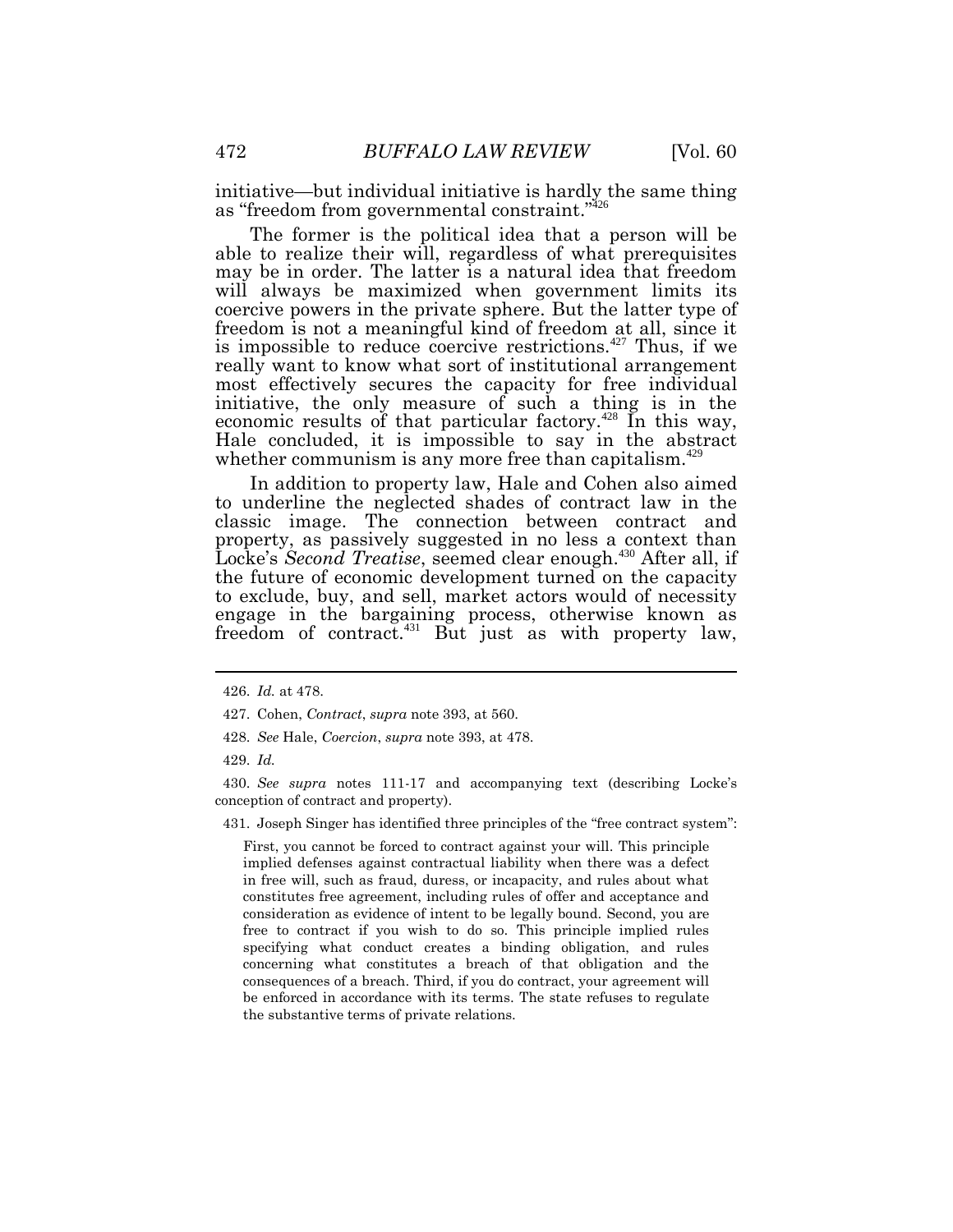initiative—but individual initiative is hardly the same thing as "freedom from governmental constraint."[426]

The former is the political idea that a person will be able to realize their will, regardless of what prerequisites may be in order. The latter is a natural idea that freedom will always be maximized when government limits its coercive powers in the private sphere. But the latter type of freedom is not a meaningful kind of freedom at all, since it is impossible to reduce coercive restrictions.[427] Thus, if we really want to know what sort of institutional arrangement most effectively secures the capacity for free individual initiative, the only measure of such a thing is in the economic results of that particular factory.[428] In this way, Hale concluded, it is impossible to say in the abstract whether communism is any more free than capitalism.[429]

In addition to property law, Hale and Cohen also aimed to underline the neglected shades of contract law in the classic image. The connection between contract and property, as passively suggested in no less a context than Locke's *Second Treatise*, seemed clear enough.[430] After all, if the future of economic development turned on the capacity to exclude, buy, and sell, market actors would of necessity engage in the bargaining process, otherwise known as freedom of contract.[431] But just as with property law,

---

426. *Id.* at 478.

427. Cohen, *Contract*, *supra* note 393, at 560.

428. *See* Hale, *Coercion*, *supra* note 393, at 478.

429. *Id.*

430. *See supra* notes 111-17 and accompanying text (describing Locke's conception of contract and property).

431. Joseph Singer has identified three principles of the "free contract system":

> First, you cannot be forced to contract against your will. This principle implied defenses against contractual liability when there was a defect in free will, such as fraud, duress, or incapacity, and rules about what constitutes free agreement, including rules of offer and acceptance and consideration as evidence of intent to be legally bound. Second, you are free to contract if you wish to do so. This principle implied rules specifying what conduct creates a binding obligation, and rules concerning what constitutes a breach of that obligation and the consequences of a breach. Third, if you do contract, your agreement will be enforced in accordance with its terms. The state refuses to regulate the substantive terms of private relations.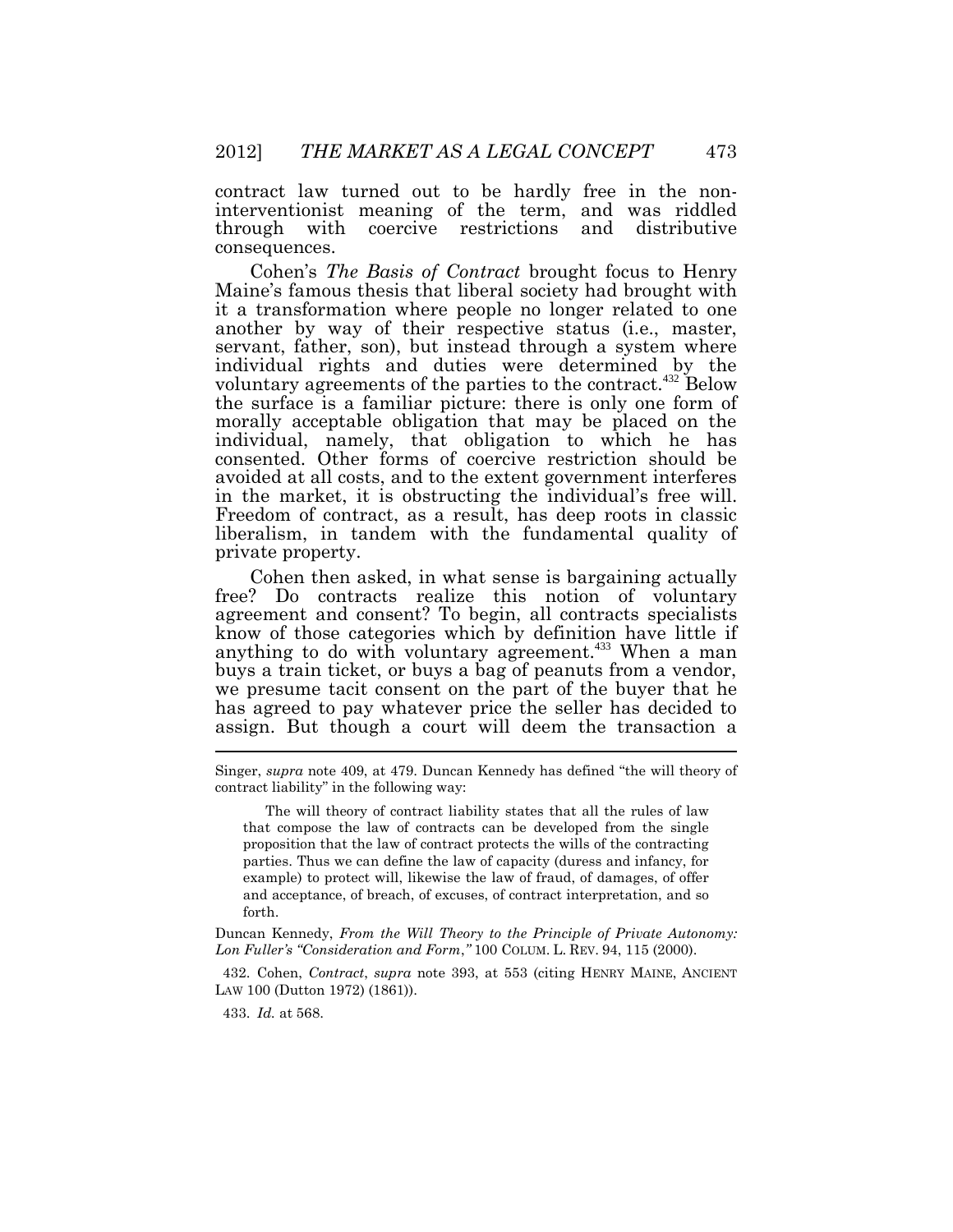contract law turned out to be hardly free in the non-interventionist meaning of the term, and was riddled through with coercive restrictions and distributive consequences.

Cohen's *The Basis of Contract* brought focus to Henry Maine's famous thesis that liberal society had brought with it a transformation where people no longer related to one another by way of their respective status (i.e., master, servant, father, son), but instead through a system where individual rights and duties were determined by the voluntary agreements of the parties to the contract.[432] Below the surface is a familiar picture: there is only one form of morally acceptable obligation that may be placed on the individual, namely, that obligation to which he has consented. Other forms of coercive restriction should be avoided at all costs, and to the extent government interferes in the market, it is obstructing the individual's free will. Freedom of contract, as a result, has deep roots in classic liberalism, in tandem with the fundamental quality of private property.

Cohen then asked, in what sense is bargaining actually free? Do contracts realize this notion of voluntary agreement and consent? To begin, all contracts specialists know of those categories which by definition have little if anything to do with voluntary agreement.[433] When a man buys a train ticket, or buys a bag of peanuts from a vendor, we presume tacit consent on the part of the buyer that he has agreed to pay whatever price the seller has decided to assign. But though a court will deem the transaction a

---

Singer, *supra* note 409, at 479. Duncan Kennedy has defined "the will theory of contract liability" in the following way:

> The will theory of contract liability states that all the rules of law that compose the law of contracts can be developed from the single proposition that the law of contract protects the wills of the contracting parties. Thus we can define the law of capacity (duress and infancy, for example) to protect will, likewise the law of fraud, of damages, of offer and acceptance, of breach, of excuses, of contract interpretation, and so forth.

Duncan Kennedy, *From the Will Theory to the Principle of Private Autonomy: Lon Fuller's "Consideration and Form*,*"* 100 COLUM. L. REV. 94, 115 (2000).

432. Cohen, *Contract*, *supra* note 393, at 553 (citing HENRY MAINE, ANCIENT LAW 100 (Dutton 1972) (1861)).

433. *Id.* at 568.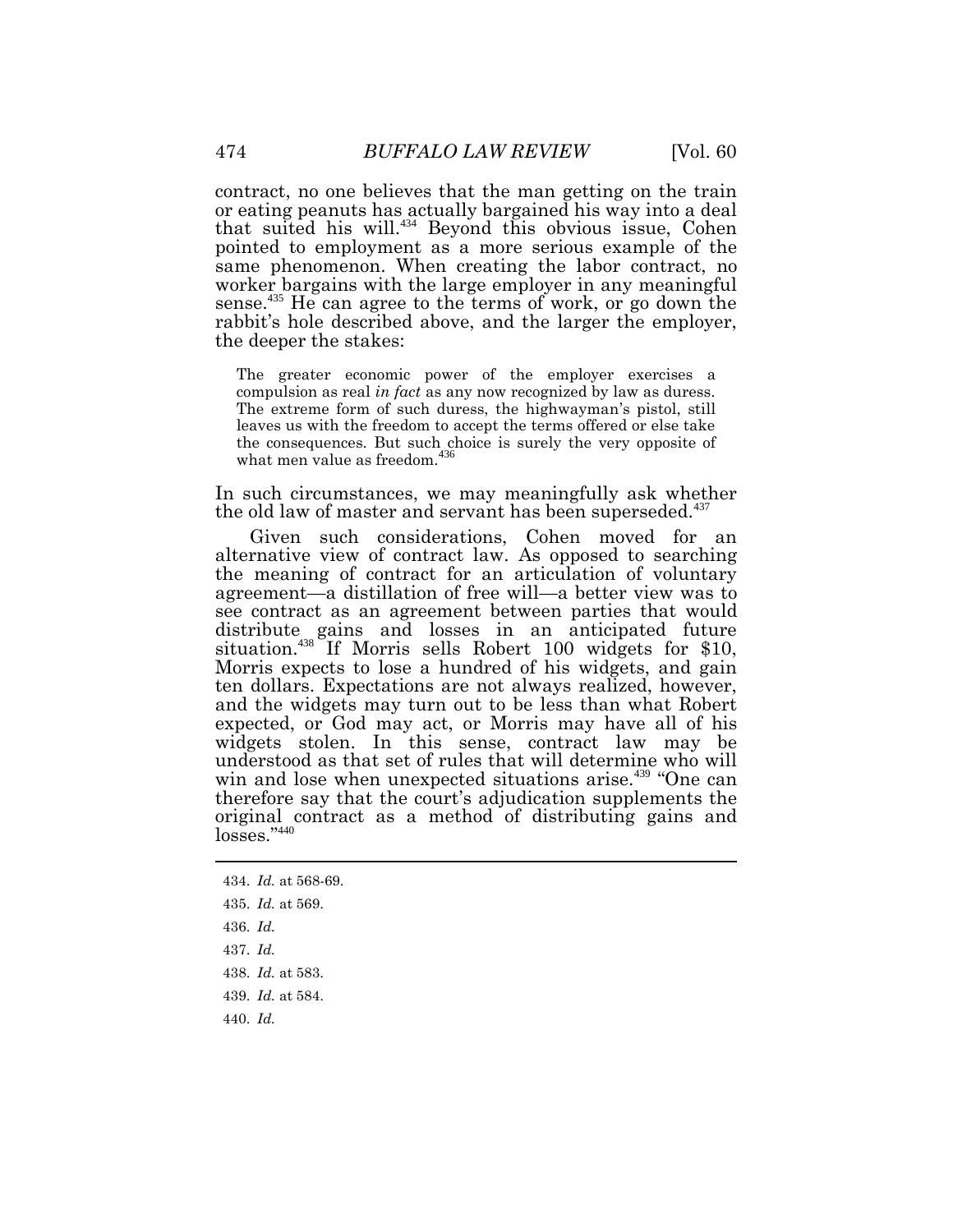contract, no one believes that the man getting on the train or eating peanuts has actually bargained his way into a deal that suited his will.[434] Beyond this obvious issue, Cohen pointed to employment as a more serious example of the same phenomenon. When creating the labor contract, no worker bargains with the large employer in any meaningful sense.[435] He can agree to the terms of work, or go down the rabbit's hole described above, and the larger the employer, the deeper the stakes:

> The greater economic power of the employer exercises a compulsion as real *in fact* as any now recognized by law as duress. The extreme form of such duress, the highwayman's pistol, still leaves us with the freedom to accept the terms offered or else take the consequences. But such choice is surely the very opposite of what men value as freedom.[436]

In such circumstances, we may meaningfully ask whether the old law of master and servant has been superseded.[437]

Given such considerations, Cohen moved for an alternative view of contract law. As opposed to searching the meaning of contract for an articulation of voluntary agreement—a distillation of free will—a better view was to see contract as an agreement between parties that would distribute gains and losses in an anticipated future situation.[438] If Morris sells Robert 100 widgets for \$10, Morris expects to lose a hundred of his widgets, and gain ten dollars. Expectations are not always realized, however, and the widgets may turn out to be less than what Robert expected, or God may act, or Morris may have all of his widgets stolen. In this sense, contract law may be understood as that set of rules that will determine who will win and lose when unexpected situations arise.[439] "One can therefore say that the court's adjudication supplements the original contract as a method of distributing gains and losses."[440]

---

434. *Id.* at 568-69.

435. *Id.* at 569.

436. *Id.*

437. *Id.*

438. *Id.* at 583.

439. *Id.* at 584.

440. *Id.*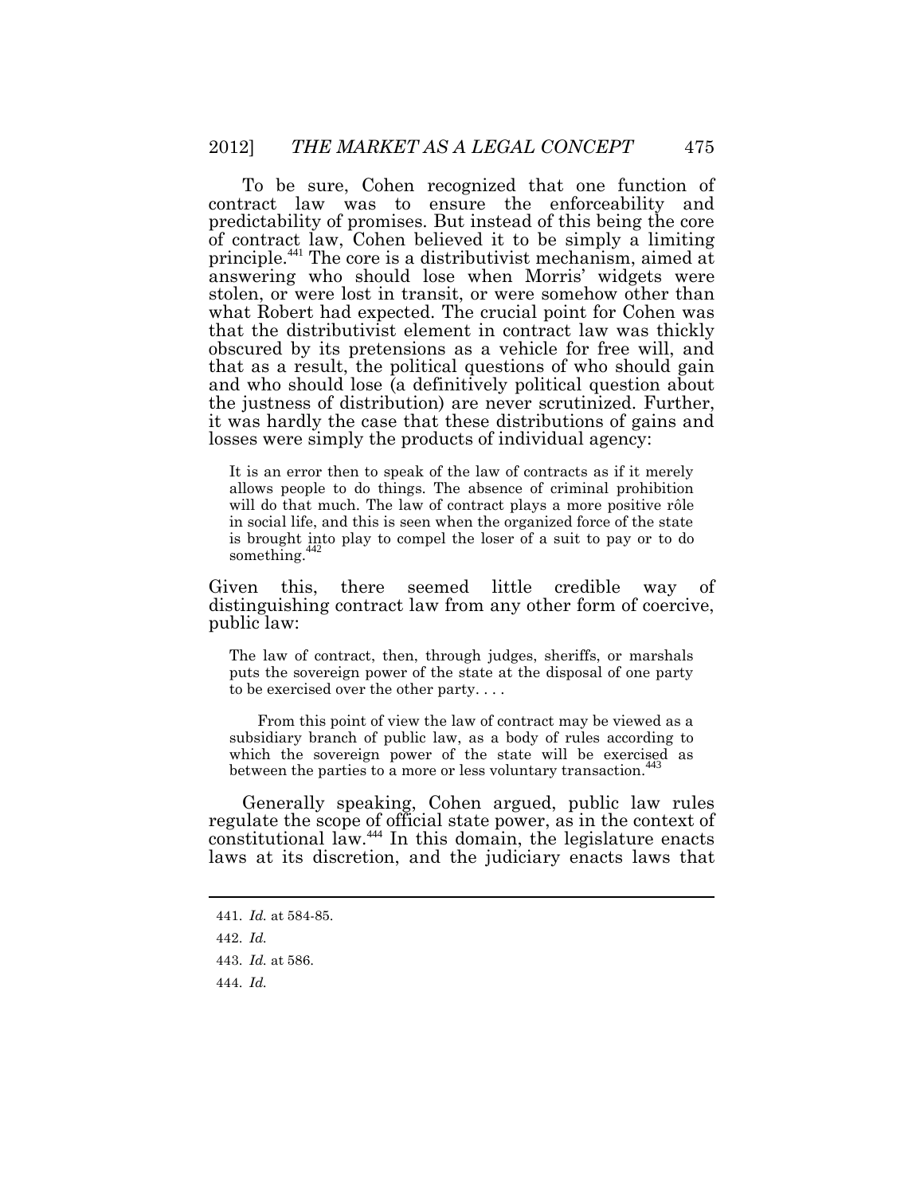To be sure, Cohen recognized that one function of contract law was to ensure the enforceability and predictability of promises. But instead of this being the core of contract law, Cohen believed it to be simply a limiting principle.[441] The core is a distributivist mechanism, aimed at answering who should lose when Morris' widgets were stolen, or were lost in transit, or were somehow other than what Robert had expected. The crucial point for Cohen was that the distributivist element in contract law was thickly obscured by its pretensions as a vehicle for free will, and that as a result, the political questions of who should gain and who should lose (a definitively political question about the justness of distribution) are never scrutinized. Further, it was hardly the case that these distributions of gains and losses were simply the products of individual agency:

> It is an error then to speak of the law of contracts as if it merely allows people to do things. The absence of criminal prohibition will do that much. The law of contract plays a more positive rôle in social life, and this is seen when the organized force of the state is brought into play to compel the loser of a suit to pay or to do something.[442]

Given this, there seemed little credible way of distinguishing contract law from any other form of coercive, public law:

> The law of contract, then, through judges, sheriffs, or marshals puts the sovereign power of the state at the disposal of one party to be exercised over the other party. . . .
>
> From this point of view the law of contract may be viewed as a subsidiary branch of public law, as a body of rules according to which the sovereign power of the state will be exercised as between the parties to a more or less voluntary transaction.[443]

Generally speaking, Cohen argued, public law rules regulate the scope of official state power, as in the context of constitutional law.[444] In this domain, the legislature enacts laws at its discretion, and the judiciary enacts laws that

---

441. *Id.* at 584-85.

442. *Id.*

443. *Id.* at 586.

444. *Id.*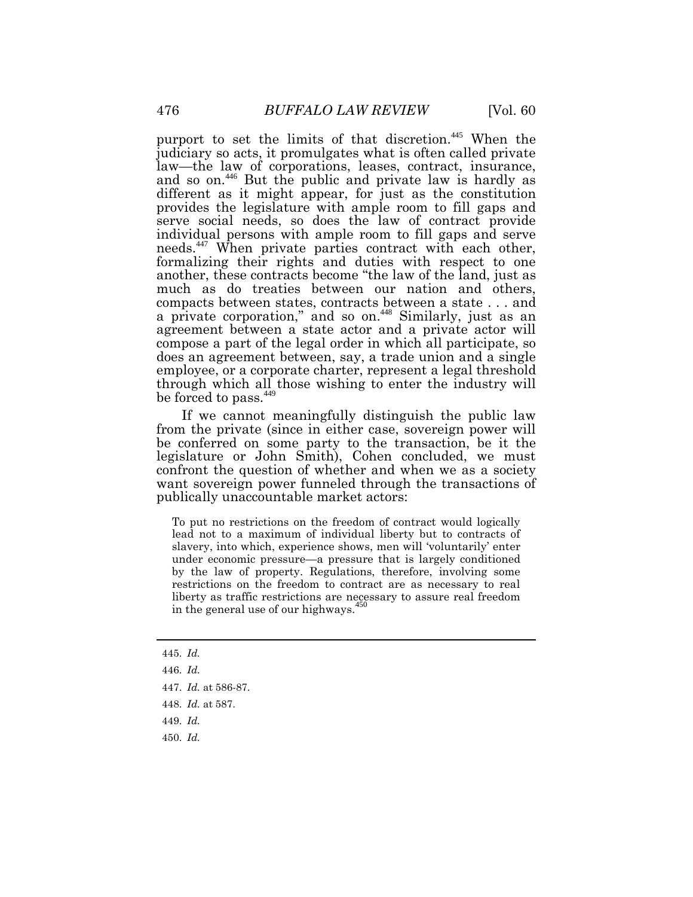purport to set the limits of that discretion.[445] When the judiciary so acts, it promulgates what is often called private law—the law of corporations, leases, contract, insurance, and so on.[446] But the public and private law is hardly as different as it might appear, for just as the constitution provides the legislature with ample room to fill gaps and serve social needs, so does the law of contract provide individual persons with ample room to fill gaps and serve needs.[447] When private parties contract with each other, formalizing their rights and duties with respect to one another, these contracts become "the law of the land, just as much as do treaties between our nation and others, compacts between states, contracts between a state . . . and a private corporation," and so on.[448] Similarly, just as an agreement between a state actor and a private actor will compose a part of the legal order in which all participate, so does an agreement between, say, a trade union and a single employee, or a corporate charter, represent a legal threshold through which all those wishing to enter the industry will be forced to pass.[449]

If we cannot meaningfully distinguish the public law from the private (since in either case, sovereign power will be conferred on some party to the transaction, be it the legislature or John Smith), Cohen concluded, we must confront the question of whether and when we as a society want sovereign power funneled through the transactions of publically unaccountable market actors:

> To put no restrictions on the freedom of contract would logically lead not to a maximum of individual liberty but to contracts of slavery, into which, experience shows, men will 'voluntarily' enter under economic pressure—a pressure that is largely conditioned by the law of property. Regulations, therefore, involving some restrictions on the freedom to contract are as necessary to real liberty as traffic restrictions are necessary to assure real freedom in the general use of our highways.[450]

---

445. *Id.*

446. *Id.*

447. *Id.* at 586-87.

448. *Id.* at 587.

449. *Id.*

450. *Id.*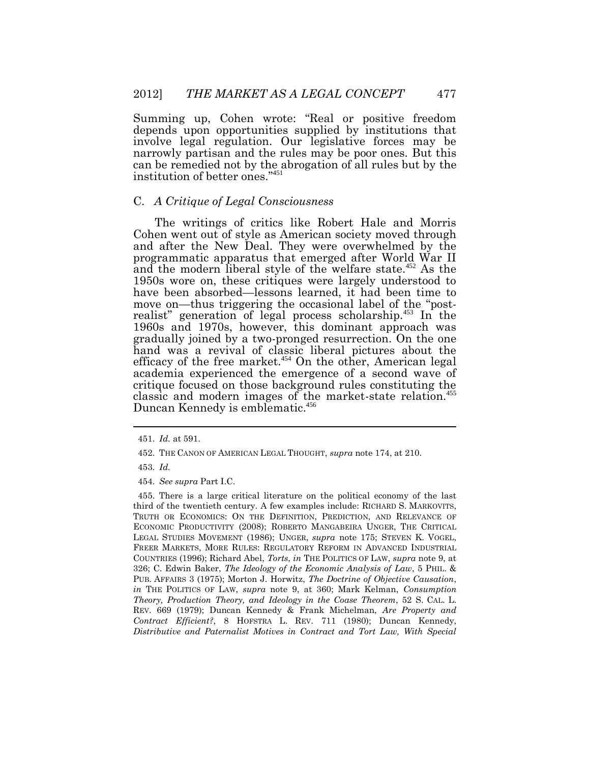Summing up, Cohen wrote: "Real or positive freedom depends upon opportunities supplied by institutions that involve legal regulation. Our legislative forces may be narrowly partisan and the rules may be poor ones. But this can be remedied not by the abrogation of all rules but by the institution of better ones."[451]

### C. *A Critique of Legal Consciousness*

The writings of critics like Robert Hale and Morris Cohen went out of style as American society moved through and after the New Deal. They were overwhelmed by the programmatic apparatus that emerged after World War II and the modern liberal style of the welfare state.[452] As the 1950s wore on, these critiques were largely understood to have been absorbed—lessons learned, it had been time to move on—thus triggering the occasional label of the "post-realist" generation of legal process scholarship.[453] In the 1960s and 1970s, however, this dominant approach was gradually joined by a two-pronged resurrection. On the one hand was a revival of classic liberal pictures about the efficacy of the free market.[454] On the other, American legal academia experienced the emergence of a second wave of critique focused on those background rules constituting the classic and modern images of the market-state relation.[455] Duncan Kennedy is emblematic.[456]

---

451. *Id.* at 591.

452. THE CANON OF AMERICAN LEGAL THOUGHT, *supra* note 174, at 210.

453. *Id.*

454. *See supra* Part I.C.

455. There is a large critical literature on the political economy of the last third of the twentieth century. A few examples include: RICHARD S. MARKOVITS, TRUTH OR ECONOMICS: ON THE DEFINITION, PREDICTION, AND RELEVANCE OF ECONOMIC PRODUCTIVITY (2008); ROBERTO MANGABEIRA UNGER, THE CRITICAL LEGAL STUDIES MOVEMENT (1986); UNGER, *supra* note 175; STEVEN K. VOGEL, FREER MARKETS, MORE RULES: REGULATORY REFORM IN ADVANCED INDUSTRIAL COUNTRIES (1996); Richard Abel, *Torts*, *in* THE POLITICS OF LAW, *supra* note 9, at 326; C. Edwin Baker, *The Ideology of the Economic Analysis of Law*, 5 PHIL. & PUB. AFFAIRS 3 (1975); Morton J. Horwitz, *The Doctrine of Objective Causation*, *in* THE POLITICS OF LAW, *supra* note 9, at 360; Mark Kelman, *Consumption Theory, Production Theory, and Ideology in the Coase Theorem*, 52 S. CAL. L. REV. 669 (1979); Duncan Kennedy & Frank Michelman, *Are Property and Contract Efficient?*, 8 HOFSTRA L. REV. 711 (1980); Duncan Kennedy, *Distributive and Paternalist Motives in Contract and Tort Law, With Special*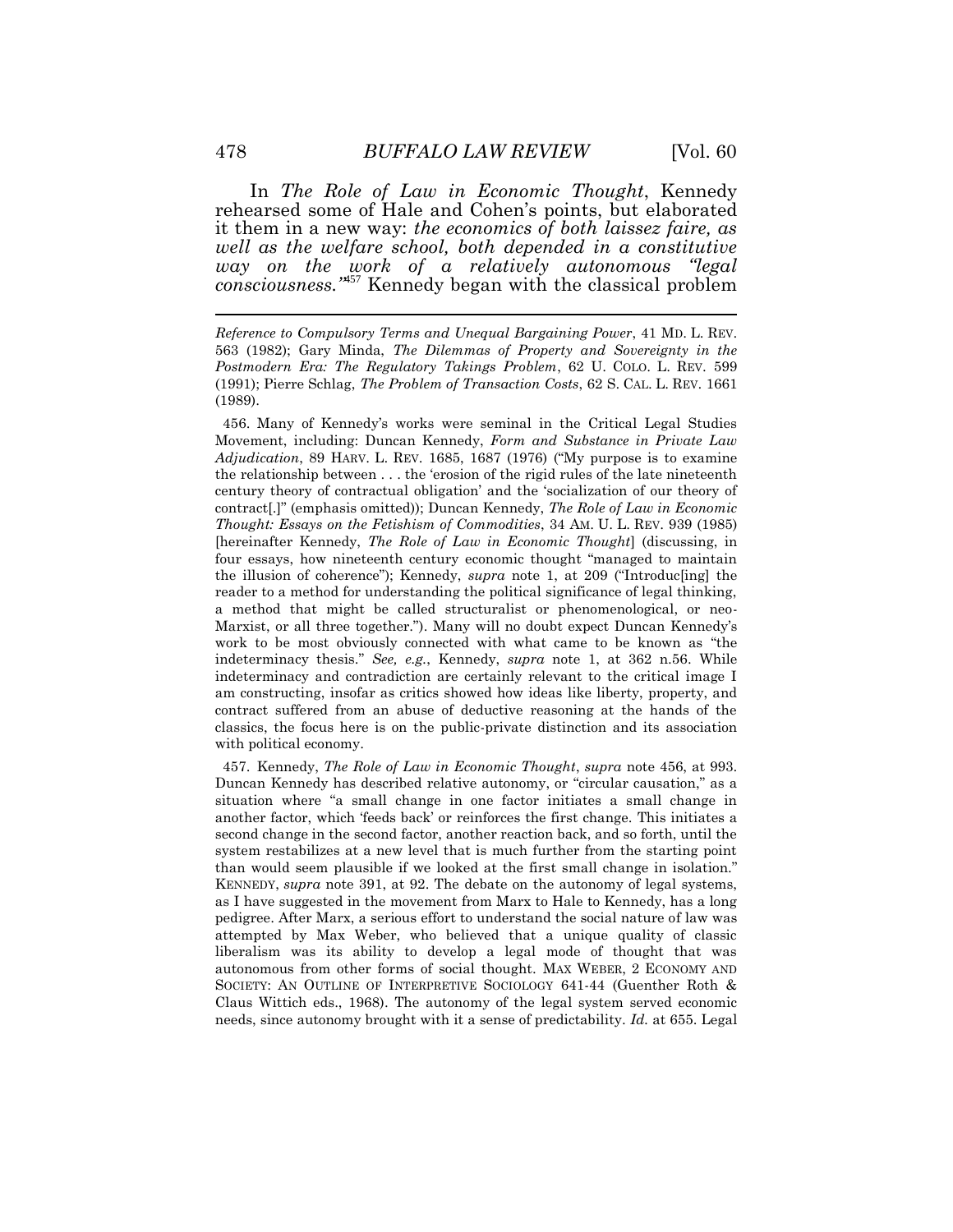In *The Role of Law in Economic Thought*, Kennedy rehearsed some of Hale and Cohen's points, but elaborated it them in a new way: *the economics of both laissez faire, as well as the welfare school, both depended in a constitutive way on the work of a relatively autonomous "legal consciousness."*[457] Kennedy began with the classical problem

---

*Reference to Compulsory Terms and Unequal Bargaining Power*, 41 MD. L. REV. 563 (1982); Gary Minda, *The Dilemmas of Property and Sovereignty in the Postmodern Era: The Regulatory Takings Problem*, 62 U. COLO. L. REV. 599 (1991); Pierre Schlag, *The Problem of Transaction Costs*, 62 S. CAL. L. REV. 1661 (1989).

456. Many of Kennedy's works were seminal in the Critical Legal Studies Movement, including: Duncan Kennedy, *Form and Substance in Private Law Adjudication*, 89 HARV. L. REV. 1685, 1687 (1976) ("My purpose is to examine the relationship between . . . the 'erosion of the rigid rules of the late nineteenth century theory of contractual obligation' and the 'socialization of our theory of contract[.]" (emphasis omitted)); Duncan Kennedy, *The Role of Law in Economic Thought: Essays on the Fetishism of Commodities*, 34 AM. U. L. REV. 939 (1985) [hereinafter Kennedy, *The Role of Law in Economic Thought*] (discussing, in four essays, how nineteenth century economic thought "managed to maintain the illusion of coherence"); Kennedy, *supra* note 1, at 209 ("Introduc[ing] the reader to a method for understanding the political significance of legal thinking, a method that might be called structuralist or phenomenological, or neo-Marxist, or all three together."). Many will no doubt expect Duncan Kennedy's work to be most obviously connected with what came to be known as "the indeterminacy thesis." *See, e.g.*, Kennedy, *supra* note 1, at 362 n.56. While indeterminacy and contradiction are certainly relevant to the critical image I am constructing, insofar as critics showed how ideas like liberty, property, and contract suffered from an abuse of deductive reasoning at the hands of the classics, the focus here is on the public-private distinction and its association with political economy.

457. Kennedy, *The Role of Law in Economic Thought*, *supra* note 456, at 993. Duncan Kennedy has described relative autonomy, or "circular causation," as a situation where "a small change in one factor initiates a small change in another factor, which 'feeds back' or reinforces the first change. This initiates a second change in the second factor, another reaction back, and so forth, until the system restabilizes at a new level that is much further from the starting point than would seem plausible if we looked at the first small change in isolation." KENNEDY, *supra* note 391, at 92. The debate on the autonomy of legal systems, as I have suggested in the movement from Marx to Hale to Kennedy, has a long pedigree. After Marx, a serious effort to understand the social nature of law was attempted by Max Weber, who believed that a unique quality of classic liberalism was its ability to develop a legal mode of thought that was autonomous from other forms of social thought. MAX WEBER, 2 ECONOMY AND SOCIETY: AN OUTLINE OF INTERPRETIVE SOCIOLOGY 641-44 (Guenther Roth & Claus Wittich eds., 1968). The autonomy of the legal system served economic needs, since autonomy brought with it a sense of predictability. *Id.* at 655. Legal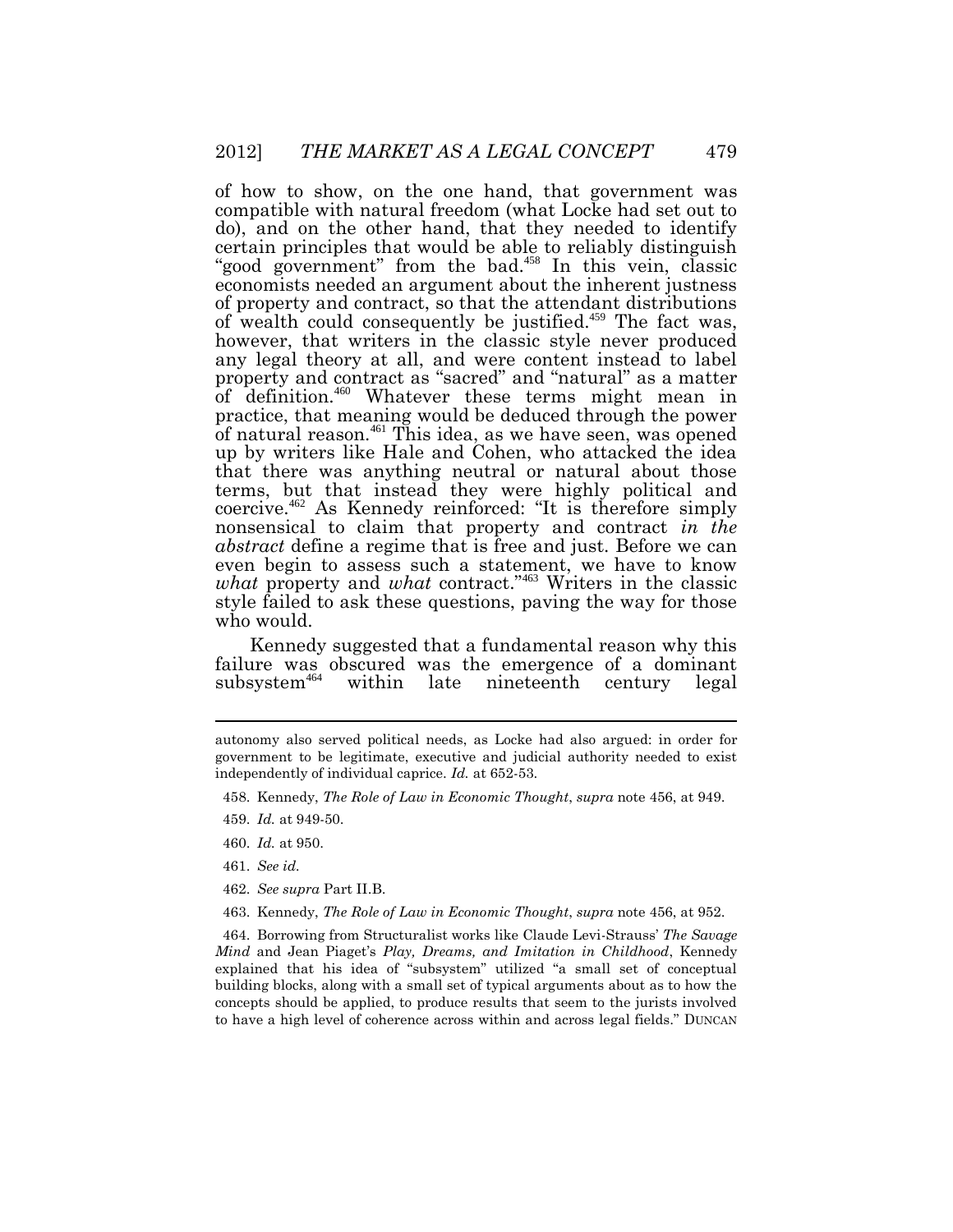of how to show, on the one hand, that government was compatible with natural freedom (what Locke had set out to do), and on the other hand, that they needed to identify certain principles that would be able to reliably distinguish "good government" from the bad.[458] In this vein, classic economists needed an argument about the inherent justness of property and contract, so that the attendant distributions of wealth could consequently be justified.[459] The fact was, however, that writers in the classic style never produced any legal theory at all, and were content instead to label property and contract as "sacred" and "natural" as a matter of definition.[460] Whatever these terms might mean in practice, that meaning would be deduced through the power of natural reason.[461] This idea, as we have seen, was opened up by writers like Hale and Cohen, who attacked the idea that there was anything neutral or natural about those terms, but that instead they were highly political and coercive.[462] As Kennedy reinforced: "It is therefore simply nonsensical to claim that property and contract *in the abstract* define a regime that is free and just. Before we can even begin to assess such a statement, we have to know *what* property and *what* contract."[463] Writers in the classic style failed to ask these questions, paving the way for those who would.

Kennedy suggested that a fundamental reason why this failure was obscured was the emergence of a dominant subsystem[464] within late nineteenth century legal

---

autonomy also served political needs, as Locke had also argued: in order for government to be legitimate, executive and judicial authority needed to exist independently of individual caprice. *Id.* at 652-53.

458. Kennedy, *The Role of Law in Economic Thought*, *supra* note 456, at 949.

459. *Id.* at 949-50.

460. *Id.* at 950.

461. *See id.*

462. *See supra* Part II.B.

463. Kennedy, *The Role of Law in Economic Thought*, *supra* note 456, at 952.

464. Borrowing from Structuralist works like Claude Levi-Strauss' *The Savage Mind* and Jean Piaget's *Play, Dreams, and Imitation in Childhood*, Kennedy explained that his idea of "subsystem" utilized "a small set of conceptual building blocks, along with a small set of typical arguments about as to how the concepts should be applied, to produce results that seem to the jurists involved to have a high level of coherence across within and across legal fields." DUNCAN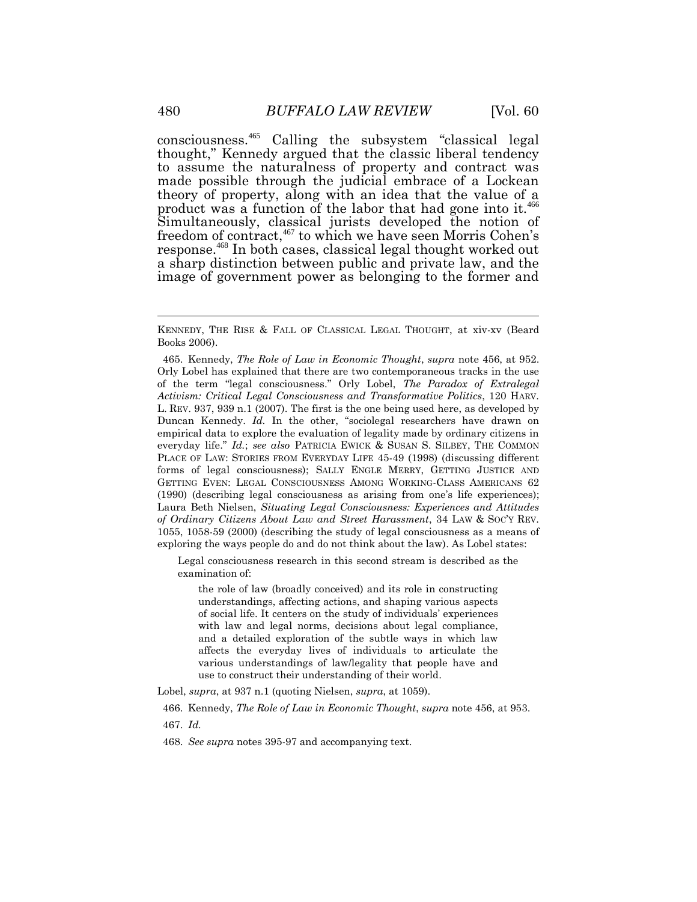consciousness.[465] Calling the subsystem "classical legal thought," Kennedy argued that the classic liberal tendency to assume the naturalness of property and contract was made possible through the judicial embrace of a Lockean theory of property, along with an idea that the value of a product was a function of the labor that had gone into it.[466] Simultaneously, classical jurists developed the notion of freedom of contract,[467] to which we have seen Morris Cohen's response.[468] In both cases, classical legal thought worked out a sharp distinction between public and private law, and the image of government power as belonging to the former and

---

KENNEDY, THE RISE & FALL OF CLASSICAL LEGAL THOUGHT, at xiv-xv (Beard Books 2006).

465. Kennedy, *The Role of Law in Economic Thought*, *supra* note 456, at 952. Orly Lobel has explained that there are two contemporaneous tracks in the use of the term "legal consciousness." Orly Lobel, *The Paradox of Extralegal Activism: Critical Legal Consciousness and Transformative Politics*, 120 HARV. L. REV. 937, 939 n.1 (2007). The first is the one being used here, as developed by Duncan Kennedy. *Id.* In the other, "sociolegal researchers have drawn on empirical data to explore the evaluation of legality made by ordinary citizens in everyday life." *Id.*; *see also* PATRICIA EWICK & SUSAN S. SILBEY, THE COMMON PLACE OF LAW: STORIES FROM EVERYDAY LIFE 45-49 (1998) (discussing different forms of legal consciousness); SALLY ENGLE MERRY, GETTING JUSTICE AND GETTING EVEN: LEGAL CONSCIOUSNESS AMONG WORKING-CLASS AMERICANS 62 (1990) (describing legal consciousness as arising from one's life experiences); Laura Beth Nielsen, *Situating Legal Consciousness: Experiences and Attitudes of Ordinary Citizens About Law and Street Harassment*, 34 LAW & SOC'Y REV. 1055, 1058-59 (2000) (describing the study of legal consciousness as a means of exploring the ways people do and do not think about the law). As Lobel states:

> Legal consciousness research in this second stream is described as the examination of:
>
> > the role of law (broadly conceived) and its role in constructing understandings, affecting actions, and shaping various aspects of social life. It centers on the study of individuals' experiences with law and legal norms, decisions about legal compliance, and a detailed exploration of the subtle ways in which law affects the everyday lives of individuals to articulate the various understandings of law/legality that people have and use to construct their understanding of their world.

Lobel, *supra*, at 937 n.1 (quoting Nielsen, *supra*, at 1059).

466. Kennedy, *The Role of Law in Economic Thought*, *supra* note 456, at 953.

467. *Id.*

468. *See supra* notes 395-97 and accompanying text.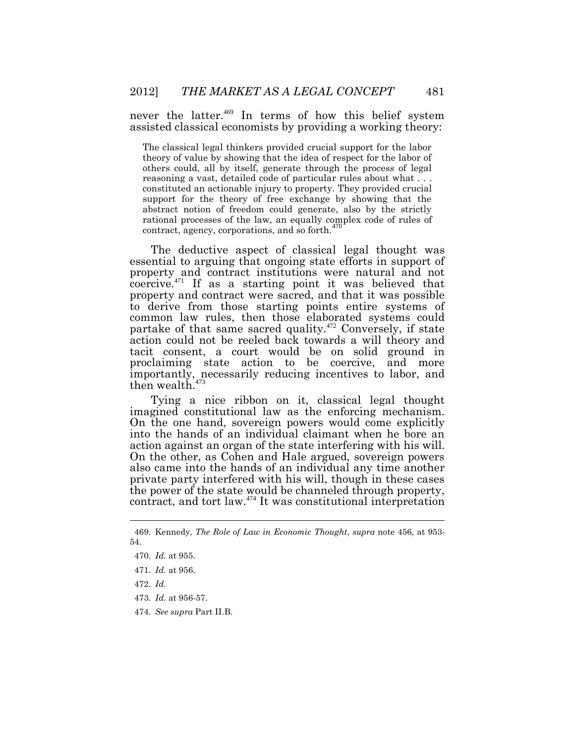never the latter.[469] In terms of how this belief system assisted classical economists by providing a working theory:

> The classical legal thinkers provided crucial support for the labor theory of value by showing that the idea of respect for the labor of others could, all by itself, generate through the process of legal reasoning a vast, detailed code of particular rules about what . . . constituted an actionable injury to property. They provided crucial support for the theory of free exchange by showing that the abstract notion of freedom could generate, also by the strictly rational processes of the law, an equally complex code of rules of contract, agency, corporations, and so forth.[470]

The deductive aspect of classical legal thought was essential to arguing that ongoing state efforts in support of property and contract institutions were natural and not coercive.[471] If as a starting point it was believed that property and contract were sacred, and that it was possible to derive from those starting points entire systems of common law rules, then those elaborated systems could partake of that same sacred quality.[472] Conversely, if state action could not be reeled back towards a will theory and tacit consent, a court would be on solid ground in proclaiming state action to be coercive, and more importantly, necessarily reducing incentives to labor, and then wealth.[473]

Tying a nice ribbon on it, classical legal thought imagined constitutional law as the enforcing mechanism. On the one hand, sovereign powers would come explicitly into the hands of an individual claimant when he bore an action against an organ of the state interfering with his will. On the other, as Cohen and Hale argued, sovereign powers also came into the hands of an individual any time another private party interfered with his will, though in these cases the power of the state would be channeled through property, contract, and tort law.[474] It was constitutional interpretation

---

469. Kennedy, *The Role of Law in Economic Thought*, *supra* note 456, at 953-54.

470. *Id.* at 955.

471. *Id.* at 956.

472. *Id.*

473. *Id.* at 956-57.

474. *See supra* Part II.B.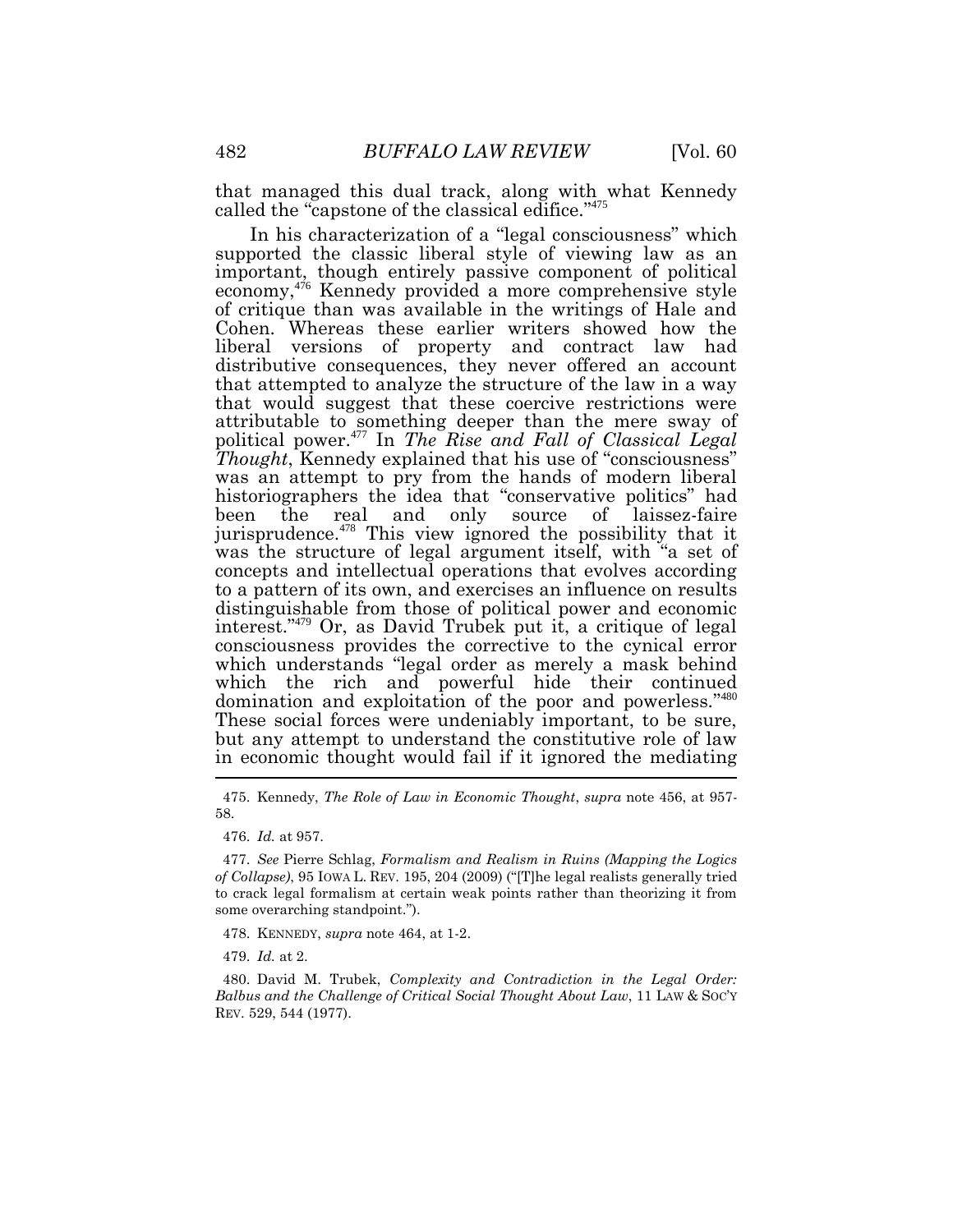that managed this dual track, along with what Kennedy called the "capstone of the classical edifice."[475]

In his characterization of a "legal consciousness" which supported the classic liberal style of viewing law as an important, though entirely passive component of political economy,[476] Kennedy provided a more comprehensive style of critique than was available in the writings of Hale and Cohen. Whereas these earlier writers showed how the liberal versions of property and contract law had distributive consequences, they never offered an account that attempted to analyze the structure of the law in a way that would suggest that these coercive restrictions were attributable to something deeper than the mere sway of political power.[477] In *The Rise and Fall of Classical Legal Thought*, Kennedy explained that his use of "consciousness" was an attempt to pry from the hands of modern liberal historiographers the idea that "conservative politics" had been the real and only source of laissez-faire jurisprudence.[478] This view ignored the possibility that it was the structure of legal argument itself, with "a set of concepts and intellectual operations that evolves according to a pattern of its own, and exercises an influence on results distinguishable from those of political power and economic interest."[479] Or, as David Trubek put it, a critique of legal consciousness provides the corrective to the cynical error which understands "legal order as merely a mask behind which the rich and powerful hide their continued domination and exploitation of the poor and powerless."[480] These social forces were undeniably important, to be sure, but any attempt to understand the constitutive role of law in economic thought would fail if it ignored the mediating

---

475. Kennedy, *The Role of Law in Economic Thought*, *supra* note 456, at 957-58.

476. *Id.* at 957.

477. *See* Pierre Schlag, *Formalism and Realism in Ruins (Mapping the Logics of Collapse)*, 95 IOWA L. REV. 195, 204 (2009) ("[T]he legal realists generally tried to crack legal formalism at certain weak points rather than theorizing it from some overarching standpoint.").

478. KENNEDY, *supra* note 464, at 1-2.

479. *Id.* at 2.

480. David M. Trubek, *Complexity and Contradiction in the Legal Order: Balbus and the Challenge of Critical Social Thought About Law*, 11 LAW & SOC'Y REV. 529, 544 (1977).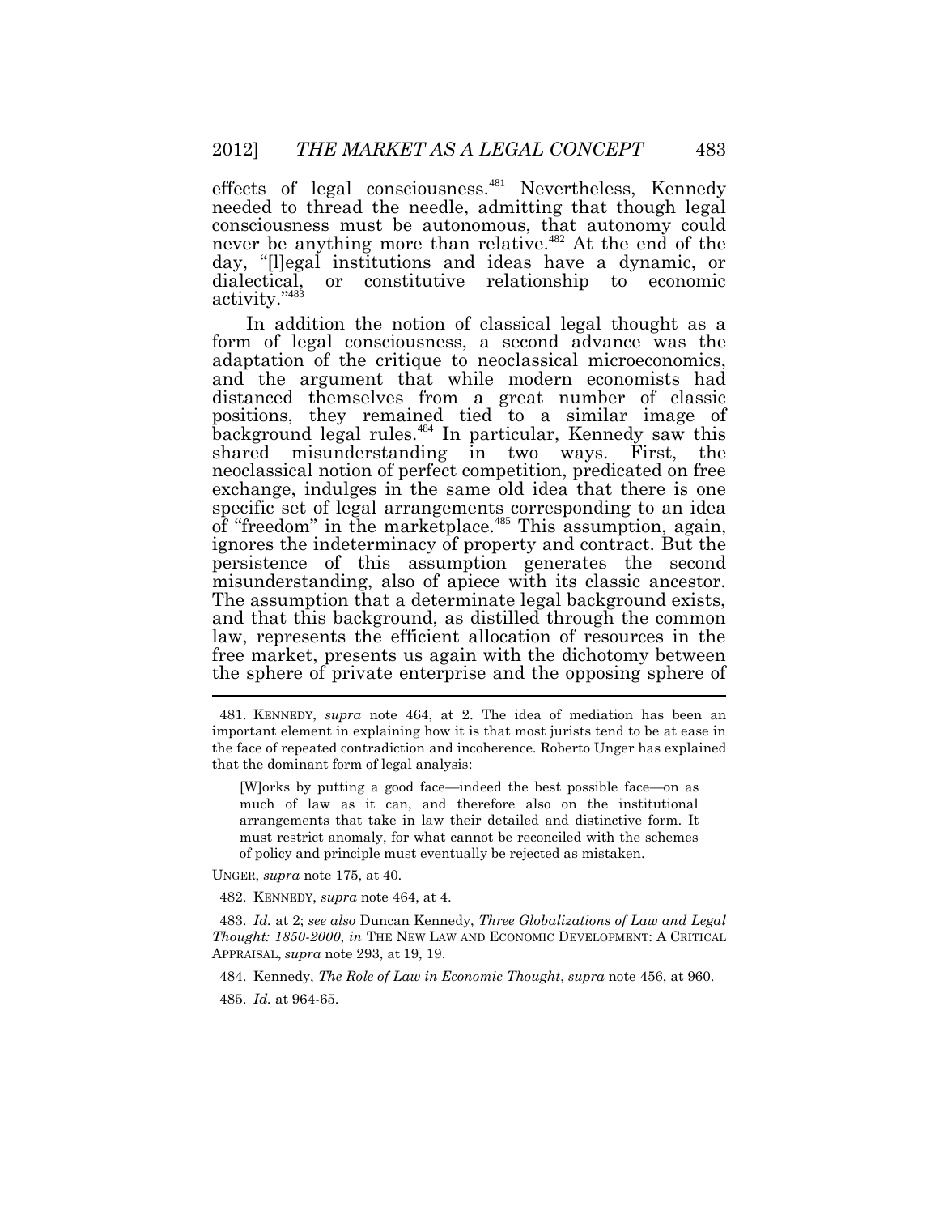effects of legal consciousness.[481] Nevertheless, Kennedy needed to thread the needle, admitting that though legal consciousness must be autonomous, that autonomy could never be anything more than relative.[482] At the end of the day, "[l]egal institutions and ideas have a dynamic, or dialectical, or constitutive relationship to economic activity."[483]

In addition the notion of classical legal thought as a form of legal consciousness, a second advance was the adaptation of the critique to neoclassical microeconomics, and the argument that while modern economists had distanced themselves from a great number of classic positions, they remained tied to a similar image of background legal rules.[484] In particular, Kennedy saw this shared misunderstanding in two ways. First, the neoclassical notion of perfect competition, predicated on free exchange, indulges in the same old idea that there is one specific set of legal arrangements corresponding to an idea of "freedom" in the marketplace.[485] This assumption, again, ignores the indeterminacy of property and contract. But the persistence of this assumption generates the second misunderstanding, also of apiece with its classic ancestor. The assumption that a determinate legal background exists, and that this background, as distilled through the common law, represents the efficient allocation of resources in the free market, presents us again with the dichotomy between the sphere of private enterprise and the opposing sphere of

---

481. KENNEDY, *supra* note 464, at 2. The idea of mediation has been an important element in explaining how it is that most jurists tend to be at ease in the face of repeated contradiction and incoherence. Roberto Unger has explained that the dominant form of legal analysis:

> [W]orks by putting a good face—indeed the best possible face—on as much of law as it can, and therefore also on the institutional arrangements that take in law their detailed and distinctive form. It must restrict anomaly, for what cannot be reconciled with the schemes of policy and principle must eventually be rejected as mistaken.

UNGER, *supra* note 175, at 40.

482. KENNEDY, *supra* note 464, at 4.

483. *Id.* at 2; *see also* Duncan Kennedy, *Three Globalizations of Law and Legal Thought: 1850-2000*, *in* THE NEW LAW AND ECONOMIC DEVELOPMENT: A CRITICAL APPRAISAL, *supra* note 293, at 19, 19.

484. Kennedy, *The Role of Law in Economic Thought*, *supra* note 456, at 960.

485. *Id.* at 964-65.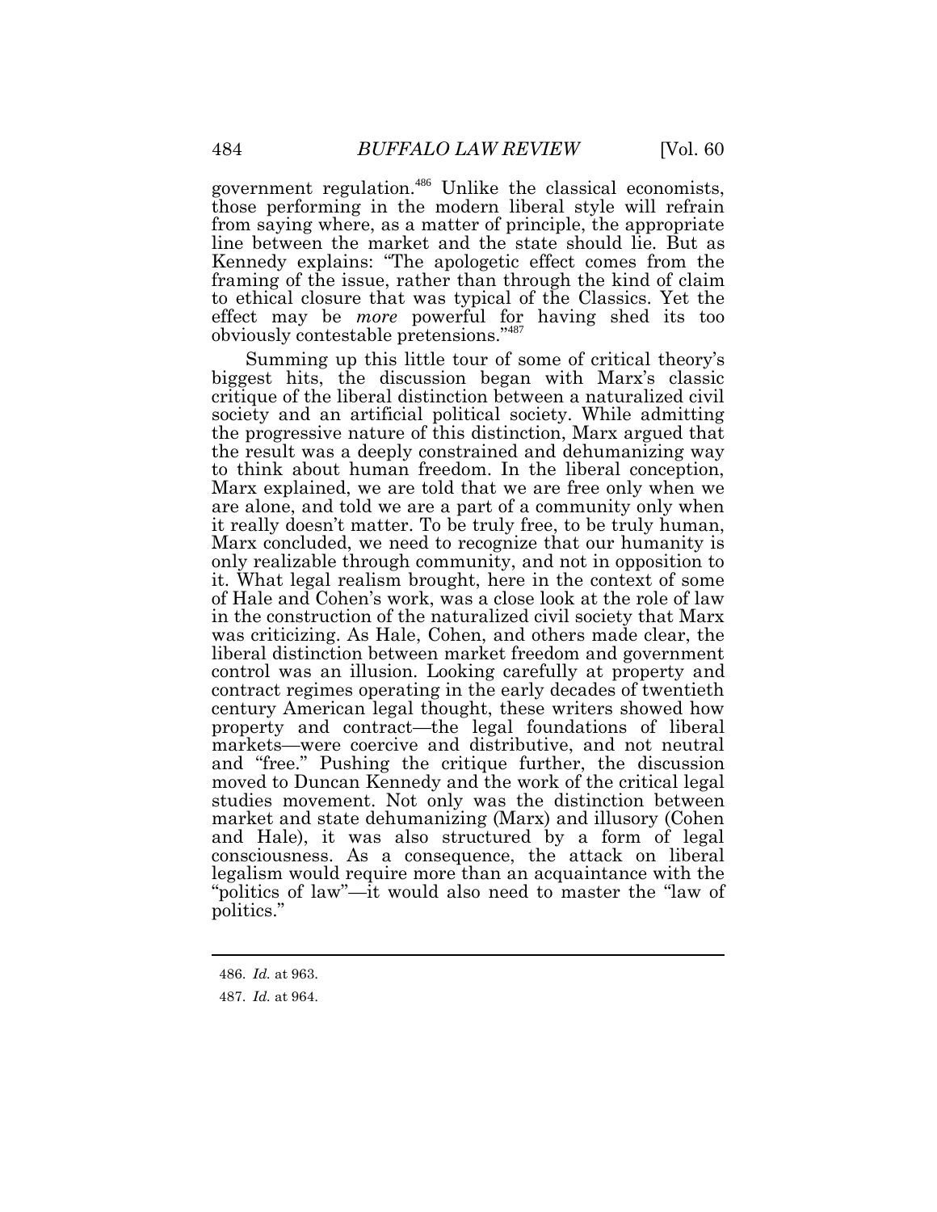government regulation.[486] Unlike the classical economists, those performing in the modern liberal style will refrain from saying where, as a matter of principle, the appropriate line between the market and the state should lie. But as Kennedy explains: "The apologetic effect comes from the framing of the issue, rather than through the kind of claim to ethical closure that was typical of the Classics. Yet the effect may be *more* powerful for having shed its too obviously contestable pretensions."[487]

Summing up this little tour of some of critical theory's biggest hits, the discussion began with Marx's classic critique of the liberal distinction between a naturalized civil society and an artificial political society. While admitting the progressive nature of this distinction, Marx argued that the result was a deeply constrained and dehumanizing way to think about human freedom. In the liberal conception, Marx explained, we are told that we are free only when we are alone, and told we are a part of a community only when it really doesn't matter. To be truly free, to be truly human, Marx concluded, we need to recognize that our humanity is only realizable through community, and not in opposition to it. What legal realism brought, here in the context of some of Hale and Cohen's work, was a close look at the role of law in the construction of the naturalized civil society that Marx was criticizing. As Hale, Cohen, and others made clear, the liberal distinction between market freedom and government control was an illusion. Looking carefully at property and contract regimes operating in the early decades of twentieth century American legal thought, these writers showed how property and contract—the legal foundations of liberal markets—were coercive and distributive, and not neutral and "free." Pushing the critique further, the discussion moved to Duncan Kennedy and the work of the critical legal studies movement. Not only was the distinction between market and state dehumanizing (Marx) and illusory (Cohen and Hale), it was also structured by a form of legal consciousness. As a consequence, the attack on liberal legalism would require more than an acquaintance with the "politics of law"—it would also need to master the "law of politics."

---

486. *Id.* at 963.

487. *Id.* at 964.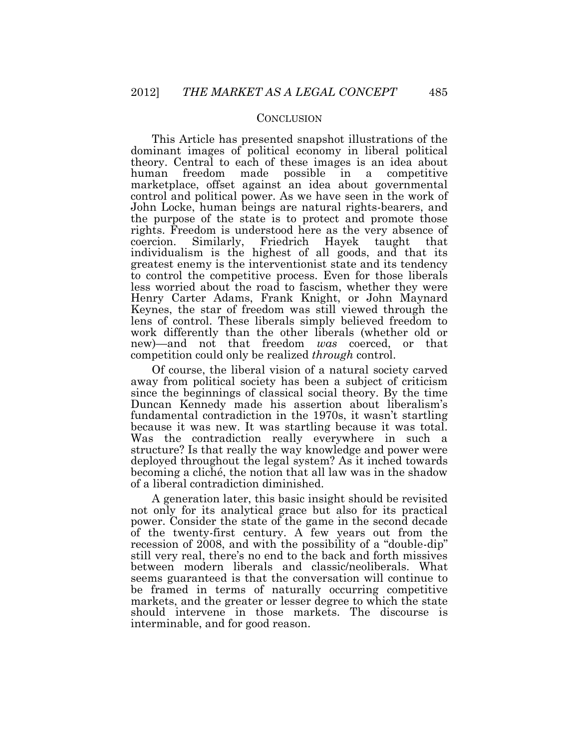## CONCLUSION

This Article has presented snapshot illustrations of the dominant images of political economy in liberal political theory. Central to each of these images is an idea about human freedom made possible in a competitive marketplace, offset against an idea about governmental control and political power. As we have seen in the work of John Locke, human beings are natural rights-bearers, and the purpose of the state is to protect and promote those rights. Freedom is understood here as the very absence of coercion. Similarly, Friedrich Hayek taught that individualism is the highest of all goods, and that its greatest enemy is the interventionist state and its tendency to control the competitive process. Even for those liberals less worried about the road to fascism, whether they were Henry Carter Adams, Frank Knight, or John Maynard Keynes, the star of freedom was still viewed through the lens of control. These liberals simply believed freedom to work differently than the other liberals (whether old or new)—and not that freedom *was* coerced, or that competition could only be realized *through* control.

Of course, the liberal vision of a natural society carved away from political society has been a subject of criticism since the beginnings of classical social theory. By the time Duncan Kennedy made his assertion about liberalism's fundamental contradiction in the 1970s, it wasn't startling because it was new. It was startling because it was total. Was the contradiction really everywhere in such a structure? Is that really the way knowledge and power were deployed throughout the legal system? As it inched towards becoming a cliché, the notion that all law was in the shadow of a liberal contradiction diminished.

A generation later, this basic insight should be revisited not only for its analytical grace but also for its practical power. Consider the state of the game in the second decade of the twenty-first century. A few years out from the recession of 2008, and with the possibility of a "double-dip" still very real, there's no end to the back and forth missives between modern liberals and classic/neoliberals. What seems guaranteed is that the conversation will continue to be framed in terms of naturally occurring competitive markets, and the greater or lesser degree to which the state should intervene in those markets. The discourse is interminable, and for good reason.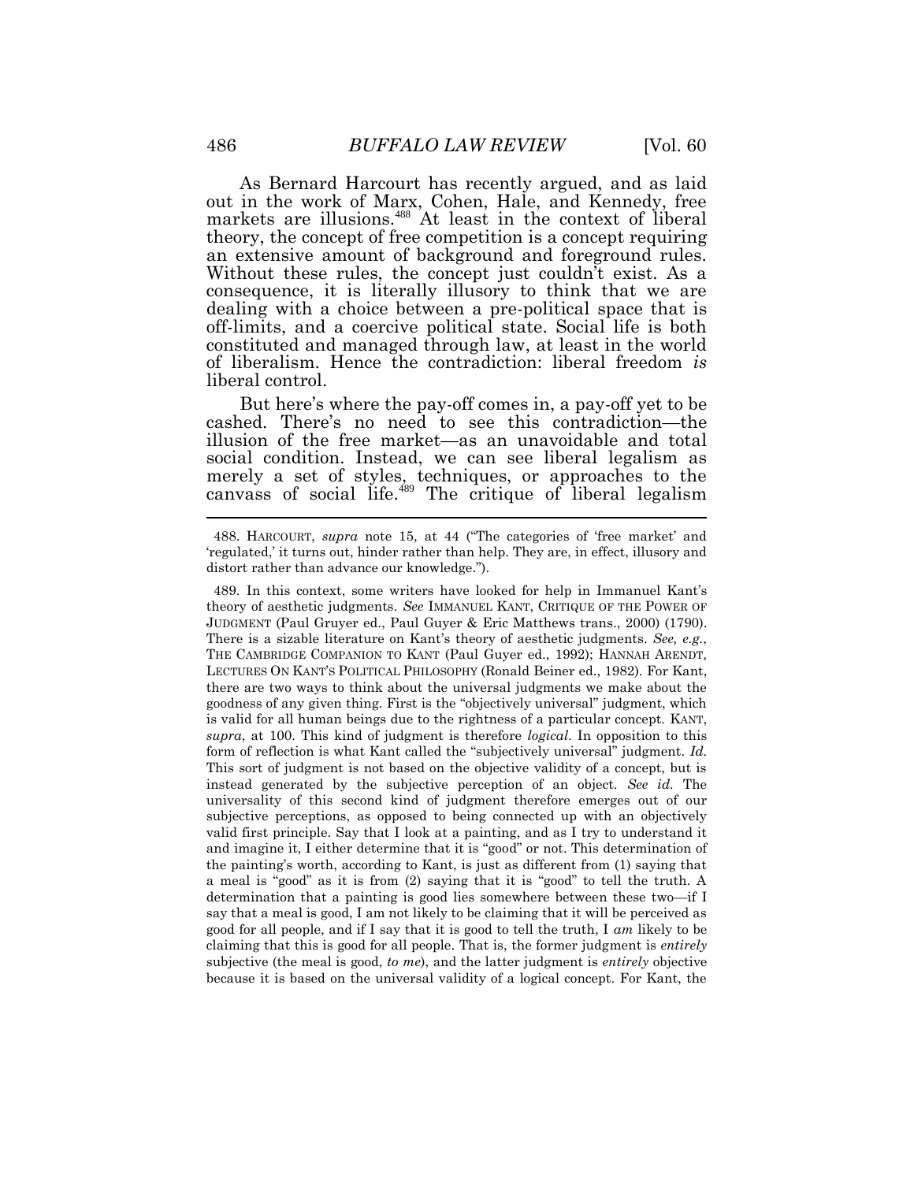As Bernard Harcourt has recently argued, and as laid out in the work of Marx, Cohen, Hale, and Kennedy, free markets are illusions.[488] At least in the context of liberal theory, the concept of free competition is a concept requiring an extensive amount of background and foreground rules. Without these rules, the concept just couldn't exist. As a consequence, it is literally illusory to think that we are dealing with a choice between a pre-political space that is off-limits, and a coercive political state. Social life is both constituted and managed through law, at least in the world of liberalism. Hence the contradiction: liberal freedom *is* liberal control.

But here's where the pay-off comes in, a pay-off yet to be cashed. There's no need to see this contradiction—the illusion of the free market—as an unavoidable and total social condition. Instead, we can see liberal legalism as merely a set of styles, techniques, or approaches to the canvass of social life.[489] The critique of liberal legalism

---

488. HARCOURT, *supra* note 15, at 44 ("The categories of 'free market' and 'regulated,' it turns out, hinder rather than help. They are, in effect, illusory and distort rather than advance our knowledge.").

489. In this context, some writers have looked for help in Immanuel Kant's theory of aesthetic judgments. *See* IMMANUEL KANT, CRITIQUE OF THE POWER OF JUDGMENT (Paul Gruyer ed., Paul Guyer & Eric Matthews trans., 2000) (1790). There is a sizable literature on Kant's theory of aesthetic judgments. *See, e.g.*, THE CAMBRIDGE COMPANION TO KANT (Paul Guyer ed., 1992); HANNAH ARENDT, LECTURES ON KANT'S POLITICAL PHILOSOPHY (Ronald Beiner ed., 1982). For Kant, there are two ways to think about the universal judgments we make about the goodness of any given thing. First is the "objectively universal" judgment, which is valid for all human beings due to the rightness of a particular concept. KANT, *supra*, at 100. This kind of judgment is therefore *logical*. In opposition to this form of reflection is what Kant called the "subjectively universal" judgment. *Id.* This sort of judgment is not based on the objective validity of a concept, but is instead generated by the subjective perception of an object. *See id.* The universality of this second kind of judgment therefore emerges out of our subjective perceptions, as opposed to being connected up with an objectively valid first principle. Say that I look at a painting, and as I try to understand it and imagine it, I either determine that it is "good" or not. This determination of the painting's worth, according to Kant, is just as different from (1) saying that a meal is "good" as it is from (2) saying that it is "good" to tell the truth. A determination that a painting is good lies somewhere between these two—if I say that a meal is good, I am not likely to be claiming that it will be perceived as good for all people, and if I say that it is good to tell the truth, I *am* likely to be claiming that this is good for all people. That is, the former judgment is *entirely* subjective (the meal is good, *to me*), and the latter judgment is *entirely* objective because it is based on the universal validity of a logical concept. For Kant, the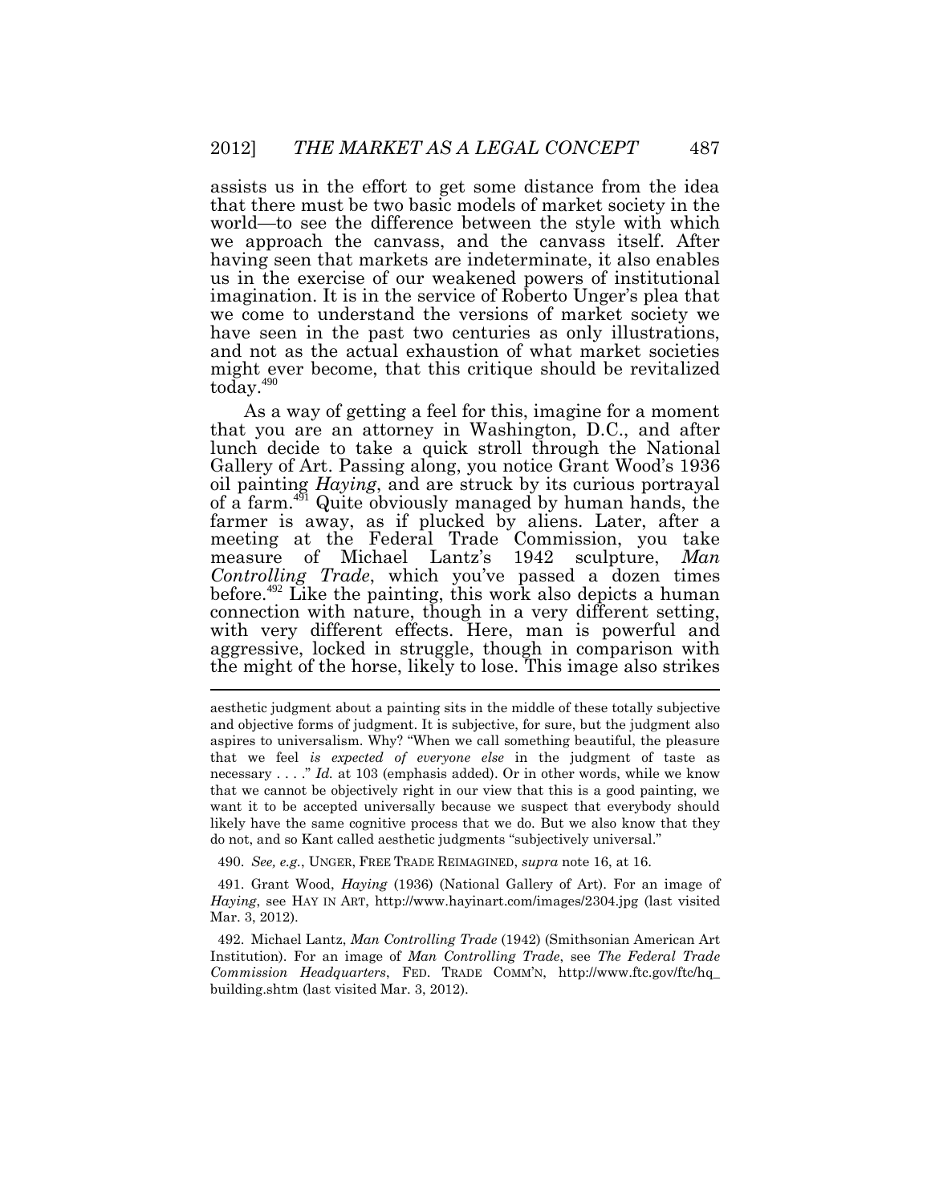assists us in the effort to get some distance from the idea that there must be two basic models of market society in the world—to see the difference between the style with which we approach the canvass, and the canvass itself. After having seen that markets are indeterminate, it also enables us in the exercise of our weakened powers of institutional imagination. It is in the service of Roberto Unger's plea that we come to understand the versions of market society we have seen in the past two centuries as only illustrations, and not as the actual exhaustion of what market societies might ever become, that this critique should be revitalized today.[490]

As a way of getting a feel for this, imagine for a moment that you are an attorney in Washington, D.C., and after lunch decide to take a quick stroll through the National Gallery of Art. Passing along, you notice Grant Wood's 1936 oil painting *Haying*, and are struck by its curious portrayal of a farm.[491] Quite obviously managed by human hands, the farmer is away, as if plucked by aliens. Later, after a meeting at the Federal Trade Commission, you take measure of Michael Lantz's 1942 sculpture, *Man Controlling Trade*, which you've passed a dozen times before.[492] Like the painting, this work also depicts a human connection with nature, though in a very different setting, with very different effects. Here, man is powerful and aggressive, locked in struggle, though in comparison with the might of the horse, likely to lose. This image also strikes

---

aesthetic judgment about a painting sits in the middle of these totally subjective and objective forms of judgment. It is subjective, for sure, but the judgment also aspires to universalism. Why? "When we call something beautiful, the pleasure that we feel *is expected of everyone else* in the judgment of taste as necessary . . . ." *Id.* at 103 (emphasis added). Or in other words, while we know that we cannot be objectively right in our view that this is a good painting, we want it to be accepted universally because we suspect that everybody should likely have the same cognitive process that we do. But we also know that they do not, and so Kant called aesthetic judgments "subjectively universal."

490. *See, e.g.*, UNGER, FREE TRADE REIMAGINED, *supra* note 16, at 16.

491. Grant Wood, *Haying* (1936) (National Gallery of Art). For an image of *Haying*, see HAY IN ART, http://www.hayinart.com/images/2304.jpg (last visited Mar. 3, 2012).

492. Michael Lantz, *Man Controlling Trade* (1942) (Smithsonian American Art Institution). For an image of *Man Controlling Trade*, see *The Federal Trade Commission Headquarters*, FED. TRADE COMM'N, http://www.ftc.gov/ftc/hq_building.shtm (last visited Mar. 3, 2012).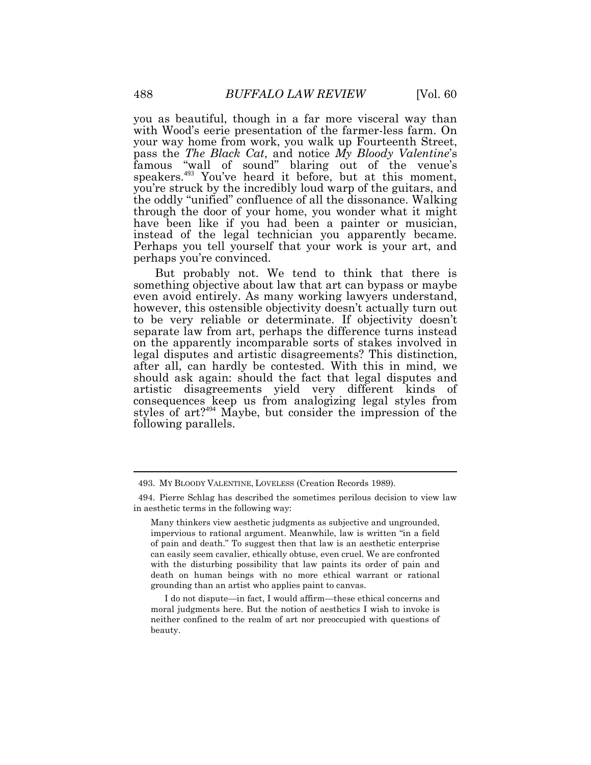you as beautiful, though in a far more visceral way than with Wood's eerie presentation of the farmer-less farm. On your way home from work, you walk up Fourteenth Street, pass the *The Black Cat*, and notice *My Bloody Valentine*'s famous "wall of sound" blaring out of the venue's speakers.[493] You've heard it before, but at this moment, you're struck by the incredibly loud warp of the guitars, and the oddly "unified" confluence of all the dissonance. Walking through the door of your home, you wonder what it might have been like if you had been a painter or musician, instead of the legal technician you apparently became. Perhaps you tell yourself that your work is your art, and perhaps you're convinced.

But probably not. We tend to think that there is something objective about law that art can bypass or maybe even avoid entirely. As many working lawyers understand, however, this ostensible objectivity doesn't actually turn out to be very reliable or determinate. If objectivity doesn't separate law from art, perhaps the difference turns instead on the apparently incomparable sorts of stakes involved in legal disputes and artistic disagreements? This distinction, after all, can hardly be contested. With this in mind, we should ask again: should the fact that legal disputes and artistic disagreements yield very different kinds of consequences keep us from analogizing legal styles from styles of art?[494] Maybe, but consider the impression of the following parallels.

---

493. MY BLOODY VALENTINE, LOVELESS (Creation Records 1989).

494. Pierre Schlag has described the sometimes perilous decision to view law in aesthetic terms in the following way:

> Many thinkers view aesthetic judgments as subjective and ungrounded, impervious to rational argument. Meanwhile, law is written "in a field of pain and death." To suggest then that law is an aesthetic enterprise can easily seem cavalier, ethically obtuse, even cruel. We are confronted with the disturbing possibility that law paints its order of pain and death on human beings with no more ethical warrant or rational grounding than an artist who applies paint to canvas.
>
> I do not dispute—in fact, I would affirm—these ethical concerns and moral judgments here. But the notion of aesthetics I wish to invoke is neither confined to the realm of art nor preoccupied with questions of beauty.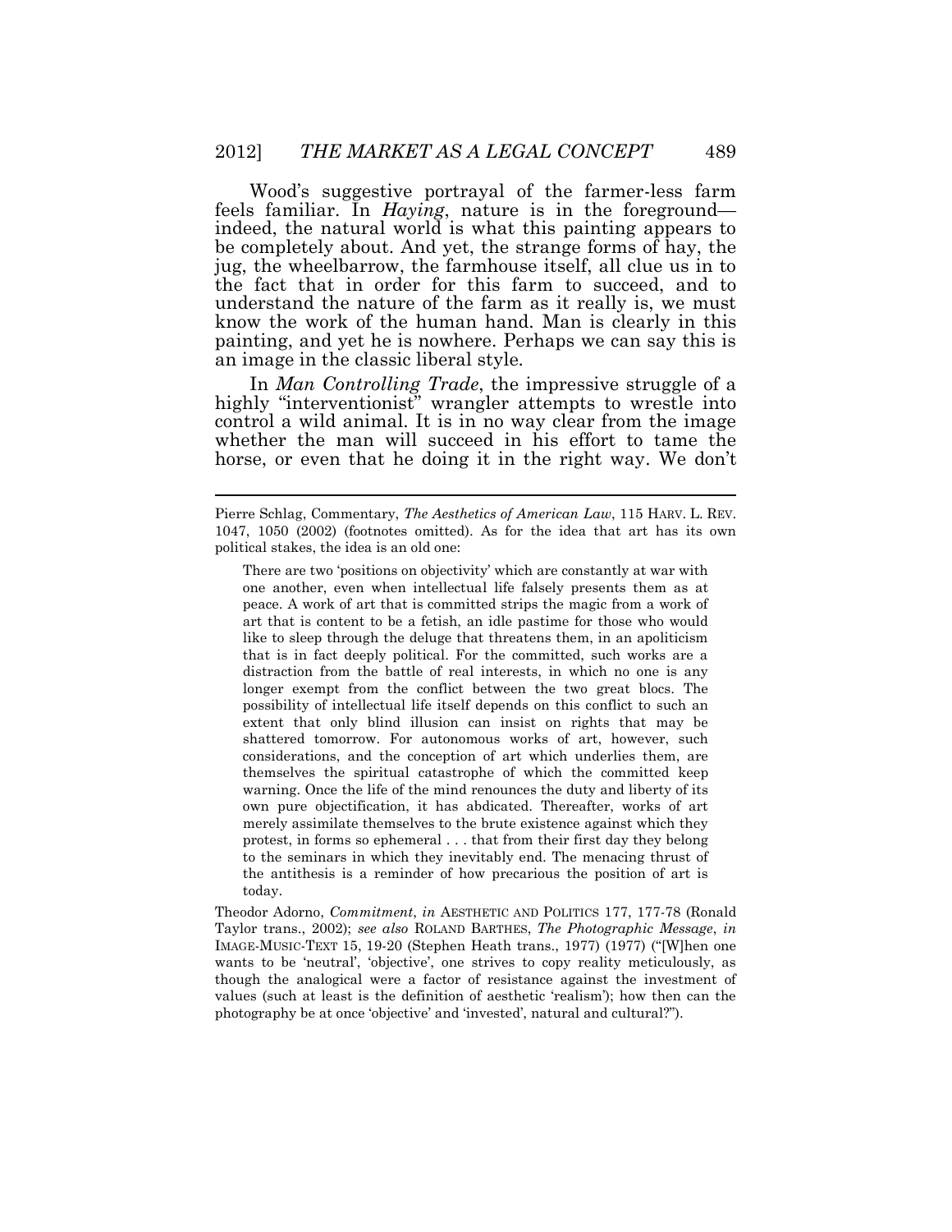Wood's suggestive portrayal of the farmer-less farm feels familiar. In *Haying*, nature is in the foreground—indeed, the natural world is what this painting appears to be completely about. And yet, the strange forms of hay, the jug, the wheelbarrow, the farmhouse itself, all clue us in to the fact that in order for this farm to succeed, and to understand the nature of the farm as it really is, we must know the work of the human hand. Man is clearly in this painting, and yet he is nowhere. Perhaps we can say this is an image in the classic liberal style.

In *Man Controlling Trade*, the impressive struggle of a highly "interventionist" wrangler attempts to wrestle into control a wild animal. It is in no way clear from the image whether the man will succeed in his effort to tame the horse, or even that he doing it in the right way. We don't

---

Pierre Schlag, Commentary, *The Aesthetics of American Law*, 115 HARV. L. REV. 1047, 1050 (2002) (footnotes omitted). As for the idea that art has its own political stakes, the idea is an old one:

> There are two 'positions on objectivity' which are constantly at war with one another, even when intellectual life falsely presents them as at peace. A work of art that is committed strips the magic from a work of art that is content to be a fetish, an idle pastime for those who would like to sleep through the deluge that threatens them, in an apoliticism that is in fact deeply political. For the committed, such works are a distraction from the battle of real interests, in which no one is any longer exempt from the conflict between the two great blocs. The possibility of intellectual life itself depends on this conflict to such an extent that only blind illusion can insist on rights that may be shattered tomorrow. For autonomous works of art, however, such considerations, and the conception of art which underlies them, are themselves the spiritual catastrophe of which the committed keep warning. Once the life of the mind renounces the duty and liberty of its own pure objectification, it has abdicated. Thereafter, works of art merely assimilate themselves to the brute existence against which they protest, in forms so ephemeral . . . that from their first day they belong to the seminars in which they inevitably end. The menacing thrust of the antithesis is a reminder of how precarious the position of art is today.

Theodor Adorno, *Commitment*, *in* AESTHETIC AND POLITICS 177, 177-78 (Ronald Taylor trans., 2002); *see also* ROLAND BARTHES, *The Photographic Message*, *in* IMAGE-MUSIC-TEXT 15, 19-20 (Stephen Heath trans., 1977) (1977) ("[W]hen one wants to be 'neutral', 'objective', one strives to copy reality meticulously, as though the analogical were a factor of resistance against the investment of values (such at least is the definition of aesthetic 'realism'); how then can the photography be at once 'objective' and 'invested', natural and cultural?").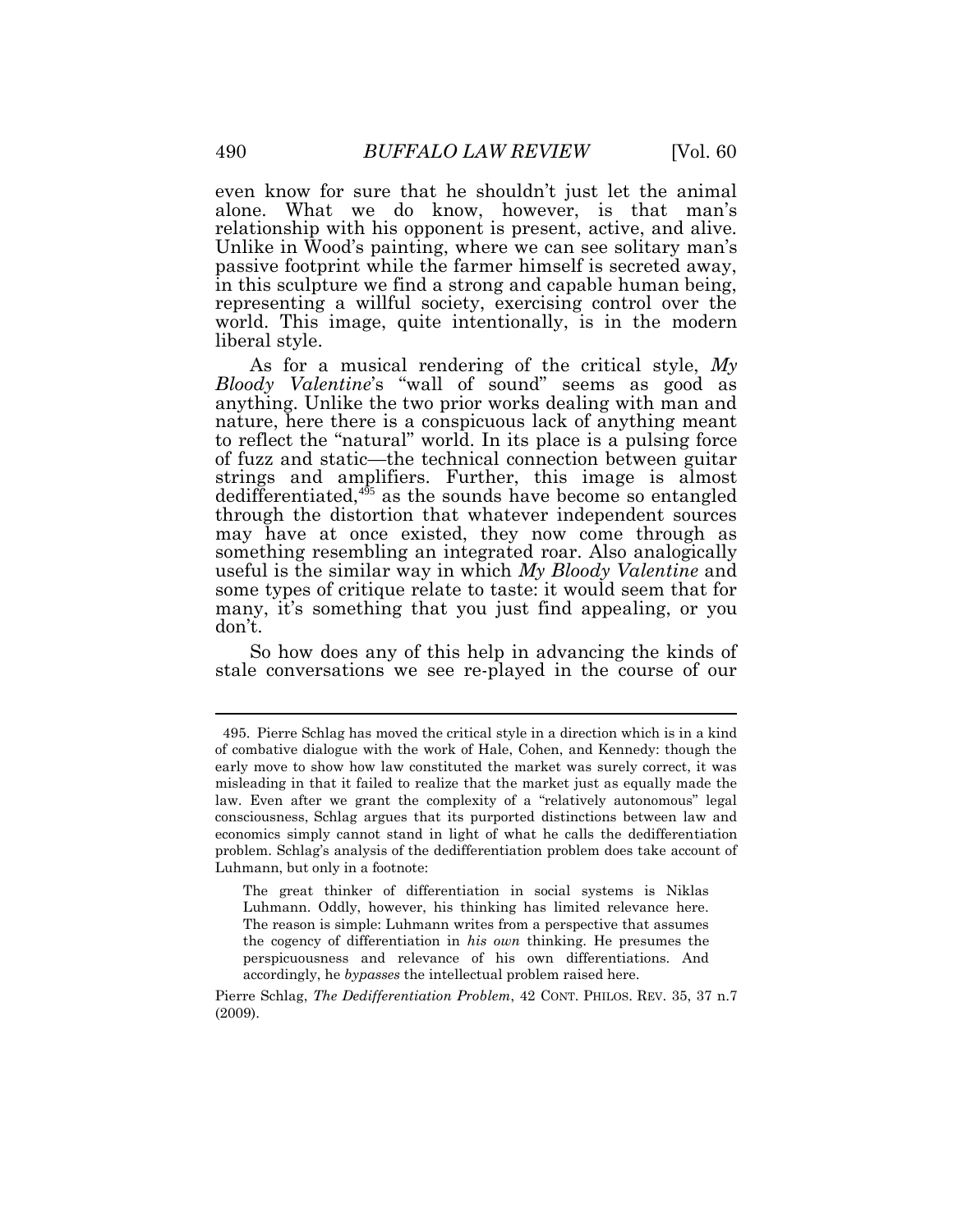even know for sure that he shouldn't just let the animal alone. What we do know, however, is that man's relationship with his opponent is present, active, and alive. Unlike in Wood's painting, where we can see solitary man's passive footprint while the farmer himself is secreted away, in this sculpture we find a strong and capable human being, representing a willful society, exercising control over the world. This image, quite intentionally, is in the modern liberal style.

As for a musical rendering of the critical style, *My Bloody Valentine*'s "wall of sound" seems as good as anything. Unlike the two prior works dealing with man and nature, here there is a conspicuous lack of anything meant to reflect the "natural" world. In its place is a pulsing force of fuzz and static—the technical connection between guitar strings and amplifiers. Further, this image is almost dedifferentiated,[495] as the sounds have become so entangled through the distortion that whatever independent sources may have at once existed, they now come through as something resembling an integrated roar. Also analogically useful is the similar way in which *My Bloody Valentine* and some types of critique relate to taste: it would seem that for many, it's something that you just find appealing, or you don't.

So how does any of this help in advancing the kinds of stale conversations we see re-played in the course of our

---

495. Pierre Schlag has moved the critical style in a direction which is in a kind of combative dialogue with the work of Hale, Cohen, and Kennedy: though the early move to show how law constituted the market was surely correct, it was misleading in that it failed to realize that the market just as equally made the law. Even after we grant the complexity of a "relatively autonomous" legal consciousness, Schlag argues that its purported distinctions between law and economics simply cannot stand in light of what he calls the dedifferentiation problem. Schlag's analysis of the dedifferentiation problem does take account of Luhmann, but only in a footnote:

> The great thinker of differentiation in social systems is Niklas Luhmann. Oddly, however, his thinking has limited relevance here. The reason is simple: Luhmann writes from a perspective that assumes the cogency of differentiation in *his own* thinking. He presumes the perspicuousness and relevance of his own differentiations. And accordingly, he *bypasses* the intellectual problem raised here.

Pierre Schlag, *The Dedifferentiation Problem*, 42 CONT. PHILOS. REV. 35, 37 n.7 (2009).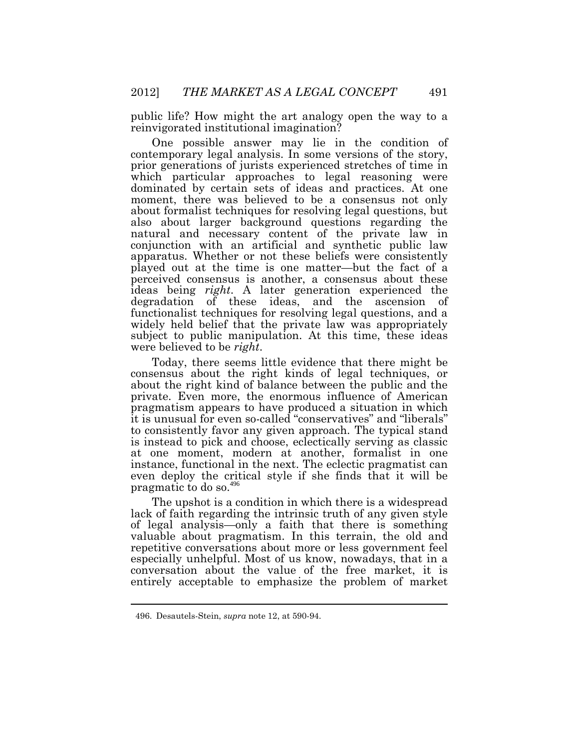public life? How might the art analogy open the way to a reinvigorated institutional imagination?

One possible answer may lie in the condition of contemporary legal analysis. In some versions of the story, prior generations of jurists experienced stretches of time in which particular approaches to legal reasoning were dominated by certain sets of ideas and practices. At one moment, there was believed to be a consensus not only about formalist techniques for resolving legal questions, but also about larger background questions regarding the natural and necessary content of the private law in conjunction with an artificial and synthetic public law apparatus. Whether or not these beliefs were consistently played out at the time is one matter—but the fact of a perceived consensus is another, a consensus about these ideas being *right*. A later generation experienced the degradation of these ideas, and the ascension of functionalist techniques for resolving legal questions, and a widely held belief that the private law was appropriately subject to public manipulation. At this time, these ideas were believed to be *right*.

Today, there seems little evidence that there might be consensus about the right kinds of legal techniques, or about the right kind of balance between the public and the private. Even more, the enormous influence of American pragmatism appears to have produced a situation in which it is unusual for even so-called "conservatives" and "liberals" to consistently favor any given approach. The typical stand is instead to pick and choose, eclectically serving as classic at one moment, modern at another, formalist in one instance, functional in the next. The eclectic pragmatist can even deploy the critical style if she finds that it will be pragmatic to do so.[496]

The upshot is a condition in which there is a widespread lack of faith regarding the intrinsic truth of any given style of legal analysis—only a faith that there is something valuable about pragmatism. In this terrain, the old and repetitive conversations about more or less government feel especially unhelpful. Most of us know, nowadays, that in a conversation about the value of the free market, it is entirely acceptable to emphasize the problem of market

496. Desautels-Stein, *supra* note 12, at 590-94.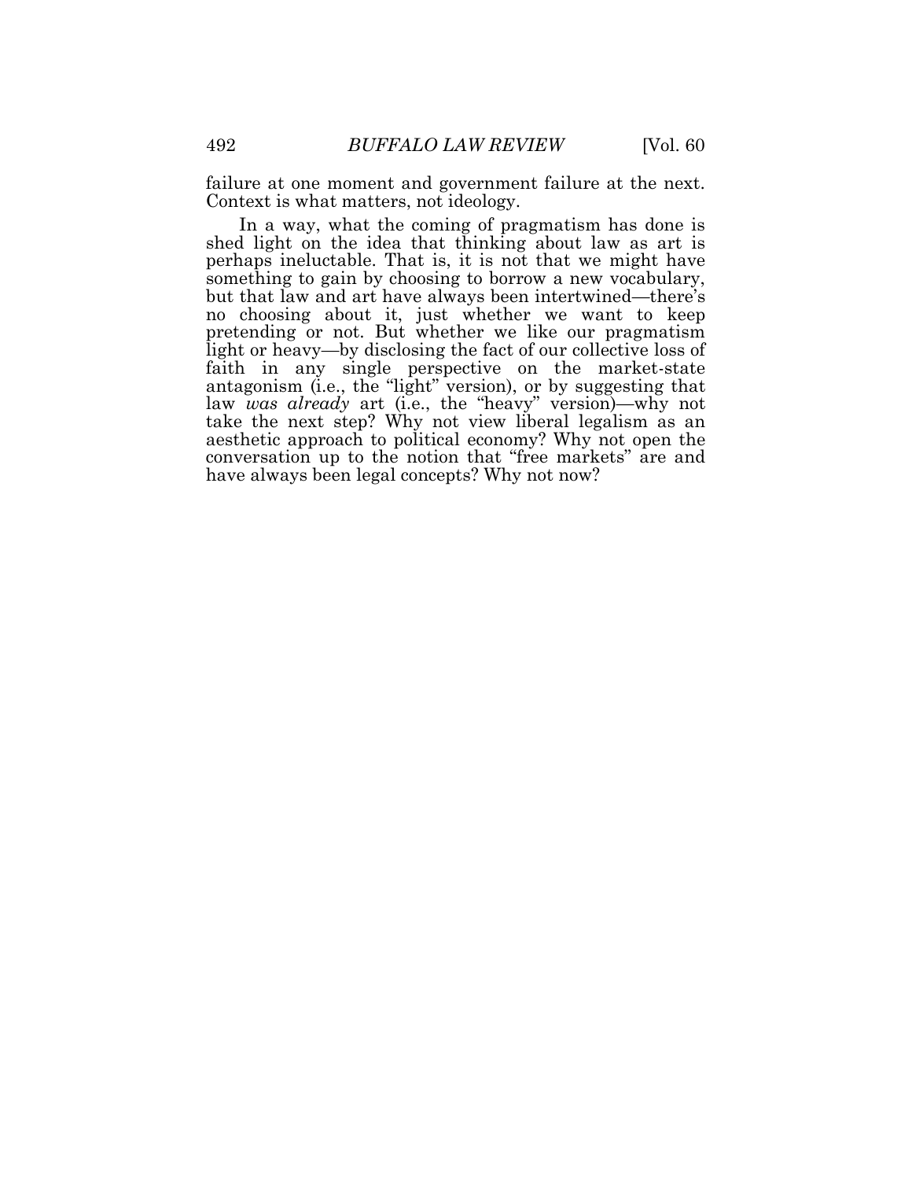failure at one moment and government failure at the next. Context is what matters, not ideology.

In a way, what the coming of pragmatism has done is shed light on the idea that thinking about law as art is perhaps ineluctable. That is, it is not that we might have something to gain by choosing to borrow a new vocabulary, but that law and art have always been intertwined—there's no choosing about it, just whether we want to keep pretending or not. But whether we like our pragmatism light or heavy—by disclosing the fact of our collective loss of faith in any single perspective on the market-state antagonism (i.e., the "light" version), or by suggesting that law *was already* art (i.e., the "heavy" version)—why not take the next step? Why not view liberal legalism as an aesthetic approach to political economy? Why not open the conversation up to the notion that "free markets" are and have always been legal concepts? Why not now?